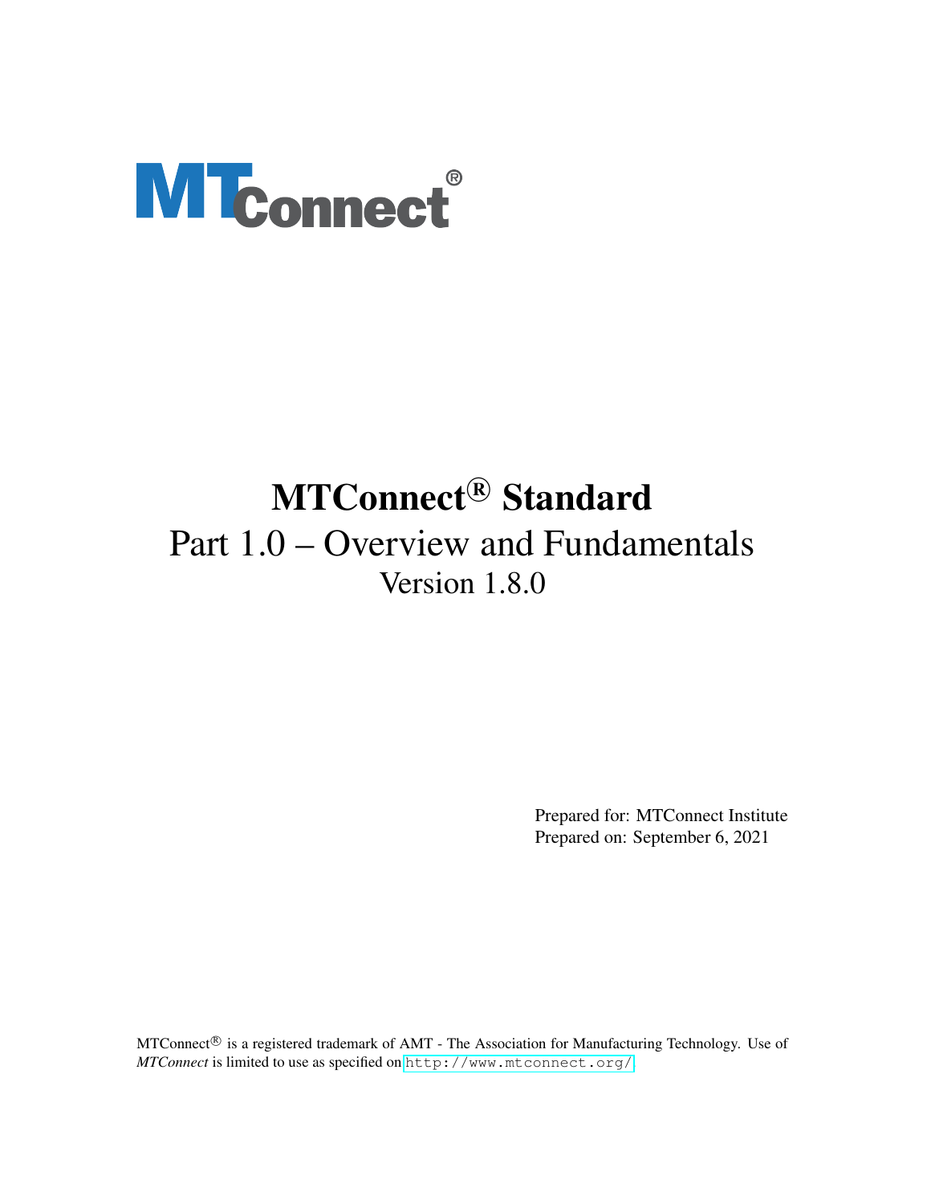MTConnect®

# MTConnect® Standard

## Part 1.0 – Overview and Fundamentals

### Version 1.8.0

Prepared for: MTConnect Institute
Prepared on: September 6, 2021

MTConnect® is a registered trademark of AMT - The Association for Manufacturing Technology. Use of *MTConnect* is limited to use as specified on http://www.mtconnect.org/.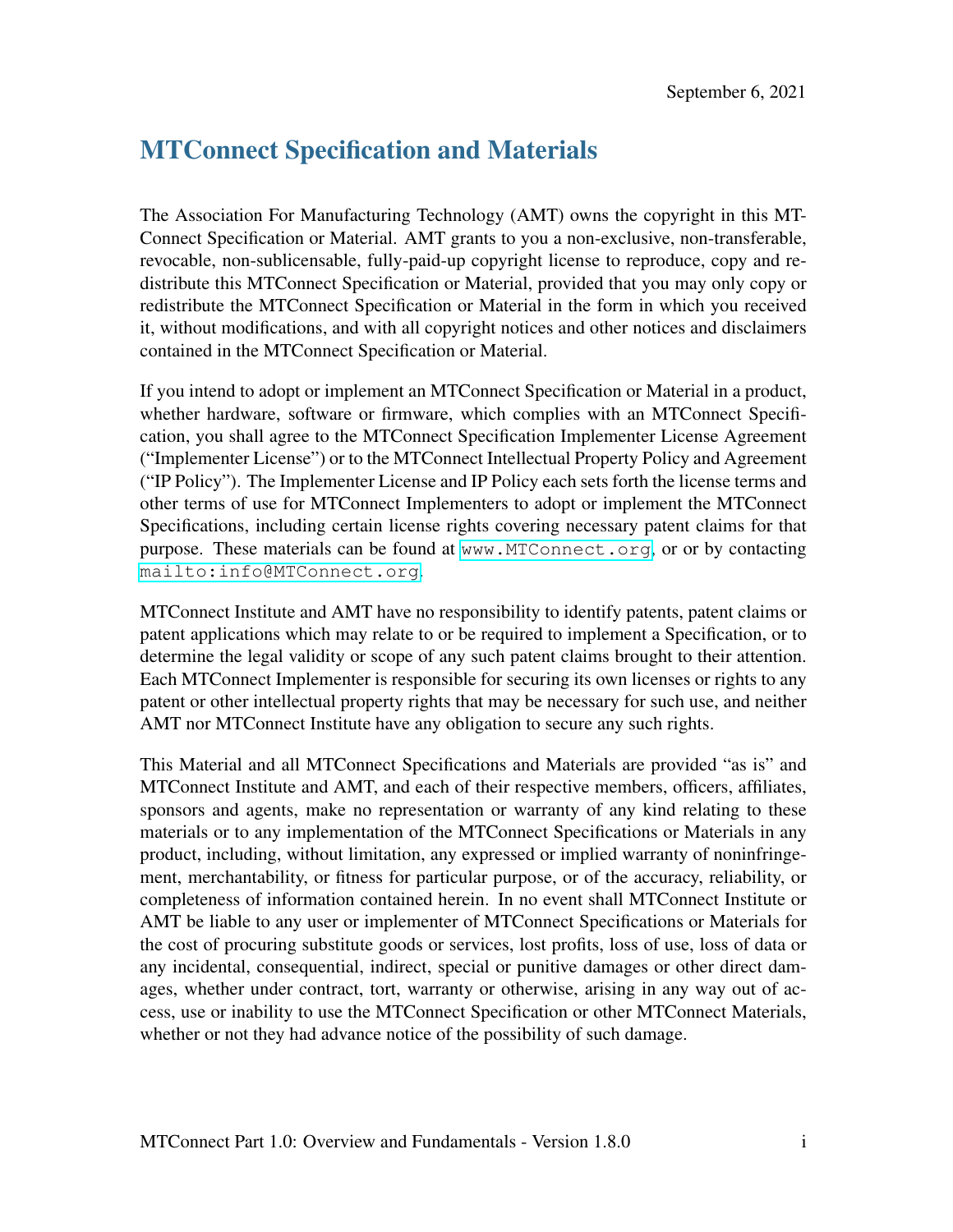September 6, 2021

# MTConnect Specification and Materials

The Association For Manufacturing Technology (AMT) owns the copyright in this MTConnect Specification or Material. AMT grants to you a non-exclusive, non-transferable, revocable, non-sublicensable, fully-paid-up copyright license to reproduce, copy and redistribute this MTConnect Specification or Material, provided that you may only copy or redistribute the MTConnect Specification or Material in the form in which you received it, without modifications, and with all copyright notices and other notices and disclaimers contained in the MTConnect Specification or Material.

If you intend to adopt or implement an MTConnect Specification or Material in a product, whether hardware, software or firmware, which complies with an MTConnect Specification, you shall agree to the MTConnect Specification Implementer License Agreement ("Implementer License") or to the MTConnect Intellectual Property Policy and Agreement ("IP Policy"). The Implementer License and IP Policy each sets forth the license terms and other terms of use for MTConnect Implementers to adopt or implement the MTConnect Specifications, including certain license rights covering necessary patent claims for that purpose. These materials can be found at www.MTConnect.org, or or by contacting mailto:info@MTConnect.org.

MTConnect Institute and AMT have no responsibility to identify patents, patent claims or patent applications which may relate to or be required to implement a Specification, or to determine the legal validity or scope of any such patent claims brought to their attention. Each MTConnect Implementer is responsible for securing its own licenses or rights to any patent or other intellectual property rights that may be necessary for such use, and neither AMT nor MTConnect Institute have any obligation to secure any such rights.

This Material and all MTConnect Specifications and Materials are provided "as is" and MTConnect Institute and AMT, and each of their respective members, officers, affiliates, sponsors and agents, make no representation or warranty of any kind relating to these materials or to any implementation of the MTConnect Specifications or Materials in any product, including, without limitation, any expressed or implied warranty of noninfringement, merchantability, or fitness for particular purpose, or of the accuracy, reliability, or completeness of information contained herein. In no event shall MTConnect Institute or AMT be liable to any user or implementer of MTConnect Specifications or Materials for the cost of procuring substitute goods or services, lost profits, loss of use, loss of data or any incidental, consequential, indirect, special or punitive damages or other direct damages, whether under contract, tort, warranty or otherwise, arising in any way out of access, use or inability to use the MTConnect Specification or other MTConnect Materials, whether or not they had advance notice of the possibility of such damage.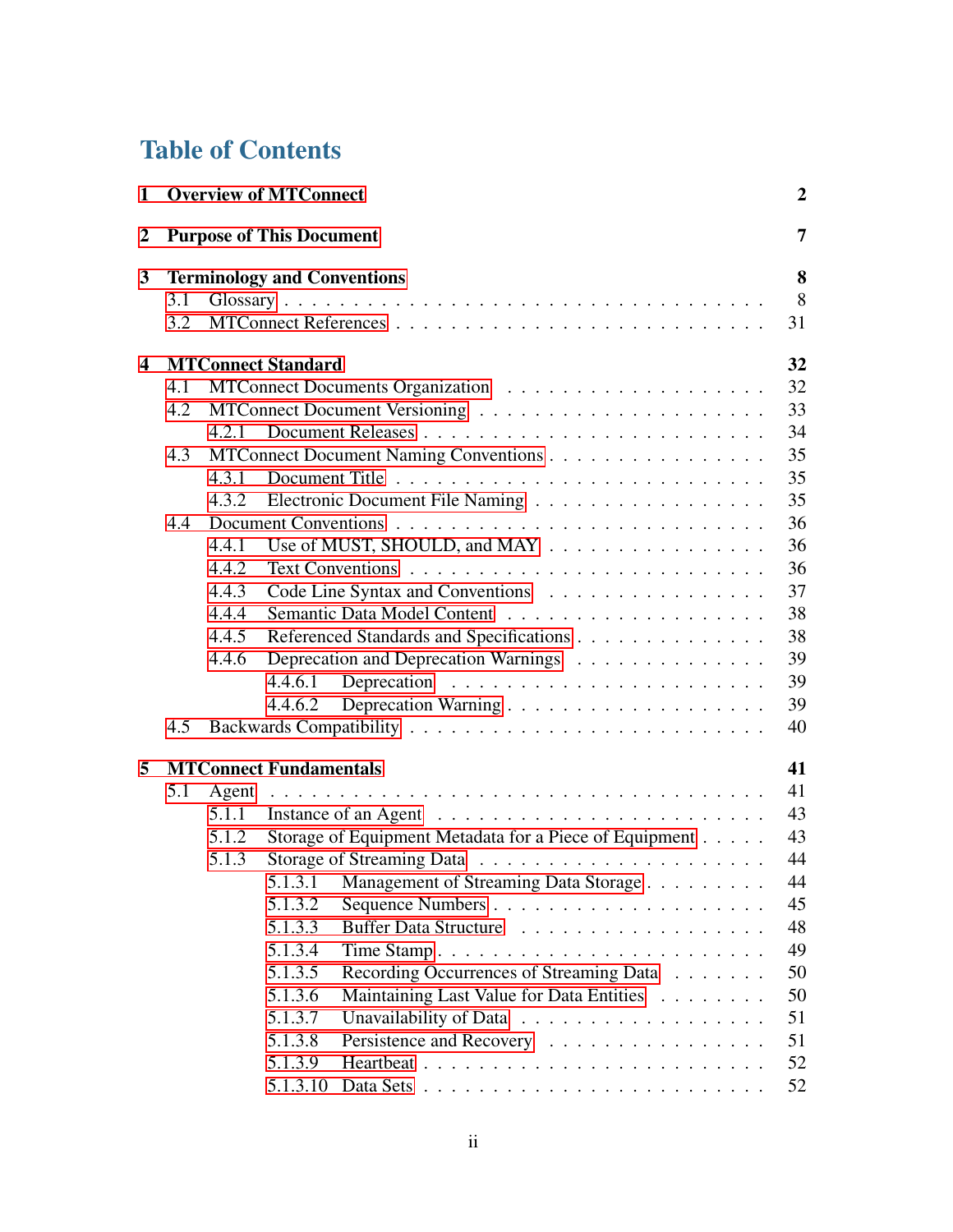# Table of Contents

**1 Overview of MTConnect** **2**

**2 Purpose of This Document** **7**

**3 Terminology and Conventions** **8**

- 3.1 Glossary . . . 8
- 3.2 MTConnect References . . . 31

**4 MTConnect Standard** **32**

- 4.1 MTConnect Documents Organization . . . 32
- 4.2 MTConnect Document Versioning . . . 33
  - 4.2.1 Document Releases . . . 34
- 4.3 MTConnect Document Naming Conventions . . . 35
  - 4.3.1 Document Title . . . 35
  - 4.3.2 Electronic Document File Naming . . . 35
- 4.4 Document Conventions . . . 36
  - 4.4.1 Use of MUST, SHOULD, and MAY . . . 36
  - 4.4.2 Text Conventions . . . 36
  - 4.4.3 Code Line Syntax and Conventions . . . 37
  - 4.4.4 Semantic Data Model Content . . . 38
  - 4.4.5 Referenced Standards and Specifications . . . 38
  - 4.4.6 Deprecation and Deprecation Warnings . . . 39
    - 4.4.6.1 Deprecation . . . 39
    - 4.4.6.2 Deprecation Warning . . . 39
- 4.5 Backwards Compatibility . . . 40

**5 MTConnect Fundamentals** **41**

- 5.1 Agent . . . 41
  - 5.1.1 Instance of an Agent . . . 43
  - 5.1.2 Storage of Equipment Metadata for a Piece of Equipment . . . 43
  - 5.1.3 Storage of Streaming Data . . . 44
    - 5.1.3.1 Management of Streaming Data Storage . . . 44
    - 5.1.3.2 Sequence Numbers . . . 45
    - 5.1.3.3 Buffer Data Structure . . . 48
    - 5.1.3.4 Time Stamp . . . 49
    - 5.1.3.5 Recording Occurrences of Streaming Data . . . 50
    - 5.1.3.6 Maintaining Last Value for Data Entities . . . 50
    - 5.1.3.7 Unavailability of Data . . . 51
    - 5.1.3.8 Persistence and Recovery . . . 51
    - 5.1.3.9 Heartbeat . . . 52
    - 5.1.3.10 Data Sets . . . 52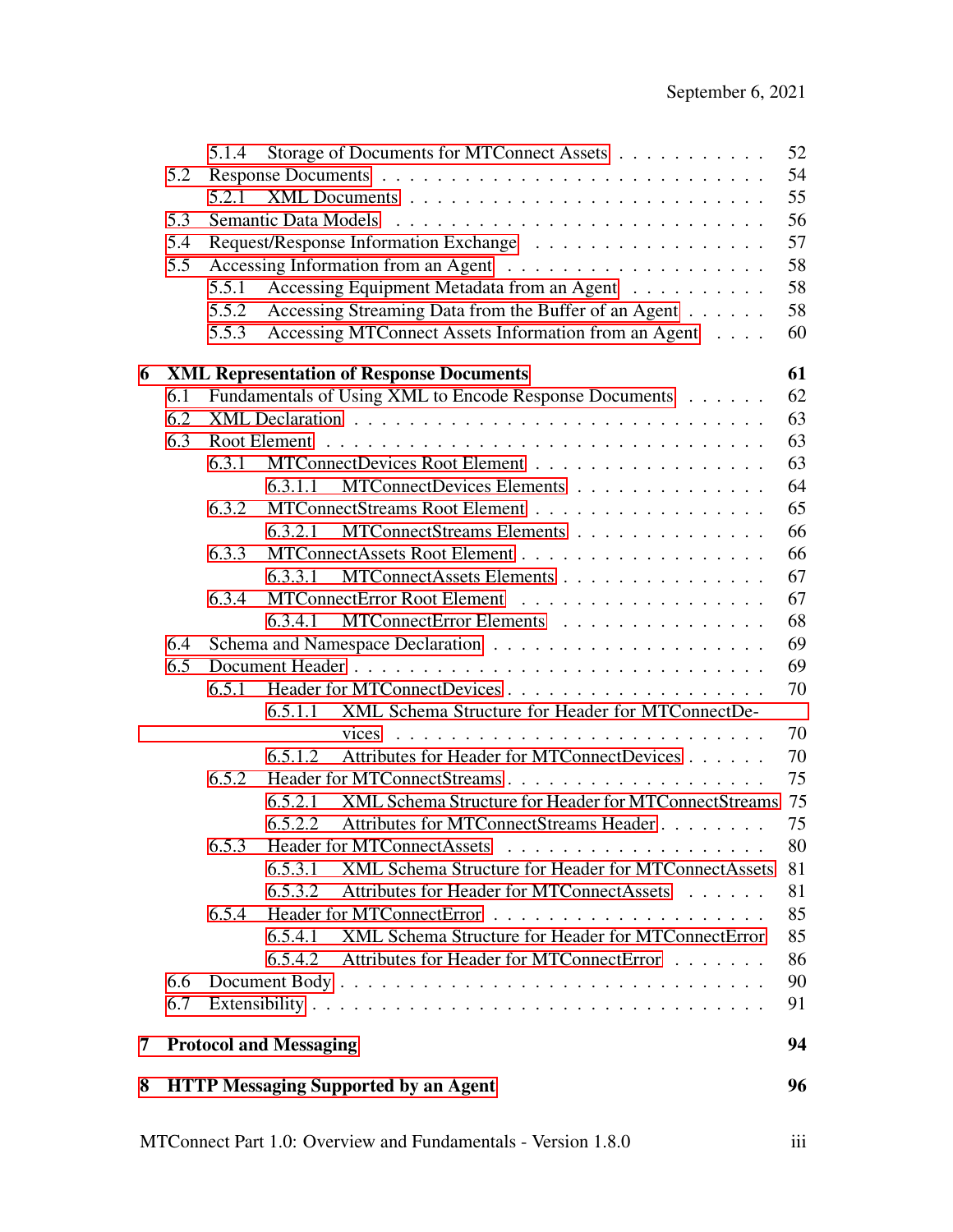5.1.4 Storage of Documents for MTConnect Assets . . . . . . . . . . . 52
5.2 Response Documents . . . . . . . . . . . . . . . . . . . . . . . . . . . 54
5.2.1 XML Documents . . . . . . . . . . . . . . . . . . . . . . . . 55
5.3 Semantic Data Models . . . . . . . . . . . . . . . . . . . . . . . . . . 56
5.4 Request/Response Information Exchange . . . . . . . . . . . . . . . . . 57
5.5 Accessing Information from an Agent . . . . . . . . . . . . . . . . . . 58
5.5.1 Accessing Equipment Metadata from an Agent . . . . . . . . . . 58
5.5.2 Accessing Streaming Data from the Buffer of an Agent . . . . . . 58
5.5.3 Accessing MTConnect Assets Information from an Agent . . . . 60

**6 XML Representation of Response Documents 61**

6.1 Fundamentals of Using XML to Encode Response Documents . . . . . . 62
6.2 XML Declaration . . . . . . . . . . . . . . . . . . . . . . . . . . . . . 63
6.3 Root Element . . . . . . . . . . . . . . . . . . . . . . . . . . . . . . . 63
6.3.1 MTConnectDevices Root Element . . . . . . . . . . . . . . . . . 63
6.3.1.1 MTConnectDevices Elements . . . . . . . . . . . . . . 64
6.3.2 MTConnectStreams Root Element . . . . . . . . . . . . . . . . . 65
6.3.2.1 MTConnectStreams Elements . . . . . . . . . . . . . . 66
6.3.3 MTConnectAssets Root Element . . . . . . . . . . . . . . . . . . 66
6.3.3.1 MTConnectAssets Elements . . . . . . . . . . . . . . . 67
6.3.4 MTConnectError Root Element . . . . . . . . . . . . . . . . . . 67
6.3.4.1 MTConnectError Elements . . . . . . . . . . . . . . . 68
6.4 Schema and Namespace Declaration . . . . . . . . . . . . . . . . . . . 69
6.5 Document Header . . . . . . . . . . . . . . . . . . . . . . . . . . . . . 69
6.5.1 Header for MTConnectDevices . . . . . . . . . . . . . . . . . . . 70
6.5.1.1 XML Schema Structure for Header for MTConnectDevices . . . . . . . . . . . . . . . . . . . . . . . . . . . 70
6.5.1.2 Attributes for Header for MTConnectDevices . . . . . . 70
6.5.2 Header for MTConnectStreams . . . . . . . . . . . . . . . . . . . 75
6.5.2.1 XML Schema Structure for Header for MTConnectStreams 75
6.5.2.2 Attributes for MTConnectStreams Header . . . . . . . . 75
6.5.3 Header for MTConnectAssets . . . . . . . . . . . . . . . . . . . 80
6.5.3.1 XML Schema Structure for Header for MTConnectAssets 81
6.5.3.2 Attributes for Header for MTConnectAssets . . . . . . 81
6.5.4 Header for MTConnectError . . . . . . . . . . . . . . . . . . . . 85
6.5.4.1 XML Schema Structure for Header for MTConnectError 85
6.5.4.2 Attributes for Header for MTConnectError . . . . . . . 86
6.6 Document Body . . . . . . . . . . . . . . . . . . . . . . . . . . . . . . 90
6.7 Extensibility . . . . . . . . . . . . . . . . . . . . . . . . . . . . . . . . 91

**7 Protocol and Messaging 94**

**8 HTTP Messaging Supported by an Agent 96**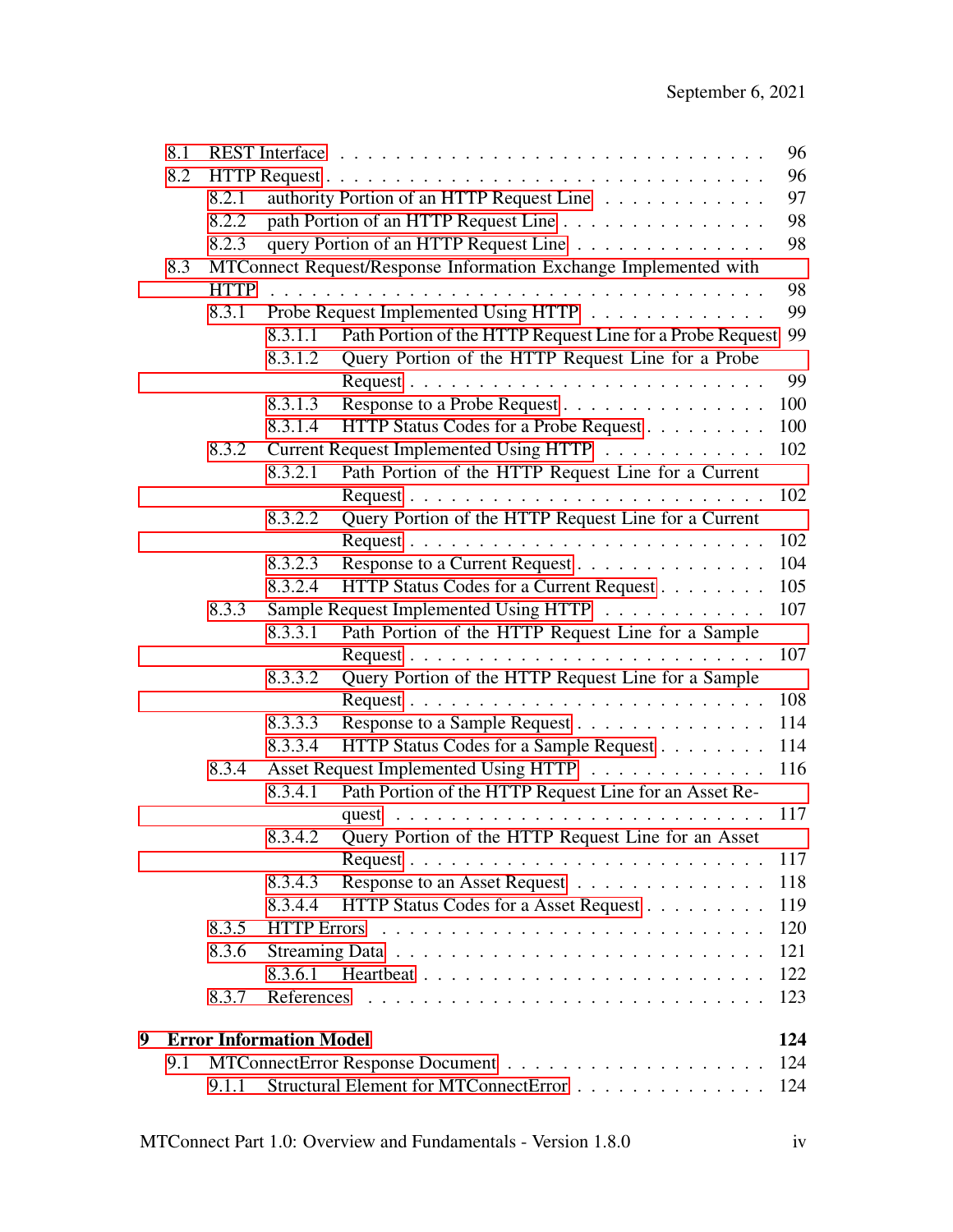- 8.1 REST Interface . . . . . . . . . . . . . . . . . . . . . . . . . . . . 96
- 8.2 HTTP Request . . . . . . . . . . . . . . . . . . . . . . . . . . . . 96
  - 8.2.1 authority Portion of an HTTP Request Line . . . . . . . . . . . . 97
  - 8.2.2 path Portion of an HTTP Request Line . . . . . . . . . . . . . . 98
  - 8.2.3 query Portion of an HTTP Request Line . . . . . . . . . . . . . 98
- 8.3 MTConnect Request/Response Information Exchange Implemented with HTTP . . . . . . . . . . . . . . . . . . . . . . . . . . . . 98
  - 8.3.1 Probe Request Implemented Using HTTP . . . . . . . . . . . . 99
    - 8.3.1.1 Path Portion of the HTTP Request Line for a Probe Request 99
    - 8.3.1.2 Query Portion of the HTTP Request Line for a Probe Request . . . . . . . . . . . . . . . . . . . . . . . . 99
    - 8.3.1.3 Response to a Probe Request . . . . . . . . . . . . . . . 100
    - 8.3.1.4 HTTP Status Codes for a Probe Request . . . . . . . . . 100
  - 8.3.2 Current Request Implemented Using HTTP . . . . . . . . . . . 102
    - 8.3.2.1 Path Portion of the HTTP Request Line for a Current Request . . . . . . . . . . . . . . . . . . . . . . . . 102
    - 8.3.2.2 Query Portion of the HTTP Request Line for a Current Request . . . . . . . . . . . . . . . . . . . . . . . . 102
    - 8.3.2.3 Response to a Current Request . . . . . . . . . . . . . . 104
    - 8.3.2.4 HTTP Status Codes for a Current Request . . . . . . . . 105
  - 8.3.3 Sample Request Implemented Using HTTP . . . . . . . . . . . 107
    - 8.3.3.1 Path Portion of the HTTP Request Line for a Sample Request . . . . . . . . . . . . . . . . . . . . . . . . 107
    - 8.3.3.2 Query Portion of the HTTP Request Line for a Sample Request . . . . . . . . . . . . . . . . . . . . . . . . 108
    - 8.3.3.3 Response to a Sample Request . . . . . . . . . . . . . . 114
    - 8.3.3.4 HTTP Status Codes for a Sample Request . . . . . . . . 114
  - 8.3.4 Asset Request Implemented Using HTTP . . . . . . . . . . . . 116
    - 8.3.4.1 Path Portion of the HTTP Request Line for an Asset Request . . . . . . . . . . . . . . . . . . . . . . . . 117
    - 8.3.4.2 Query Portion of the HTTP Request Line for an Asset Request . . . . . . . . . . . . . . . . . . . . . . . . 117
    - 8.3.4.3 Response to an Asset Request . . . . . . . . . . . . . . 118
    - 8.3.4.4 HTTP Status Codes for a Asset Request . . . . . . . . . 119
  - 8.3.5 HTTP Errors . . . . . . . . . . . . . . . . . . . . . . . . . 120
  - 8.3.6 Streaming Data . . . . . . . . . . . . . . . . . . . . . . . . 121
    - 8.3.6.1 Heartbeat . . . . . . . . . . . . . . . . . . . . . . . . 122
  - 8.3.7 References . . . . . . . . . . . . . . . . . . . . . . . . . 123

**9 Error Information Model** **124**

- 9.1 MTConnectError Response Document . . . . . . . . . . . . . . . . . 124
  - 9.1.1 Structural Element for MTConnectError . . . . . . . . . . . . . 124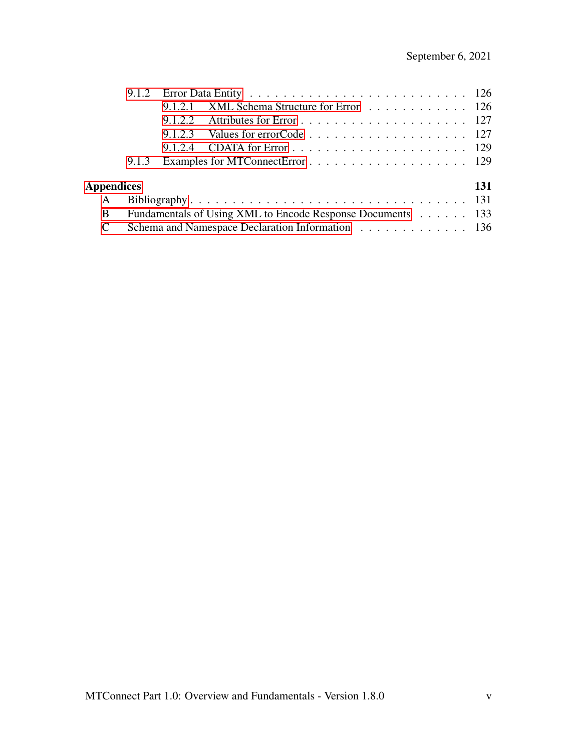- 9.1.2 Error Data Entity . . . . . . . . . . . . . . . . . . . . . . . . . 126
  - 9.1.2.1 XML Schema Structure for Error . . . . . . . . . . . . 126
  - 9.1.2.2 Attributes for Error . . . . . . . . . . . . . . . . . . . . 127
  - 9.1.2.3 Values for errorCode . . . . . . . . . . . . . . . . . . . 127
  - 9.1.2.4 CDATA for Error . . . . . . . . . . . . . . . . . . . . . 129
- 9.1.3 Examples for MTConnectError . . . . . . . . . . . . . . . . . . . 129

**Appendices** **131**

- A Bibliography . . . . . . . . . . . . . . . . . . . . . . . . . . . . . . . 131
- B Fundamentals of Using XML to Encode Response Documents . . . . . . 133
- C Schema and Namespace Declaration Information . . . . . . . . . . . . . 136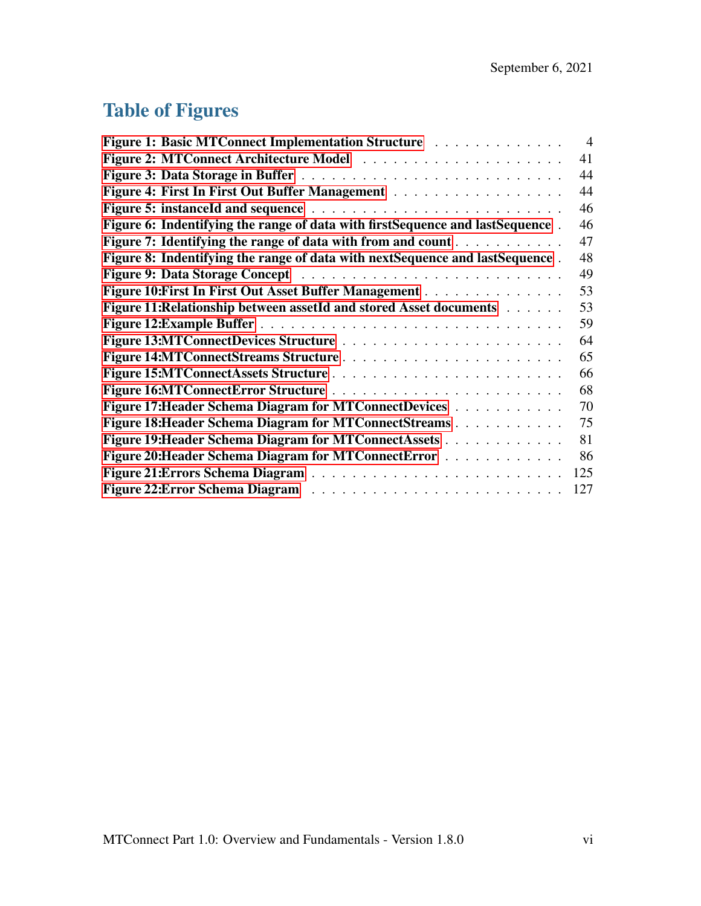# Table of Figures

Figure 1: Basic MTConnect Implementation Structure . . . . . . . . . . . . . . 4
Figure 2: MTConnect Architecture Model . . . . . . . . . . . . . . . . . . . . . 41
Figure 3: Data Storage in Buffer . . . . . . . . . . . . . . . . . . . . . . . . . 44
Figure 4: First In First Out Buffer Management . . . . . . . . . . . . . . . . . 44
Figure 5: instanceId and sequence . . . . . . . . . . . . . . . . . . . . . . . . 46
Figure 6: Indentifying the range of data with firstSequence and lastSequence . 46
Figure 7: Identifying the range of data with from and count . . . . . . . . . . . 47
Figure 8: Indentifying the range of data with nextSequence and lastSequence . 48
Figure 9: Data Storage Concept . . . . . . . . . . . . . . . . . . . . . . . . . 49
Figure 10:First In First Out Asset Buffer Management . . . . . . . . . . . . . 53
Figure 11:Relationship between assetId and stored Asset documents . . . . . . 53
Figure 12:Example Buffer . . . . . . . . . . . . . . . . . . . . . . . . . . . . . 59
Figure 13:MTConnectDevices Structure . . . . . . . . . . . . . . . . . . . . . . 64
Figure 14:MTConnectStreams Structure . . . . . . . . . . . . . . . . . . . . . . 65
Figure 15:MTConnectAssets Structure . . . . . . . . . . . . . . . . . . . . . . 66
Figure 16:MTConnectError Structure . . . . . . . . . . . . . . . . . . . . . . . 68
Figure 17:Header Schema Diagram for MTConnectDevices . . . . . . . . . . . 70
Figure 18:Header Schema Diagram for MTConnectStreams . . . . . . . . . . . 75
Figure 19:Header Schema Diagram for MTConnectAssets . . . . . . . . . . . . 81
Figure 20:Header Schema Diagram for MTConnectError . . . . . . . . . . . . 86
Figure 21:Errors Schema Diagram . . . . . . . . . . . . . . . . . . . . . . . . 125
Figure 22:Error Schema Diagram . . . . . . . . . . . . . . . . . . . . . . . . . 127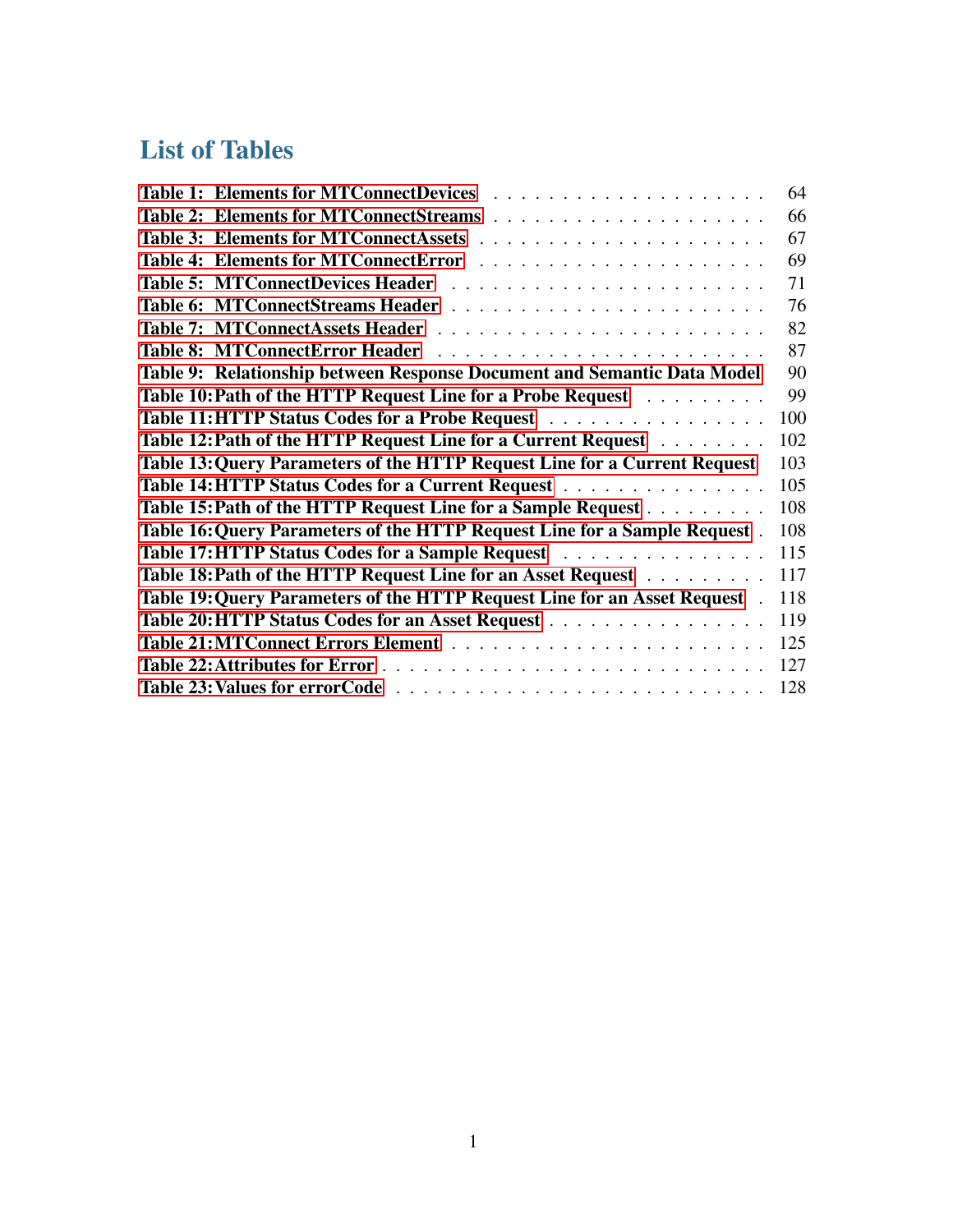# List of Tables

Table 1: Elements for MTConnectDevices . . . . . . . . . . . . . . . . . . . . 64
Table 2: Elements for MTConnectStreams . . . . . . . . . . . . . . . . . . . . 66
Table 3: Elements for MTConnectAssets . . . . . . . . . . . . . . . . . . . . 67
Table 4: Elements for MTConnectError . . . . . . . . . . . . . . . . . . . . 69
Table 5: MTConnectDevices Header . . . . . . . . . . . . . . . . . . . . 71
Table 6: MTConnectStreams Header . . . . . . . . . . . . . . . . . . . . 76
Table 7: MTConnectAssets Header . . . . . . . . . . . . . . . . . . . . 82
Table 8: MTConnectError Header . . . . . . . . . . . . . . . . . . . . 87
Table 9: Relationship between Response Document and Semantic Data Model 90
Table 10: Path of the HTTP Request Line for a Probe Request . . . . . . . . . 99
Table 11: HTTP Status Codes for a Probe Request . . . . . . . . . . . . . . . . 100
Table 12: Path of the HTTP Request Line for a Current Request . . . . . . . . 102
Table 13: Query Parameters of the HTTP Request Line for a Current Request 103
Table 14: HTTP Status Codes for a Current Request . . . . . . . . . . . . . . . 105
Table 15: Path of the HTTP Request Line for a Sample Request . . . . . . . . . 108
Table 16: Query Parameters of the HTTP Request Line for a Sample Request . 108
Table 17: HTTP Status Codes for a Sample Request . . . . . . . . . . . . . . . 115
Table 18: Path of the HTTP Request Line for an Asset Request . . . . . . . . . 117
Table 19: Query Parameters of the HTTP Request Line for an Asset Request . 118
Table 20: HTTP Status Codes for an Asset Request . . . . . . . . . . . . . . . 119
Table 21: MTConnect Errors Element . . . . . . . . . . . . . . . . . . . . 125
Table 22: Attributes for Error . . . . . . . . . . . . . . . . . . . . 127
Table 23: Values for errorCode . . . . . . . . . . . . . . . . . . . . 128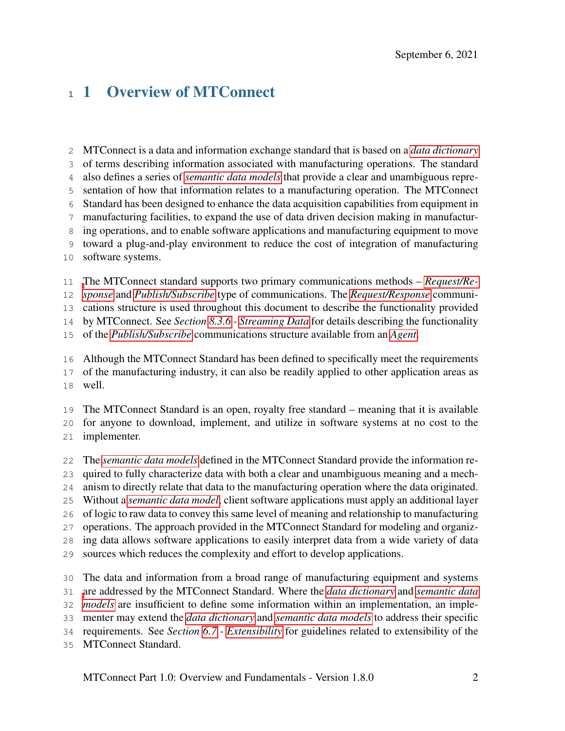# 1 Overview of MTConnect

MTConnect is a data and information exchange standard that is based on a *data dictionary* of terms describing information associated with manufacturing operations. The standard also defines a series of *semantic data models* that provide a clear and unambiguous representation of how that information relates to a manufacturing operation. The MTConnect Standard has been designed to enhance the data acquisition capabilities from equipment in manufacturing facilities, to expand the use of data driven decision making in manufacturing operations, and to enable software applications and manufacturing equipment to move toward a plug-and-play environment to reduce the cost of integration of manufacturing software systems.

The MTConnect standard supports two primary communications methods – *Request/Response* and *Publish/Subscribe* type of communications. The *Request/Response* communications structure is used throughout this document to describe the functionality provided by MTConnect. See *Section* 8.3.6 - *Streaming Data* for details describing the functionality of the *Publish/Subscribe* communications structure available from an *Agent*.

Although the MTConnect Standard has been defined to specifically meet the requirements of the manufacturing industry, it can also be readily applied to other application areas as well.

The MTConnect Standard is an open, royalty free standard – meaning that it is available for anyone to download, implement, and utilize in software systems at no cost to the implementer.

The *semantic data models* defined in the MTConnect Standard provide the information required to fully characterize data with both a clear and unambiguous meaning and a mechanism to directly relate that data to the manufacturing operation where the data originated. Without a *semantic data model*, client software applications must apply an additional layer of logic to raw data to convey this same level of meaning and relationship to manufacturing operations. The approach provided in the MTConnect Standard for modeling and organizing data allows software applications to easily interpret data from a wide variety of data sources which reduces the complexity and effort to develop applications.

The data and information from a broad range of manufacturing equipment and systems are addressed by the MTConnect Standard. Where the *data dictionary* and *semantic data models* are insufficient to define some information within an implementation, an implementer may extend the *data dictionary* and *semantic data models* to address their specific requirements. See *Section* 6.7 - *Extensibility* for guidelines related to extensibility of the MTConnect Standard.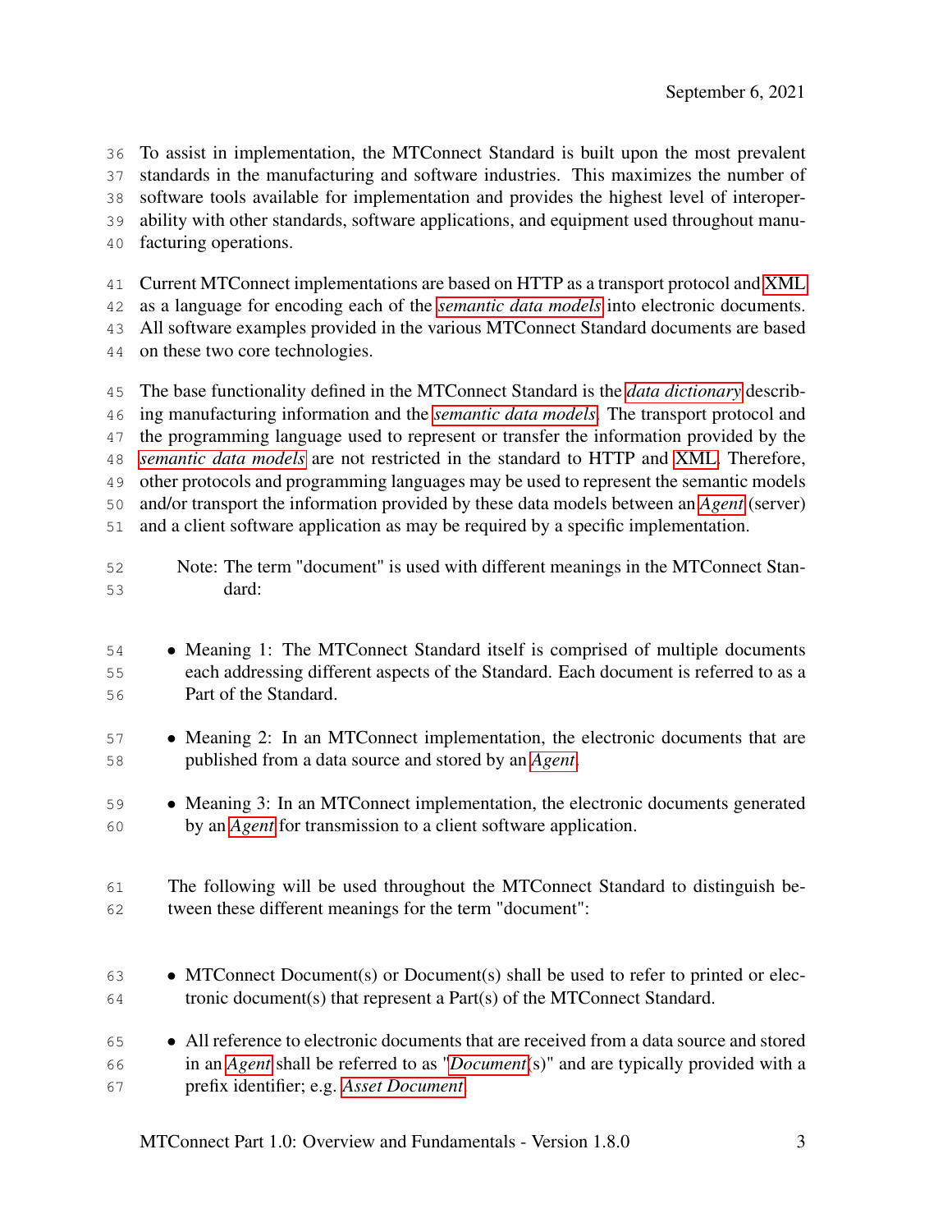To assist in implementation, the MTConnect Standard is built upon the most prevalent standards in the manufacturing and software industries. This maximizes the number of software tools available for implementation and provides the highest level of interoperability with other standards, software applications, and equipment used throughout manufacturing operations.

Current MTConnect implementations are based on HTTP as a transport protocol and XML as a language for encoding each of the *semantic data models* into electronic documents. All software examples provided in the various MTConnect Standard documents are based on these two core technologies.

The base functionality defined in the MTConnect Standard is the *data dictionary* describing manufacturing information and the *semantic data models*. The transport protocol and the programming language used to represent or transfer the information provided by the *semantic data models* are not restricted in the standard to HTTP and XML. Therefore, other protocols and programming languages may be used to represent the semantic models and/or transport the information provided by these data models between an *Agent* (server) and a client software application as may be required by a specific implementation.

> Note: The term "document" is used with different meanings in the MTConnect Standard:
>
> - Meaning 1: The MTConnect Standard itself is comprised of multiple documents each addressing different aspects of the Standard. Each document is referred to as a Part of the Standard.
> - Meaning 2: In an MTConnect implementation, the electronic documents that are published from a data source and stored by an *Agent*.
> - Meaning 3: In an MTConnect implementation, the electronic documents generated by an *Agent* for transmission to a client software application.
>
> The following will be used throughout the MTConnect Standard to distinguish between these different meanings for the term "document":
>
> - MTConnect Document(s) or Document(s) shall be used to refer to printed or electronic document(s) that represent a Part(s) of the MTConnect Standard.
> - All reference to electronic documents that are received from a data source and stored in an *Agent* shall be referred to as "*Document*(s)" and are typically provided with a prefix identifier; e.g. *Asset Document*.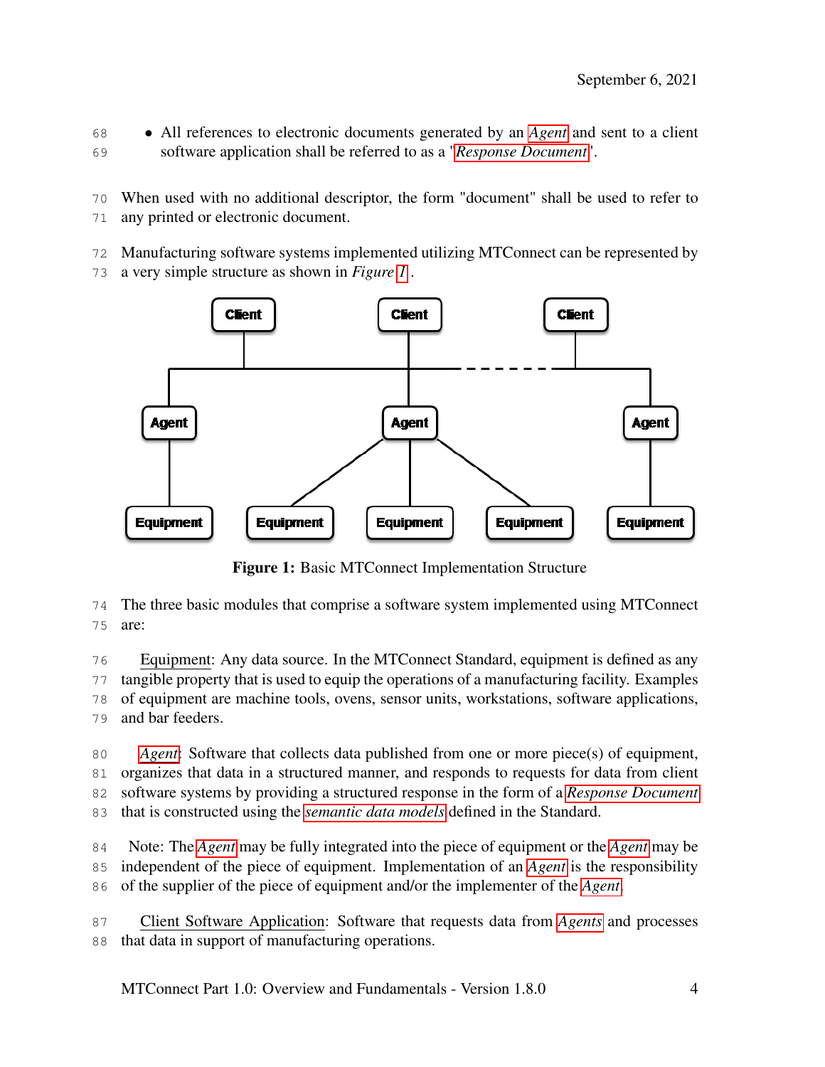- All references to electronic documents generated by an *Agent* and sent to a client software application shall be referred to as a '*Response Document*'.

When used with no additional descriptor, the form "document" shall be used to refer to any printed or electronic document.

Manufacturing software systems implemented utilizing MTConnect can be represented by a very simple structure as shown in *Figure 1* .

Client
Client
Client
Agent
Agent
Agent
Equipment
Equipment
Equipment
Equipment
Equipment

**Figure 1:** Basic MTConnect Implementation Structure

The three basic modules that comprise a software system implemented using MTConnect are:

Equipment: Any data source. In the MTConnect Standard, equipment is defined as any tangible property that is used to equip the operations of a manufacturing facility. Examples of equipment are machine tools, ovens, sensor units, workstations, software applications, and bar feeders.

*Agent*: Software that collects data published from one or more piece(s) of equipment, organizes that data in a structured manner, and responds to requests for data from client software systems by providing a structured response in the form of a *Response Document* that is constructed using the *semantic data models* defined in the Standard.

Note: The *Agent* may be fully integrated into the piece of equipment or the *Agent* may be independent of the piece of equipment. Implementation of an *Agent* is the responsibility of the supplier of the piece of equipment and/or the implementer of the *Agent*.

Client Software Application: Software that requests data from *Agents* and processes that data in support of manufacturing operations.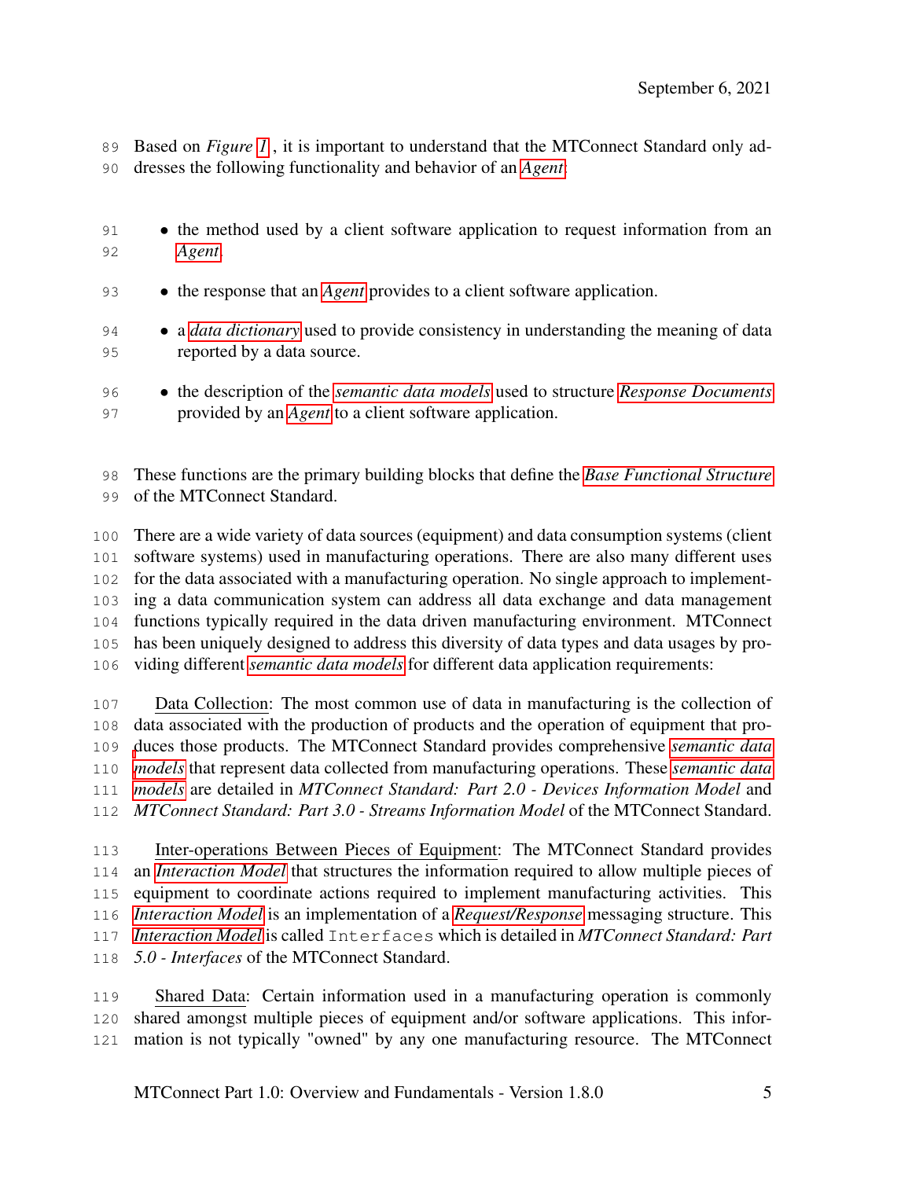Based on *Figure 1* , it is important to understand that the MTConnect Standard only addresses the following functionality and behavior of an *Agent*:

- the method used by a client software application to request information from an *Agent*.
- the response that an *Agent* provides to a client software application.
- a *data dictionary* used to provide consistency in understanding the meaning of data reported by a data source.
- the description of the *semantic data models* used to structure *Response Documents* provided by an *Agent* to a client software application.

These functions are the primary building blocks that define the *Base Functional Structure* of the MTConnect Standard.

There are a wide variety of data sources (equipment) and data consumption systems (client software systems) used in manufacturing operations. There are also many different uses for the data associated with a manufacturing operation. No single approach to implementing a data communication system can address all data exchange and data management functions typically required in the data driven manufacturing environment. MTConnect has been uniquely designed to address this diversity of data types and data usages by providing different *semantic data models* for different data application requirements:

Data Collection: The most common use of data in manufacturing is the collection of data associated with the production of products and the operation of equipment that produces those products. The MTConnect Standard provides comprehensive *semantic data models* that represent data collected from manufacturing operations. These *semantic data models* are detailed in *MTConnect Standard: Part 2.0 - Devices Information Model* and *MTConnect Standard: Part 3.0 - Streams Information Model* of the MTConnect Standard.

Inter-operations Between Pieces of Equipment: The MTConnect Standard provides an *Interaction Model* that structures the information required to allow multiple pieces of equipment to coordinate actions required to implement manufacturing activities. This *Interaction Model* is an implementation of a *Request/Response* messaging structure. This *Interaction Model* is called `Interfaces` which is detailed in *MTConnect Standard: Part 5.0 - Interfaces* of the MTConnect Standard.

Shared Data: Certain information used in a manufacturing operation is commonly shared amongst multiple pieces of equipment and/or software applications. This information is not typically "owned" by any one manufacturing resource. The MTConnect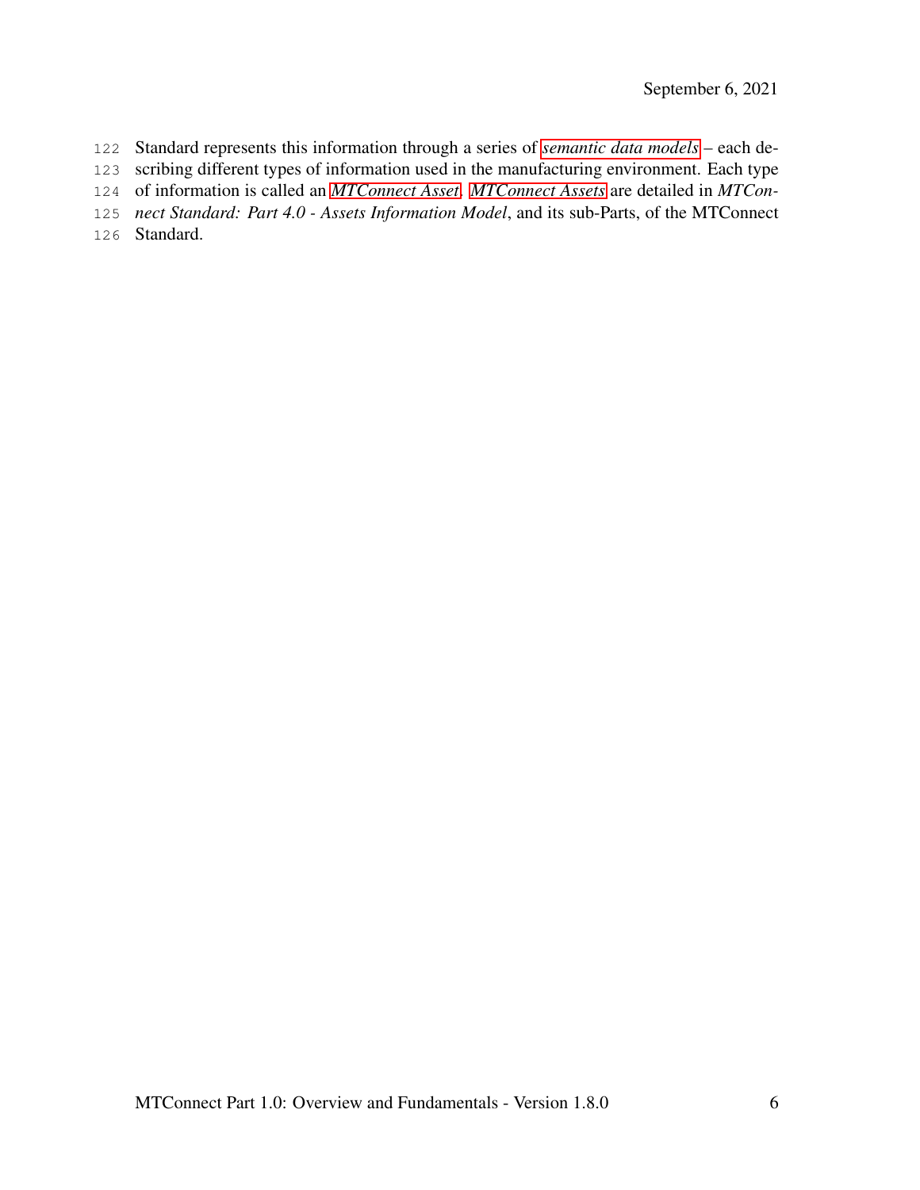Standard represents this information through a series of *semantic data models* – each describing different types of information used in the manufacturing environment. Each type of information is called an *MTConnect Asset*. *MTConnect Assets* are detailed in *MTConnect Standard: Part 4.0 - Assets Information Model*, and its sub-Parts, of the MTConnect Standard.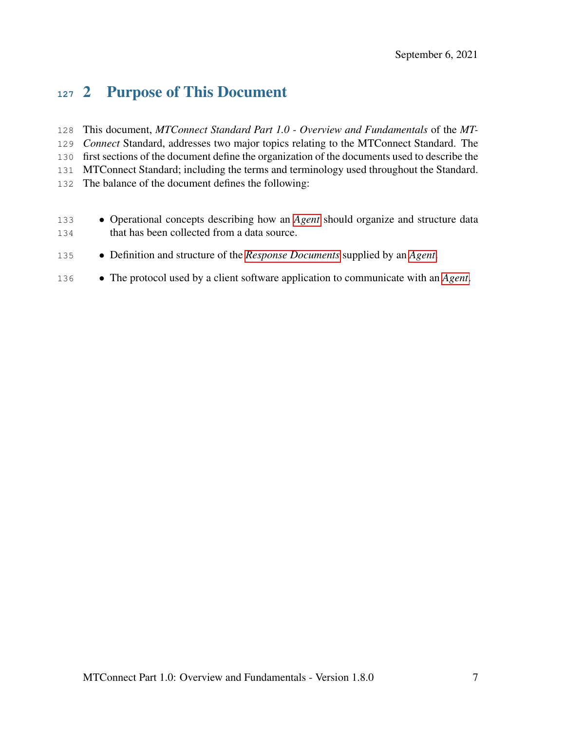# 2 Purpose of This Document

This document, *MTConnect Standard Part 1.0 - Overview and Fundamentals* of the *MTConnect* Standard, addresses two major topics relating to the MTConnect Standard. The first sections of the document define the organization of the documents used to describe the MTConnect Standard; including the terms and terminology used throughout the Standard. The balance of the document defines the following:

- Operational concepts describing how an *Agent* should organize and structure data that has been collected from a data source.
- Definition and structure of the *Response Documents* supplied by an *Agent*.
- The protocol used by a client software application to communicate with an *Agent*.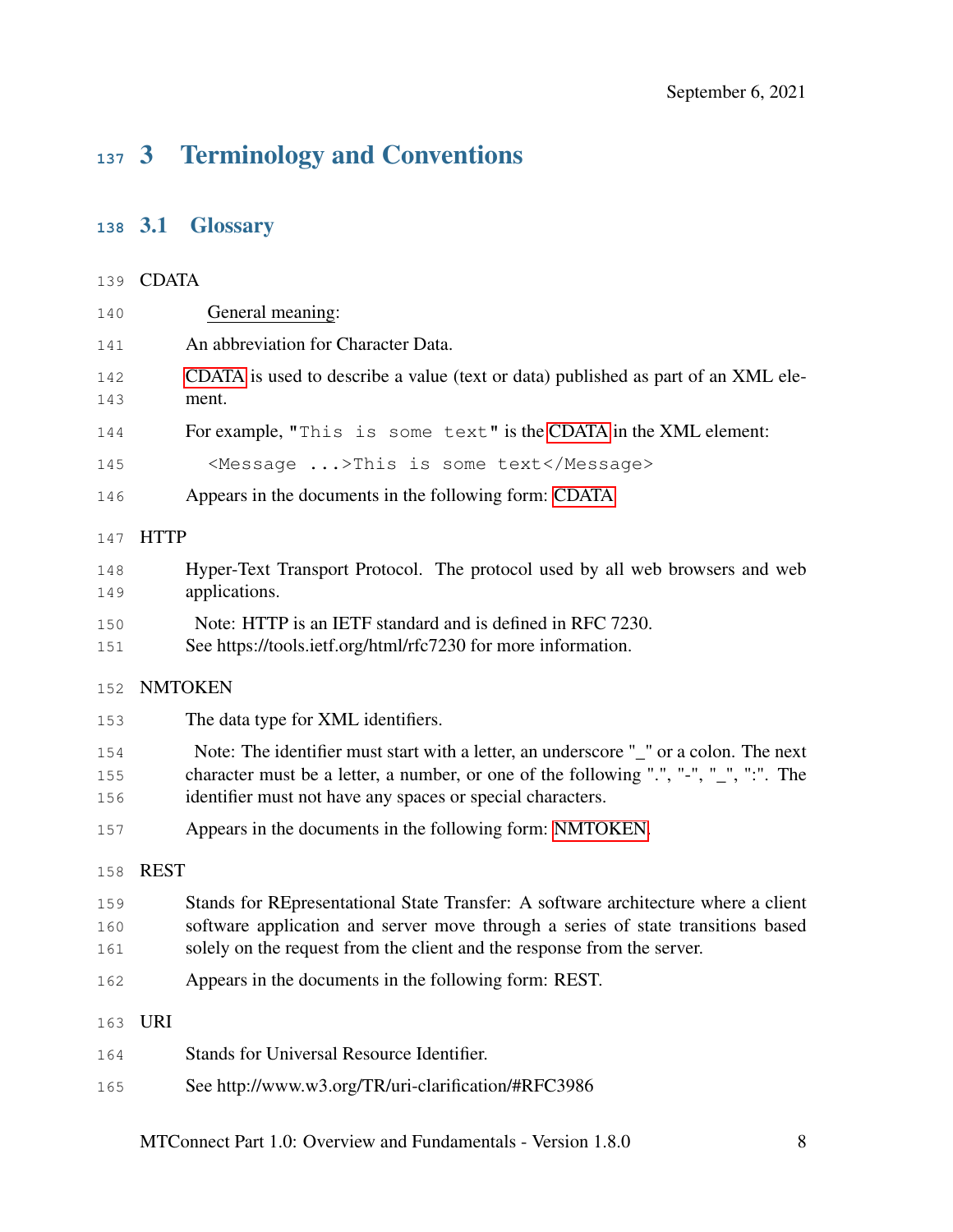# 3 Terminology and Conventions

## 3.1 Glossary

CDATA

General meaning:

An abbreviation for Character Data.

CDATA is used to describe a value (text or data) published as part of an XML element.

For example, "`This is some text`" is the CDATA in the XML element:

```
<Message ...>This is some text</Message>
```

Appears in the documents in the following form: CDATA

HTTP

Hyper-Text Transport Protocol. The protocol used by all web browsers and web applications.

Note: HTTP is an IETF standard and is defined in RFC 7230. See https://tools.ietf.org/html/rfc7230 for more information.

NMTOKEN

The data type for XML identifiers.

Note: The identifier must start with a letter, an underscore "_" or a colon. The next character must be a letter, a number, or one of the following ".", "-", "_", ":". The identifier must not have any spaces or special characters.

Appears in the documents in the following form: NMTOKEN.

REST

Stands for REpresentational State Transfer: A software architecture where a client software application and server move through a series of state transitions based solely on the request from the client and the response from the server.

Appears in the documents in the following form: REST.

URI

Stands for Universal Resource Identifier.

See http://www.w3.org/TR/uri-clarification/#RFC3986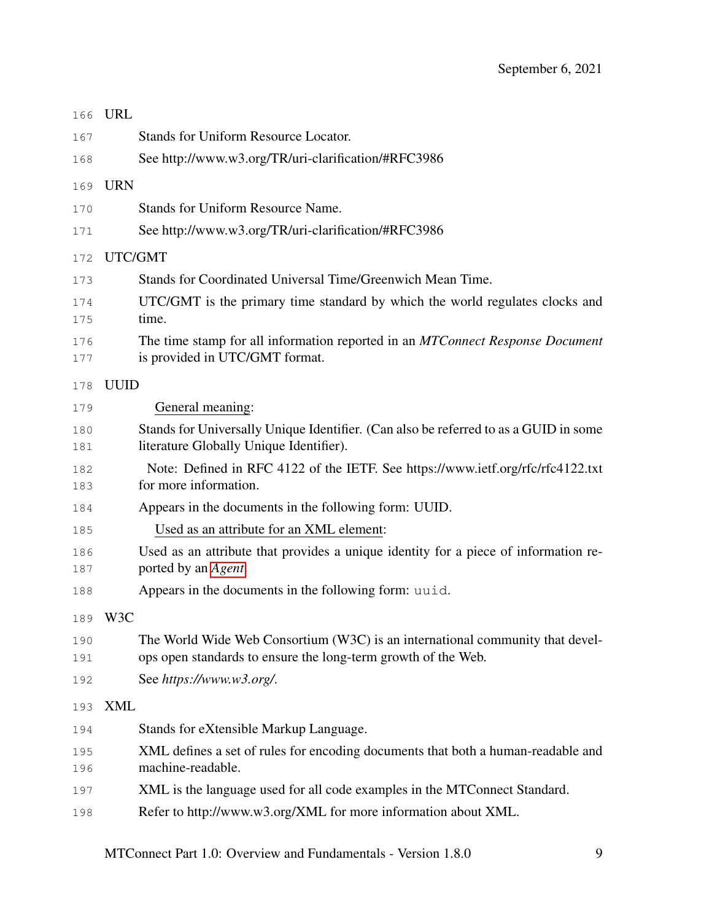URL

Stands for Uniform Resource Locator.

See http://www.w3.org/TR/uri-clarification/#RFC3986

URN

Stands for Uniform Resource Name.

See http://www.w3.org/TR/uri-clarification/#RFC3986

UTC/GMT

Stands for Coordinated Universal Time/Greenwich Mean Time.

UTC/GMT is the primary time standard by which the world regulates clocks and time.

The time stamp for all information reported in an *MTConnect Response Document* is provided in UTC/GMT format.

UUID

General meaning:

Stands for Universally Unique Identifier. (Can also be referred to as a GUID in some literature Globally Unique Identifier).

Note: Defined in RFC 4122 of the IETF. See https://www.ietf.org/rfc/rfc4122.txt for more information.

Appears in the documents in the following form: UUID.

Used as an attribute for an XML element:

Used as an attribute that provides a unique identity for a piece of information reported by an *Agent*.

Appears in the documents in the following form: `uuid`.

W3C

The World Wide Web Consortium (W3C) is an international community that develops open standards to ensure the long-term growth of the Web.

See *https://www.w3.org/*.

XML

Stands for eXtensible Markup Language.

XML defines a set of rules for encoding documents that both a human-readable and machine-readable.

XML is the language used for all code examples in the MTConnect Standard.

Refer to http://www.w3.org/XML for more information about XML.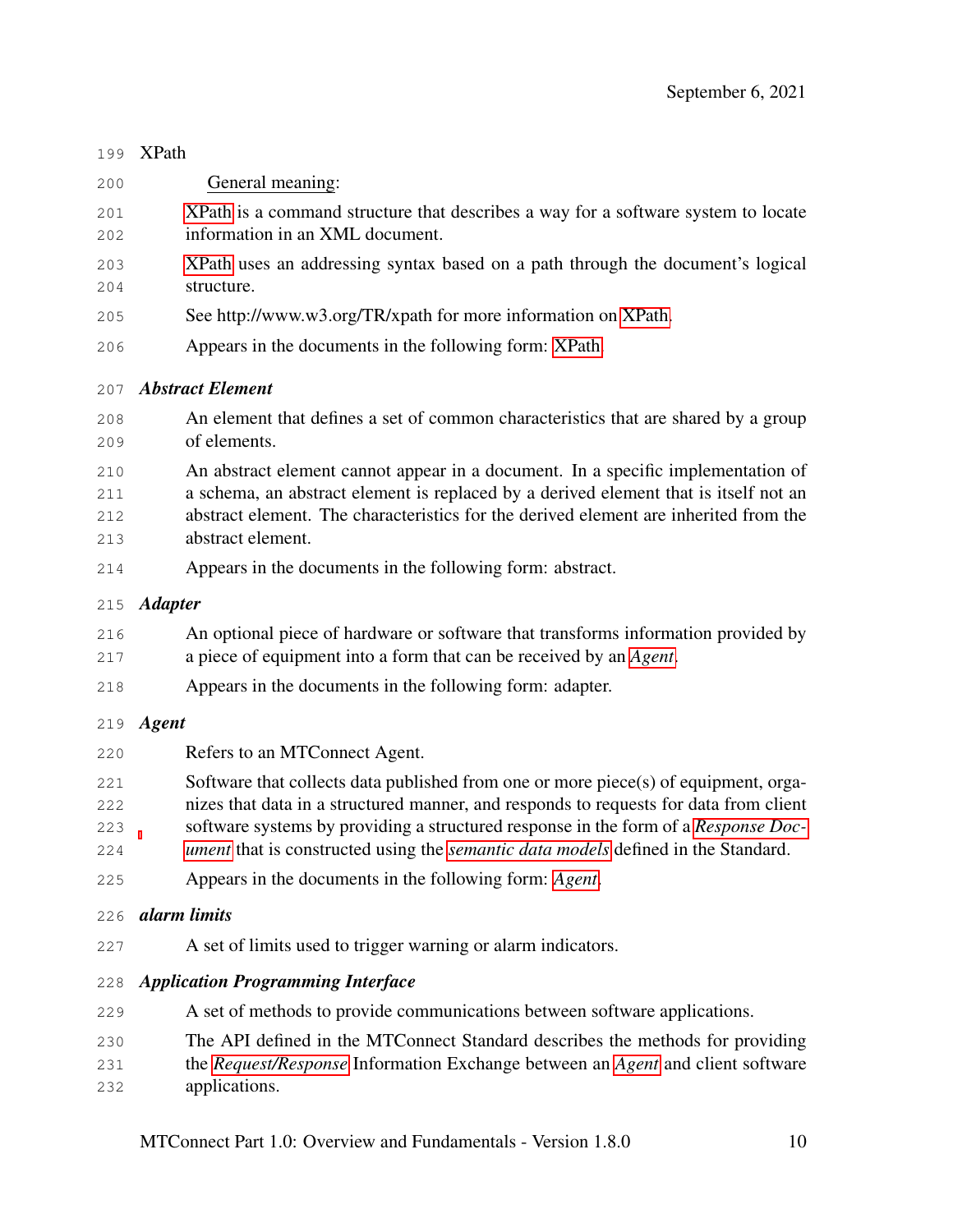XPath

<u>General meaning</u>:

XPath is a command structure that describes a way for a software system to locate information in an XML document.

XPath uses an addressing syntax based on a path through the document's logical structure.

See http://www.w3.org/TR/xpath for more information on XPath.

Appears in the documents in the following form: XPath.

***Abstract Element***

An element that defines a set of common characteristics that are shared by a group of elements.

An abstract element cannot appear in a document. In a specific implementation of a schema, an abstract element is replaced by a derived element that is itself not an abstract element. The characteristics for the derived element are inherited from the abstract element.

Appears in the documents in the following form: abstract.

***Adapter***

An optional piece of hardware or software that transforms information provided by a piece of equipment into a form that can be received by an *Agent*.

Appears in the documents in the following form: adapter.

***Agent***

Refers to an MTConnect Agent.

Software that collects data published from one or more piece(s) of equipment, organizes that data in a structured manner, and responds to requests for data from client software systems by providing a structured response in the form of a *Response Document* that is constructed using the *semantic data models* defined in the Standard.

Appears in the documents in the following form: *Agent*.

***alarm limits***

A set of limits used to trigger warning or alarm indicators.

***Application Programming Interface***

A set of methods to provide communications between software applications.

The API defined in the MTConnect Standard describes the methods for providing the *Request/Response* Information Exchange between an *Agent* and client software applications.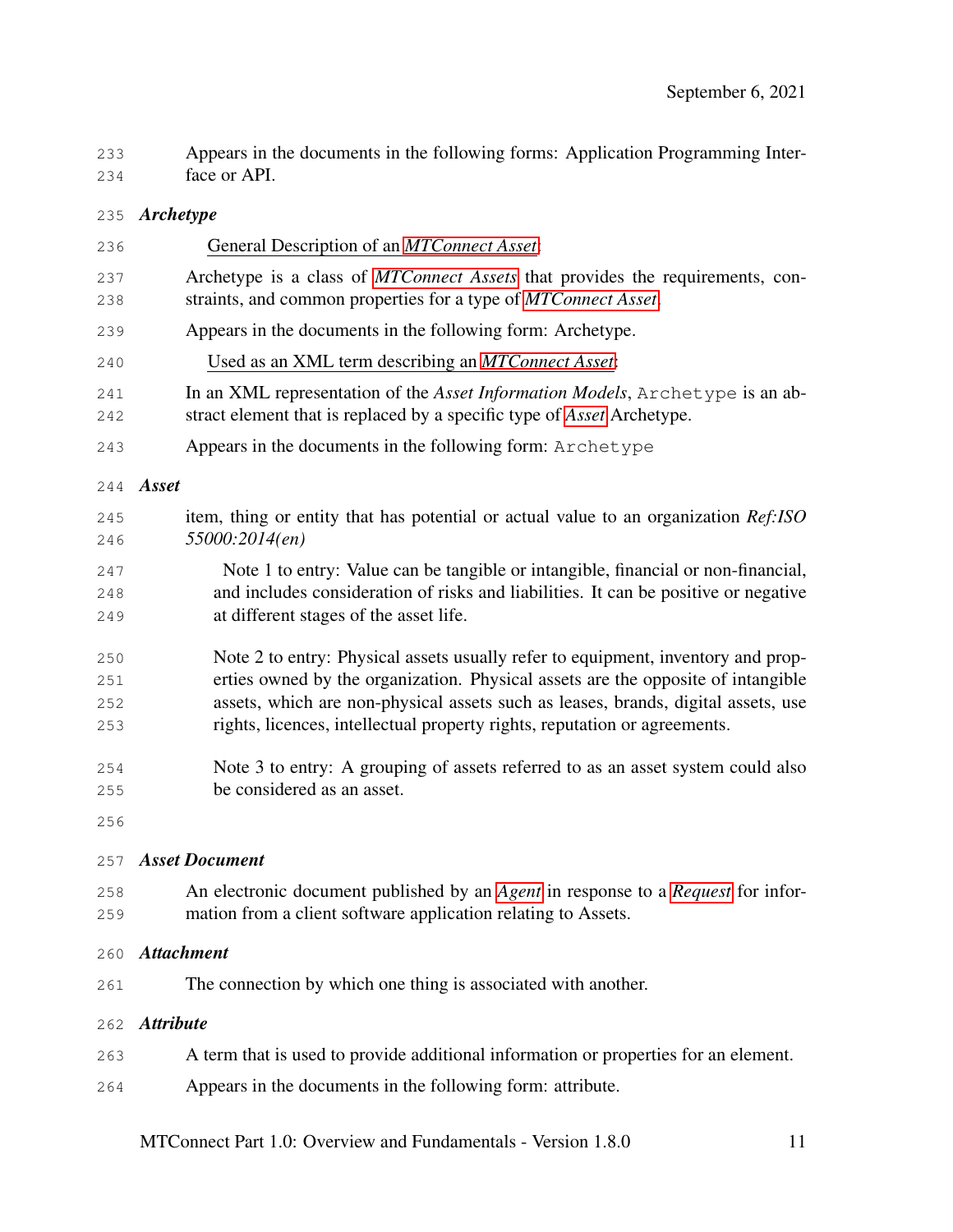Appears in the documents in the following forms: Application Programming Interface or API.

***Archetype***

General Description of an *MTConnect Asset*:

Archetype is a class of *MTConnect Assets* that provides the requirements, constraints, and common properties for a type of *MTConnect Asset*.

Appears in the documents in the following form: Archetype.

Used as an XML term describing an *MTConnect Asset*:

In an XML representation of the *Asset Information Models*, `Archetype` is an abstract element that is replaced by a specific type of *Asset* Archetype.

Appears in the documents in the following form: `Archetype`

***Asset***

item, thing or entity that has potential or actual value to an organization *Ref:ISO 55000:2014(en)*

> Note 1 to entry: Value can be tangible or intangible, financial or non-financial, and includes consideration of risks and liabilities. It can be positive or negative at different stages of the asset life.
>
> Note 2 to entry: Physical assets usually refer to equipment, inventory and properties owned by the organization. Physical assets are the opposite of intangible assets, which are non-physical assets such as leases, brands, digital assets, use rights, licences, intellectual property rights, reputation or agreements.
>
> Note 3 to entry: A grouping of assets referred to as an asset system could also be considered as an asset.

***Asset Document***

An electronic document published by an *Agent* in response to a *Request* for information from a client software application relating to Assets.

***Attachment***

The connection by which one thing is associated with another.

***Attribute***

A term that is used to provide additional information or properties for an element.

Appears in the documents in the following form: attribute.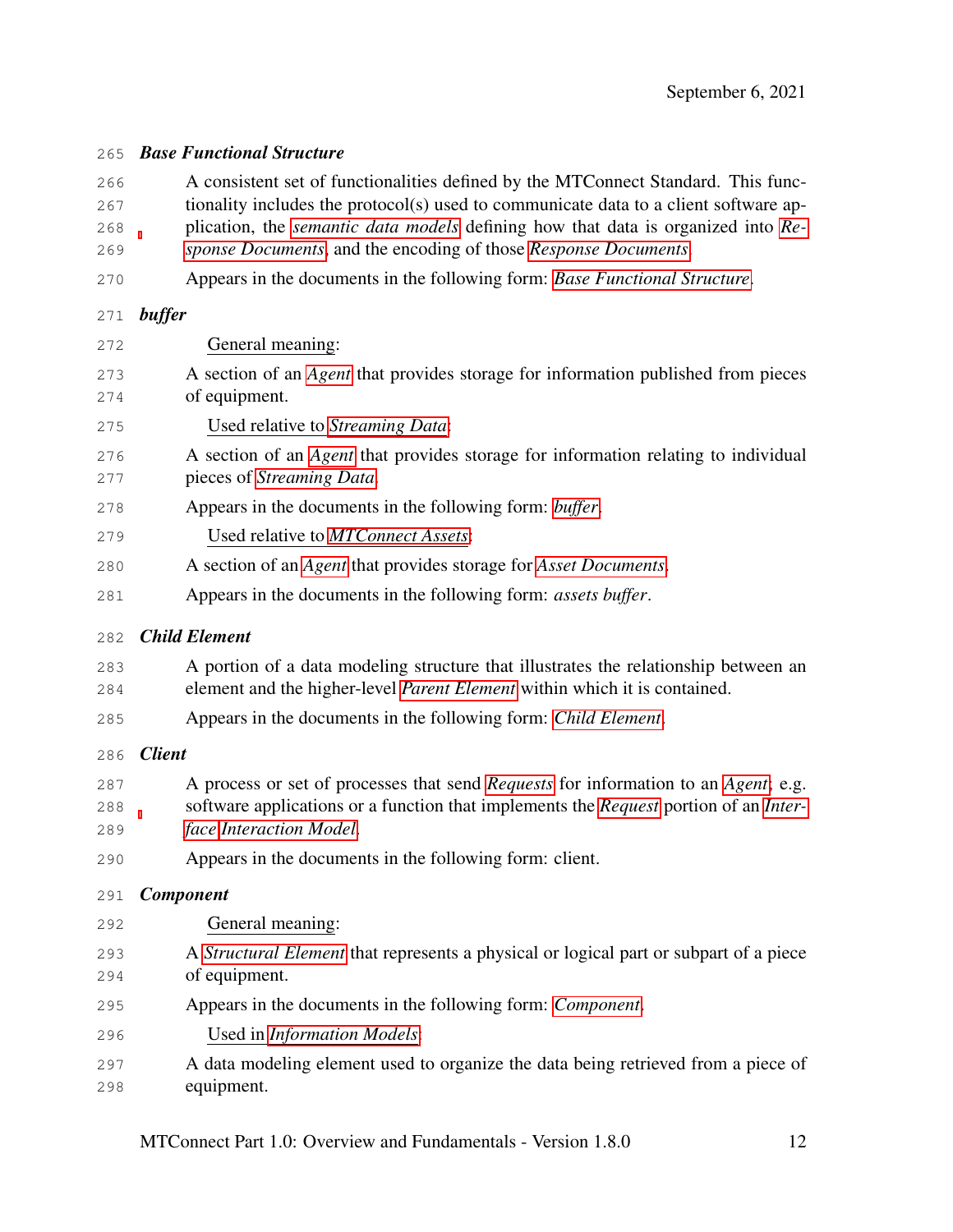***Base Functional Structure***

A consistent set of functionalities defined by the MTConnect Standard. This functionality includes the protocol(s) used to communicate data to a client software application, the *semantic data models* defining how that data is organized into *Response Documents*, and the encoding of those *Response Documents*.

Appears in the documents in the following form: *Base Functional Structure*.

***buffer***

General meaning:

A section of an *Agent* that provides storage for information published from pieces of equipment.

Used relative to *Streaming Data*:

A section of an *Agent* that provides storage for information relating to individual pieces of *Streaming Data*.

Appears in the documents in the following form: *buffer*.

Used relative to *MTConnect Assets*:

A section of an *Agent* that provides storage for *Asset Documents*.

Appears in the documents in the following form: *assets buffer*.

***Child Element***

A portion of a data modeling structure that illustrates the relationship between an element and the higher-level *Parent Element* within which it is contained.

Appears in the documents in the following form: *Child Element*.

***Client***

A process or set of processes that send *Requests* for information to an *Agent*; e.g. software applications or a function that implements the *Request* portion of an *Interface Interaction Model*.

Appears in the documents in the following form: client.

***Component***

General meaning:

A *Structural Element* that represents a physical or logical part or subpart of a piece of equipment.

Appears in the documents in the following form: *Component*.

Used in *Information Models*:

A data modeling element used to organize the data being retrieved from a piece of equipment.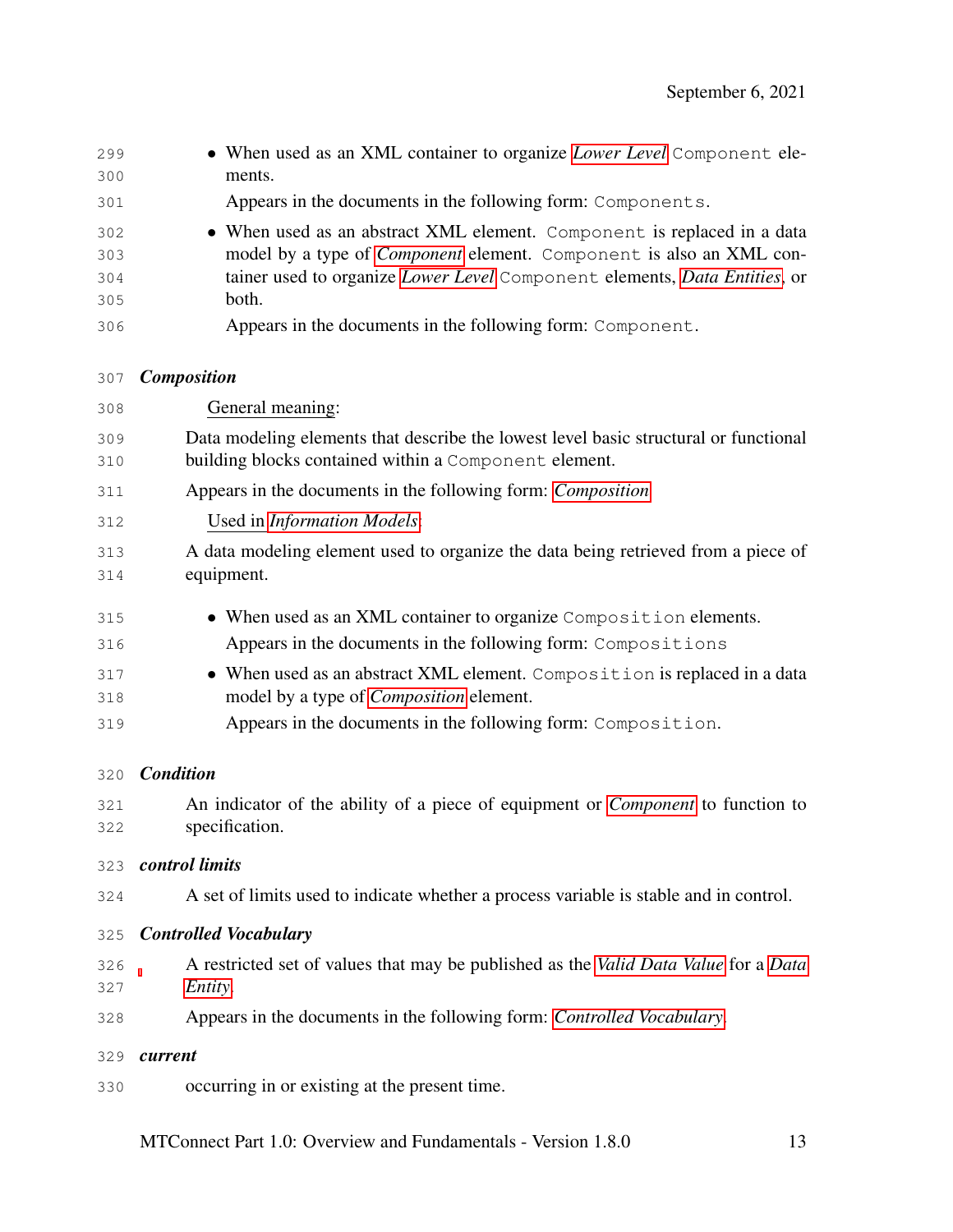- When used as an XML container to organize *Lower Level* `Component` elements.

  Appears in the documents in the following form: `Components`.

- When used as an abstract XML element. `Component` is replaced in a data model by a type of *Component* element. `Component` is also an XML container used to organize *Lower Level* `Component` elements, *Data Entities*, or both.

  Appears in the documents in the following form: `Component`.

***Composition***

General meaning:

Data modeling elements that describe the lowest level basic structural or functional building blocks contained within a `Component` element.

Appears in the documents in the following form: *Composition*

Used in *Information Models*:

A data modeling element used to organize the data being retrieved from a piece of equipment.

- When used as an XML container to organize `Composition` elements.

  Appears in the documents in the following form: `Compositions`

- When used as an abstract XML element. `Composition` is replaced in a data model by a type of *Composition* element.

  Appears in the documents in the following form: `Composition`.

***Condition***

An indicator of the ability of a piece of equipment or *Component* to function to specification.

***control limits***

A set of limits used to indicate whether a process variable is stable and in control.

***Controlled Vocabulary***

A restricted set of values that may be published as the *Valid Data Value* for a *Data Entity*.

Appears in the documents in the following form: *Controlled Vocabulary*.

***current***

occurring in or existing at the present time.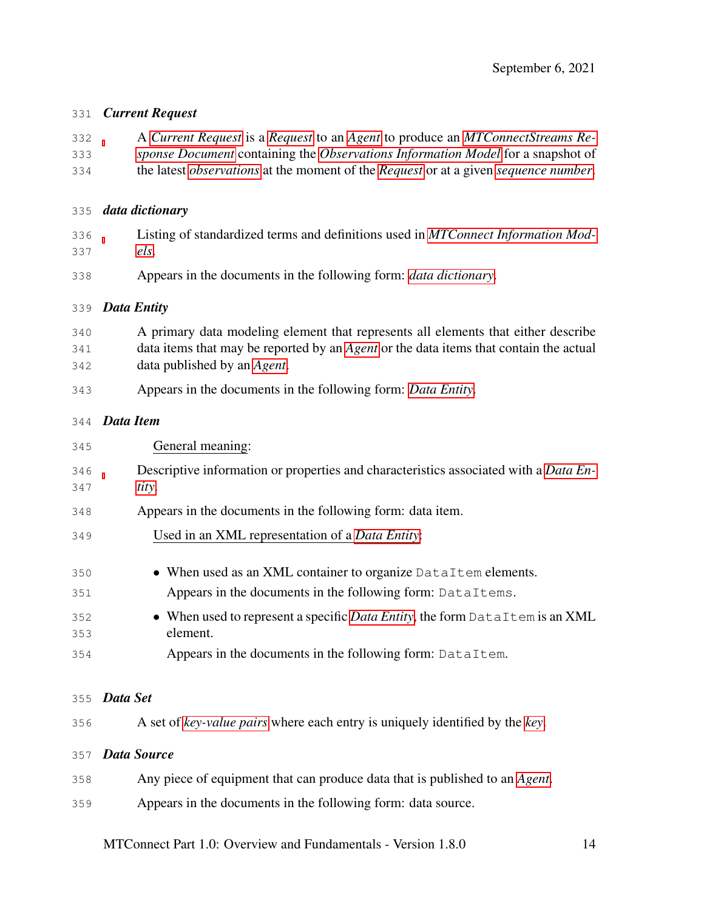***Current Request***

A *Current Request* is a *Request* to an *Agent* to produce an *MTConnectStreams Response Document* containing the *Observations Information Model* for a snapshot of the latest *observations* at the moment of the *Request* or at a given *sequence number*.

***data dictionary***

Listing of standardized terms and definitions used in *MTConnect Information Models*.

Appears in the documents in the following form: *data dictionary*.

***Data Entity***

A primary data modeling element that represents all elements that either describe data items that may be reported by an *Agent* or the data items that contain the actual data published by an *Agent*.

Appears in the documents in the following form: *Data Entity*.

***Data Item***

General meaning:

Descriptive information or properties and characteristics associated with a *Data Entity*.

Appears in the documents in the following form: data item.

Used in an XML representation of a *Data Entity*:

- When used as an XML container to organize `DataItem` elements.

  Appears in the documents in the following form: `DataItems`.

- When used to represent a specific *Data Entity*, the form `DataItem` is an XML element.

  Appears in the documents in the following form: `DataItem`.

***Data Set***

A set of *key-value pairs* where each entry is uniquely identified by the *key*.

***Data Source***

Any piece of equipment that can produce data that is published to an *Agent*.

Appears in the documents in the following form: data source.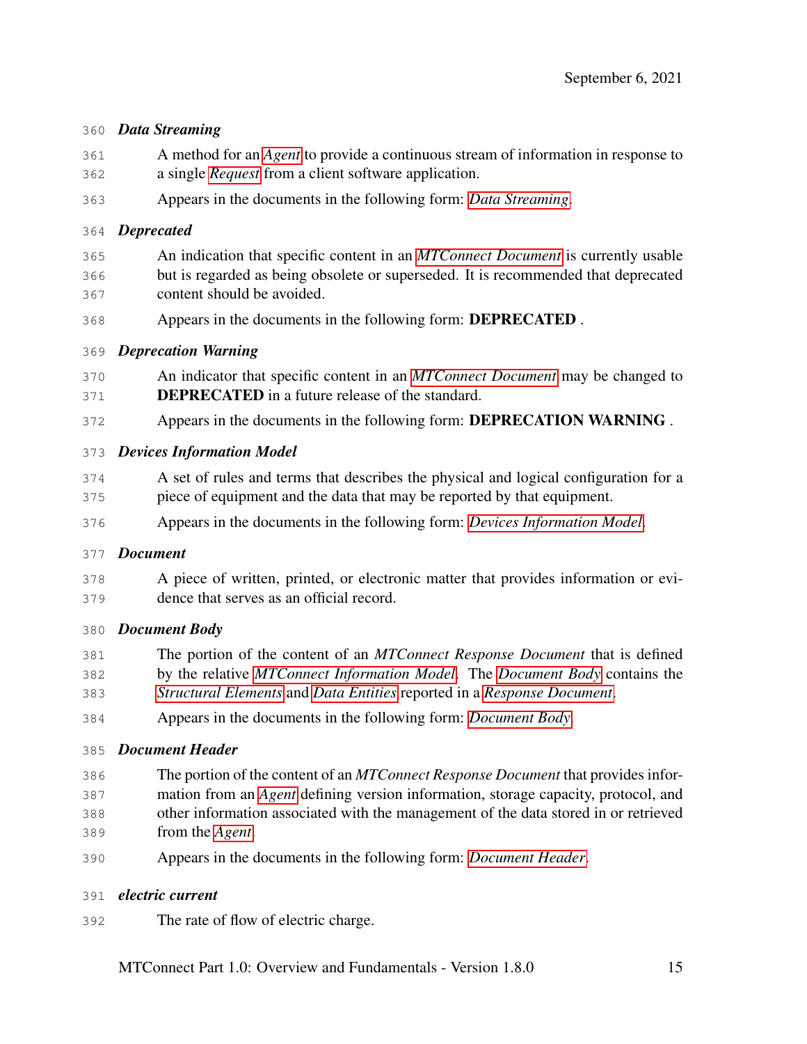***Data Streaming***

A method for an *Agent* to provide a continuous stream of information in response to a single *Request* from a client software application.

Appears in the documents in the following form: *Data Streaming*.

***Deprecated***

An indication that specific content in an *MTConnect Document* is currently usable but is regarded as being obsolete or superseded. It is recommended that deprecated content should be avoided.

Appears in the documents in the following form: **DEPRECATED** .

***Deprecation Warning***

An indicator that specific content in an *MTConnect Document* may be changed to **DEPRECATED** in a future release of the standard.

Appears in the documents in the following form: **DEPRECATION WARNING** .

***Devices Information Model***

A set of rules and terms that describes the physical and logical configuration for a piece of equipment and the data that may be reported by that equipment.

Appears in the documents in the following form: *Devices Information Model*.

***Document***

A piece of written, printed, or electronic matter that provides information or evidence that serves as an official record.

***Document Body***

The portion of the content of an *MTConnect Response Document* that is defined by the relative *MTConnect Information Model*. The *Document Body* contains the *Structural Elements* and *Data Entities* reported in a *Response Document*.

Appears in the documents in the following form: *Document Body*.

***Document Header***

The portion of the content of an *MTConnect Response Document* that provides information from an *Agent* defining version information, storage capacity, protocol, and other information associated with the management of the data stored in or retrieved from the *Agent*.

Appears in the documents in the following form: *Document Header*.

***electric current***

The rate of flow of electric charge.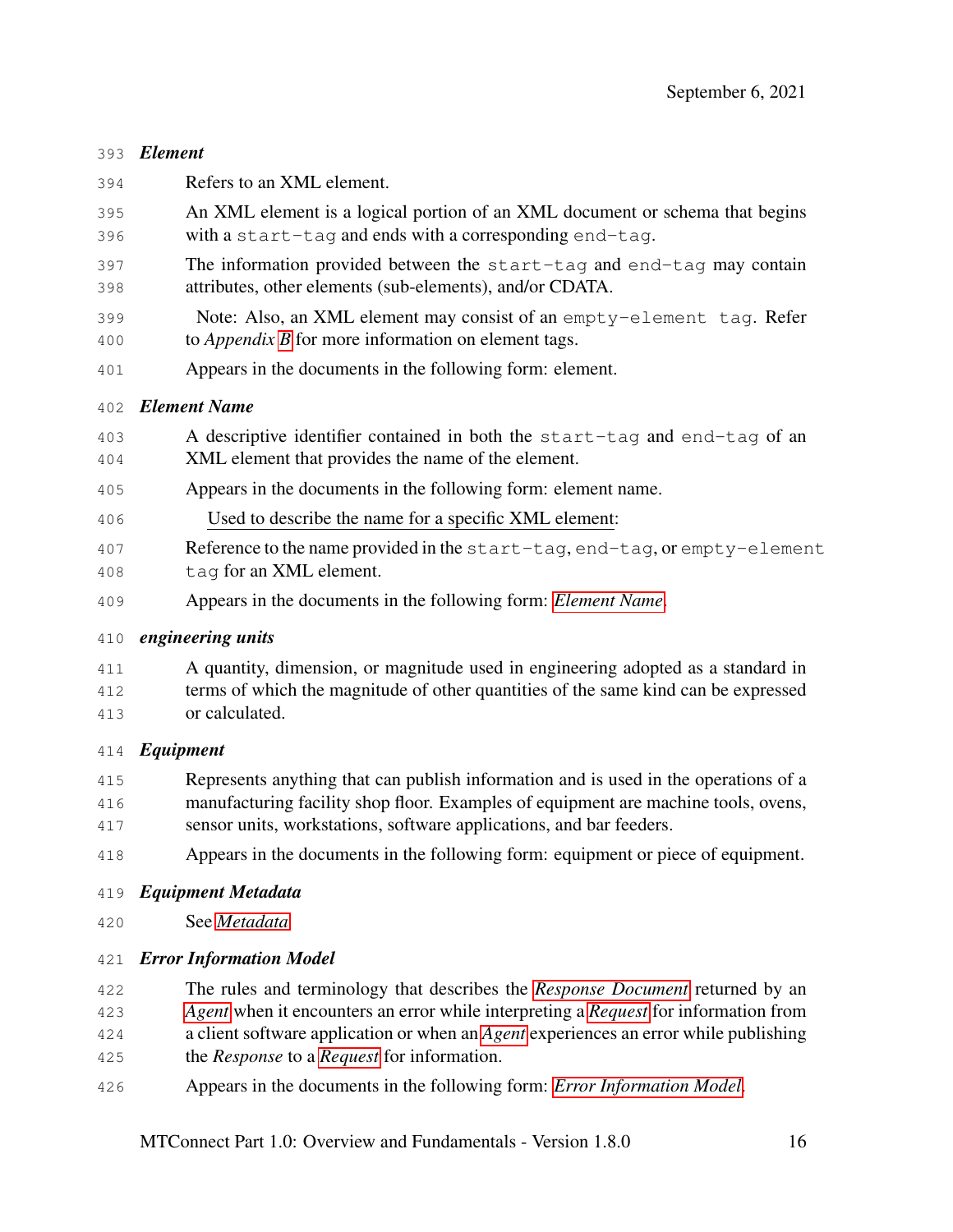***Element***

Refers to an XML element.

An XML element is a logical portion of an XML document or schema that begins with a `start-tag` and ends with a corresponding `end-tag`.

The information provided between the `start-tag` and `end-tag` may contain attributes, other elements (sub-elements), and/or CDATA.

Note: Also, an XML element may consist of an `empty-element tag`. Refer to *Appendix B* for more information on element tags.

Appears in the documents in the following form: element.

***Element Name***

A descriptive identifier contained in both the `start-tag` and `end-tag` of an XML element that provides the name of the element.

Appears in the documents in the following form: element name.

Used to describe the name for a specific XML element:

Reference to the name provided in the `start-tag`, `end-tag`, or `empty-element tag` for an XML element.

Appears in the documents in the following form: *Element Name*.

***engineering units***

A quantity, dimension, or magnitude used in engineering adopted as a standard in terms of which the magnitude of other quantities of the same kind can be expressed or calculated.

***Equipment***

Represents anything that can publish information and is used in the operations of a manufacturing facility shop floor. Examples of equipment are machine tools, ovens, sensor units, workstations, software applications, and bar feeders.

Appears in the documents in the following form: equipment or piece of equipment.

***Equipment Metadata***

See *Metadata*

***Error Information Model***

The rules and terminology that describes the *Response Document* returned by an *Agent* when it encounters an error while interpreting a *Request* for information from a client software application or when an *Agent* experiences an error while publishing the *Response* to a *Request* for information.

Appears in the documents in the following form: *Error Information Model*.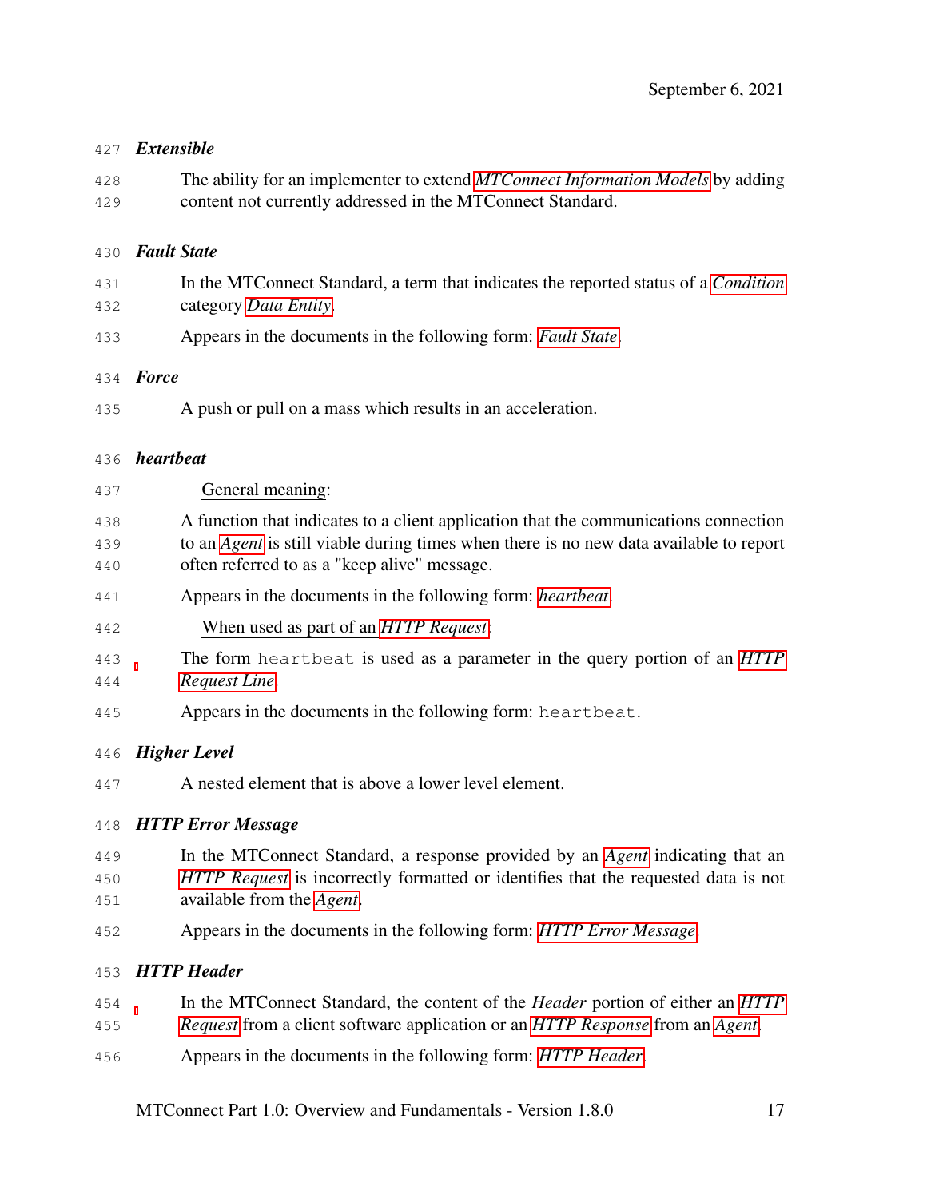***Extensible***

The ability for an implementer to extend *MTConnect Information Models* by adding content not currently addressed in the MTConnect Standard.

***Fault State***

In the MTConnect Standard, a term that indicates the reported status of a *Condition* category *Data Entity*.

Appears in the documents in the following form: *Fault State*.

***Force***

A push or pull on a mass which results in an acceleration.

***heartbeat***

General meaning:

A function that indicates to a client application that the communications connection to an *Agent* is still viable during times when there is no new data available to report often referred to as a "keep alive" message.

Appears in the documents in the following form: *heartbeat*.

When used as part of an *HTTP Request*:

The form `heartbeat` is used as a parameter in the query portion of an *HTTP Request Line*.

Appears in the documents in the following form: `heartbeat`.

***Higher Level***

A nested element that is above a lower level element.

***HTTP Error Message***

In the MTConnect Standard, a response provided by an *Agent* indicating that an *HTTP Request* is incorrectly formatted or identifies that the requested data is not available from the *Agent*.

Appears in the documents in the following form: *HTTP Error Message*.

***HTTP Header***

In the MTConnect Standard, the content of the *Header* portion of either an *HTTP Request* from a client software application or an *HTTP Response* from an *Agent*.

Appears in the documents in the following form: *HTTP Header*.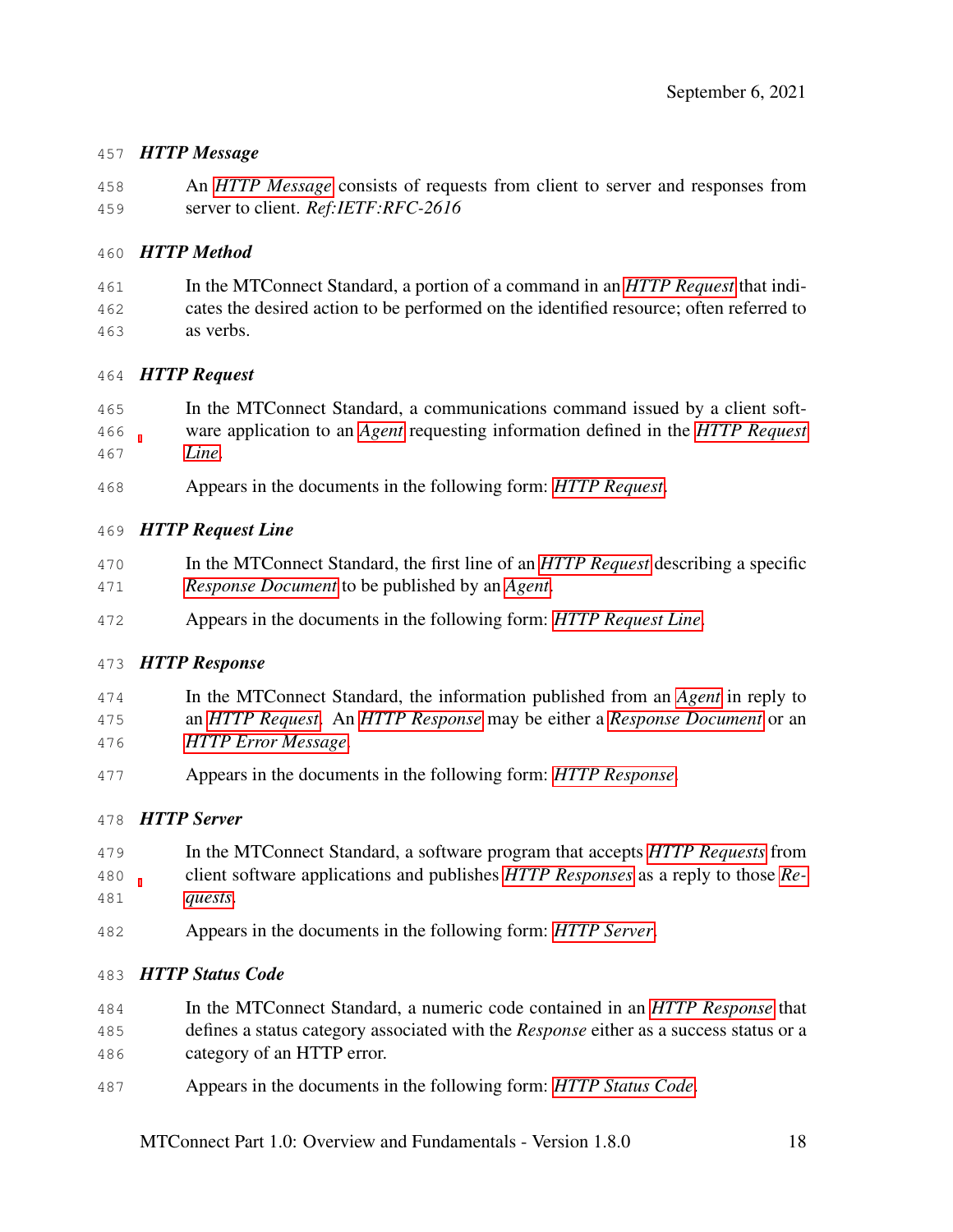**_HTTP Message_**

An *HTTP Message* consists of requests from client to server and responses from server to client. *Ref:IETF:RFC-2616*

**_HTTP Method_**

In the MTConnect Standard, a portion of a command in an *HTTP Request* that indicates the desired action to be performed on the identified resource; often referred to as verbs.

**_HTTP Request_**

In the MTConnect Standard, a communications command issued by a client software application to an *Agent* requesting information defined in the *HTTP Request Line*.

Appears in the documents in the following form: *HTTP Request*.

**_HTTP Request Line_**

In the MTConnect Standard, the first line of an *HTTP Request* describing a specific *Response Document* to be published by an *Agent*.

Appears in the documents in the following form: *HTTP Request Line*.

**_HTTP Response_**

In the MTConnect Standard, the information published from an *Agent* in reply to an *HTTP Request*. An *HTTP Response* may be either a *Response Document* or an *HTTP Error Message*.

Appears in the documents in the following form: *HTTP Response*.

**_HTTP Server_**

In the MTConnect Standard, a software program that accepts *HTTP Requests* from client software applications and publishes *HTTP Responses* as a reply to those *Requests*.

Appears in the documents in the following form: *HTTP Server*.

**_HTTP Status Code_**

In the MTConnect Standard, a numeric code contained in an *HTTP Response* that defines a status category associated with the *Response* either as a success status or a category of an HTTP error.

Appears in the documents in the following form: *HTTP Status Code*.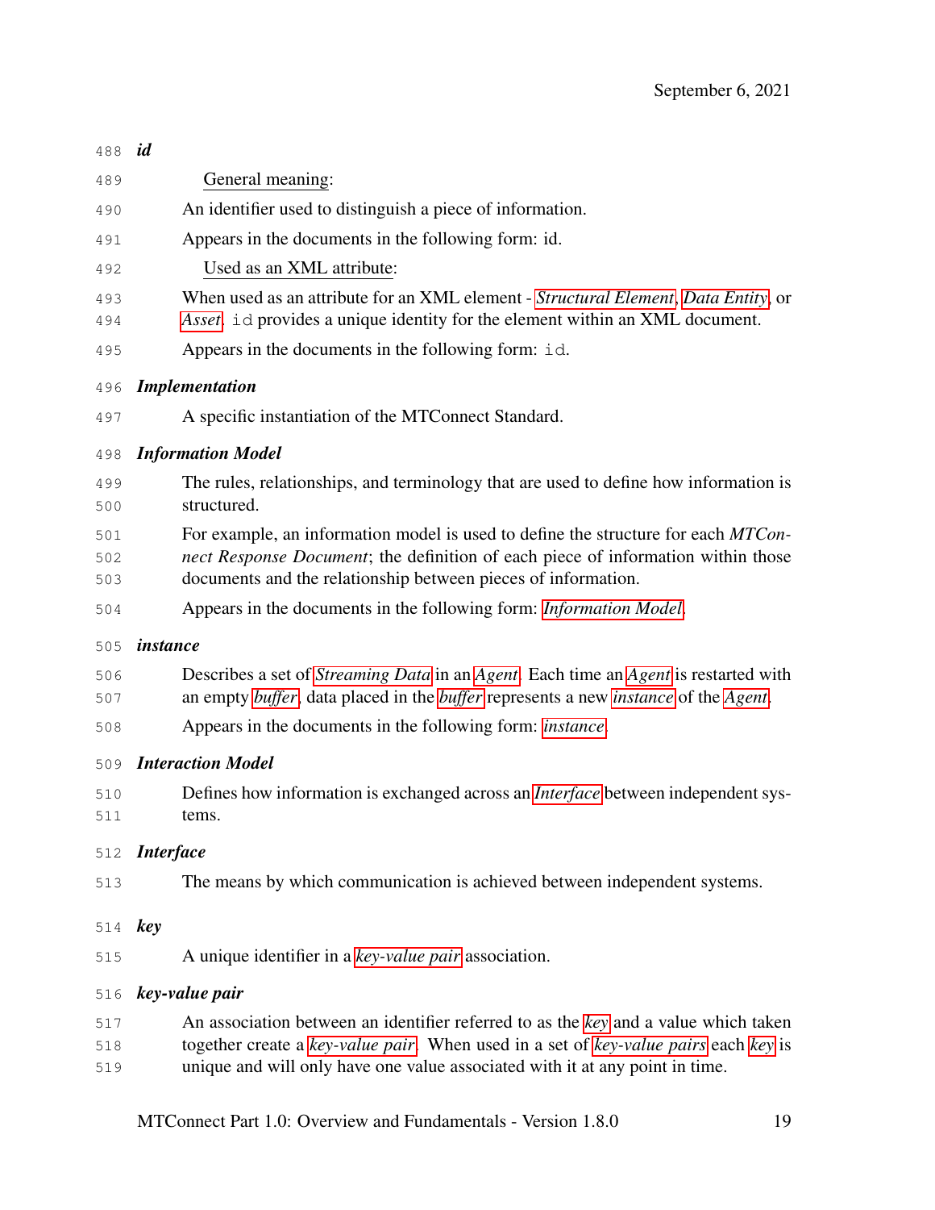***id***

General meaning:

An identifier used to distinguish a piece of information.

Appears in the documents in the following form: id.

Used as an XML attribute:

When used as an attribute for an XML element - *Structural Element*, *Data Entity*, or *Asset*, `id` provides a unique identity for the element within an XML document.

Appears in the documents in the following form: `id`.

***Implementation***

A specific instantiation of the MTConnect Standard.

***Information Model***

The rules, relationships, and terminology that are used to define how information is structured.

For example, an information model is used to define the structure for each *MTConnect Response Document*; the definition of each piece of information within those documents and the relationship between pieces of information.

Appears in the documents in the following form: *Information Model*.

***instance***

Describes a set of *Streaming Data* in an *Agent*. Each time an *Agent* is restarted with an empty *buffer*, data placed in the *buffer* represents a new *instance* of the *Agent*.

Appears in the documents in the following form: *instance*.

***Interaction Model***

Defines how information is exchanged across an *Interface* between independent systems.

***Interface***

The means by which communication is achieved between independent systems.

***key***

A unique identifier in a *key-value pair* association.

***key-value pair***

An association between an identifier referred to as the *key* and a value which taken together create a *key-value pair*. When used in a set of *key-value pairs* each *key* is unique and will only have one value associated with it at any point in time.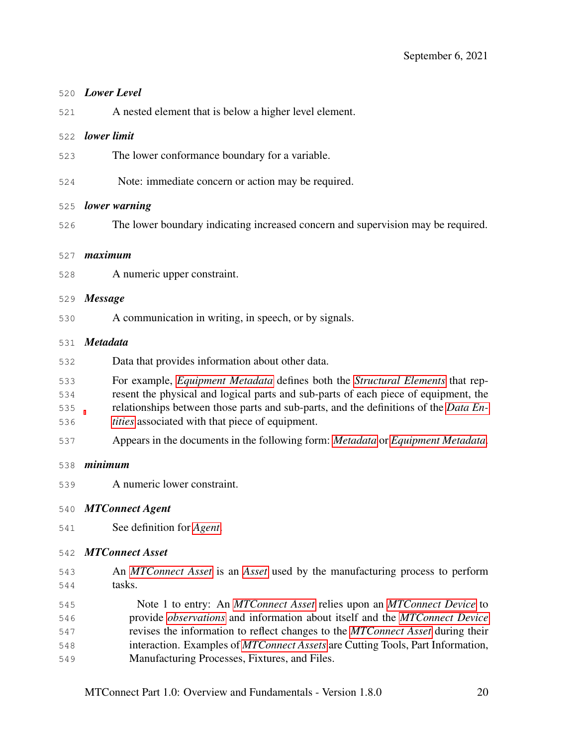***Lower Level***

A nested element that is below a higher level element.

***lower limit***

The lower conformance boundary for a variable.

Note: immediate concern or action may be required.

***lower warning***

The lower boundary indicating increased concern and supervision may be required.

***maximum***

A numeric upper constraint.

***Message***

A communication in writing, in speech, or by signals.

***Metadata***

Data that provides information about other data.

For example, *Equipment Metadata* defines both the *Structural Elements* that represent the physical and logical parts and sub-parts of each piece of equipment, the relationships between those parts and sub-parts, and the definitions of the *Data Entities* associated with that piece of equipment.

Appears in the documents in the following form: *Metadata* or *Equipment Metadata*.

***minimum***

A numeric lower constraint.

***MTConnect Agent***

See definition for *Agent*.

***MTConnect Asset***

An *MTConnect Asset* is an *Asset* used by the manufacturing process to perform tasks.

Note 1 to entry: An *MTConnect Asset* relies upon an *MTConnect Device* to provide *observations* and information about itself and the *MTConnect Device* revises the information to reflect changes to the *MTConnect Asset* during their interaction. Examples of *MTConnect Assets* are Cutting Tools, Part Information, Manufacturing Processes, Fixtures, and Files.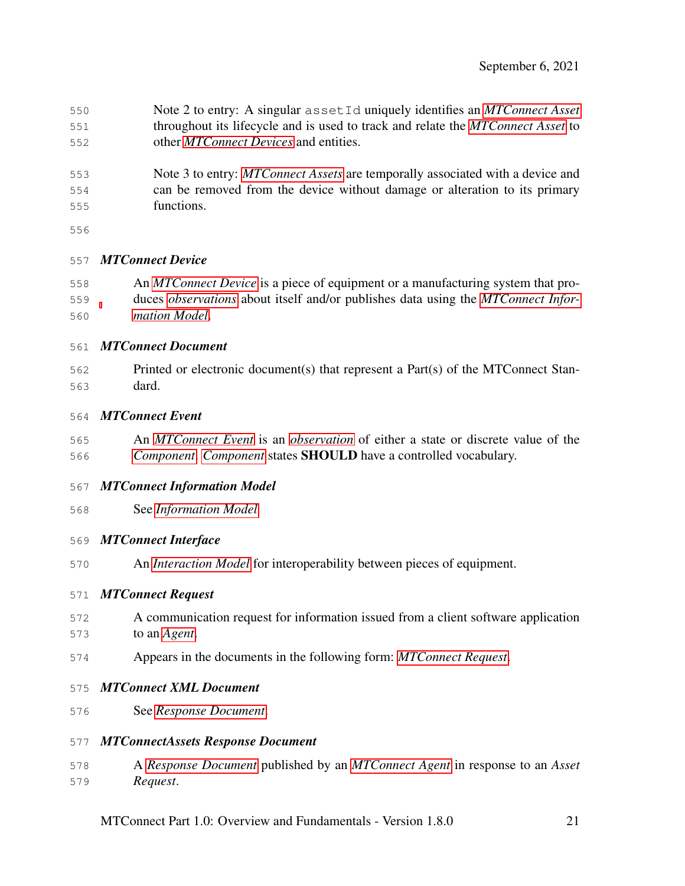Note 2 to entry: A singular `assetId` uniquely identifies an *MTConnect Asset* throughout its lifecycle and is used to track and relate the *MTConnect Asset* to other *MTConnect Devices* and entities.

Note 3 to entry: *MTConnect Assets* are temporally associated with a device and can be removed from the device without damage or alteration to its primary functions.

***MTConnect Device***

An *MTConnect Device* is a piece of equipment or a manufacturing system that produces *observations* about itself and/or publishes data using the *MTConnect Information Model*.

***MTConnect Document***

Printed or electronic document(s) that represent a Part(s) of the MTConnect Standard.

***MTConnect Event***

An *MTConnect Event* is an *observation* of either a state or discrete value of the *Component*. *Component* states **SHOULD** have a controlled vocabulary.

***MTConnect Information Model***

See *Information Model*.

***MTConnect Interface***

An *Interaction Model* for interoperability between pieces of equipment.

***MTConnect Request***

A communication request for information issued from a client software application to an *Agent*.

Appears in the documents in the following form: *MTConnect Request*.

***MTConnect XML Document***

See *Response Document*.

***MTConnectAssets Response Document***

A *Response Document* published by an *MTConnect Agent* in response to an *Asset Request*.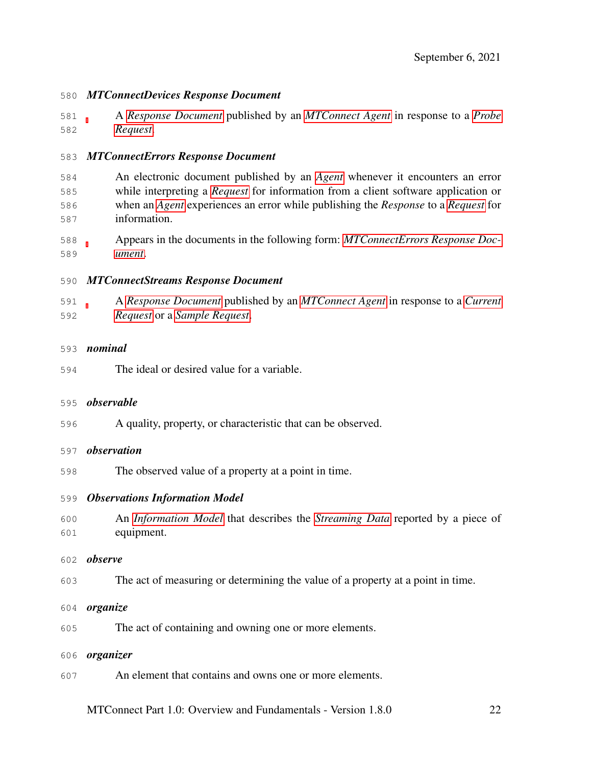**_MTConnectDevices Response Document_**

A *Response Document* published by an *MTConnect Agent* in response to a *Probe Request*.

**_MTConnectErrors Response Document_**

An electronic document published by an *Agent* whenever it encounters an error while interpreting a *Request* for information from a client software application or when an *Agent* experiences an error while publishing the *Response* to a *Request* for information.

Appears in the documents in the following form: *MTConnectErrors Response Document*.

**_MTConnectStreams Response Document_**

A *Response Document* published by an *MTConnect Agent* in response to a *Current Request* or a *Sample Request*.

**_nominal_**

The ideal or desired value for a variable.

**_observable_**

A quality, property, or characteristic that can be observed.

**_observation_**

The observed value of a property at a point in time.

**_Observations Information Model_**

An *Information Model* that describes the *Streaming Data* reported by a piece of equipment.

**_observe_**

The act of measuring or determining the value of a property at a point in time.

**_organize_**

The act of containing and owning one or more elements.

**_organizer_**

An element that contains and owns one or more elements.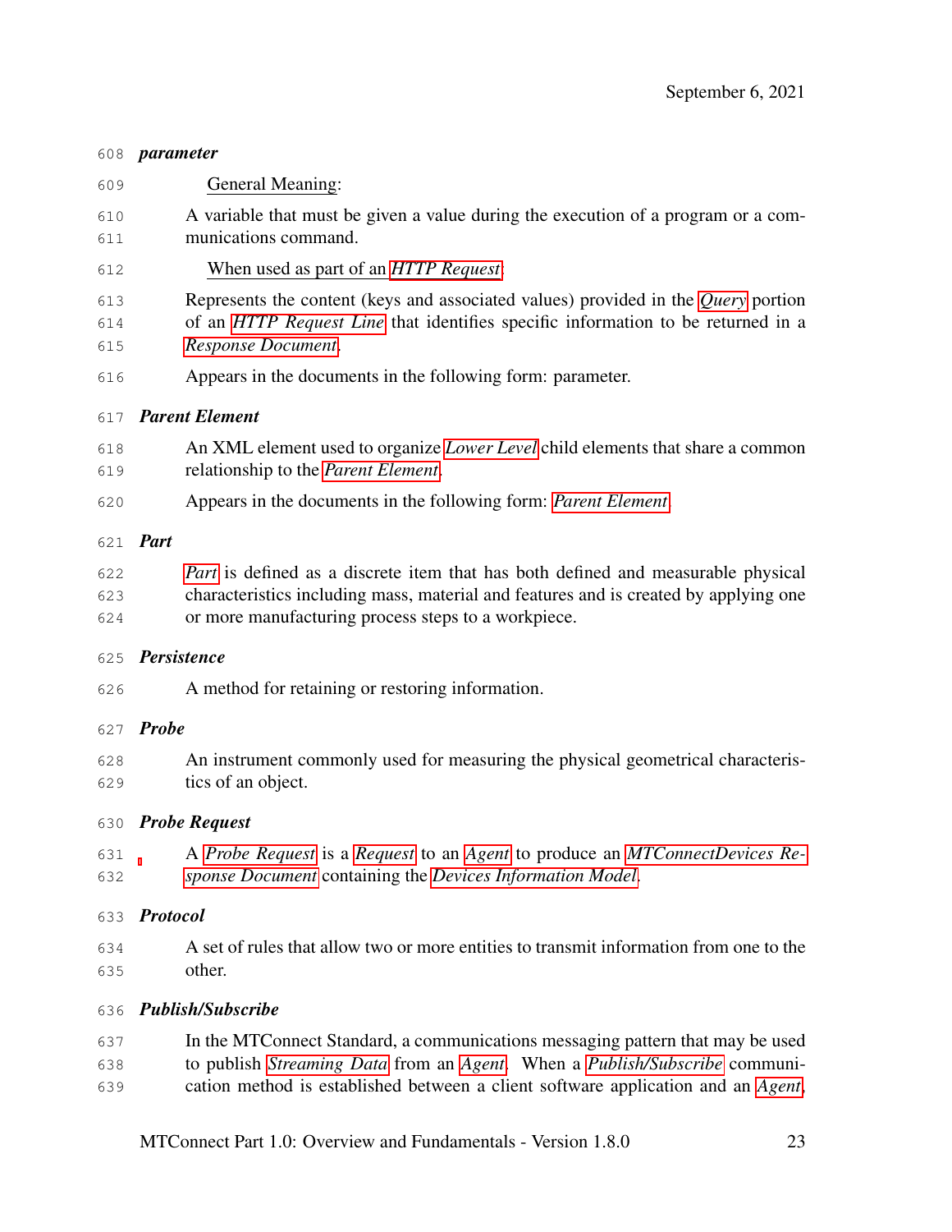***parameter***

General Meaning:

A variable that must be given a value during the execution of a program or a communications command.

When used as part of an *HTTP Request*:

Represents the content (keys and associated values) provided in the *Query* portion of an *HTTP Request Line* that identifies specific information to be returned in a *Response Document*.

Appears in the documents in the following form: parameter.

***Parent Element***

An XML element used to organize *Lower Level* child elements that share a common relationship to the *Parent Element*.

Appears in the documents in the following form: *Parent Element*.

***Part***

*Part* is defined as a discrete item that has both defined and measurable physical characteristics including mass, material and features and is created by applying one or more manufacturing process steps to a workpiece.

***Persistence***

A method for retaining or restoring information.

***Probe***

An instrument commonly used for measuring the physical geometrical characteristics of an object.

***Probe Request***

A *Probe Request* is a *Request* to an *Agent* to produce an *MTConnectDevices Response Document* containing the *Devices Information Model*.

***Protocol***

A set of rules that allow two or more entities to transmit information from one to the other.

***Publish/Subscribe***

In the MTConnect Standard, a communications messaging pattern that may be used to publish *Streaming Data* from an *Agent*. When a *Publish/Subscribe* communication method is established between a client software application and an *Agent*,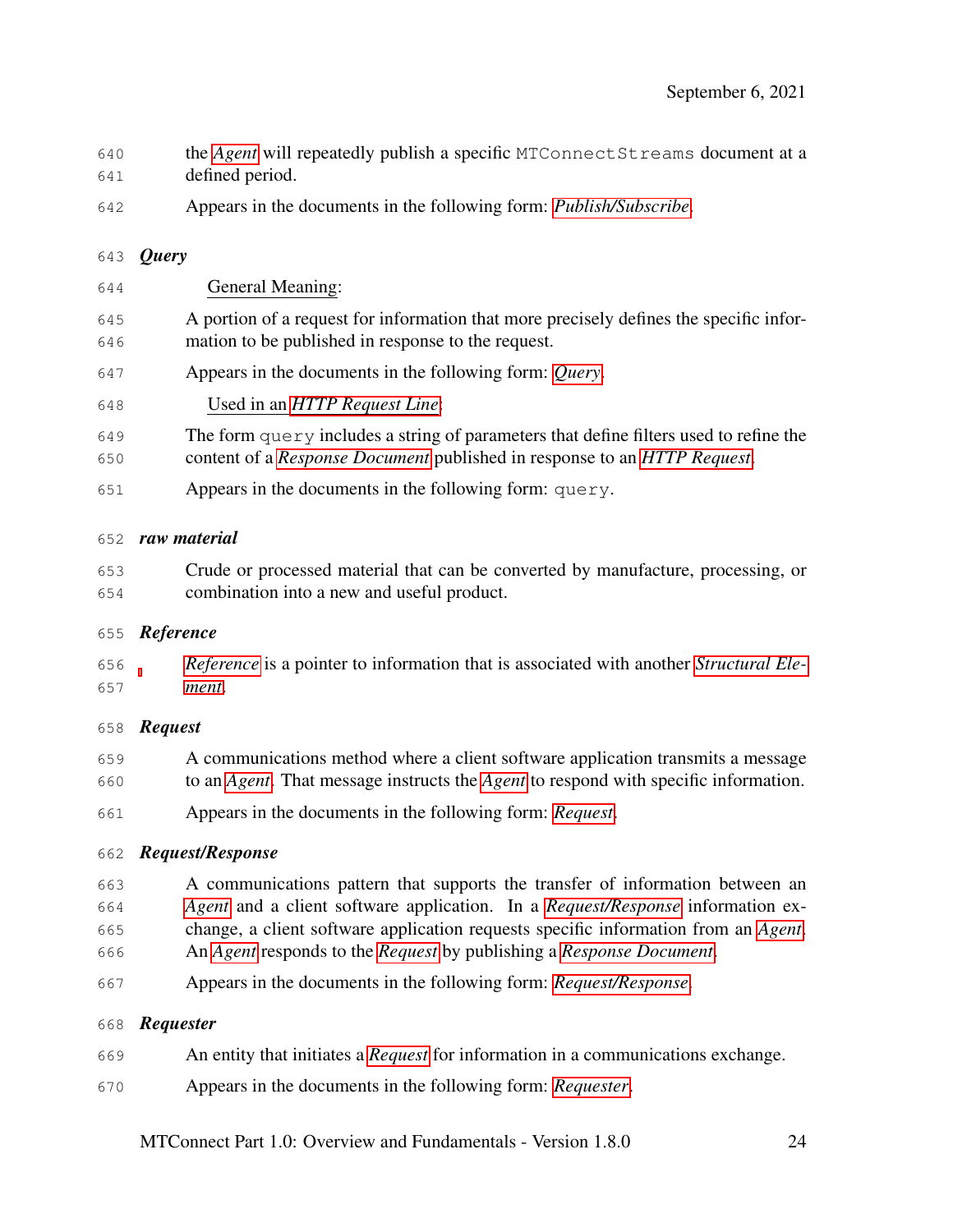the *Agent* will repeatedly publish a specific `MTConnectStreams` document at a defined period.

Appears in the documents in the following form: *Publish/Subscribe*.

***Query***

General Meaning:

A portion of a request for information that more precisely defines the specific information to be published in response to the request.

Appears in the documents in the following form: *Query*.

Used in an *HTTP Request Line*:

The form `query` includes a string of parameters that define filters used to refine the content of a *Response Document* published in response to an *HTTP Request*.

Appears in the documents in the following form: `query`.

***raw material***

Crude or processed material that can be converted by manufacture, processing, or combination into a new and useful product.

***Reference***

*Reference* is a pointer to information that is associated with another *Structural Element*.

***Request***

A communications method where a client software application transmits a message to an *Agent*. That message instructs the *Agent* to respond with specific information.

Appears in the documents in the following form: *Request*.

***Request/Response***

A communications pattern that supports the transfer of information between an *Agent* and a client software application. In a *Request/Response* information exchange, a client software application requests specific information from an *Agent*. An *Agent* responds to the *Request* by publishing a *Response Document*.

Appears in the documents in the following form: *Request/Response*.

***Requester***

An entity that initiates a *Request* for information in a communications exchange.

Appears in the documents in the following form: *Requester*.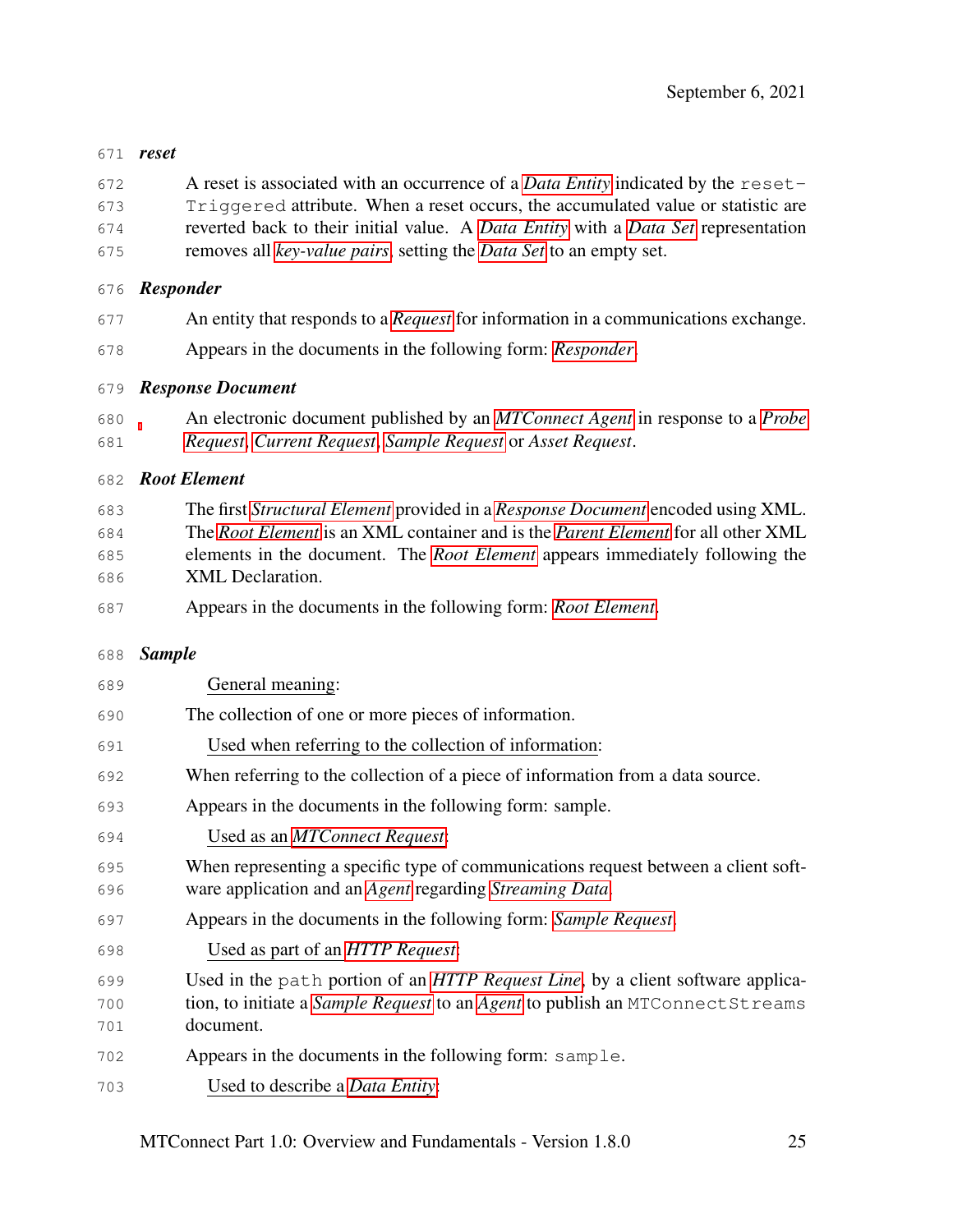***reset***

A reset is associated with an occurrence of a *Data Entity* indicated by the `resetTriggered` attribute. When a reset occurs, the accumulated value or statistic are reverted back to their initial value. A *Data Entity* with a *Data Set* representation removes all *key-value pairs*, setting the *Data Set* to an empty set.

***Responder***

An entity that responds to a *Request* for information in a communications exchange.

Appears in the documents in the following form: *Responder*.

***Response Document***

An electronic document published by an *MTConnect Agent* in response to a *Probe Request*, *Current Request*, *Sample Request* or *Asset Request*.

***Root Element***

The first *Structural Element* provided in a *Response Document* encoded using XML. The *Root Element* is an XML container and is the *Parent Element* for all other XML elements in the document. The *Root Element* appears immediately following the XML Declaration.

Appears in the documents in the following form: *Root Element*.

***Sample***

General meaning:

The collection of one or more pieces of information.

Used when referring to the collection of information:

When referring to the collection of a piece of information from a data source.

Appears in the documents in the following form: sample.

Used as an *MTConnect Request*:

When representing a specific type of communications request between a client software application and an *Agent* regarding *Streaming Data*.

Appears in the documents in the following form: *Sample Request*.

Used as part of an *HTTP Request*:

Used in the `path` portion of an *HTTP Request Line*, by a client software application, to initiate a *Sample Request* to an *Agent* to publish an `MTConnectStreams` document.

Appears in the documents in the following form: `sample`.

Used to describe a *Data Entity*: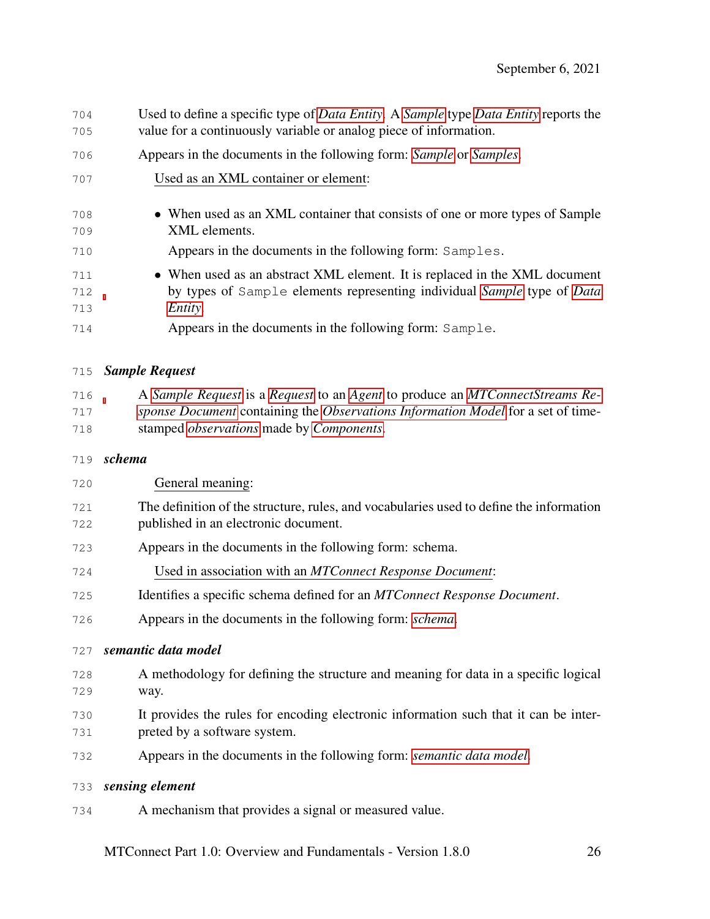Used to define a specific type of *Data Entity*. A *Sample* type *Data Entity* reports the value for a continuously variable or analog piece of information.

Appears in the documents in the following form: *Sample* or *Samples*.

Used as an XML container or element:

- When used as an XML container that consists of one or more types of Sample XML elements.

  Appears in the documents in the following form: `Samples`.

- When used as an abstract XML element. It is replaced in the XML document by types of `Sample` elements representing individual *Sample* type of *Data Entity*.

  Appears in the documents in the following form: `Sample`.

### *Sample Request*

A *Sample Request* is a *Request* to an *Agent* to produce an *MTConnectStreams Response Document* containing the *Observations Information Model* for a set of timestamped *observations* made by *Components*.

### *schema*

General meaning:

The definition of the structure, rules, and vocabularies used to define the information published in an electronic document.

Appears in the documents in the following form: schema.

Used in association with an *MTConnect Response Document*:

Identifies a specific schema defined for an *MTConnect Response Document*.

Appears in the documents in the following form: *schema*.

### *semantic data model*

A methodology for defining the structure and meaning for data in a specific logical way.

It provides the rules for encoding electronic information such that it can be interpreted by a software system.

Appears in the documents in the following form: *semantic data model*.

### *sensing element*

A mechanism that provides a signal or measured value.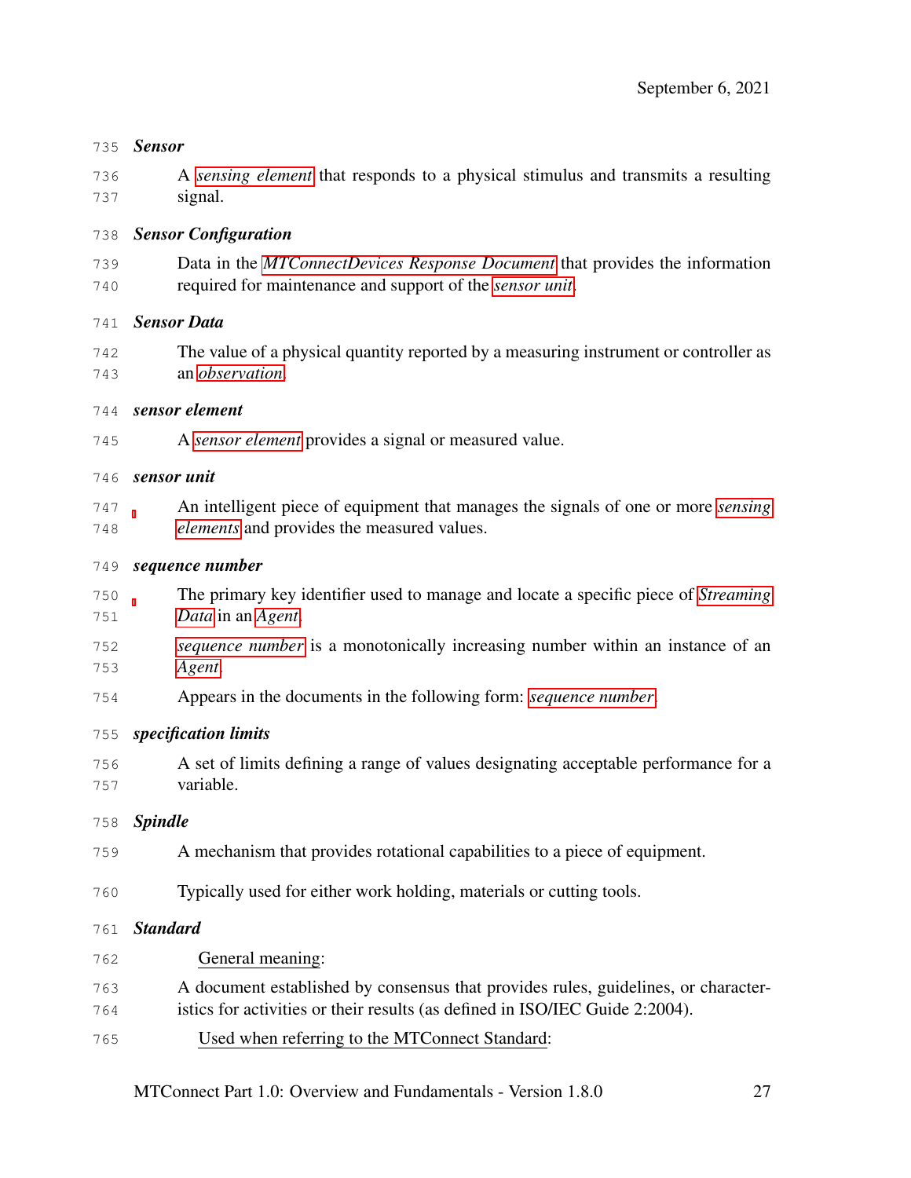***Sensor***

A *sensing element* that responds to a physical stimulus and transmits a resulting signal.

***Sensor Configuration***

Data in the *MTConnectDevices Response Document* that provides the information required for maintenance and support of the *sensor unit*.

***Sensor Data***

The value of a physical quantity reported by a measuring instrument or controller as an *observation*.

***sensor element***

A *sensor element* provides a signal or measured value.

***sensor unit***

An intelligent piece of equipment that manages the signals of one or more *sensing elements* and provides the measured values.

***sequence number***

The primary key identifier used to manage and locate a specific piece of *Streaming Data* in an *Agent*.

*sequence number* is a monotonically increasing number within an instance of an *Agent*.

Appears in the documents in the following form: *sequence number*.

***specification limits***

A set of limits defining a range of values designating acceptable performance for a variable.

***Spindle***

A mechanism that provides rotational capabilities to a piece of equipment.

Typically used for either work holding, materials or cutting tools.

***Standard***

General meaning:

A document established by consensus that provides rules, guidelines, or characteristics for activities or their results (as defined in ISO/IEC Guide 2:2004).

Used when referring to the MTConnect Standard: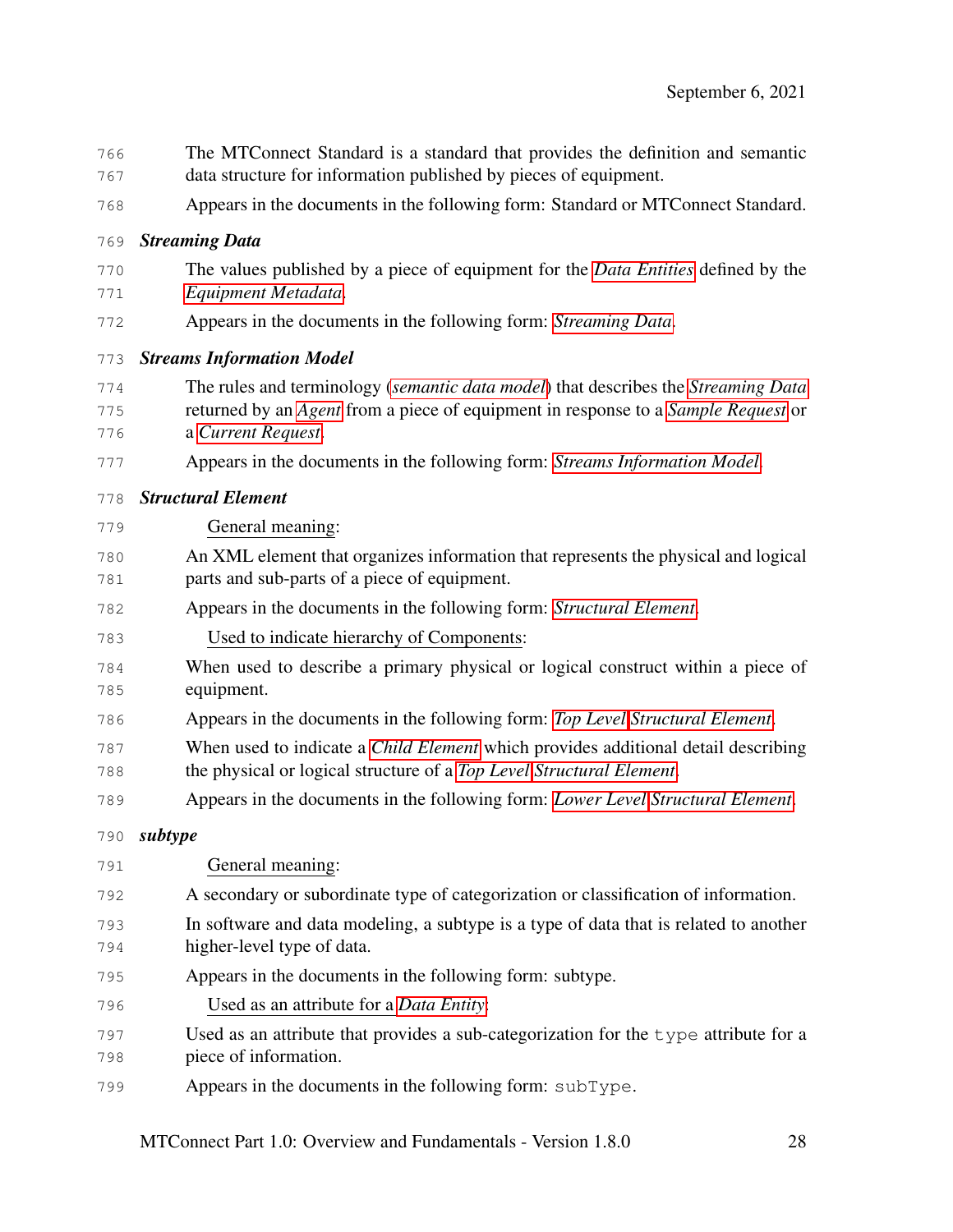The MTConnect Standard is a standard that provides the definition and semantic data structure for information published by pieces of equipment.

Appears in the documents in the following form: Standard or MTConnect Standard.

***Streaming Data***

The values published by a piece of equipment for the *Data Entities* defined by the *Equipment Metadata*.

Appears in the documents in the following form: *Streaming Data*.

***Streams Information Model***

The rules and terminology (*semantic data model*) that describes the *Streaming Data* returned by an *Agent* from a piece of equipment in response to a *Sample Request* or a *Current Request*.

Appears in the documents in the following form: *Streams Information Model*.

***Structural Element***

General meaning:

An XML element that organizes information that represents the physical and logical parts and sub-parts of a piece of equipment.

Appears in the documents in the following form: *Structural Element*.

Used to indicate hierarchy of Components:

When used to describe a primary physical or logical construct within a piece of equipment.

Appears in the documents in the following form: *Top Level Structural Element*.

When used to indicate a *Child Element* which provides additional detail describing the physical or logical structure of a *Top Level Structural Element*.

Appears in the documents in the following form: *Lower Level Structural Element*.

***subtype***

General meaning:

A secondary or subordinate type of categorization or classification of information.

In software and data modeling, a subtype is a type of data that is related to another higher-level type of data.

Appears in the documents in the following form: subtype.

Used as an attribute for a *Data Entity*:

Used as an attribute that provides a sub-categorization for the `type` attribute for a piece of information.

Appears in the documents in the following form: `subType`.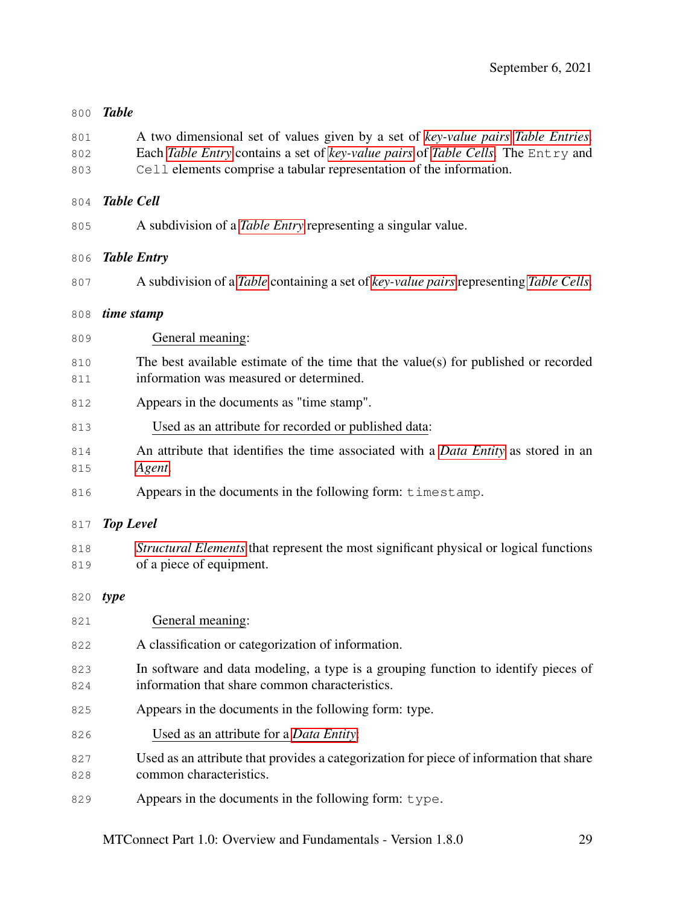***Table***

A two dimensional set of values given by a set of *key-value pairs* *Table Entries*. Each *Table Entry* contains a set of *key-value pairs* of *Table Cells*. The `Entry` and `Cell` elements comprise a tabular representation of the information.

***Table Cell***

A subdivision of a *Table Entry* representing a singular value.

***Table Entry***

A subdivision of a *Table* containing a set of *key-value pairs* representing *Table Cells*.

***time stamp***

General meaning:

The best available estimate of the time that the value(s) for published or recorded information was measured or determined.

Appears in the documents as "time stamp".

Used as an attribute for recorded or published data:

An attribute that identifies the time associated with a *Data Entity* as stored in an *Agent*.

Appears in the documents in the following form: `timestamp`.

***Top Level***

*Structural Elements* that represent the most significant physical or logical functions of a piece of equipment.

***type***

General meaning:

A classification or categorization of information.

In software and data modeling, a type is a grouping function to identify pieces of information that share common characteristics.

Appears in the documents in the following form: type.

Used as an attribute for a *Data Entity*:

Used as an attribute that provides a categorization for piece of information that share common characteristics.

Appears in the documents in the following form: `type`.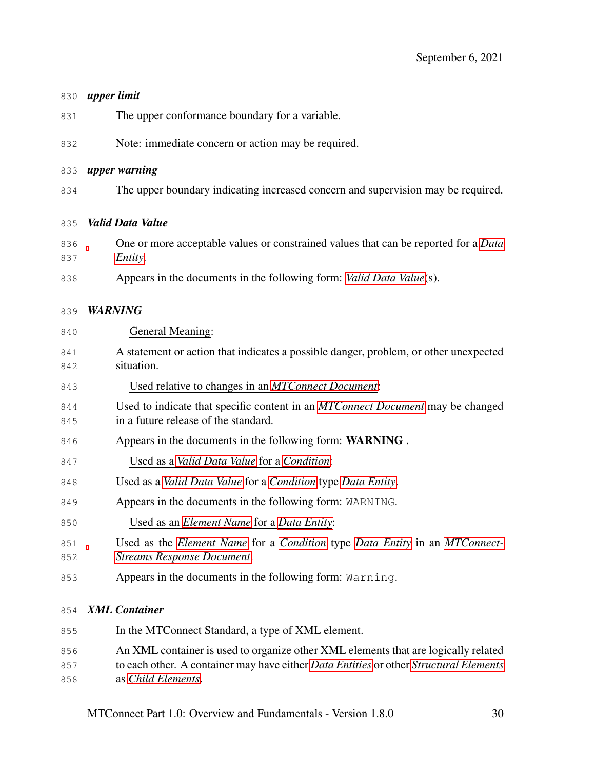***upper limit***

The upper conformance boundary for a variable.

Note: immediate concern or action may be required.

***upper warning***

The upper boundary indicating increased concern and supervision may be required.

***Valid Data Value***

One or more acceptable values or constrained values that can be reported for a *Data Entity*.

Appears in the documents in the following form: *Valid Data Value*(s).

***WARNING***

General Meaning:

A statement or action that indicates a possible danger, problem, or other unexpected situation.

Used relative to changes in an *MTConnect Document*:

Used to indicate that specific content in an *MTConnect Document* may be changed in a future release of the standard.

Appears in the documents in the following form: **WARNING** .

Used as a *Valid Data Value* for a *Condition*:

Used as a *Valid Data Value* for a *Condition* type *Data Entity*.

Appears in the documents in the following form: `WARNING`.

Used as an *Element Name* for a *Data Entity*:

Used as the *Element Name* for a *Condition* type *Data Entity* in an *MTConnect-Streams Response Document*.

Appears in the documents in the following form: `Warning`.

***XML Container***

In the MTConnect Standard, a type of XML element.

An XML container is used to organize other XML elements that are logically related to each other. A container may have either *Data Entities* or other *Structural Elements* as *Child Elements*.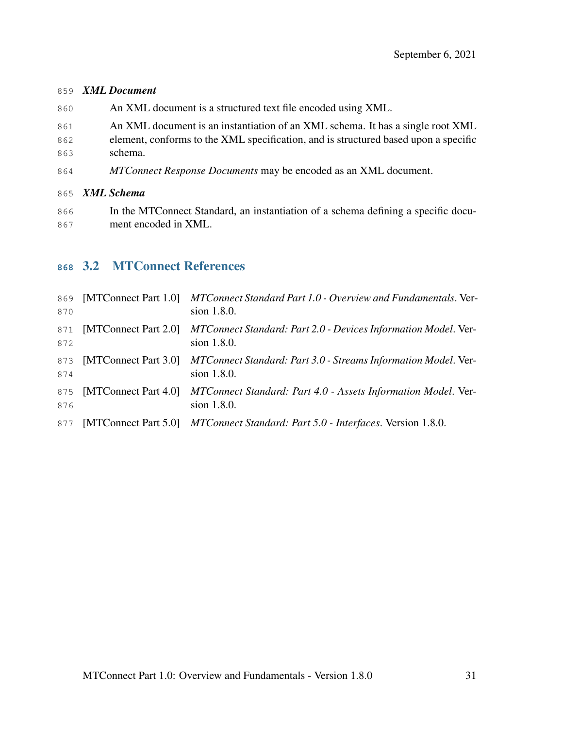***XML Document***

An XML document is a structured text file encoded using XML.

An XML document is an instantiation of an XML schema. It has a single root XML element, conforms to the XML specification, and is structured based upon a specific schema.

*MTConnect Response Documents* may be encoded as an XML document.

***XML Schema***

In the MTConnect Standard, an instantiation of a schema defining a specific document encoded in XML.

## 3.2 MTConnect References

[MTConnect Part 1.0] *MTConnect Standard Part 1.0 - Overview and Fundamentals*. Version 1.8.0.

[MTConnect Part 2.0] *MTConnect Standard: Part 2.0 - Devices Information Model*. Version 1.8.0.

[MTConnect Part 3.0] *MTConnect Standard: Part 3.0 - Streams Information Model*. Version 1.8.0.

[MTConnect Part 4.0] *MTConnect Standard: Part 4.0 - Assets Information Model*. Version 1.8.0.

[MTConnect Part 5.0] *MTConnect Standard: Part 5.0 - Interfaces*. Version 1.8.0.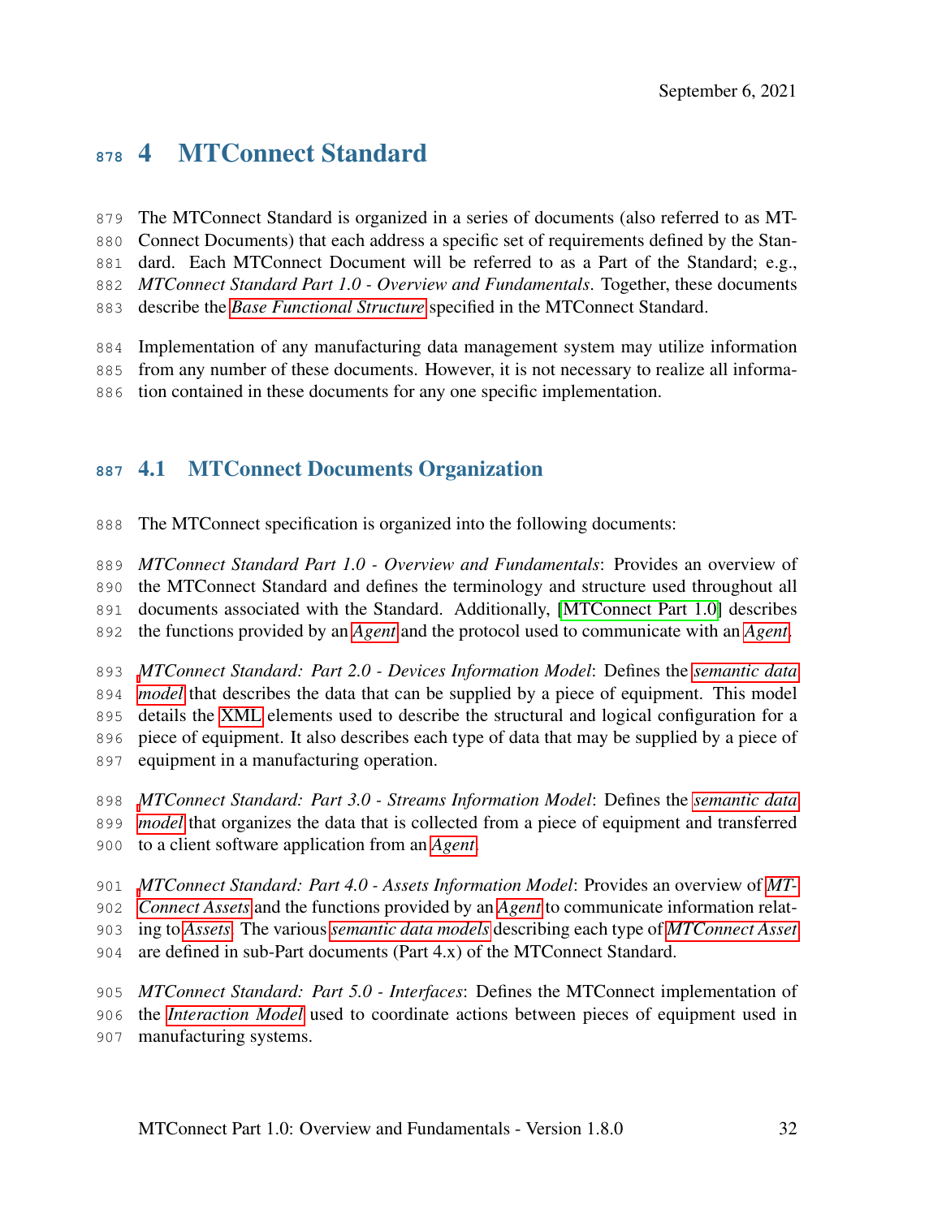# 4 MTConnect Standard

The MTConnect Standard is organized in a series of documents (also referred to as MTConnect Documents) that each address a specific set of requirements defined by the Standard. Each MTConnect Document will be referred to as a Part of the Standard; e.g., *MTConnect Standard Part 1.0 - Overview and Fundamentals*. Together, these documents describe the *Base Functional Structure* specified in the MTConnect Standard.

Implementation of any manufacturing data management system may utilize information from any number of these documents. However, it is not necessary to realize all information contained in these documents for any one specific implementation.

## 4.1 MTConnect Documents Organization

The MTConnect specification is organized into the following documents:

*MTConnect Standard Part 1.0 - Overview and Fundamentals*: Provides an overview of the MTConnect Standard and defines the terminology and structure used throughout all documents associated with the Standard. Additionally, [MTConnect Part 1.0] describes the functions provided by an *Agent* and the protocol used to communicate with an *Agent*.

*MTConnect Standard: Part 2.0 - Devices Information Model*: Defines the *semantic data model* that describes the data that can be supplied by a piece of equipment. This model details the XML elements used to describe the structural and logical configuration for a piece of equipment. It also describes each type of data that may be supplied by a piece of equipment in a manufacturing operation.

*MTConnect Standard: Part 3.0 - Streams Information Model*: Defines the *semantic data model* that organizes the data that is collected from a piece of equipment and transferred to a client software application from an *Agent*.

*MTConnect Standard: Part 4.0 - Assets Information Model*: Provides an overview of *MTConnect Assets* and the functions provided by an *Agent* to communicate information relating to *Assets*. The various *semantic data models* describing each type of *MTConnect Asset* are defined in sub-Part documents (Part 4.x) of the MTConnect Standard.

*MTConnect Standard: Part 5.0 - Interfaces*: Defines the MTConnect implementation of the *Interaction Model* used to coordinate actions between pieces of equipment used in manufacturing systems.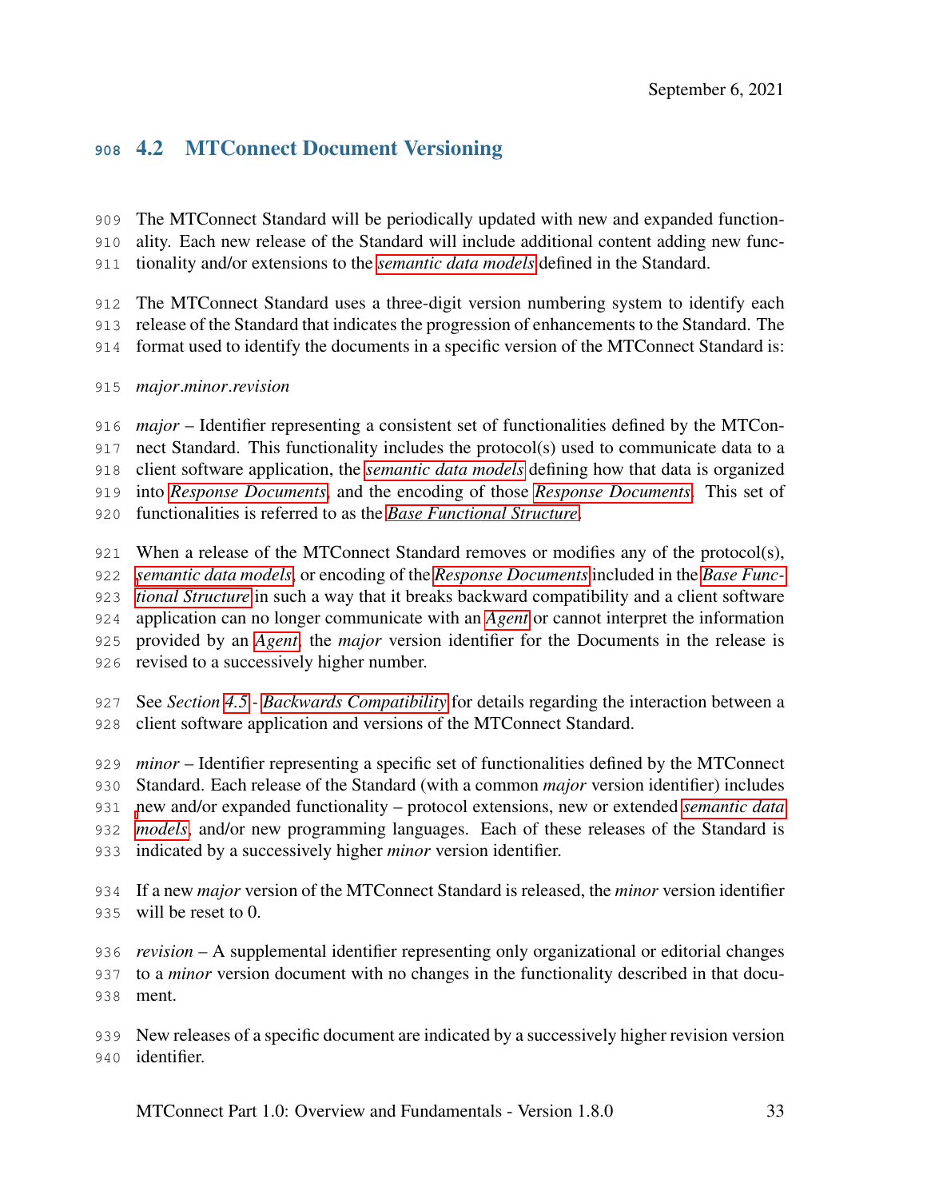## 4.2 MTConnect Document Versioning

The MTConnect Standard will be periodically updated with new and expanded functionality. Each new release of the Standard will include additional content adding new functionality and/or extensions to the *semantic data models* defined in the Standard.

The MTConnect Standard uses a three-digit version numbering system to identify each release of the Standard that indicates the progression of enhancements to the Standard. The format used to identify the documents in a specific version of the MTConnect Standard is:

*major.minor.revision*

*major* – Identifier representing a consistent set of functionalities defined by the MTConnect Standard. This functionality includes the protocol(s) used to communicate data to a client software application, the *semantic data models* defining how that data is organized into *Response Documents*, and the encoding of those *Response Documents*. This set of functionalities is referred to as the *Base Functional Structure*.

When a release of the MTConnect Standard removes or modifies any of the protocol(s), *semantic data models*, or encoding of the *Response Documents* included in the *Base Functional Structure* in such a way that it breaks backward compatibility and a client software application can no longer communicate with an *Agent* or cannot interpret the information provided by an *Agent*, the *major* version identifier for the Documents in the release is revised to a successively higher number.

See *Section 4.5* - *Backwards Compatibility* for details regarding the interaction between a client software application and versions of the MTConnect Standard.

*minor* – Identifier representing a specific set of functionalities defined by the MTConnect Standard. Each release of the Standard (with a common *major* version identifier) includes new and/or expanded functionality – protocol extensions, new or extended *semantic data models*, and/or new programming languages. Each of these releases of the Standard is indicated by a successively higher *minor* version identifier.

If a new *major* version of the MTConnect Standard is released, the *minor* version identifier will be reset to 0.

*revision* – A supplemental identifier representing only organizational or editorial changes to a *minor* version document with no changes in the functionality described in that document.

New releases of a specific document are indicated by a successively higher revision version identifier.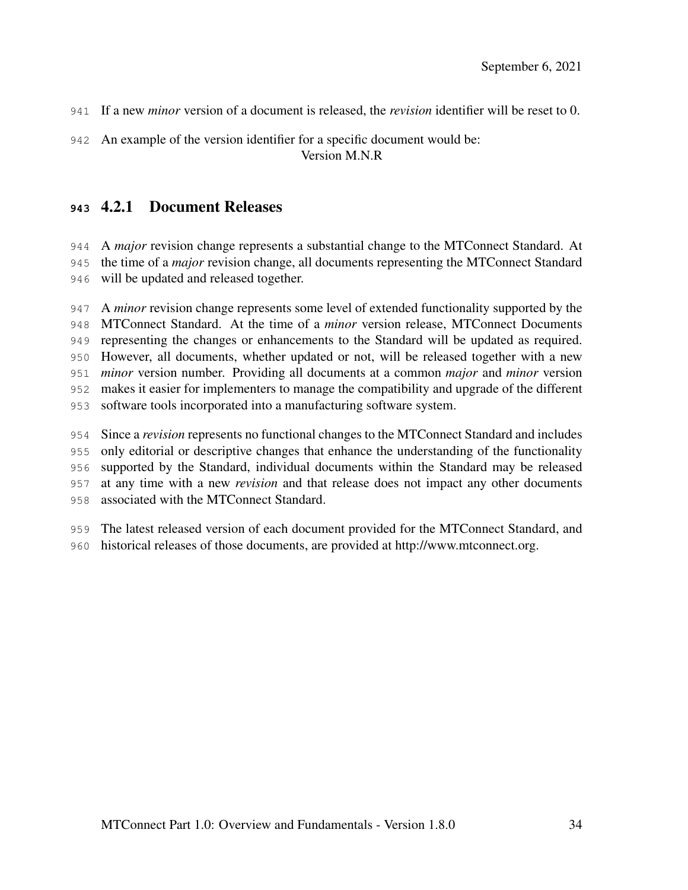If a new *minor* version of a document is released, the *revision* identifier will be reset to 0.

An example of the version identifier for a specific document would be:

Version M.N.R

### 4.2.1 Document Releases

A *major* revision change represents a substantial change to the MTConnect Standard. At the time of a *major* revision change, all documents representing the MTConnect Standard will be updated and released together.

A *minor* revision change represents some level of extended functionality supported by the MTConnect Standard. At the time of a *minor* version release, MTConnect Documents representing the changes or enhancements to the Standard will be updated as required. However, all documents, whether updated or not, will be released together with a new *minor* version number. Providing all documents at a common *major* and *minor* version makes it easier for implementers to manage the compatibility and upgrade of the different software tools incorporated into a manufacturing software system.

Since a *revision* represents no functional changes to the MTConnect Standard and includes only editorial or descriptive changes that enhance the understanding of the functionality supported by the Standard, individual documents within the Standard may be released at any time with a new *revision* and that release does not impact any other documents associated with the MTConnect Standard.

The latest released version of each document provided for the MTConnect Standard, and historical releases of those documents, are provided at http://www.mtconnect.org.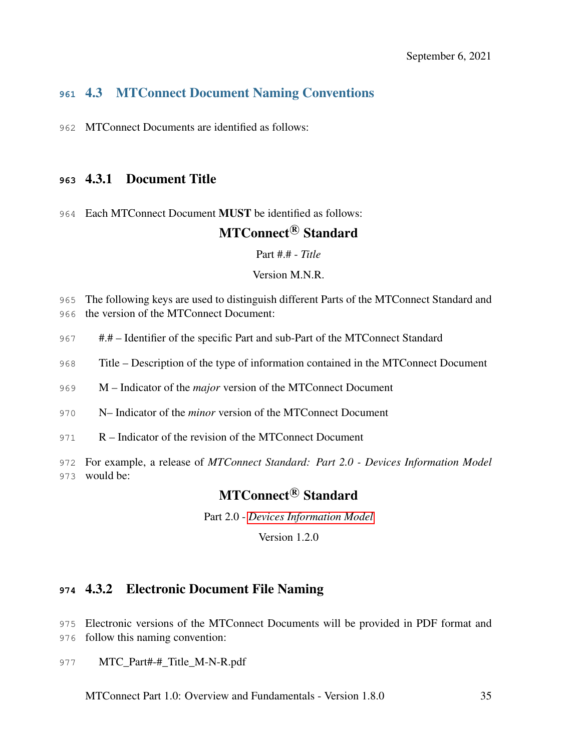## 4.3 MTConnect Document Naming Conventions

MTConnect Documents are identified as follows:

### 4.3.1 Document Title

Each MTConnect Document **MUST** be identified as follows:

**MTConnect® Standard**

Part #.# - *Title*

Version M.N.R.

The following keys are used to distinguish different Parts of the MTConnect Standard and the version of the MTConnect Document:

#.# – Identifier of the specific Part and sub-Part of the MTConnect Standard

Title – Description of the type of information contained in the MTConnect Document

M – Indicator of the *major* version of the MTConnect Document

N– Indicator of the *minor* version of the MTConnect Document

R – Indicator of the revision of the MTConnect Document

For example, a release of *MTConnect Standard: Part 2.0 - Devices Information Model* would be:

**MTConnect® Standard**

Part 2.0 - *Devices Information Model*

Version 1.2.0

### 4.3.2 Electronic Document File Naming

Electronic versions of the MTConnect Documents will be provided in PDF format and follow this naming convention:

MTC_Part#-#_Title_M-N-R.pdf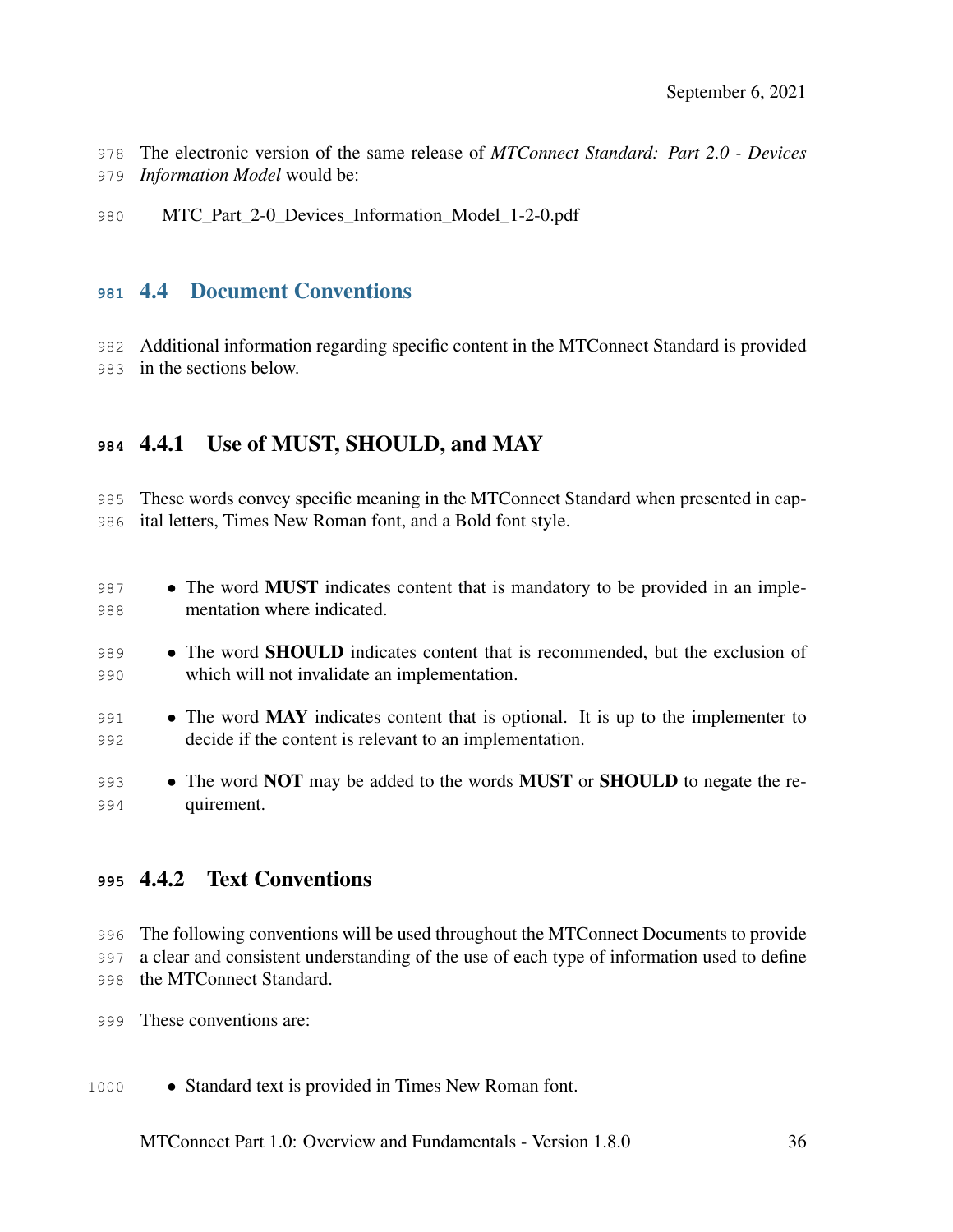The electronic version of the same release of *MTConnect Standard: Part 2.0 - Devices Information Model* would be:

MTC_Part_2-0_Devices_Information_Model_1-2-0.pdf

## 4.4 Document Conventions

Additional information regarding specific content in the MTConnect Standard is provided in the sections below.

### 4.4.1 Use of MUST, SHOULD, and MAY

These words convey specific meaning in the MTConnect Standard when presented in capital letters, Times New Roman font, and a Bold font style.

- The word **MUST** indicates content that is mandatory to be provided in an implementation where indicated.
- The word **SHOULD** indicates content that is recommended, but the exclusion of which will not invalidate an implementation.
- The word **MAY** indicates content that is optional. It is up to the implementer to decide if the content is relevant to an implementation.
- The word **NOT** may be added to the words **MUST** or **SHOULD** to negate the requirement.

### 4.4.2 Text Conventions

The following conventions will be used throughout the MTConnect Documents to provide a clear and consistent understanding of the use of each type of information used to define the MTConnect Standard.

These conventions are:

- Standard text is provided in Times New Roman font.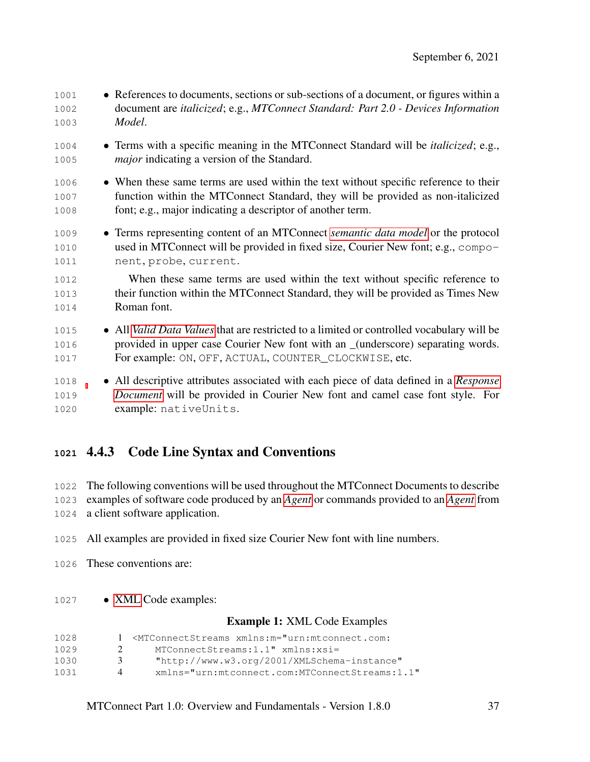- References to documents, sections or sub-sections of a document, or figures within a document are *italicized*; e.g., *MTConnect Standard: Part 2.0 - Devices Information Model*.
- Terms with a specific meaning in the MTConnect Standard will be *italicized*; e.g., *major* indicating a version of the Standard.
- When these same terms are used within the text without specific reference to their function within the MTConnect Standard, they will be provided as non-italicized font; e.g., major indicating a descriptor of another term.
- Terms representing content of an MTConnect *semantic data model* or the protocol used in MTConnect will be provided in fixed size, Courier New font; e.g., `component`, `probe`, `current`.

  When these same terms are used within the text without specific reference to their function within the MTConnect Standard, they will be provided as Times New Roman font.
- All *Valid Data Values* that are restricted to a limited or controlled vocabulary will be provided in upper case Courier New font with an _(underscore) separating words. For example: `ON`, `OFF`, `ACTUAL`, `COUNTER_CLOCKWISE`, etc.
- All descriptive attributes associated with each piece of data defined in a *Response Document* will be provided in Courier New font and camel case font style. For example: `nativeUnits`.

### 4.4.3 Code Line Syntax and Conventions

The following conventions will be used throughout the MTConnect Documents to describe examples of software code produced by an *Agent* or commands provided to an *Agent* from a client software application.

All examples are provided in fixed size Courier New font with line numbers.

These conventions are:

- XML Code examples:

**Example 1:** XML Code Examples

```
1 <MTConnectStreams xmlns:m="urn:mtconnect.com:
2     MTConnectStreams:1.1" xmlns:xsi=
3     "http://www.w3.org/2001/XMLSchema-instance"
4     xmlns="urn:mtconnect.com:MTConnectStreams:1.1"
```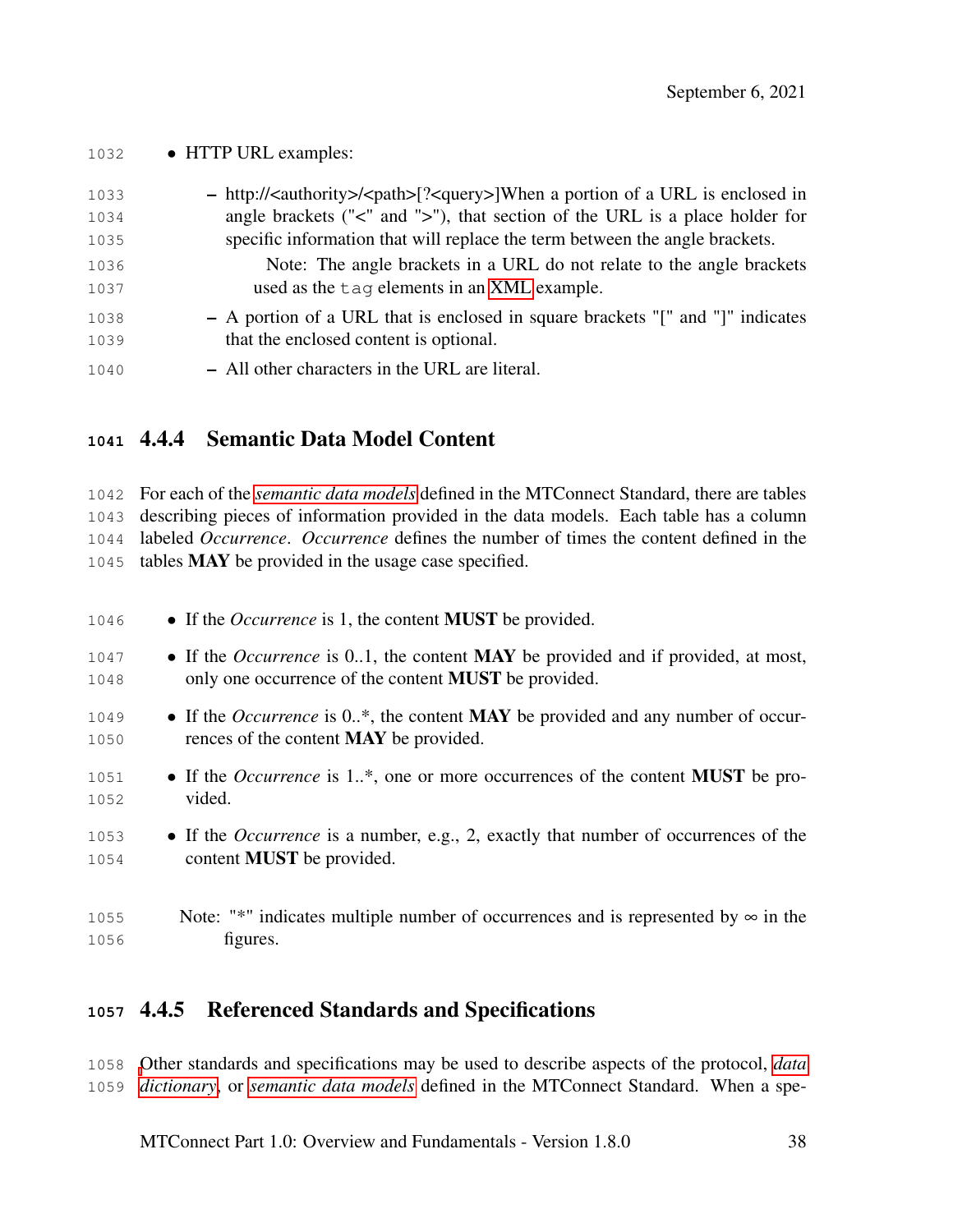- HTTP URL examples:
  - http://<authority>/<path>[?<query>]When a portion of a URL is enclosed in angle brackets ("<" and ">"), that section of the URL is a place holder for specific information that will replace the term between the angle brackets.

    Note: The angle brackets in a URL do not relate to the angle brackets used as the `tag` elements in an XML example.
  - A portion of a URL that is enclosed in square brackets "[" and "]" indicates that the enclosed content is optional.
  - All other characters in the URL are literal.

### 4.4.4 Semantic Data Model Content

For each of the *semantic data models* defined in the MTConnect Standard, there are tables describing pieces of information provided in the data models. Each table has a column labeled *Occurrence*. *Occurrence* defines the number of times the content defined in the tables **MAY** be provided in the usage case specified.

- If the *Occurrence* is 1, the content **MUST** be provided.
- If the *Occurrence* is 0..1, the content **MAY** be provided and if provided, at most, only one occurrence of the content **MUST** be provided.
- If the *Occurrence* is 0..*, the content **MAY** be provided and any number of occurrences of the content **MAY** be provided.
- If the *Occurrence* is 1..*, one or more occurrences of the content **MUST** be provided.
- If the *Occurrence* is a number, e.g., 2, exactly that number of occurrences of the content **MUST** be provided.

Note: "*" indicates multiple number of occurrences and is represented by $\infty$ in the figures.

### 4.4.5 Referenced Standards and Specifications

Other standards and specifications may be used to describe aspects of the protocol, *data dictionary*, or *semantic data models* defined in the MTConnect Standard. When a spe-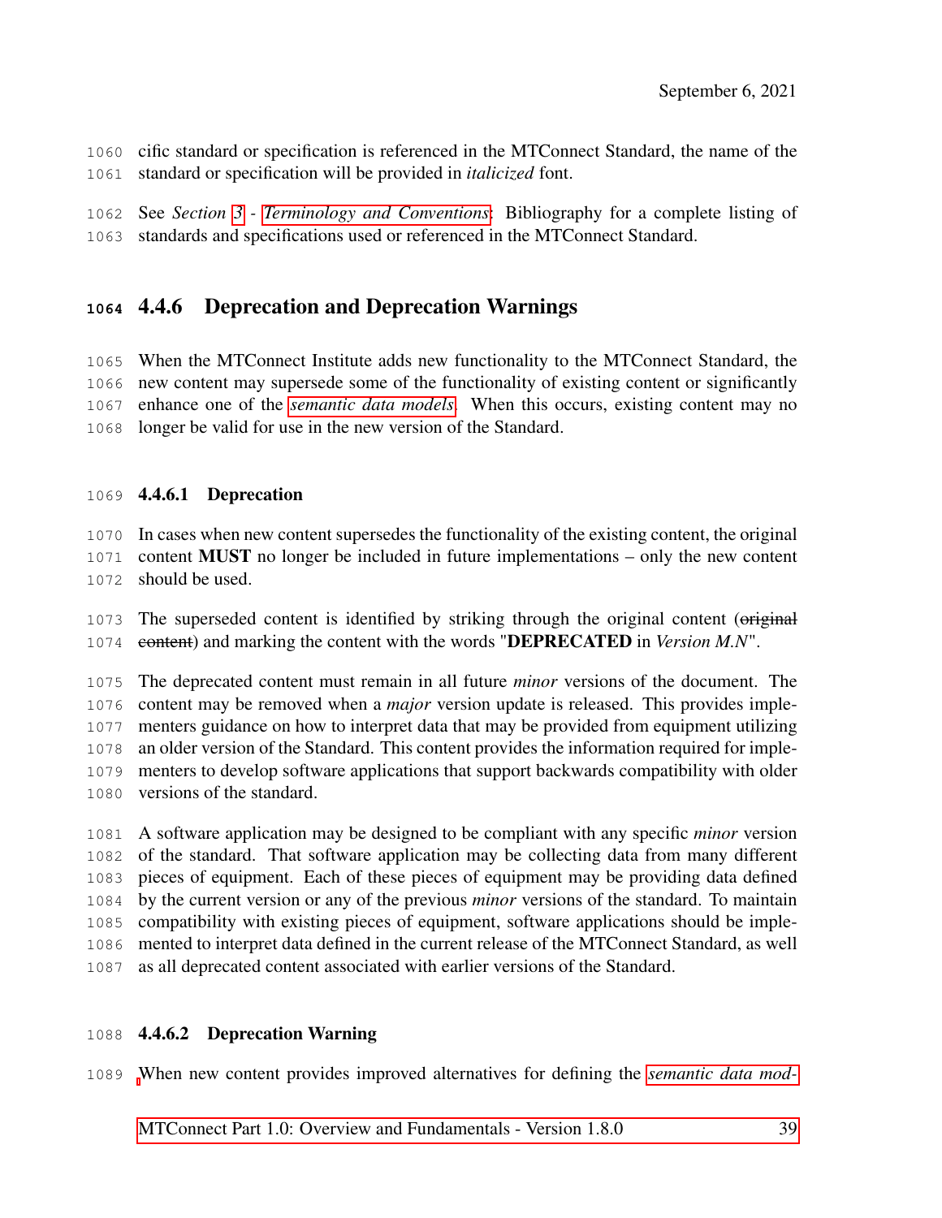cific standard or specification is referenced in the MTConnect Standard, the name of the standard or specification will be provided in *italicized* font.

See *Section 3 - Terminology and Conventions*: Bibliography for a complete listing of standards and specifications used or referenced in the MTConnect Standard.

### 4.4.6 Deprecation and Deprecation Warnings

When the MTConnect Institute adds new functionality to the MTConnect Standard, the new content may supersede some of the functionality of existing content or significantly enhance one of the *semantic data models*. When this occurs, existing content may no longer be valid for use in the new version of the Standard.

#### 4.4.6.1 Deprecation

In cases when new content supersedes the functionality of the existing content, the original content **MUST** no longer be included in future implementations – only the new content should be used.

The superseded content is identified by striking through the original content (~~original content~~) and marking the content with the words "**DEPRECATED** in *Version M.N*".

The deprecated content must remain in all future *minor* versions of the document. The content may be removed when a *major* version update is released. This provides implementers guidance on how to interpret data that may be provided from equipment utilizing an older version of the Standard. This content provides the information required for implementers to develop software applications that support backwards compatibility with older versions of the standard.

A software application may be designed to be compliant with any specific *minor* version of the standard. That software application may be collecting data from many different pieces of equipment. Each of these pieces of equipment may be providing data defined by the current version or any of the previous *minor* versions of the standard. To maintain compatibility with existing pieces of equipment, software applications should be implemented to interpret data defined in the current release of the MTConnect Standard, as well as all deprecated content associated with earlier versions of the Standard.

#### 4.4.6.2 Deprecation Warning

When new content provides improved alternatives for defining the *semantic data mod-*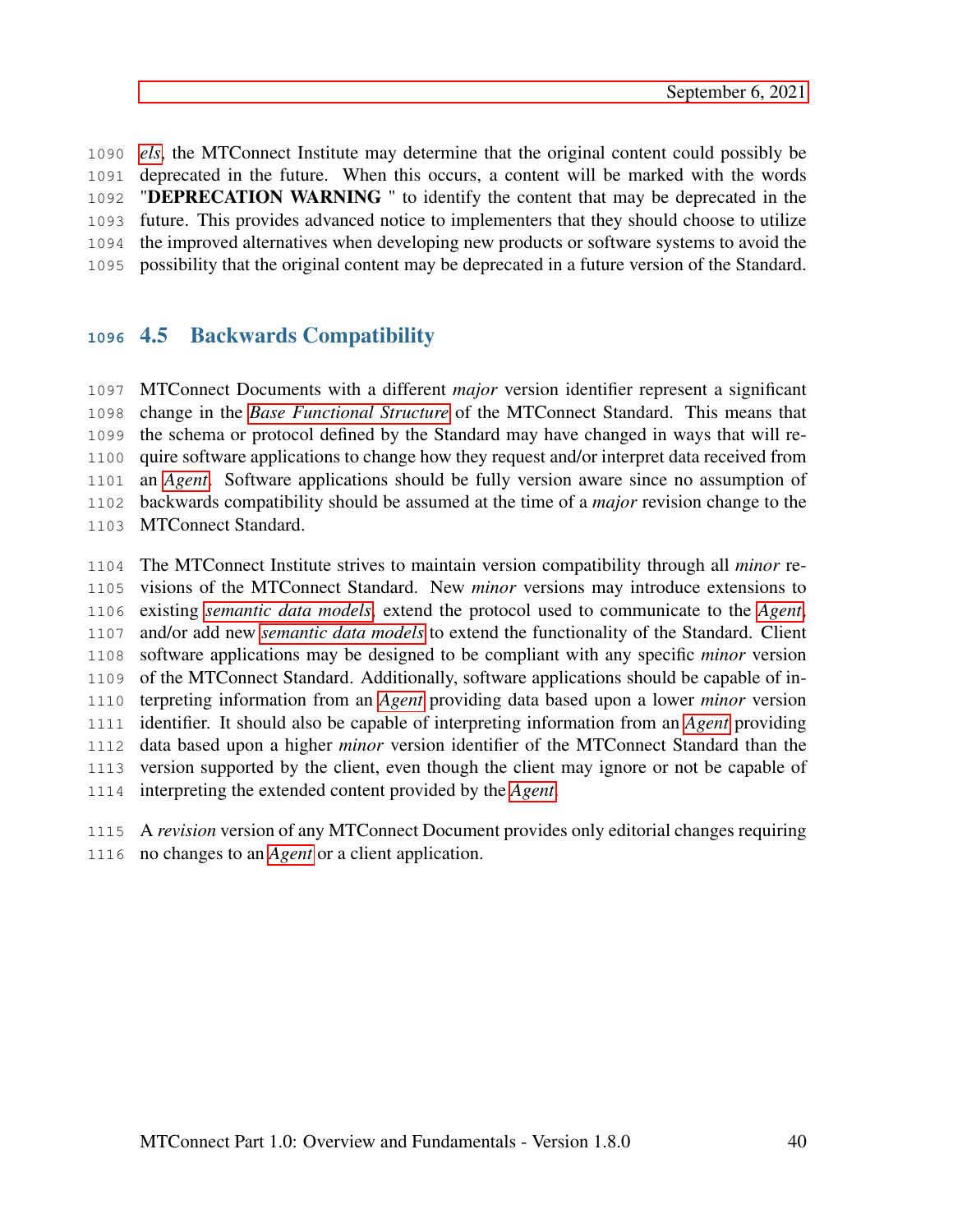*els*, the MTConnect Institute may determine that the original content could possibly be deprecated in the future. When this occurs, a content will be marked with the words "**DEPRECATION WARNING** " to identify the content that may be deprecated in the future. This provides advanced notice to implementers that they should choose to utilize the improved alternatives when developing new products or software systems to avoid the possibility that the original content may be deprecated in a future version of the Standard.

## 4.5 Backwards Compatibility

MTConnect Documents with a different *major* version identifier represent a significant change in the *Base Functional Structure* of the MTConnect Standard. This means that the schema or protocol defined by the Standard may have changed in ways that will require software applications to change how they request and/or interpret data received from an *Agent*. Software applications should be fully version aware since no assumption of backwards compatibility should be assumed at the time of a *major* revision change to the MTConnect Standard.

The MTConnect Institute strives to maintain version compatibility through all *minor* revisions of the MTConnect Standard. New *minor* versions may introduce extensions to existing *semantic data models*, extend the protocol used to communicate to the *Agent*, and/or add new *semantic data models* to extend the functionality of the Standard. Client software applications may be designed to be compliant with any specific *minor* version of the MTConnect Standard. Additionally, software applications should be capable of interpreting information from an *Agent* providing data based upon a lower *minor* version identifier. It should also be capable of interpreting information from an *Agent* providing data based upon a higher *minor* version identifier of the MTConnect Standard than the version supported by the client, even though the client may ignore or not be capable of interpreting the extended content provided by the *Agent*.

A *revision* version of any MTConnect Document provides only editorial changes requiring no changes to an *Agent* or a client application.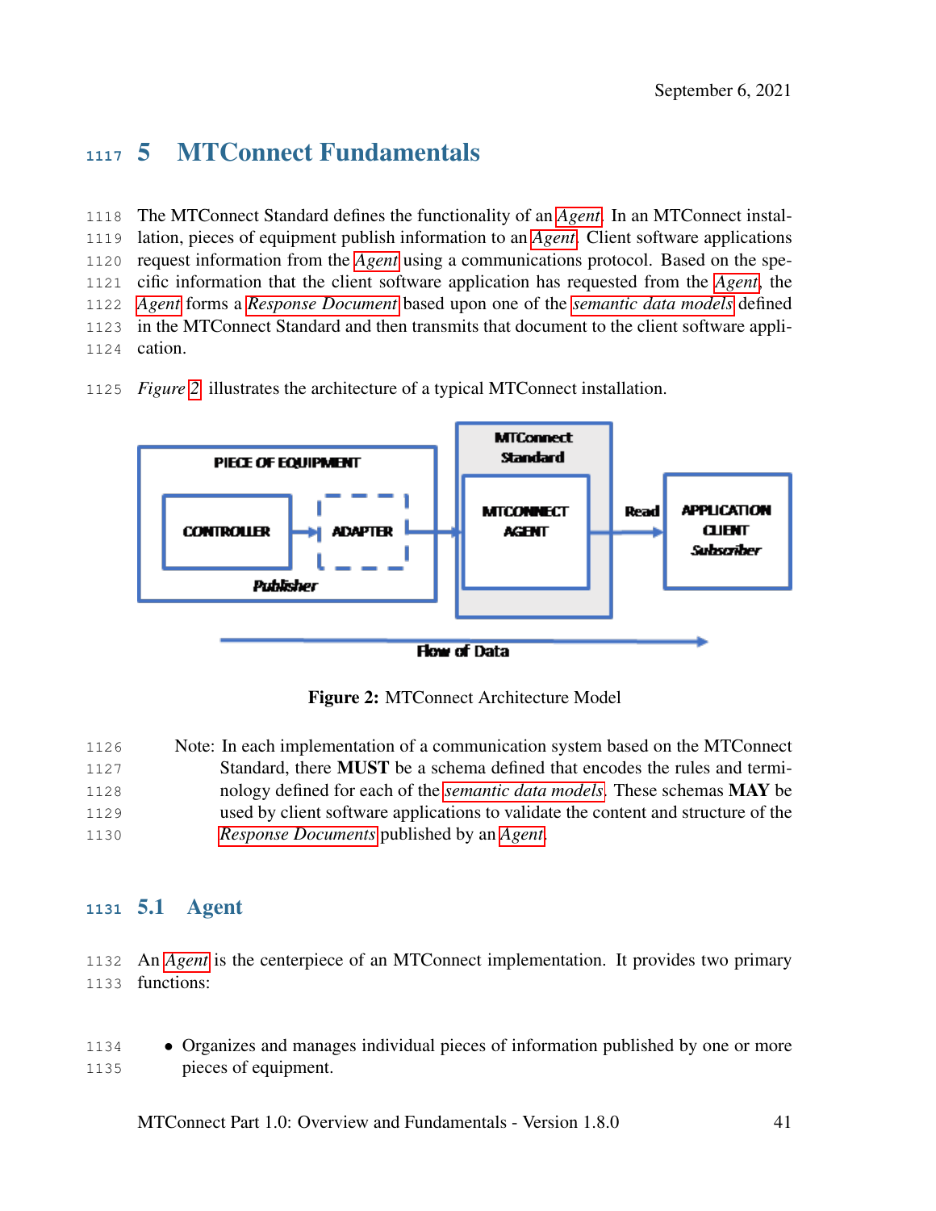# 5 MTConnect Fundamentals

The MTConnect Standard defines the functionality of an *Agent*. In an MTConnect installation, pieces of equipment publish information to an *Agent*. Client software applications request information from the *Agent* using a communications protocol. Based on the specific information that the client software application has requested from the *Agent*, the *Agent* forms a *Response Document* based upon one of the *semantic data models* defined in the MTConnect Standard and then transmits that document to the client software application.

*Figure 2* illustrates the architecture of a typical MTConnect installation.

PIECE OF EQUIPMENT
CONTROLLER
ADAPTER
Publisher
MTConnect Standard
MTCONNECT AGENT
Read
APPLICATION CLIENT
Subscriber
Flow of Data

**Figure 2:** MTConnect Architecture Model

> Note: In each implementation of a communication system based on the MTConnect Standard, there **MUST** be a schema defined that encodes the rules and terminology defined for each of the *semantic data models*. These schemas **MAY** be used by client software applications to validate the content and structure of the *Response Documents* published by an *Agent*.

## 5.1 Agent

An *Agent* is the centerpiece of an MTConnect implementation. It provides two primary functions:

- Organizes and manages individual pieces of information published by one or more pieces of equipment.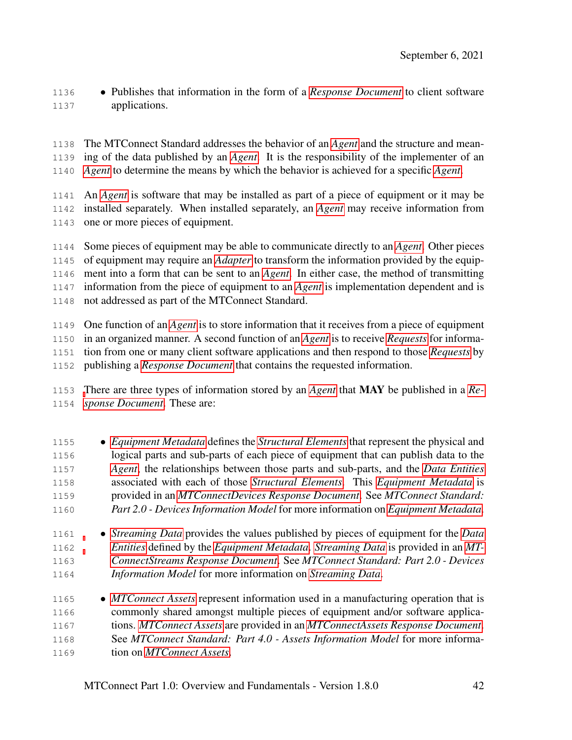- Publishes that information in the form of a *Response Document* to client software applications.

The MTConnect Standard addresses the behavior of an *Agent* and the structure and meaning of the data published by an *Agent*. It is the responsibility of the implementer of an *Agent* to determine the means by which the behavior is achieved for a specific *Agent*.

An *Agent* is software that may be installed as part of a piece of equipment or it may be installed separately. When installed separately, an *Agent* may receive information from one or more pieces of equipment.

Some pieces of equipment may be able to communicate directly to an *Agent*. Other pieces of equipment may require an *Adapter* to transform the information provided by the equipment into a form that can be sent to an *Agent*. In either case, the method of transmitting information from the piece of equipment to an *Agent* is implementation dependent and is not addressed as part of the MTConnect Standard.

One function of an *Agent* is to store information that it receives from a piece of equipment in an organized manner. A second function of an *Agent* is to receive *Requests* for information from one or many client software applications and then respond to those *Requests* by publishing a *Response Document* that contains the requested information.

There are three types of information stored by an *Agent* that **MAY** be published in a *Response Document*. These are:

- *Equipment Metadata* defines the *Structural Elements* that represent the physical and logical parts and sub-parts of each piece of equipment that can publish data to the *Agent*, the relationships between those parts and sub-parts, and the *Data Entities* associated with each of those *Structural Elements*. This *Equipment Metadata* is provided in an *MTConnectDevices Response Document*. See *MTConnect Standard: Part 2.0 - Devices Information Model* for more information on *Equipment Metadata*.

- *Streaming Data* provides the values published by pieces of equipment for the *Data Entities* defined by the *Equipment Metadata*. *Streaming Data* is provided in an *MTConnectStreams Response Document*. See *MTConnect Standard: Part 2.0 - Devices Information Model* for more information on *Streaming Data*.

- *MTConnect Assets* represent information used in a manufacturing operation that is commonly shared amongst multiple pieces of equipment and/or software applications. *MTConnect Assets* are provided in an *MTConnectAssets Response Document*. See *MTConnect Standard: Part 4.0 - Assets Information Model* for more information on *MTConnect Assets*.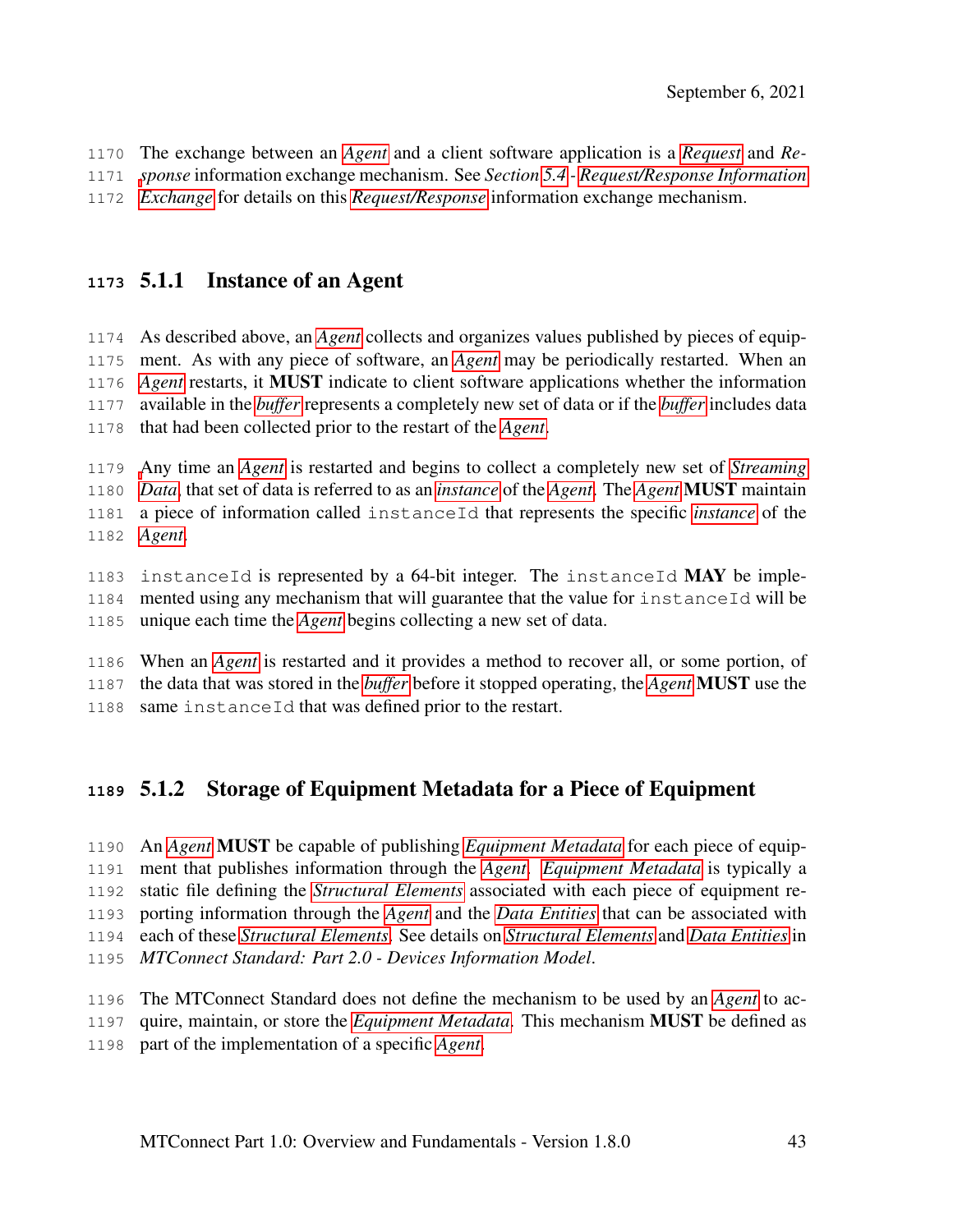The exchange between an *Agent* and a client software application is a *Request* and *Response* information exchange mechanism. See *Section 5.4 - Request/Response Information Exchange* for details on this *Request/Response* information exchange mechanism.

### 5.1.1 Instance of an Agent

As described above, an *Agent* collects and organizes values published by pieces of equipment. As with any piece of software, an *Agent* may be periodically restarted. When an *Agent* restarts, it **MUST** indicate to client software applications whether the information available in the *buffer* represents a completely new set of data or if the *buffer* includes data that had been collected prior to the restart of the *Agent*.

Any time an *Agent* is restarted and begins to collect a completely new set of *Streaming Data*, that set of data is referred to as an *instance* of the *Agent*. The *Agent* **MUST** maintain a piece of information called `instanceId` that represents the specific *instance* of the *Agent*.

`instanceId` is represented by a 64-bit integer. The `instanceId` **MAY** be implemented using any mechanism that will guarantee that the value for `instanceId` will be unique each time the *Agent* begins collecting a new set of data.

When an *Agent* is restarted and it provides a method to recover all, or some portion, of the data that was stored in the *buffer* before it stopped operating, the *Agent* **MUST** use the same `instanceId` that was defined prior to the restart.

### 5.1.2 Storage of Equipment Metadata for a Piece of Equipment

An *Agent* **MUST** be capable of publishing *Equipment Metadata* for each piece of equipment that publishes information through the *Agent*. *Equipment Metadata* is typically a static file defining the *Structural Elements* associated with each piece of equipment reporting information through the *Agent* and the *Data Entities* that can be associated with each of these *Structural Elements*. See details on *Structural Elements* and *Data Entities* in *MTConnect Standard: Part 2.0 - Devices Information Model*.

The MTConnect Standard does not define the mechanism to be used by an *Agent* to acquire, maintain, or store the *Equipment Metadata*. This mechanism **MUST** be defined as part of the implementation of a specific *Agent*.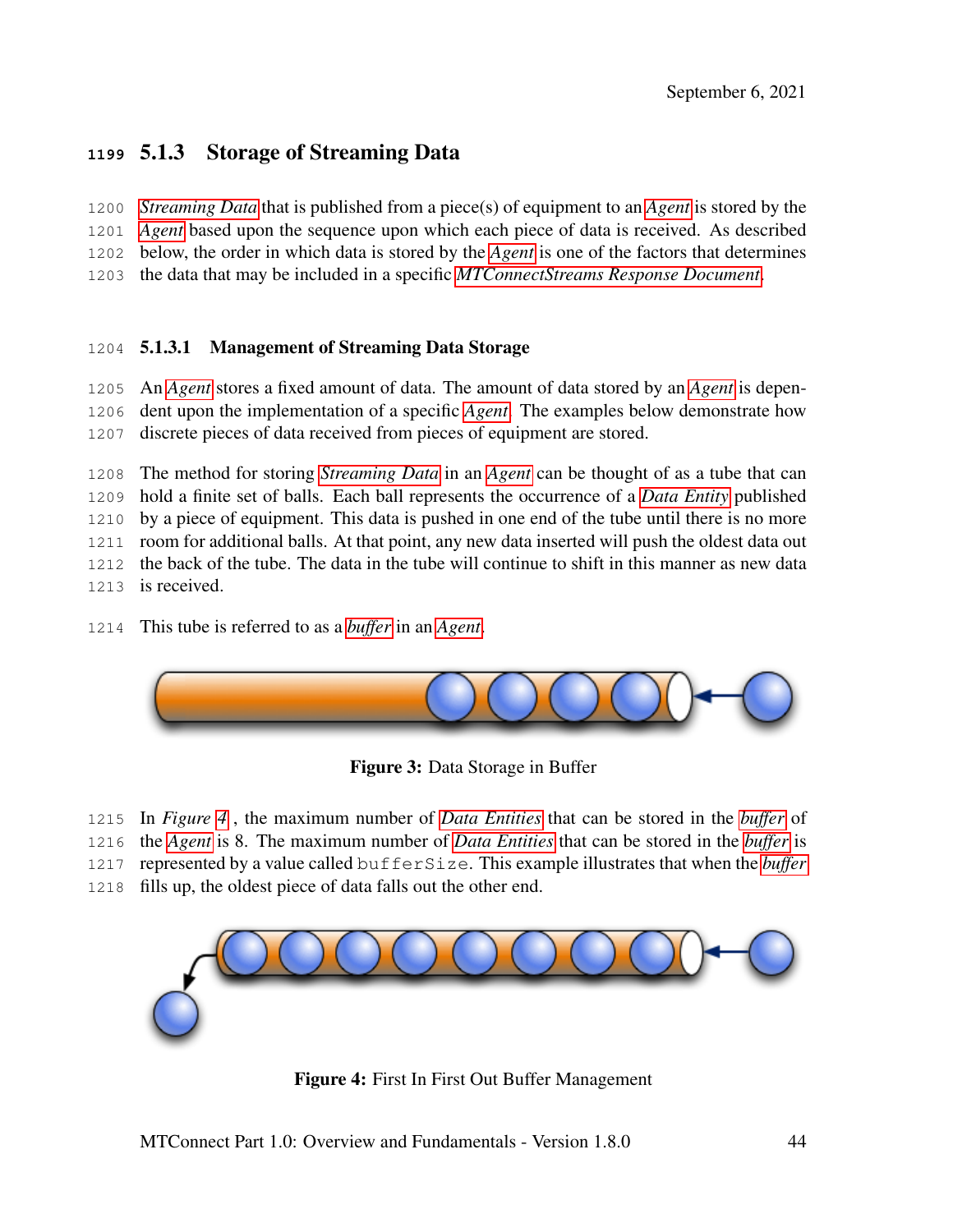### 5.1.3 Storage of Streaming Data

*Streaming Data* that is published from a piece(s) of equipment to an *Agent* is stored by the *Agent* based upon the sequence upon which each piece of data is received. As described below, the order in which data is stored by the *Agent* is one of the factors that determines the data that may be included in a specific *MTConnectStreams Response Document*.

#### 5.1.3.1 Management of Streaming Data Storage

An *Agent* stores a fixed amount of data. The amount of data stored by an *Agent* is dependent upon the implementation of a specific *Agent*. The examples below demonstrate how discrete pieces of data received from pieces of equipment are stored.

The method for storing *Streaming Data* in an *Agent* can be thought of as a tube that can hold a finite set of balls. Each ball represents the occurrence of a *Data Entity* published by a piece of equipment. This data is pushed in one end of the tube until there is no more room for additional balls. At that point, any new data inserted will push the oldest data out the back of the tube. The data in the tube will continue to shift in this manner as new data is received.

This tube is referred to as a *buffer* in an *Agent*.

**Figure 3:** Data Storage in Buffer

In *Figure 4*, the maximum number of *Data Entities* that can be stored in the *buffer* of the *Agent* is 8. The maximum number of *Data Entities* that can be stored in the *buffer* is represented by a value called `bufferSize`. This example illustrates that when the *buffer* fills up, the oldest piece of data falls out the other end.

**Figure 4:** First In First Out Buffer Management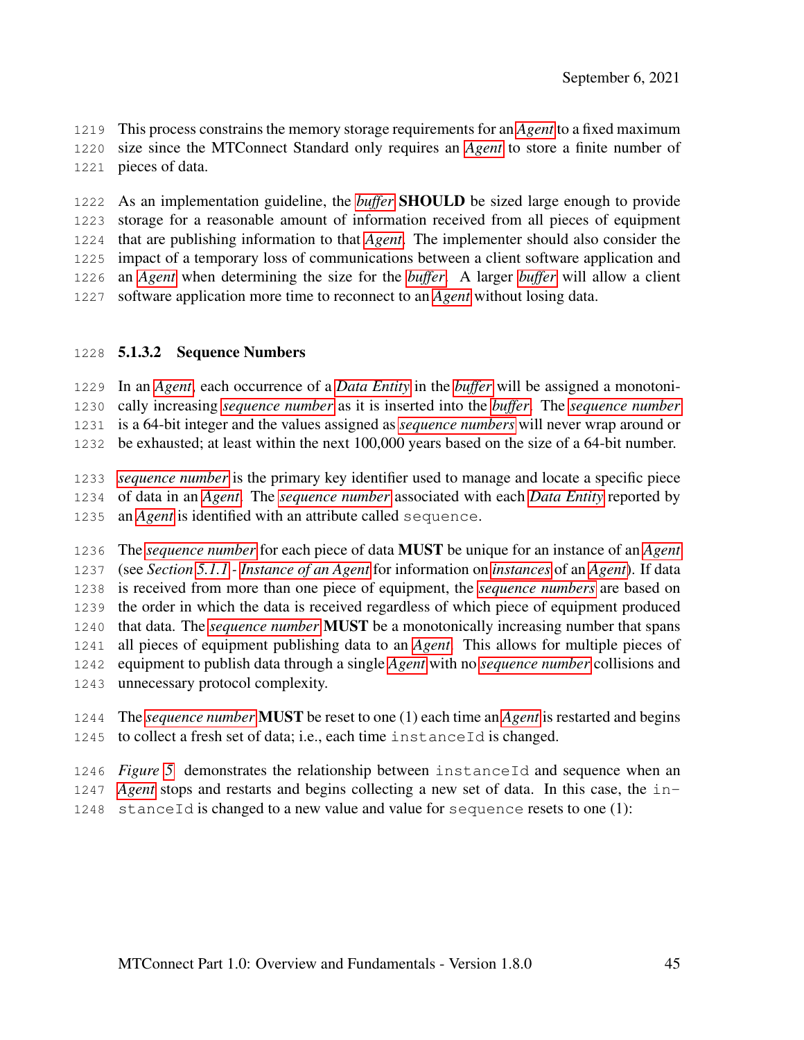This process constrains the memory storage requirements for an *Agent* to a fixed maximum size since the MTConnect Standard only requires an *Agent* to store a finite number of pieces of data.

As an implementation guideline, the *buffer* **SHOULD** be sized large enough to provide storage for a reasonable amount of information received from all pieces of equipment that are publishing information to that *Agent*. The implementer should also consider the impact of a temporary loss of communications between a client software application and an *Agent* when determining the size for the *buffer*. A larger *buffer* will allow a client software application more time to reconnect to an *Agent* without losing data.

#### 5.1.3.2 Sequence Numbers

In an *Agent*, each occurrence of a *Data Entity* in the *buffer* will be assigned a monotonically increasing *sequence number* as it is inserted into the *buffer*. The *sequence number* is a 64-bit integer and the values assigned as *sequence numbers* will never wrap around or be exhausted; at least within the next 100,000 years based on the size of a 64-bit number.

*sequence number* is the primary key identifier used to manage and locate a specific piece of data in an *Agent*. The *sequence number* associated with each *Data Entity* reported by an *Agent* is identified with an attribute called `sequence`.

The *sequence number* for each piece of data **MUST** be unique for an instance of an *Agent* (see *Section 5.1.1 - Instance of an Agent* for information on *instances* of an *Agent*). If data is received from more than one piece of equipment, the *sequence numbers* are based on the order in which the data is received regardless of which piece of equipment produced that data. The *sequence number* **MUST** be a monotonically increasing number that spans all pieces of equipment publishing data to an *Agent*. This allows for multiple pieces of equipment to publish data through a single *Agent* with no *sequence number* collisions and unnecessary protocol complexity.

The *sequence number* **MUST** be reset to one (1) each time an *Agent* is restarted and begins to collect a fresh set of data; i.e., each time `instanceId` is changed.

*Figure 5* demonstrates the relationship between `instanceId` and sequence when an *Agent* stops and restarts and begins collecting a new set of data. In this case, the `instanceId` is changed to a new value and value for `sequence` resets to one (1):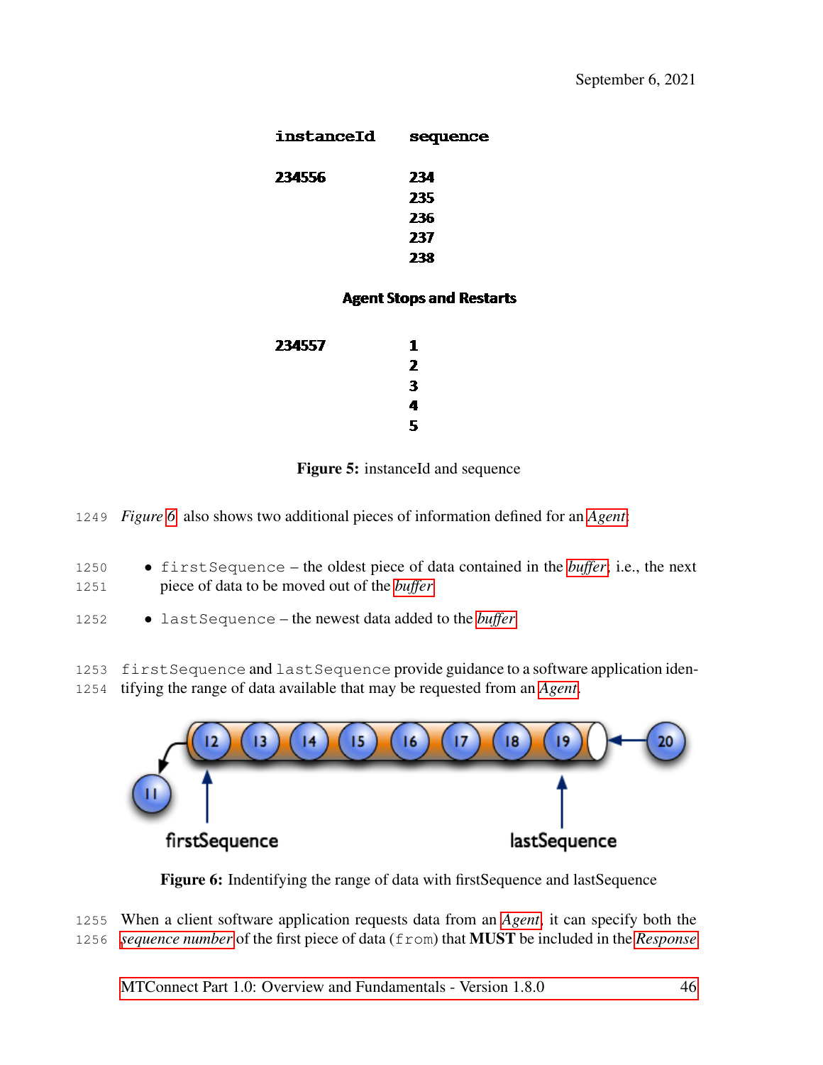instanceId sequence

234556
234
235
236
237
238

Agent Stops and Restarts

234557
1
2
3
4
5

**Figure 5:** instanceId and sequence

*Figure 6* also shows two additional pieces of information defined for an *Agent*:

- `firstSequence` – the oldest piece of data contained in the *buffer*; i.e., the next piece of data to be moved out of the *buffer*.
- `lastSequence` – the newest data added to the *buffer*.

`firstSequence` and `lastSequence` provide guidance to a software application identifying the range of data available that may be requested from an *Agent*.

12 13 14 15 16 17 18 19 20
11
firstSequence
lastSequence

**Figure 6:** Indentifying the range of data with firstSequence and lastSequence

When a client software application requests data from an *Agent*, it can specify both the *sequence number* of the first piece of data (`from`) that **MUST** be included in the *Response*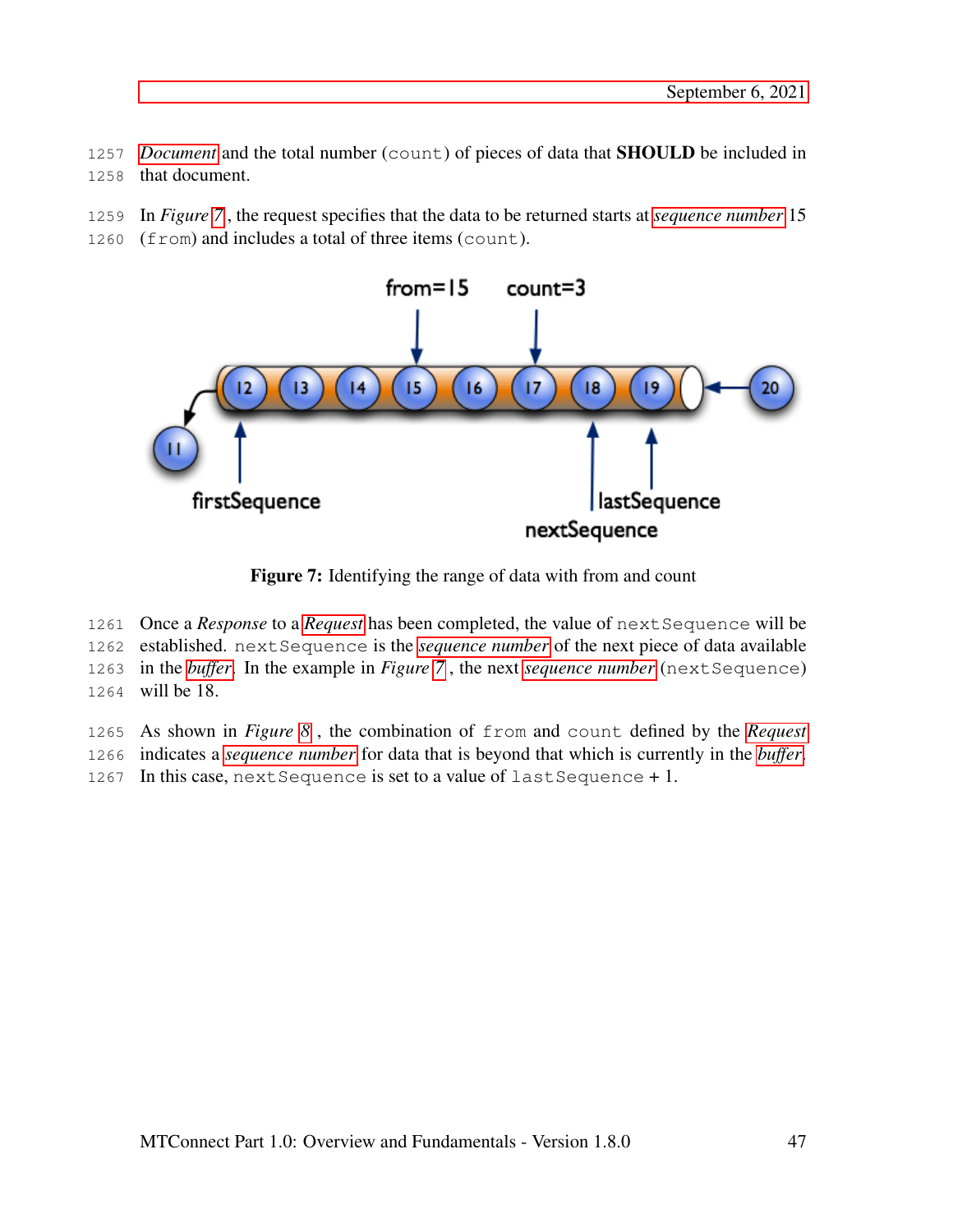*Document* and the total number (count) of pieces of data that **SHOULD** be included in that document.

In *Figure 7*, the request specifies that the data to be returned starts at *sequence number* 15 (from) and includes a total of three items (count).

from=15

count=3

12 13 14 15 16 17 18 19 20

11

firstSequence

lastSequence

nextSequence

**Figure 7:** Identifying the range of data with from and count

Once a *Response* to a *Request* has been completed, the value of nextSequence will be established. nextSequence is the *sequence number* of the next piece of data available in the *buffer*. In the example in *Figure 7*, the next *sequence number* (nextSequence) will be 18.

As shown in *Figure 8*, the combination of from and count defined by the *Request* indicates a *sequence number* for data that is beyond that which is currently in the *buffer*. In this case, nextSequence is set to a value of lastSequence + 1.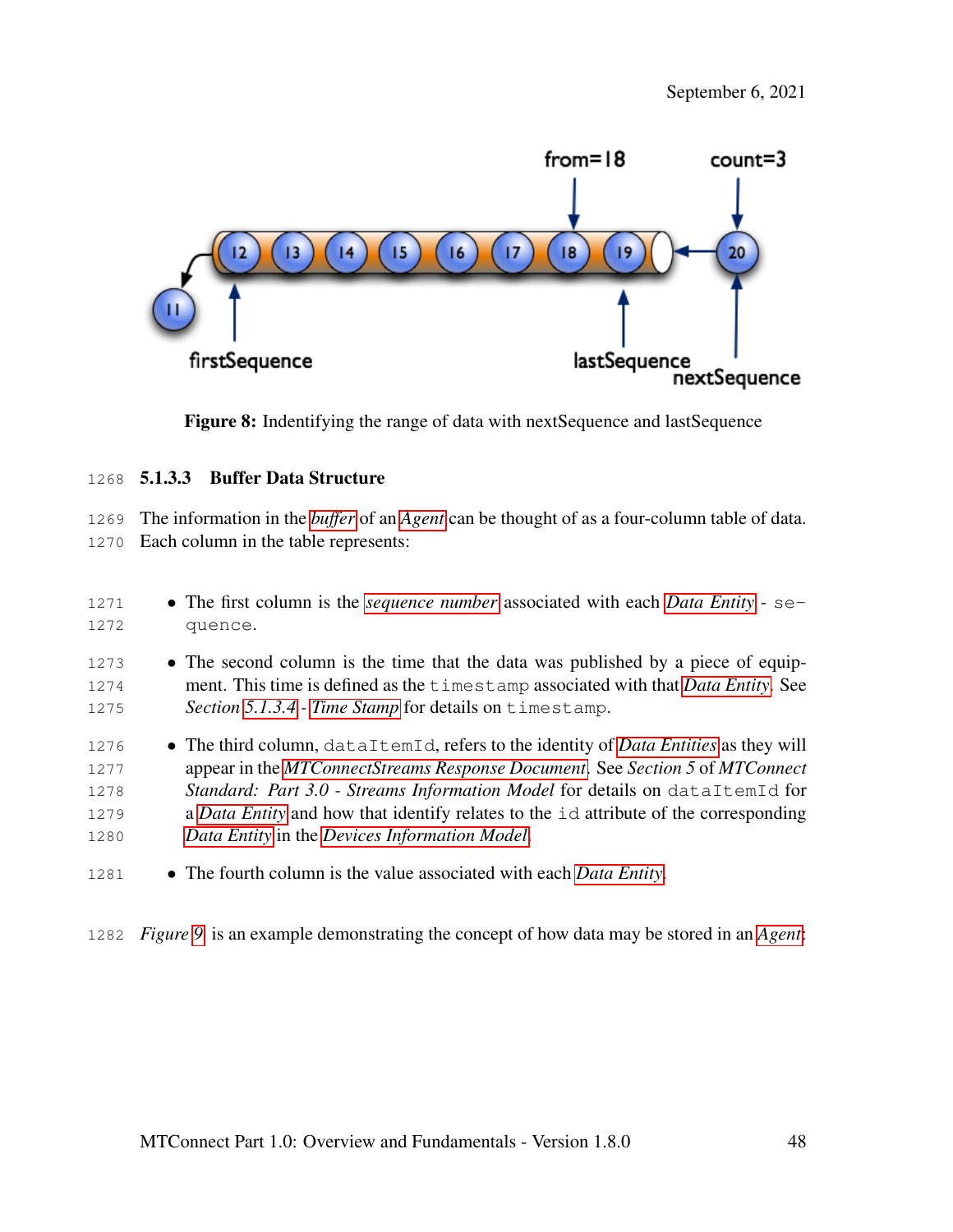Figure 8: Indentifying the range of data with nextSequence and lastSequence

#### 5.1.3.3 Buffer Data Structure

The information in the *buffer* of an *Agent* can be thought of as a four-column table of data. Each column in the table represents:

- The first column is the *sequence number* associated with each *Data Entity* - `sequence`.
- The second column is the time that the data was published by a piece of equipment. This time is defined as the `timestamp` associated with that *Data Entity*. See *Section 5.1.3.4 - Time Stamp* for details on `timestamp`.
- The third column, `dataItemId`, refers to the identity of *Data Entities* as they will appear in the *MTConnectStreams Response Document*. See *Section 5* of *MTConnect Standard: Part 3.0 - Streams Information Model* for details on `dataItemId` for a *Data Entity* and how that identify relates to the `id` attribute of the corresponding *Data Entity* in the *Devices Information Model*.
- The fourth column is the value associated with each *Data Entity*.

*Figure 9* is an example demonstrating the concept of how data may be stored in an *Agent*: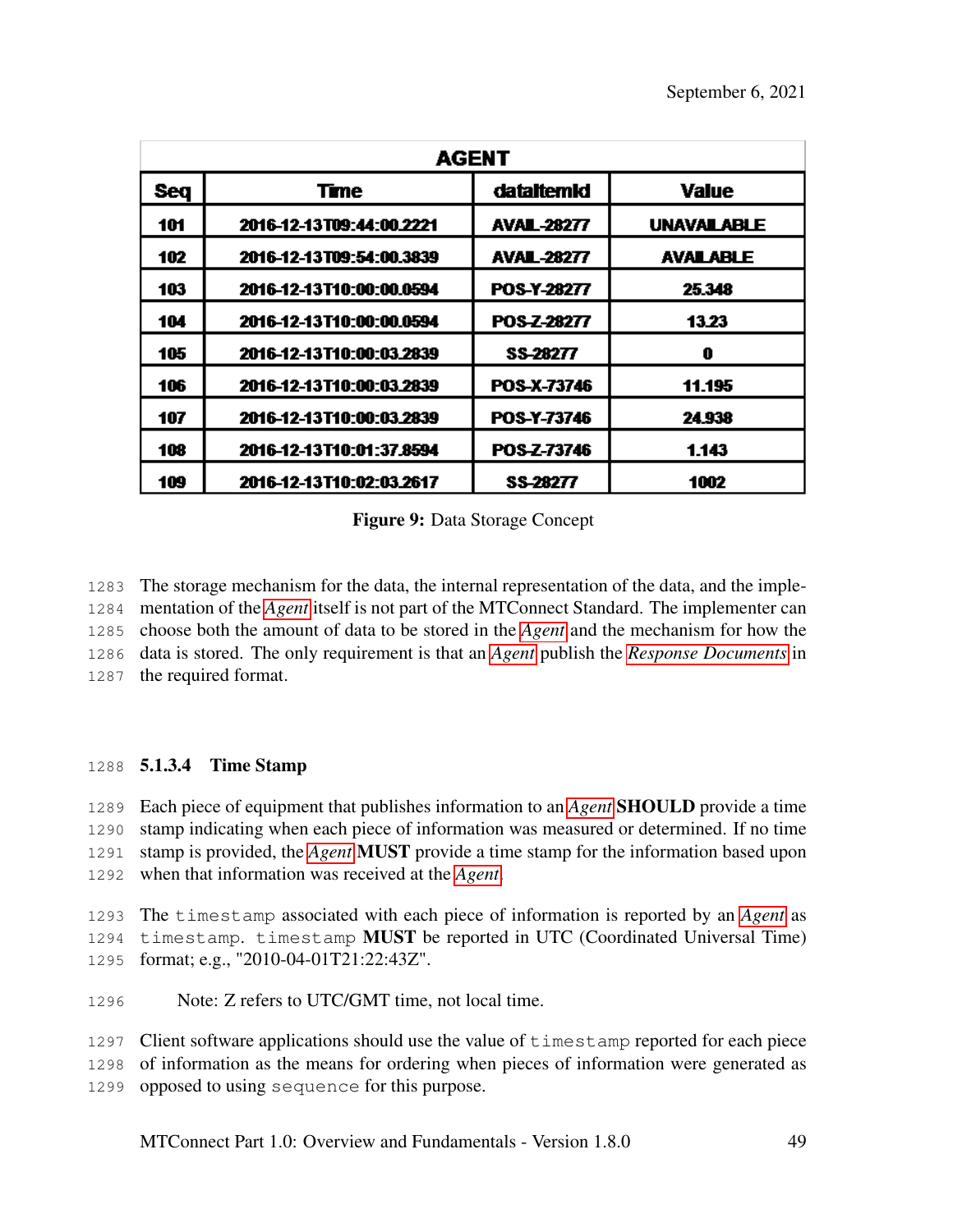| AGENT | | | |
|---|---|---|---|
| Seq | Time | dataItemId | Value |
| 101 | 2016-12-13T09:44:00.2221 | AVAIL-28277 | UNAVAILABLE |
| 102 | 2016-12-13T09:54:00.3839 | AVAIL-28277 | AVAILABLE |
| 103 | 2016-12-13T10:00:00.0594 | POS-Y-28277 | 25.348 |
| 104 | 2016-12-13T10:00:00.0594 | POS-Z-28277 | 13.23 |
| 105 | 2016-12-13T10:00:03.2839 | SS-28277 | 0 |
| 106 | 2016-12-13T10:00:03.2839 | POS-X-73746 | 11.195 |
| 107 | 2016-12-13T10:00:03.2839 | POS-Y-73746 | 24.938 |
| 108 | 2016-12-13T10:01:37.8594 | POS-Z-73746 | 1.143 |
| 109 | 2016-12-13T10:02:03.2617 | SS-28277 | 1002 |

**Figure 9:** Data Storage Concept

The storage mechanism for the data, the internal representation of the data, and the implementation of the *Agent* itself is not part of the MTConnect Standard. The implementer can choose both the amount of data to be stored in the *Agent* and the mechanism for how the data is stored. The only requirement is that an *Agent* publish the *Response Documents* in the required format.

#### 5.1.3.4 Time Stamp

Each piece of equipment that publishes information to an *Agent* **SHOULD** provide a time stamp indicating when each piece of information was measured or determined. If no time stamp is provided, the *Agent* **MUST** provide a time stamp for the information based upon when that information was received at the *Agent*.

The `timestamp` associated with each piece of information is reported by an *Agent* as `timestamp`. `timestamp` **MUST** be reported in UTC (Coordinated Universal Time) format; e.g., "2010-04-01T21:22:43Z".

Note: Z refers to UTC/GMT time, not local time.

Client software applications should use the value of `timestamp` reported for each piece of information as the means for ordering when pieces of information were generated as opposed to using `sequence` for this purpose.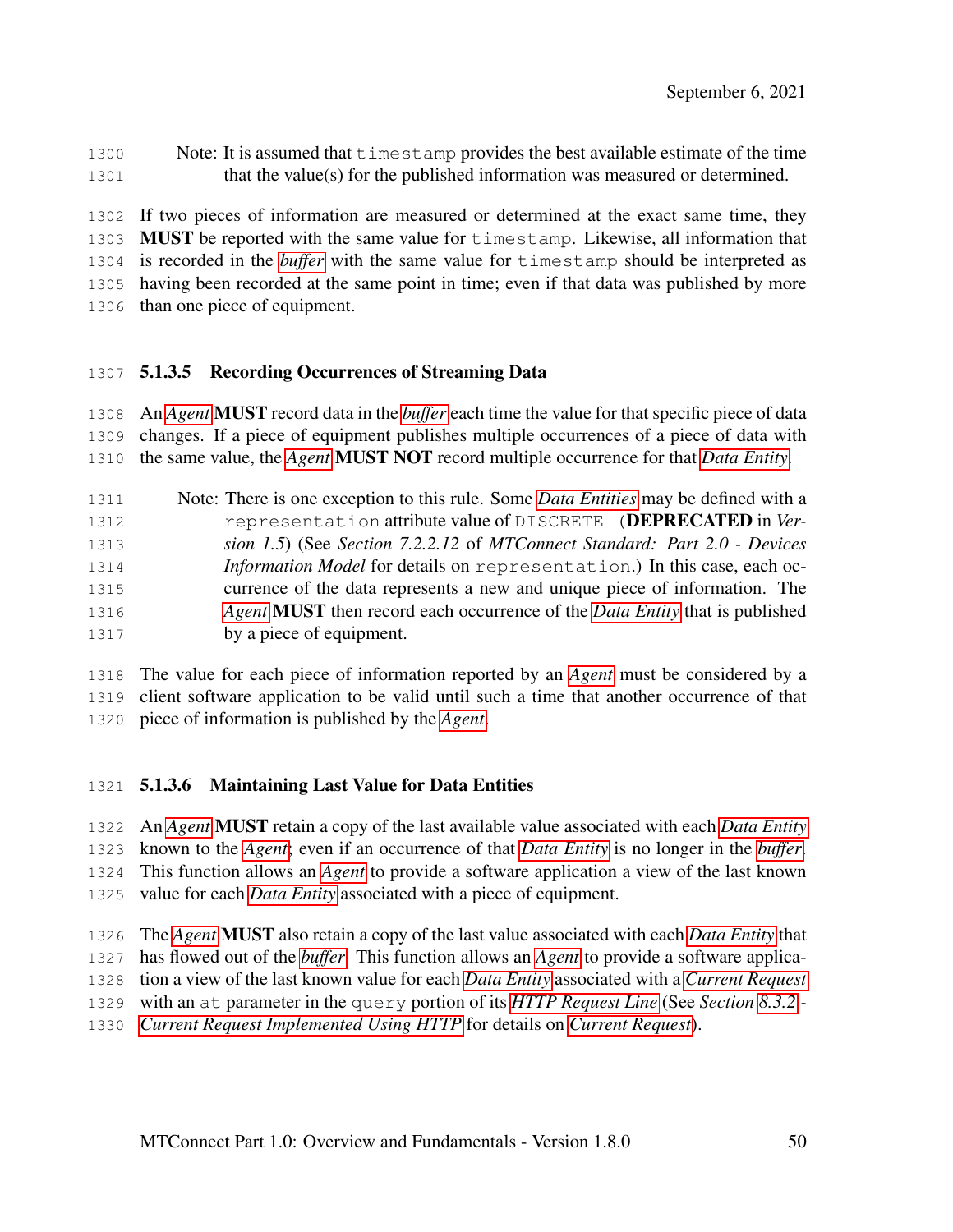Note: It is assumed that `timestamp` provides the best available estimate of the time that the value(s) for the published information was measured or determined.

If two pieces of information are measured or determined at the exact same time, they **MUST** be reported with the same value for `timestamp`. Likewise, all information that is recorded in the *buffer* with the same value for `timestamp` should be interpreted as having been recorded at the same point in time; even if that data was published by more than one piece of equipment.

#### 5.1.3.5 Recording Occurrences of Streaming Data

An *Agent* **MUST** record data in the *buffer* each time the value for that specific piece of data changes. If a piece of equipment publishes multiple occurrences of a piece of data with the same value, the *Agent* **MUST NOT** record multiple occurrence for that *Data Entity*.

Note: There is one exception to this rule. Some *Data Entities* may be defined with a `representation` attribute value of `DISCRETE` (**DEPRECATED** in *Version 1.5*) (See *Section 7.2.2.12* of *MTConnect Standard: Part 2.0 - Devices Information Model* for details on `representation`.) In this case, each occurrence of the data represents a new and unique piece of information. The *Agent* **MUST** then record each occurrence of the *Data Entity* that is published by a piece of equipment.

The value for each piece of information reported by an *Agent* must be considered by a client software application to be valid until such a time that another occurrence of that piece of information is published by the *Agent*.

#### 5.1.3.6 Maintaining Last Value for Data Entities

An *Agent* **MUST** retain a copy of the last available value associated with each *Data Entity* known to the *Agent*; even if an occurrence of that *Data Entity* is no longer in the *buffer*. This function allows an *Agent* to provide a software application a view of the last known value for each *Data Entity* associated with a piece of equipment.

The *Agent* **MUST** also retain a copy of the last value associated with each *Data Entity* that has flowed out of the *buffer*. This function allows an *Agent* to provide a software application a view of the last known value for each *Data Entity* associated with a *Current Request* with an `at` parameter in the `query` portion of its *HTTP Request Line* (See *Section 8.3.2 - Current Request Implemented Using HTTP* for details on *Current Request*).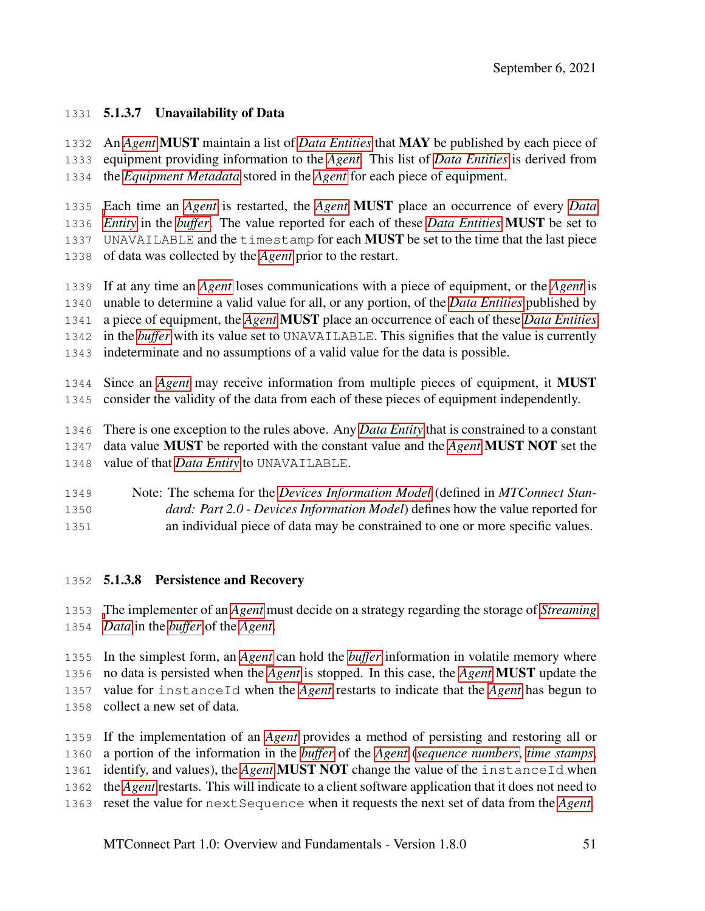#### 5.1.3.7 Unavailability of Data

An *Agent* **MUST** maintain a list of *Data Entities* that **MAY** be published by each piece of equipment providing information to the *Agent*. This list of *Data Entities* is derived from the *Equipment Metadata* stored in the *Agent* for each piece of equipment.

Each time an *Agent* is restarted, the *Agent* **MUST** place an occurrence of every *Data Entity* in the *buffer*. The value reported for each of these *Data Entities* **MUST** be set to `UNAVAILABLE` and the `timestamp` for each **MUST** be set to the time that the last piece of data was collected by the *Agent* prior to the restart.

If at any time an *Agent* loses communications with a piece of equipment, or the *Agent* is unable to determine a valid value for all, or any portion, of the *Data Entities* published by a piece of equipment, the *Agent* **MUST** place an occurrence of each of these *Data Entities* in the *buffer* with its value set to `UNAVAILABLE`. This signifies that the value is currently indeterminate and no assumptions of a valid value for the data is possible.

Since an *Agent* may receive information from multiple pieces of equipment, it **MUST** consider the validity of the data from each of these pieces of equipment independently.

There is one exception to the rules above. Any *Data Entity* that is constrained to a constant data value **MUST** be reported with the constant value and the *Agent* **MUST NOT** set the value of that *Data Entity* to `UNAVAILABLE`.

> Note: The schema for the *Devices Information Model* (defined in *MTConnect Standard: Part 2.0 - Devices Information Model*) defines how the value reported for an individual piece of data may be constrained to one or more specific values.

#### 5.1.3.8 Persistence and Recovery

The implementer of an *Agent* must decide on a strategy regarding the storage of *Streaming Data* in the *buffer* of the *Agent*.

In the simplest form, an *Agent* can hold the *buffer* information in volatile memory where no data is persisted when the *Agent* is stopped. In this case, the *Agent* **MUST** update the value for `instanceId` when the *Agent* restarts to indicate that the *Agent* has begun to collect a new set of data.

If the implementation of an *Agent* provides a method of persisting and restoring all or a portion of the information in the *buffer* of the *Agent* (*sequence numbers*, *time stamps*, identify, and values), the *Agent* **MUST NOT** change the value of the `instanceId` when the *Agent* restarts. This will indicate to a client software application that it does not need to reset the value for `nextSequence` when it requests the next set of data from the *Agent*.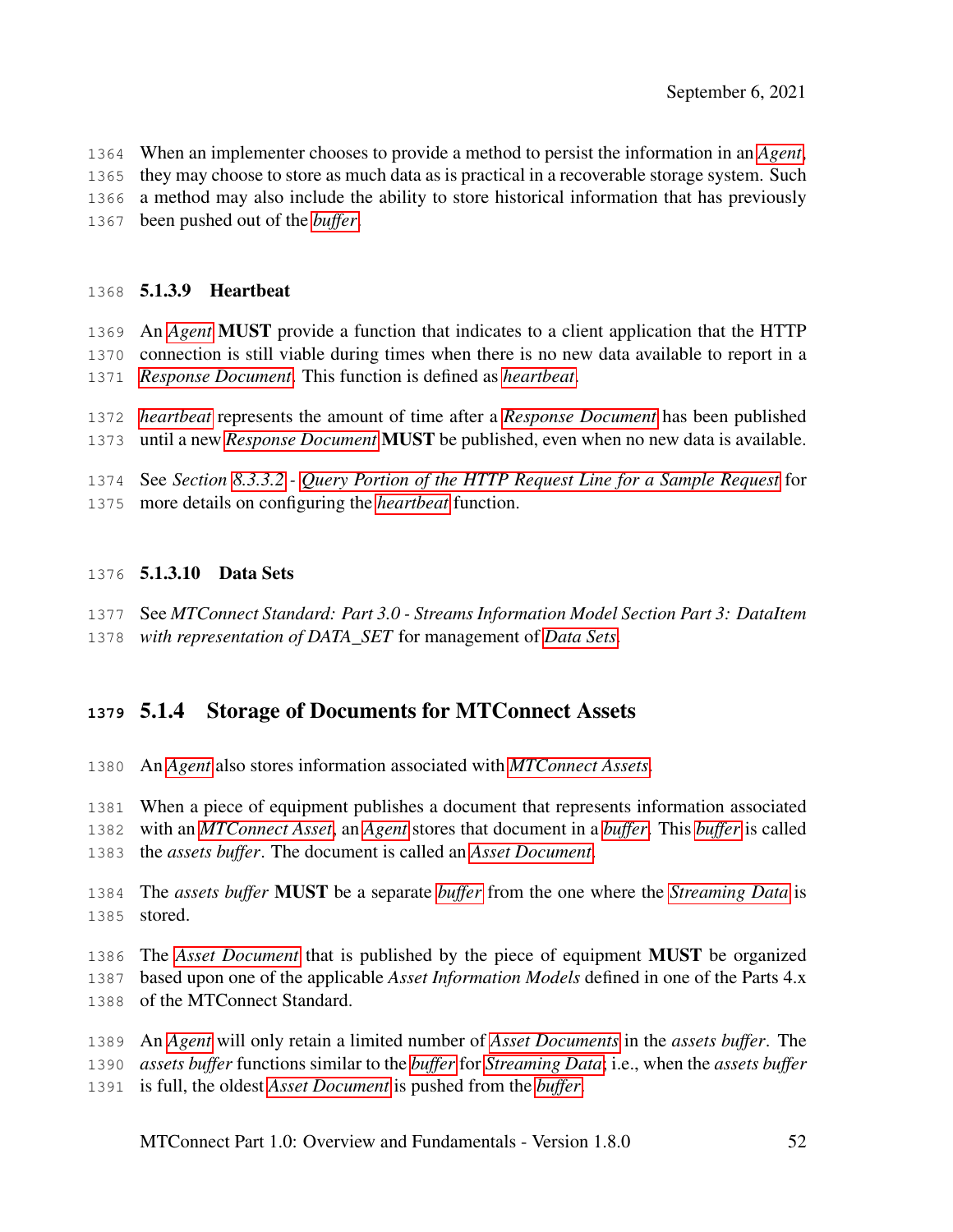When an implementer chooses to provide a method to persist the information in an *Agent*, they may choose to store as much data as is practical in a recoverable storage system. Such a method may also include the ability to store historical information that has previously been pushed out of the *buffer*.

#### 5.1.3.9 Heartbeat

An *Agent* **MUST** provide a function that indicates to a client application that the HTTP connection is still viable during times when there is no new data available to report in a *Response Document*. This function is defined as *heartbeat*.

*heartbeat* represents the amount of time after a *Response Document* has been published until a new *Response Document* **MUST** be published, even when no new data is available.

See *Section 8.3.3.2 - Query Portion of the HTTP Request Line for a Sample Request* for more details on configuring the *heartbeat* function.

#### 5.1.3.10 Data Sets

See *MTConnect Standard: Part 3.0 - Streams Information Model Section Part 3: DataItem with representation of DATA_SET* for management of *Data Sets*.

### 5.1.4 Storage of Documents for MTConnect Assets

An *Agent* also stores information associated with *MTConnect Assets*.

When a piece of equipment publishes a document that represents information associated with an *MTConnect Asset*, an *Agent* stores that document in a *buffer*. This *buffer* is called the *assets buffer*. The document is called an *Asset Document*.

The *assets buffer* **MUST** be a separate *buffer* from the one where the *Streaming Data* is stored.

The *Asset Document* that is published by the piece of equipment **MUST** be organized based upon one of the applicable *Asset Information Models* defined in one of the Parts 4.x of the MTConnect Standard.

An *Agent* will only retain a limited number of *Asset Documents* in the *assets buffer*. The *assets buffer* functions similar to the *buffer* for *Streaming Data*; i.e., when the *assets buffer* is full, the oldest *Asset Document* is pushed from the *buffer*.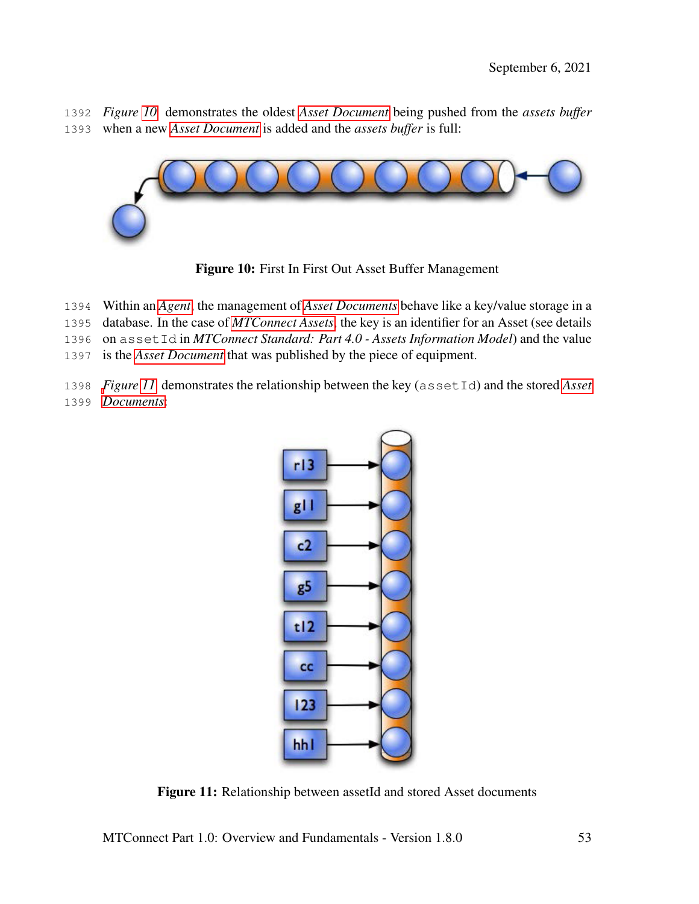*Figure 10* demonstrates the oldest *Asset Document* being pushed from the *assets buffer* when a new *Asset Document* is added and the *assets buffer* is full:

**Figure 10:** First In First Out Asset Buffer Management

Within an *Agent*, the management of *Asset Documents* behave like a key/value storage in a database. In the case of *MTConnect Assets*, the key is an identifier for an Asset (see details on assetId in *MTConnect Standard: Part 4.0 - Assets Information Model*) and the value is the *Asset Document* that was published by the piece of equipment.

*Figure 11* demonstrates the relationship between the key (assetId) and the stored *Asset Documents*:

r13
g11
c2
g5
t12
cc
123
hh1

**Figure 11:** Relationship between assetId and stored Asset documents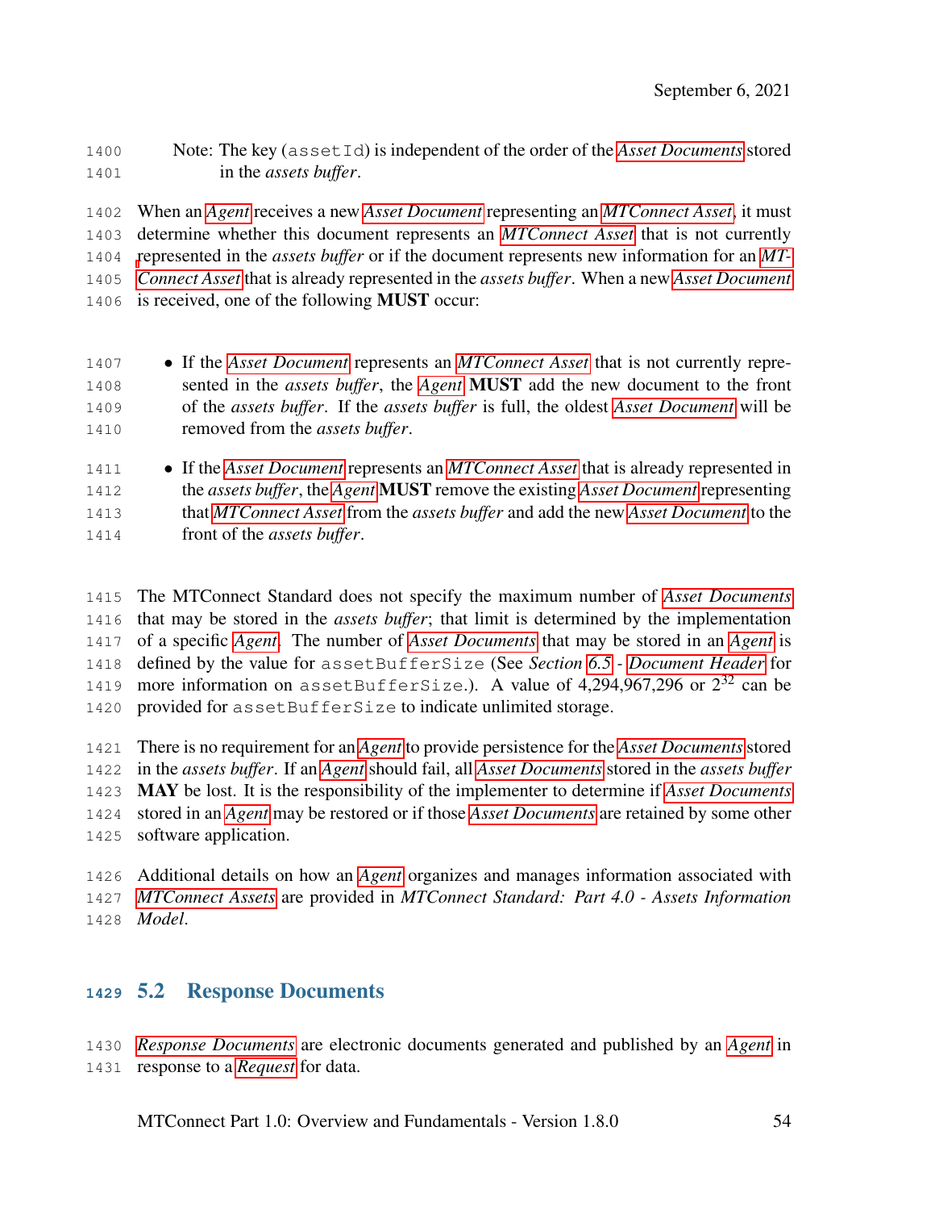Note: The key (`assetId`) is independent of the order of the *Asset Documents* stored in the *assets buffer*.

When an *Agent* receives a new *Asset Document* representing an *MTConnect Asset*, it must determine whether this document represents an *MTConnect Asset* that is not currently represented in the *assets buffer* or if the document represents new information for an *MTConnect Asset* that is already represented in the *assets buffer*. When a new *Asset Document* is received, one of the following **MUST** occur:

- If the *Asset Document* represents an *MTConnect Asset* that is not currently represented in the *assets buffer*, the *Agent* **MUST** add the new document to the front of the *assets buffer*. If the *assets buffer* is full, the oldest *Asset Document* will be removed from the *assets buffer*.

- If the *Asset Document* represents an *MTConnect Asset* that is already represented in the *assets buffer*, the *Agent* **MUST** remove the existing *Asset Document* representing that *MTConnect Asset* from the *assets buffer* and add the new *Asset Document* to the front of the *assets buffer*.

The MTConnect Standard does not specify the maximum number of *Asset Documents* that may be stored in the *assets buffer*; that limit is determined by the implementation of a specific *Agent*. The number of *Asset Documents* that may be stored in an *Agent* is defined by the value for `assetBufferSize` (See *Section 6.5 - Document Header* for more information on `assetBufferSize`.). A value of 4,294,967,296 or $2^{32}$ can be provided for `assetBufferSize` to indicate unlimited storage.

There is no requirement for an *Agent* to provide persistence for the *Asset Documents* stored in the *assets buffer*. If an *Agent* should fail, all *Asset Documents* stored in the *assets buffer* **MAY** be lost. It is the responsibility of the implementer to determine if *Asset Documents* stored in an *Agent* may be restored or if those *Asset Documents* are retained by some other software application.

Additional details on how an *Agent* organizes and manages information associated with *MTConnect Assets* are provided in *MTConnect Standard: Part 4.0 - Assets Information Model*.

## 5.2 Response Documents

*Response Documents* are electronic documents generated and published by an *Agent* in response to a *Request* for data.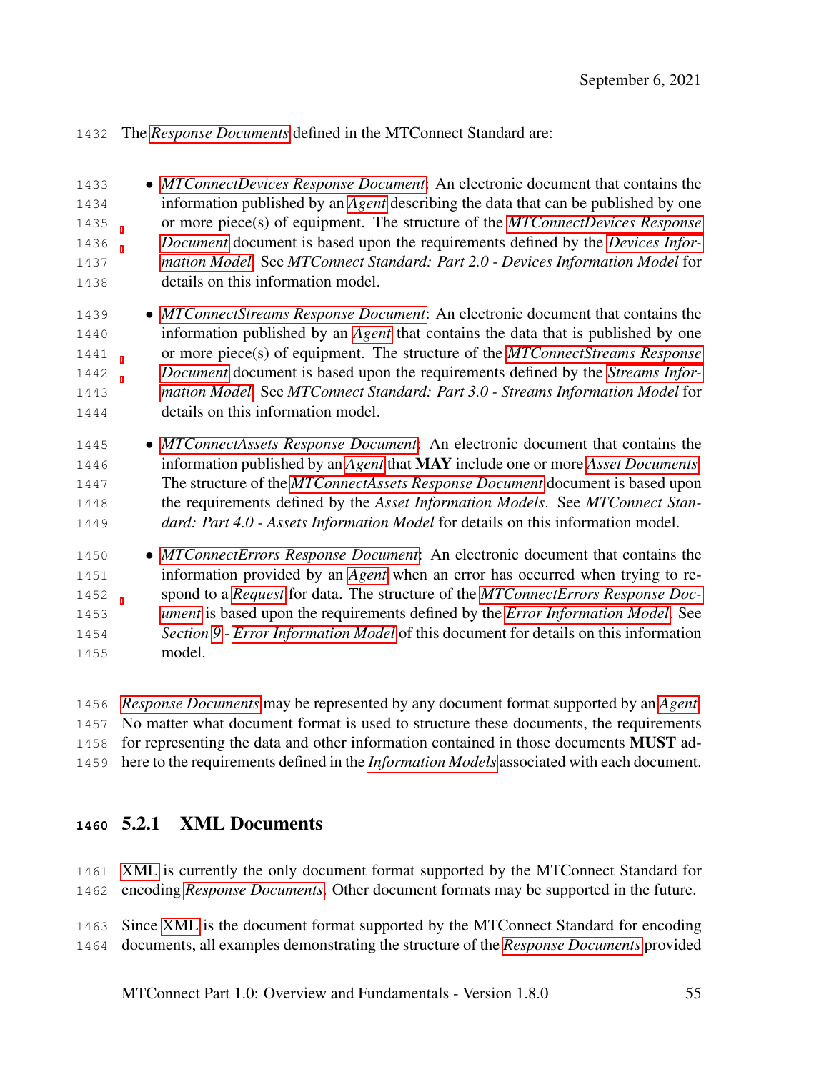The *Response Documents* defined in the MTConnect Standard are:

- *MTConnectDevices Response Document*: An electronic document that contains the information published by an *Agent* describing the data that can be published by one or more piece(s) of equipment. The structure of the *MTConnectDevices Response Document* document is based upon the requirements defined by the *Devices Information Model*. See *MTConnect Standard: Part 2.0 - Devices Information Model* for details on this information model.

- *MTConnectStreams Response Document*: An electronic document that contains the information published by an *Agent* that contains the data that is published by one or more piece(s) of equipment. The structure of the *MTConnectStreams Response Document* document is based upon the requirements defined by the *Streams Information Model*. See *MTConnect Standard: Part 3.0 - Streams Information Model* for details on this information model.

- *MTConnectAssets Response Document*: An electronic document that contains the information published by an *Agent* that **MAY** include one or more *Asset Documents*. The structure of the *MTConnectAssets Response Document* document is based upon the requirements defined by the *Asset Information Models*. See *MTConnect Standard: Part 4.0 - Assets Information Model* for details on this information model.

- *MTConnectErrors Response Document*: An electronic document that contains the information provided by an *Agent* when an error has occurred when trying to respond to a *Request* for data. The structure of the *MTConnectErrors Response Document* is based upon the requirements defined by the *Error Information Model*. See *Section 9 - Error Information Model* of this document for details on this information model.

*Response Documents* may be represented by any document format supported by an *Agent*. No matter what document format is used to structure these documents, the requirements for representing the data and other information contained in those documents **MUST** adhere to the requirements defined in the *Information Models* associated with each document.

### 5.2.1 XML Documents

XML is currently the only document format supported by the MTConnect Standard for encoding *Response Documents*. Other document formats may be supported in the future.

Since XML is the document format supported by the MTConnect Standard for encoding documents, all examples demonstrating the structure of the *Response Documents* provided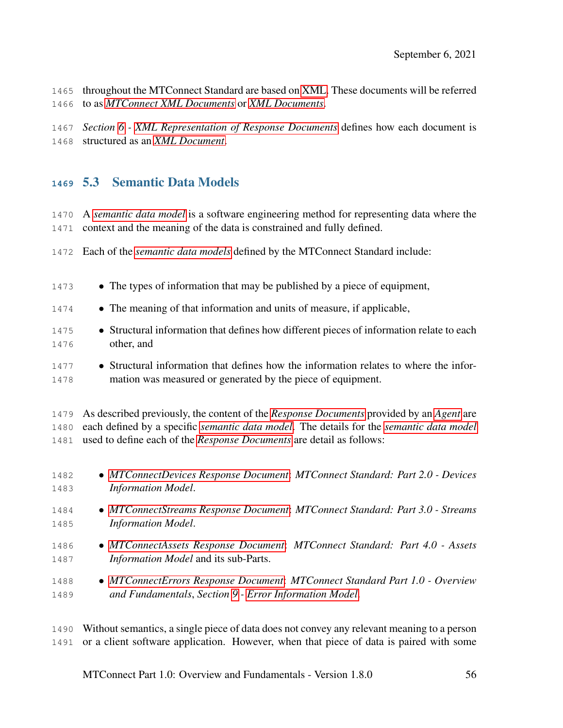throughout the MTConnect Standard are based on XML. These documents will be referred to as *MTConnect XML Documents* or *XML Documents*.

*Section 6 - XML Representation of Response Documents* defines how each document is structured as an *XML Document*.

## 5.3 Semantic Data Models

A *semantic data model* is a software engineering method for representing data where the context and the meaning of the data is constrained and fully defined.

Each of the *semantic data models* defined by the MTConnect Standard include:

- The types of information that may be published by a piece of equipment,
- The meaning of that information and units of measure, if applicable,
- Structural information that defines how different pieces of information relate to each other, and
- Structural information that defines how the information relates to where the information was measured or generated by the piece of equipment.

As described previously, the content of the *Response Documents* provided by an *Agent* are each defined by a specific *semantic data model*. The details for the *semantic data model* used to define each of the *Response Documents* are detail as follows:

- *MTConnectDevices Response Document*: *MTConnect Standard: Part 2.0 - Devices Information Model*.
- *MTConnectStreams Response Document*: *MTConnect Standard: Part 3.0 - Streams Information Model*.
- *MTConnectAssets Response Document*: *MTConnect Standard: Part 4.0 - Assets Information Model* and its sub-Parts.
- *MTConnectErrors Response Document*: *MTConnect Standard Part 1.0 - Overview and Fundamentals*, *Section 9 - Error Information Model*.

Without semantics, a single piece of data does not convey any relevant meaning to a person or a client software application. However, when that piece of data is paired with some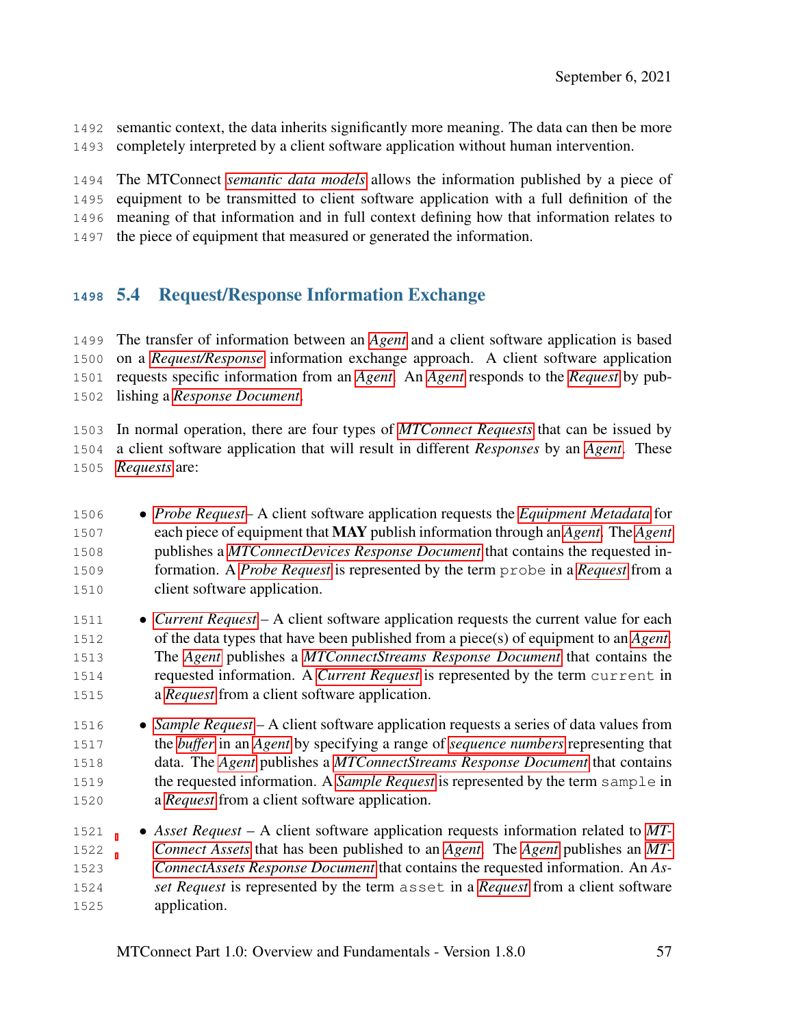semantic context, the data inherits significantly more meaning. The data can then be more completely interpreted by a client software application without human intervention.

The MTConnect *semantic data models* allows the information published by a piece of equipment to be transmitted to client software application with a full definition of the meaning of that information and in full context defining how that information relates to the piece of equipment that measured or generated the information.

## 5.4 Request/Response Information Exchange

The transfer of information between an *Agent* and a client software application is based on a *Request/Response* information exchange approach. A client software application requests specific information from an *Agent*. An *Agent* responds to the *Request* by publishing a *Response Document*.

In normal operation, there are four types of *MTConnect Requests* that can be issued by a client software application that will result in different *Responses* by an *Agent*. These *Requests* are:

- *Probe Request*– A client software application requests the *Equipment Metadata* for each piece of equipment that **MAY** publish information through an *Agent*. The *Agent* publishes a *MTConnectDevices Response Document* that contains the requested information. A *Probe Request* is represented by the term `probe` in a *Request* from a client software application.

- *Current Request* – A client software application requests the current value for each of the data types that have been published from a piece(s) of equipment to an *Agent*. The *Agent* publishes a *MTConnectStreams Response Document* that contains the requested information. A *Current Request* is represented by the term `current` in a *Request* from a client software application.

- *Sample Request* – A client software application requests a series of data values from the *buffer* in an *Agent* by specifying a range of *sequence numbers* representing that data. The *Agent* publishes a *MTConnectStreams Response Document* that contains the requested information. A *Sample Request* is represented by the term `sample` in a *Request* from a client software application.

- *Asset Request* – A client software application requests information related to *MTConnect Assets* that has been published to an *Agent*. The *Agent* publishes an *MTConnectAssets Response Document* that contains the requested information. An *Asset Request* is represented by the term `asset` in a *Request* from a client software application.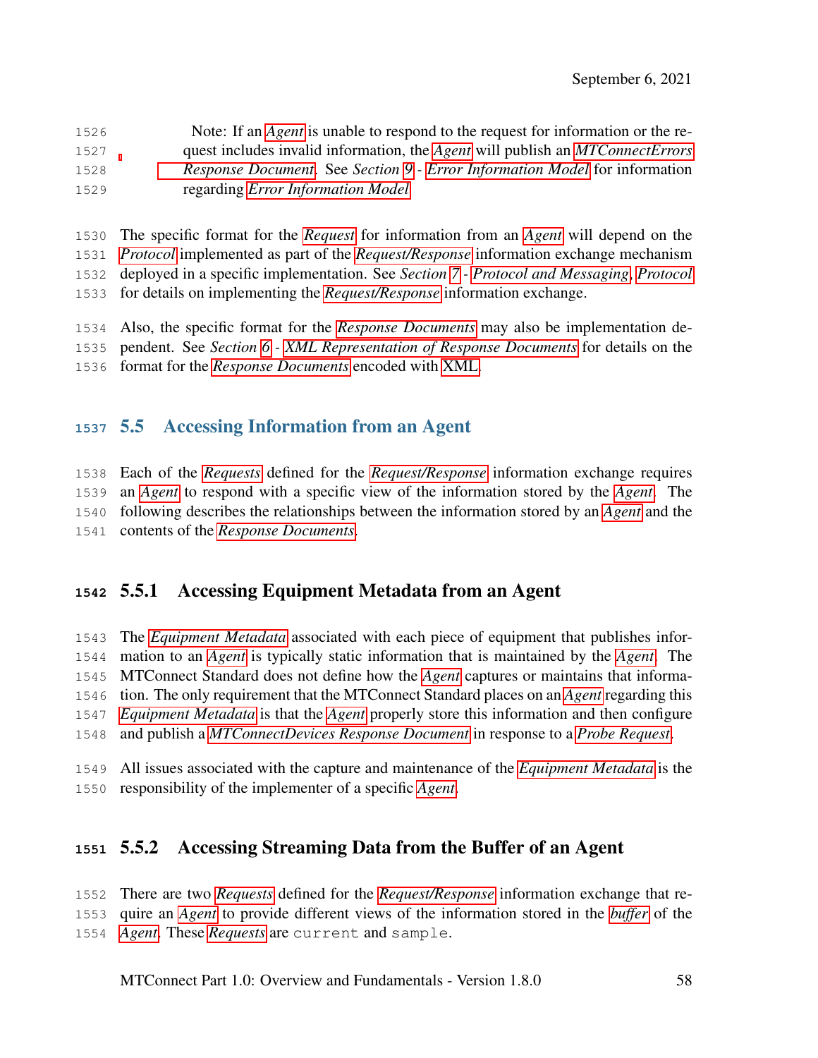> Note: If an *Agent* is unable to respond to the request for information or the request includes invalid information, the *Agent* will publish an *MTConnectErrors Response Document*. See *Section 9 - Error Information Model* for information regarding *Error Information Model*.

The specific format for the *Request* for information from an *Agent* will depend on the *Protocol* implemented as part of the *Request/Response* information exchange mechanism deployed in a specific implementation. See *Section 7 - Protocol and Messaging*, *Protocol* for details on implementing the *Request/Response* information exchange.

Also, the specific format for the *Response Documents* may also be implementation dependent. See *Section 6 - XML Representation of Response Documents* for details on the format for the *Response Documents* encoded with XML.

## 5.5 Accessing Information from an Agent

Each of the *Requests* defined for the *Request/Response* information exchange requires an *Agent* to respond with a specific view of the information stored by the *Agent*. The following describes the relationships between the information stored by an *Agent* and the contents of the *Response Documents*.

### 5.5.1 Accessing Equipment Metadata from an Agent

The *Equipment Metadata* associated with each piece of equipment that publishes information to an *Agent* is typically static information that is maintained by the *Agent*. The MTConnect Standard does not define how the *Agent* captures or maintains that information. The only requirement that the MTConnect Standard places on an *Agent* regarding this *Equipment Metadata* is that the *Agent* properly store this information and then configure and publish a *MTConnectDevices Response Document* in response to a *Probe Request*.

All issues associated with the capture and maintenance of the *Equipment Metadata* is the responsibility of the implementer of a specific *Agent*.

### 5.5.2 Accessing Streaming Data from the Buffer of an Agent

There are two *Requests* defined for the *Request/Response* information exchange that require an *Agent* to provide different views of the information stored in the *buffer* of the *Agent*. These *Requests* are `current` and `sample`.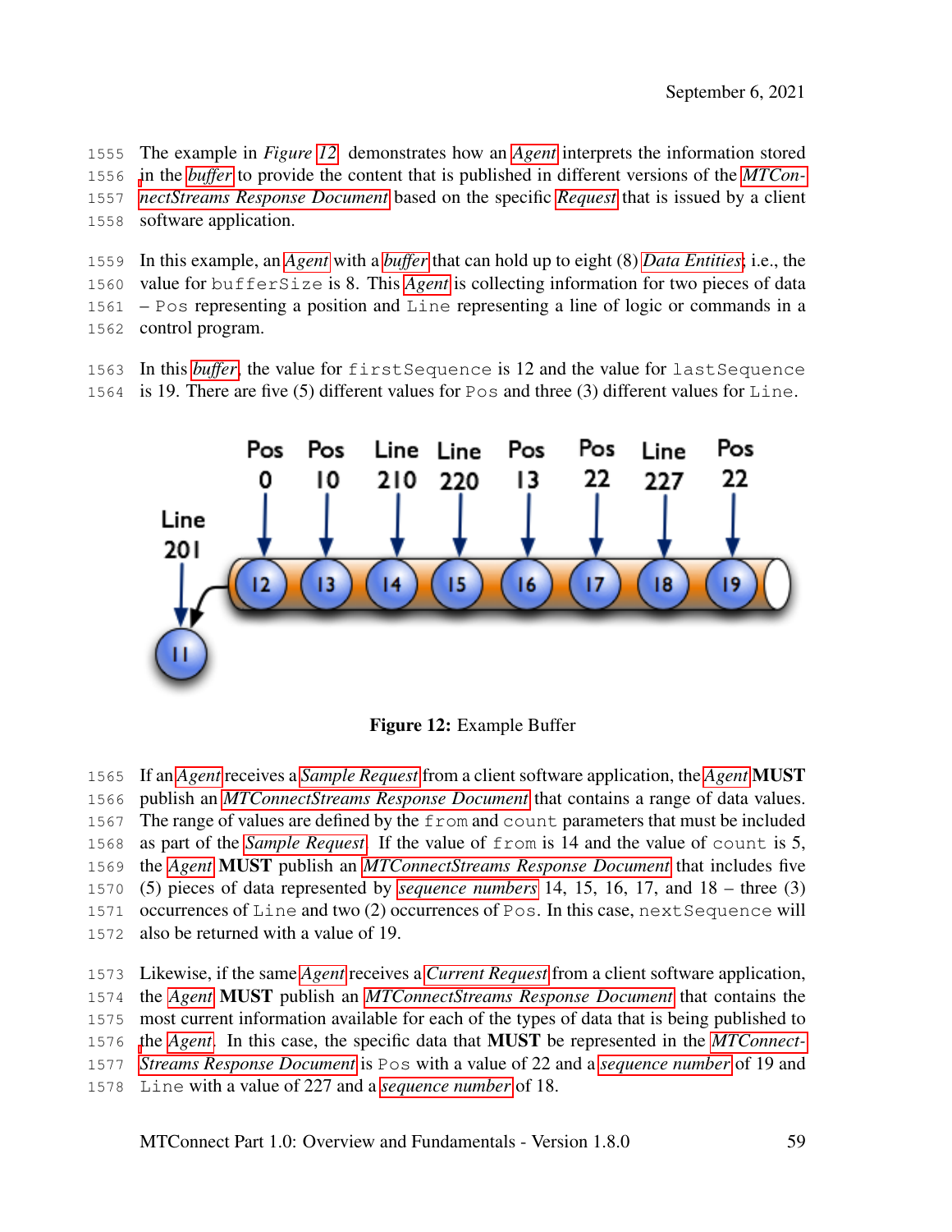The example in *Figure 12* demonstrates how an *Agent* interprets the information stored in the *buffer* to provide the content that is published in different versions of the *MTConnectStreams Response Document* based on the specific *Request* that is issued by a client software application.

In this example, an *Agent* with a *buffer* that can hold up to eight (8) *Data Entities*; i.e., the value for `bufferSize` is 8. This *Agent* is collecting information for two pieces of data – `Pos` representing a position and `Line` representing a line of logic or commands in a control program.

In this *buffer*, the value for `firstSequence` is 12 and the value for `lastSequence` is 19. There are five (5) different values for `Pos` and three (3) different values for `Line`.

Line 201
Pos 0
Pos 10
Line 210
Line 220
Pos 13
Pos 22
Line 227
Pos 22
11
12
13
14
15
16
17
18
19

**Figure 12:** Example Buffer

If an *Agent* receives a *Sample Request* from a client software application, the *Agent* **MUST** publish an *MTConnectStreams Response Document* that contains a range of data values. The range of values are defined by the `from` and `count` parameters that must be included as part of the *Sample Request*. If the value of `from` is 14 and the value of `count` is 5, the *Agent* **MUST** publish an *MTConnectStreams Response Document* that includes five (5) pieces of data represented by *sequence numbers* 14, 15, 16, 17, and 18 – three (3) occurrences of `Line` and two (2) occurrences of `Pos`. In this case, `nextSequence` will also be returned with a value of 19.

Likewise, if the same *Agent* receives a *Current Request* from a client software application, the *Agent* **MUST** publish an *MTConnectStreams Response Document* that contains the most current information available for each of the types of data that is being published to the *Agent*. In this case, the specific data that **MUST** be represented in the *MTConnectStreams Response Document* is `Pos` with a value of 22 and a *sequence number* of 19 and `Line` with a value of 227 and a *sequence number* of 18.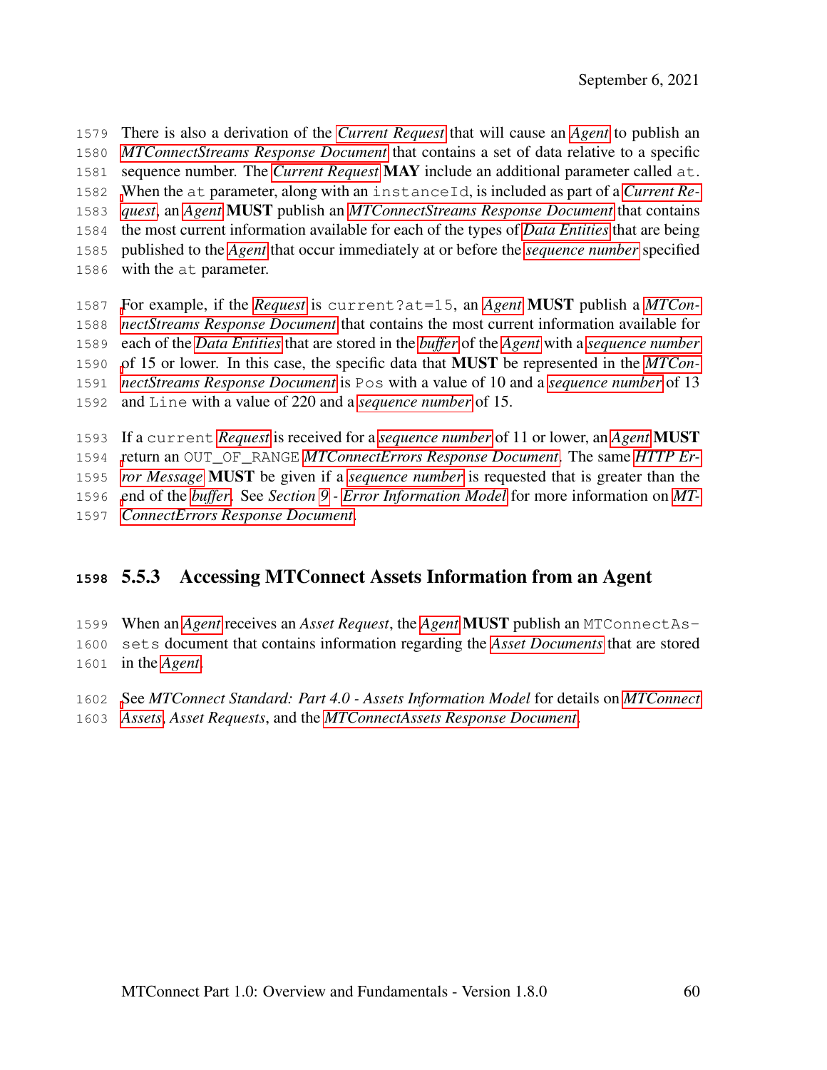There is also a derivation of the *Current Request* that will cause an *Agent* to publish an *MTConnectStreams Response Document* that contains a set of data relative to a specific sequence number. The *Current Request* **MAY** include an additional parameter called `at`. When the `at` parameter, along with an `instanceId`, is included as part of a *Current Request*, an *Agent* **MUST** publish an *MTConnectStreams Response Document* that contains the most current information available for each of the types of *Data Entities* that are being published to the *Agent* that occur immediately at or before the *sequence number* specified with the `at` parameter.

For example, if the *Request* is `current?at=15`, an *Agent* **MUST** publish a *MTConnectStreams Response Document* that contains the most current information available for each of the *Data Entities* that are stored in the *buffer* of the *Agent* with a *sequence number* of 15 or lower. In this case, the specific data that **MUST** be represented in the *MTConnectStreams Response Document* is `Pos` with a value of 10 and a *sequence number* of 13 and `Line` with a value of 220 and a *sequence number* of 15.

If a `current` *Request* is received for a *sequence number* of 11 or lower, an *Agent* **MUST** return an `OUT_OF_RANGE` *MTConnectErrors Response Document*. The same *HTTP Error Message* **MUST** be given if a *sequence number* is requested that is greater than the end of the *buffer*. See *Section 9 - Error Information Model* for more information on *MTConnectErrors Response Document*.

### 5.5.3 Accessing MTConnect Assets Information from an Agent

When an *Agent* receives an *Asset Request*, the *Agent* **MUST** publish an `MTConnectAssets` document that contains information regarding the *Asset Documents* that are stored in the *Agent*.

See *MTConnect Standard: Part 4.0 - Assets Information Model* for details on *MTConnect Assets*, *Asset Requests*, and the *MTConnectAssets Response Document*.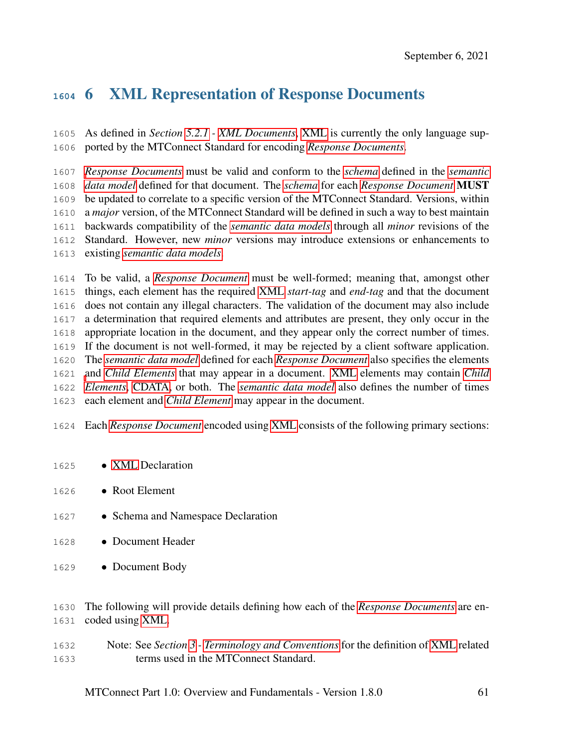# 6 XML Representation of Response Documents

As defined in *Section 5.2.1 - XML Documents*, XML is currently the only language supported by the MTConnect Standard for encoding *Response Documents*.

*Response Documents* must be valid and conform to the *schema* defined in the *semantic data model* defined for that document. The *schema* for each *Response Document* **MUST** be updated to correlate to a specific version of the MTConnect Standard. Versions, within a *major* version, of the MTConnect Standard will be defined in such a way to best maintain backwards compatibility of the *semantic data models* through all *minor* revisions of the Standard. However, new *minor* versions may introduce extensions or enhancements to existing *semantic data models*.

To be valid, a *Response Document* must be well-formed; meaning that, amongst other things, each element has the required XML *start-tag* and *end-tag* and that the document does not contain any illegal characters. The validation of the document may also include a determination that required elements and attributes are present, they only occur in the appropriate location in the document, and they appear only the correct number of times. If the document is not well-formed, it may be rejected by a client software application. The *semantic data model* defined for each *Response Document* also specifies the elements and *Child Elements* that may appear in a document. XML elements may contain *Child Elements*, CDATA, or both. The *semantic data model* also defines the number of times each element and *Child Element* may appear in the document.

Each *Response Document* encoded using XML consists of the following primary sections:

- XML Declaration
- Root Element
- Schema and Namespace Declaration
- Document Header
- Document Body

The following will provide details defining how each of the *Response Documents* are encoded using XML.

> Note: See *Section 3 - Terminology and Conventions* for the definition of XML related terms used in the MTConnect Standard.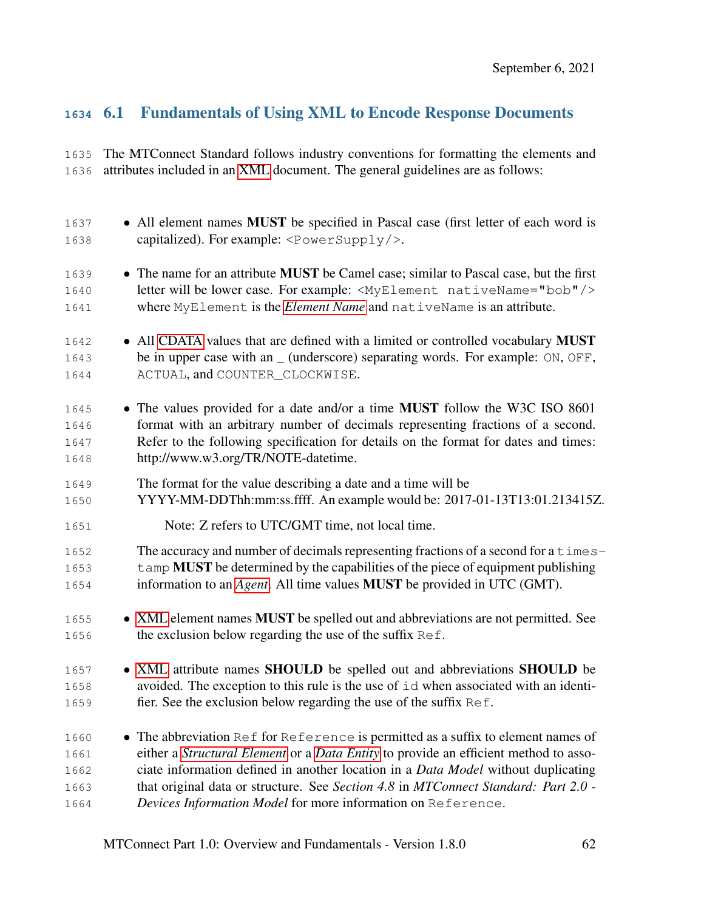## 6.1 Fundamentals of Using XML to Encode Response Documents

The MTConnect Standard follows industry conventions for formatting the elements and attributes included in an XML document. The general guidelines are as follows:

- All element names **MUST** be specified in Pascal case (first letter of each word is capitalized). For example: `<PowerSupply/>`.
- The name for an attribute **MUST** be Camel case; similar to Pascal case, but the first letter will be lower case. For example: `<MyElement nativeName="bob"/>` where `MyElement` is the *Element Name* and `nativeName` is an attribute.
- All CDATA values that are defined with a limited or controlled vocabulary **MUST** be in upper case with an _ (underscore) separating words. For example: `ON`, `OFF`, `ACTUAL`, and `COUNTER_CLOCKWISE`.
- The values provided for a date and/or a time **MUST** follow the W3C ISO 8601 format with an arbitrary number of decimals representing fractions of a second. Refer to the following specification for details on the format for dates and times: http://www.w3.org/TR/NOTE-datetime.

  The format for the value describing a date and a time will be YYYY-MM-DDThh:mm:ss.ffff. An example would be: 2017-01-13T13:01.213415Z.

  Note: Z refers to UTC/GMT time, not local time.

  The accuracy and number of decimals representing fractions of a second for a `timestamp` **MUST** be determined by the capabilities of the piece of equipment publishing information to an *Agent*. All time values **MUST** be provided in UTC (GMT).
- XML element names **MUST** be spelled out and abbreviations are not permitted. See the exclusion below regarding the use of the suffix `Ref`.
- XML attribute names **SHOULD** be spelled out and abbreviations **SHOULD** be avoided. The exception to this rule is the use of `id` when associated with an identifier. See the exclusion below regarding the use of the suffix `Ref`.
- The abbreviation `Ref` for `Reference` is permitted as a suffix to element names of either a *Structural Element* or a *Data Entity* to provide an efficient method to associate information defined in another location in a *Data Model* without duplicating that original data or structure. See *Section 4.8* in *MTConnect Standard: Part 2.0 - Devices Information Model* for more information on `Reference`.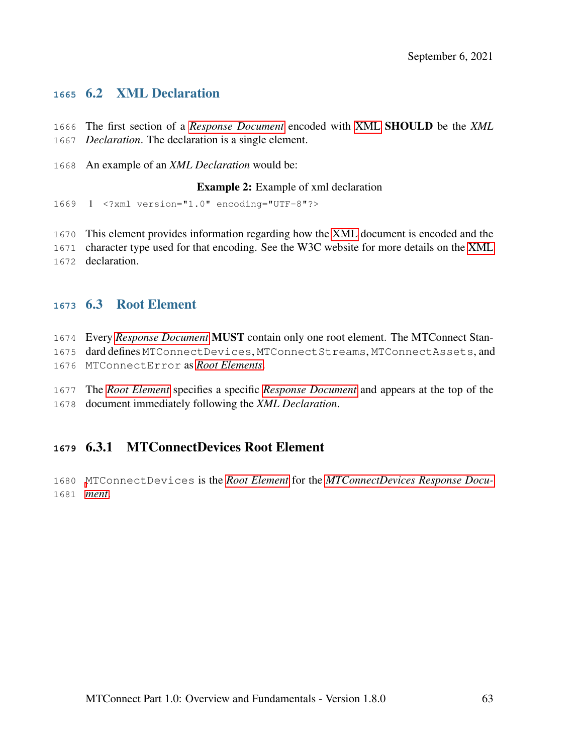## 6.2 XML Declaration

The first section of a *Response Document* encoded with XML **SHOULD** be the *XML Declaration*. The declaration is a single element.

An example of an *XML Declaration* would be:

**Example 2:** Example of xml declaration

```
1 <?xml version="1.0" encoding="UTF-8"?>
```

This element provides information regarding how the XML document is encoded and the character type used for that encoding. See the W3C website for more details on the XML declaration.

## 6.3 Root Element

Every *Response Document* **MUST** contain only one root element. The MTConnect Standard defines `MTConnectDevices`, `MTConnectStreams`, `MTConnectAssets`, and `MTConnectError` as *Root Elements*.

The *Root Element* specifies a specific *Response Document* and appears at the top of the document immediately following the *XML Declaration*.

### 6.3.1 MTConnectDevices Root Element

`MTConnectDevices` is the *Root Element* for the *MTConnectDevices Response Document*.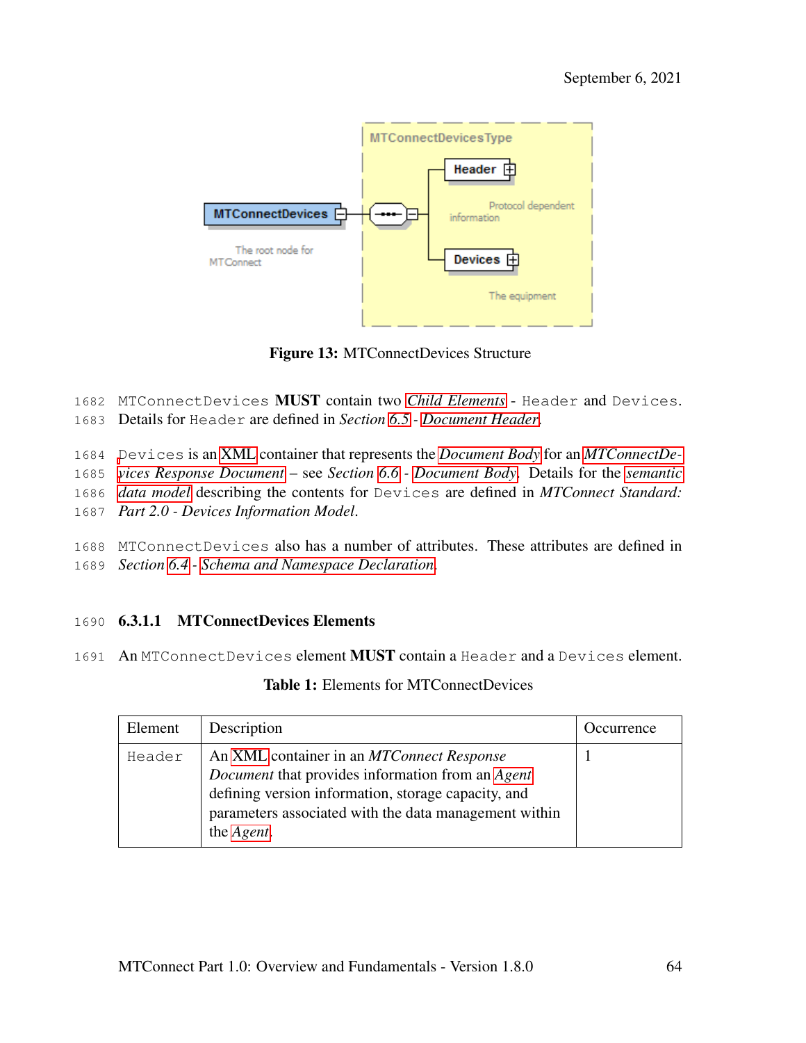MTConnectDevicesType

Header

Protocol dependent information

MTConnectDevices

The root node for MTConnect

Devices

The equipment

**Figure 13:** MTConnectDevices Structure

MTConnectDevices **MUST** contain two *Child Elements* - Header and Devices. Details for Header are defined in *Section 6.5 - Document Header*.

Devices is an XML container that represents the *Document Body* for an *MTConnectDevices Response Document* – see *Section 6.6 - Document Body*. Details for the *semantic data model* describing the contents for Devices are defined in *MTConnect Standard: Part 2.0 - Devices Information Model*.

MTConnectDevices also has a number of attributes. These attributes are defined in *Section 6.4 - Schema and Namespace Declaration*.

#### 6.3.1.1 MTConnectDevices Elements

An MTConnectDevices element **MUST** contain a Header and a Devices element.

**Table 1:** Elements for MTConnectDevices

| Element | Description | Occurrence |
|---|---|---|
| Header | An XML container in an *MTConnect Response Document* that provides information from an *Agent* defining version information, storage capacity, and parameters associated with the data management within the *Agent*. | 1 |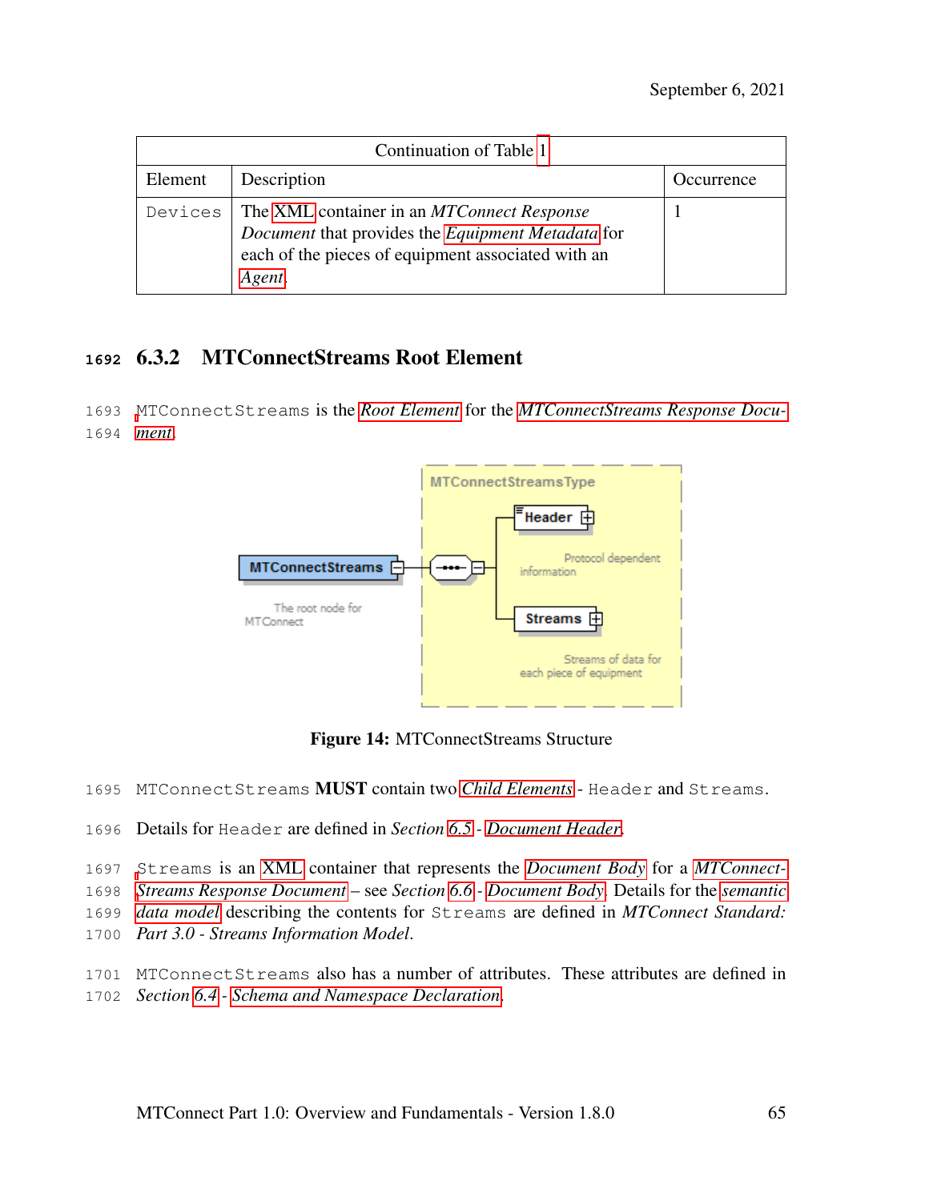| Continuation of Table 1 | | |
|---|---|---|
| Element | Description | Occurrence |
| Devices | The XML container in an *MTConnect Response Document* that provides the *Equipment Metadata* for each of the pieces of equipment associated with an *Agent*. | 1 |

### 6.3.2 MTConnectStreams Root Element

MTConnectStreams is the *Root Element* for the *MTConnectStreams Response Document*.

MTConnectStreamsType

Header

Protocol dependent information

MTConnectStreams

The root node for MTConnect

Streams

Streams of data for each piece of equipment

**Figure 14:** MTConnectStreams Structure

MTConnectStreams **MUST** contain two *Child Elements* - Header and Streams.

Details for Header are defined in *Section* 6.5 - *Document Header*.

Streams is an XML container that represents the *Document Body* for a *MTConnectStreams Response Document* – see *Section* 6.6 - *Document Body*. Details for the *semantic data model* describing the contents for Streams are defined in *MTConnect Standard: Part 3.0 - Streams Information Model*.

MTConnectStreams also has a number of attributes. These attributes are defined in *Section* 6.4 - *Schema and Namespace Declaration*.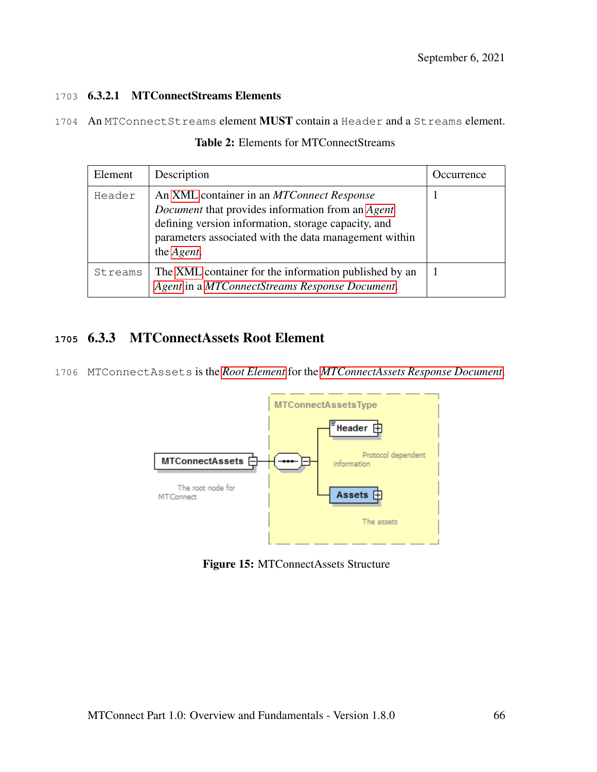#### 6.3.2.1 MTConnectStreams Elements

An `MTConnectStreams` element **MUST** contain a `Header` and a `Streams` element.

**Table 2:** Elements for MTConnectStreams

| Element | Description | Occurrence |
|---|---|---|
| `Header` | An XML container in an *MTConnect Response Document* that provides information from an *Agent* defining version information, storage capacity, and parameters associated with the data management within the *Agent*. | 1 |
| `Streams` | The XML container for the information published by an *Agent* in a *MTConnectStreams Response Document*. | 1 |

### 6.3.3 MTConnectAssets Root Element

`MTConnectAssets` is the *Root Element* for the *MTConnectAssets Response Document*.

MTConnectAssetsType

Header

Protocol dependent information

MTConnectAssets

The root node for MTConnect

Assets

The assets

**Figure 15:** MTConnectAssets Structure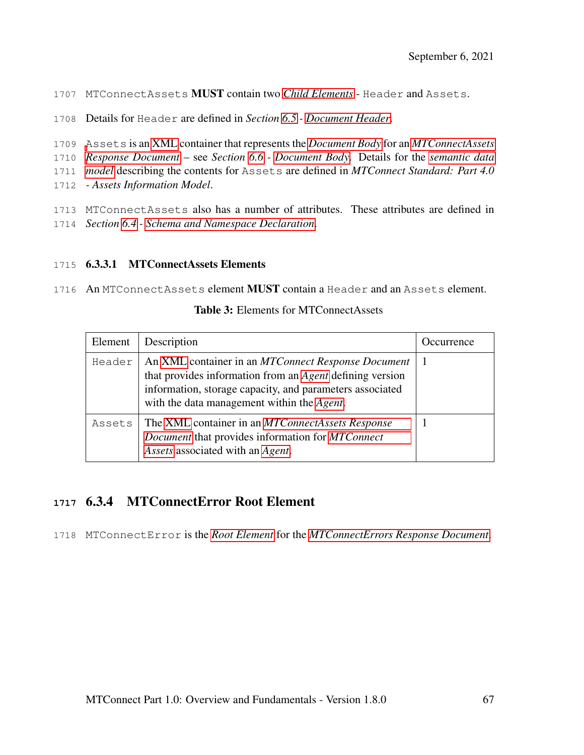MTConnectAssets **MUST** contain two *Child Elements* - Header and Assets.

Details for Header are defined in *Section* 6.5 - *Document Header*.

Assets is an XML container that represents the *Document Body* for an *MTConnectAssets Response Document* – see *Section* 6.6 - *Document Body*. Details for the *semantic data model* describing the contents for Assets are defined in *MTConnect Standard: Part 4.0 - Assets Information Model*.

MTConnectAssets also has a number of attributes. These attributes are defined in *Section* 6.4 - *Schema and Namespace Declaration*.

#### 6.3.3.1 MTConnectAssets Elements

An MTConnectAssets element **MUST** contain a Header and an Assets element.

**Table 3:** Elements for MTConnectAssets

| Element | Description | Occurrence |
|---|---|---|
| Header | An XML container in an *MTConnect Response Document* that provides information from an *Agent* defining version information, storage capacity, and parameters associated with the data management within the *Agent*. | 1 |
| Assets | The XML container in an *MTConnectAssets Response Document* that provides information for *MTConnect Assets* associated with an *Agent*. | 1 |

### 6.3.4 MTConnectError Root Element

MTConnectError is the *Root Element* for the *MTConnectErrors Response Document*.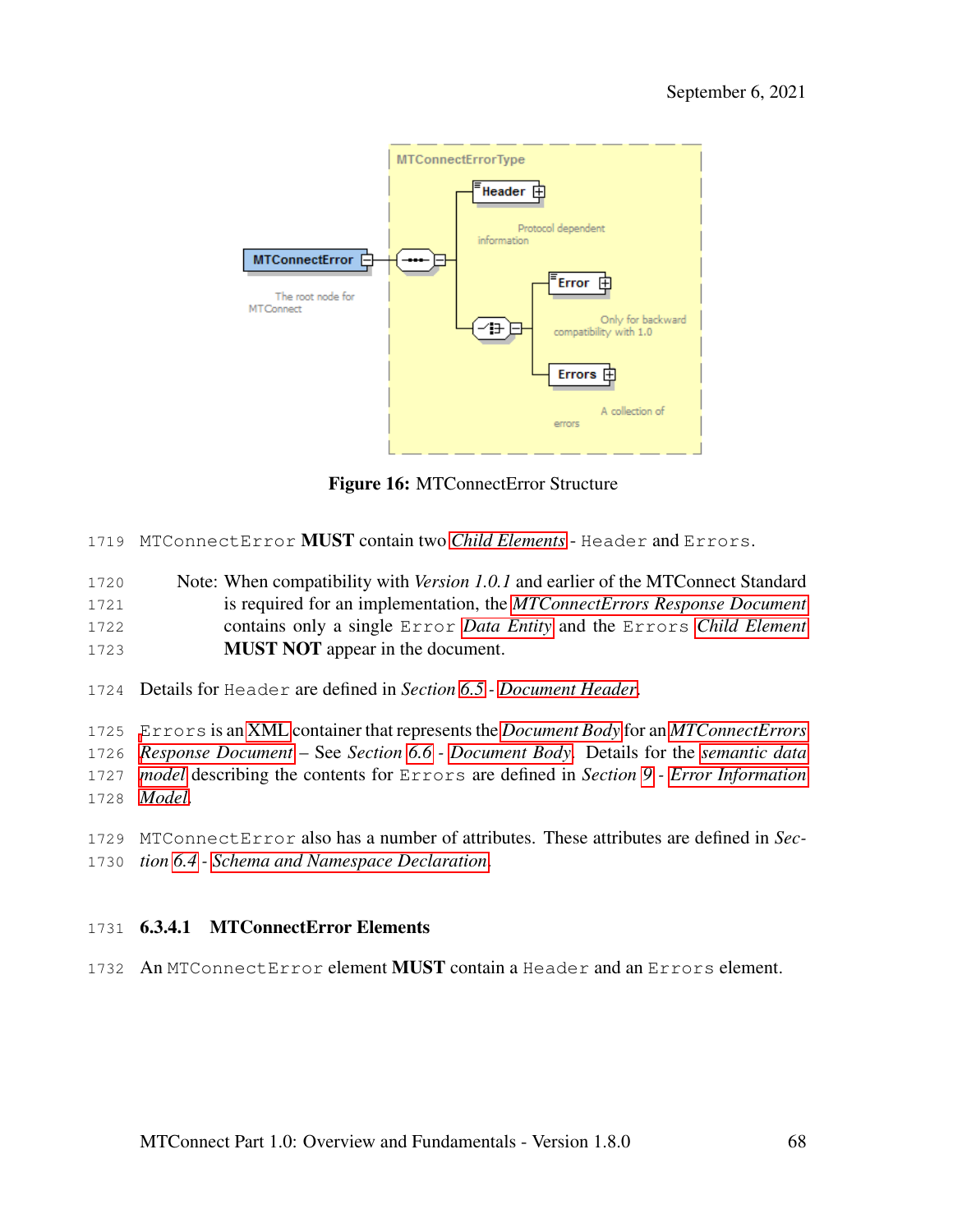MTConnectErrorType

Header

Protocol dependent information

MTConnectError

The root node for MTConnect

Error

Only for backward compatibility with 1.0

Errors

A collection of errors

**Figure 16:** MTConnectError Structure

MTConnectError **MUST** contain two *Child Elements* - Header and Errors.

> Note: When compatibility with *Version 1.0.1* and earlier of the MTConnect Standard is required for an implementation, the *MTConnectErrors Response Document* contains only a single Error *Data Entity* and the Errors *Child Element* **MUST NOT** appear in the document.

Details for Header are defined in *Section* 6.5 - *Document Header*.

Errors is an XML container that represents the *Document Body* for an *MTConnectErrors Response Document* – See *Section* 6.6 - *Document Body*. Details for the *semantic data model* describing the contents for Errors are defined in *Section* 9 - *Error Information Model*.

MTConnectError also has a number of attributes. These attributes are defined in *Section* 6.4 - *Schema and Namespace Declaration*.

#### 6.3.4.1 MTConnectError Elements

An MTConnectError element **MUST** contain a Header and an Errors element.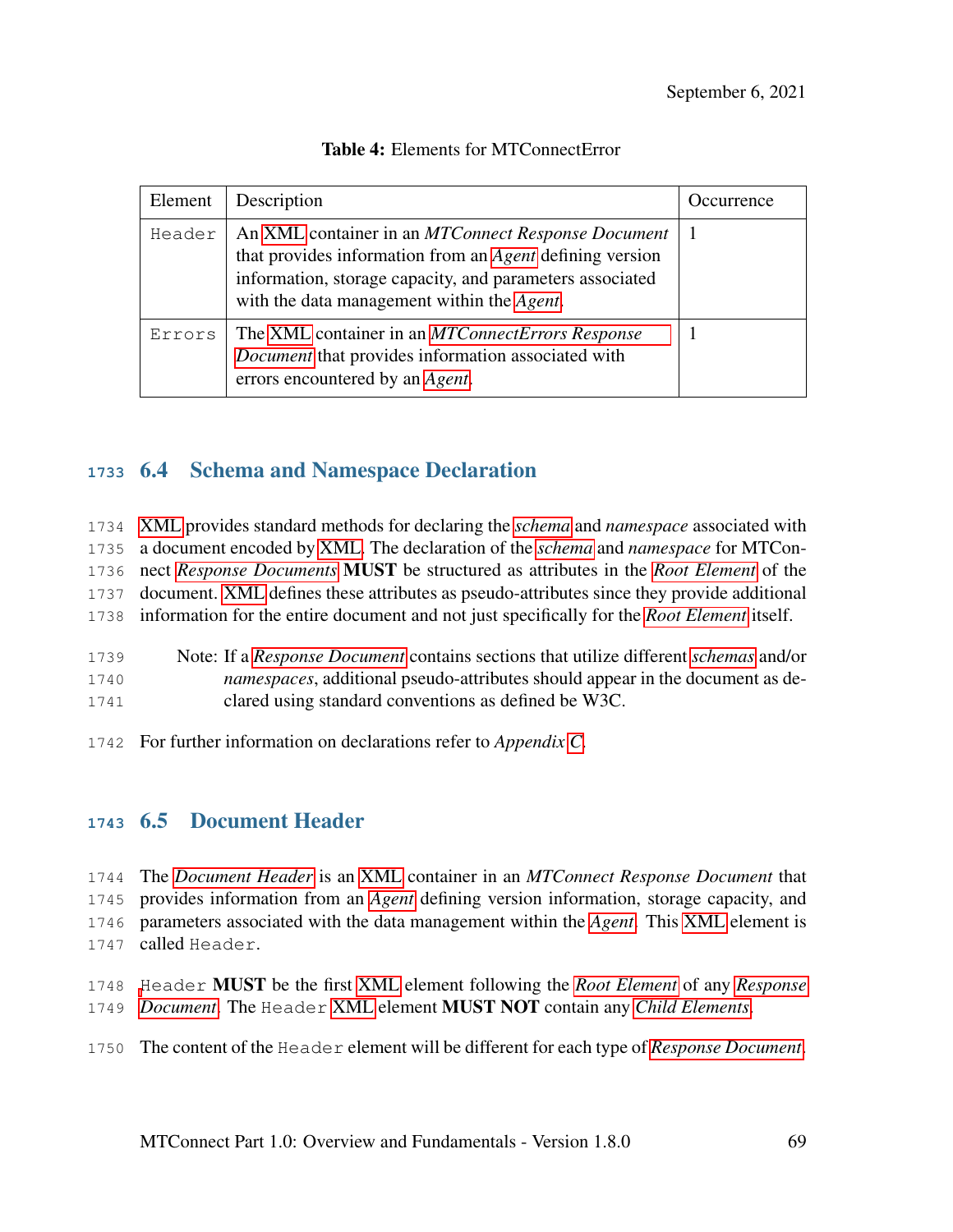**Table 4:** Elements for MTConnectError

| Element | Description | Occurrence |
|---|---|---|
| `Header` | An XML container in an *MTConnect Response Document* that provides information from an *Agent* defining version information, storage capacity, and parameters associated with the data management within the *Agent*. | 1 |
| `Errors` | The XML container in an *MTConnectErrors Response Document* that provides information associated with errors encountered by an *Agent*. | 1 |

## 6.4 Schema and Namespace Declaration

XML provides standard methods for declaring the *schema* and *namespace* associated with a document encoded by XML. The declaration of the *schema* and *namespace* for MTConnect *Response Documents* **MUST** be structured as attributes in the *Root Element* of the document. XML defines these attributes as pseudo-attributes since they provide additional information for the entire document and not just specifically for the *Root Element* itself.

> Note: If a *Response Document* contains sections that utilize different *schemas* and/or *namespaces*, additional pseudo-attributes should appear in the document as declared using standard conventions as defined be W3C.

For further information on declarations refer to *Appendix* C.

## 6.5 Document Header

The *Document Header* is an XML container in an *MTConnect Response Document* that provides information from an *Agent* defining version information, storage capacity, and parameters associated with the data management within the *Agent*. This XML element is called `Header`.

`Header` **MUST** be the first XML element following the *Root Element* of any *Response Document*. The `Header` XML element **MUST NOT** contain any *Child Elements*.

The content of the `Header` element will be different for each type of *Response Document*.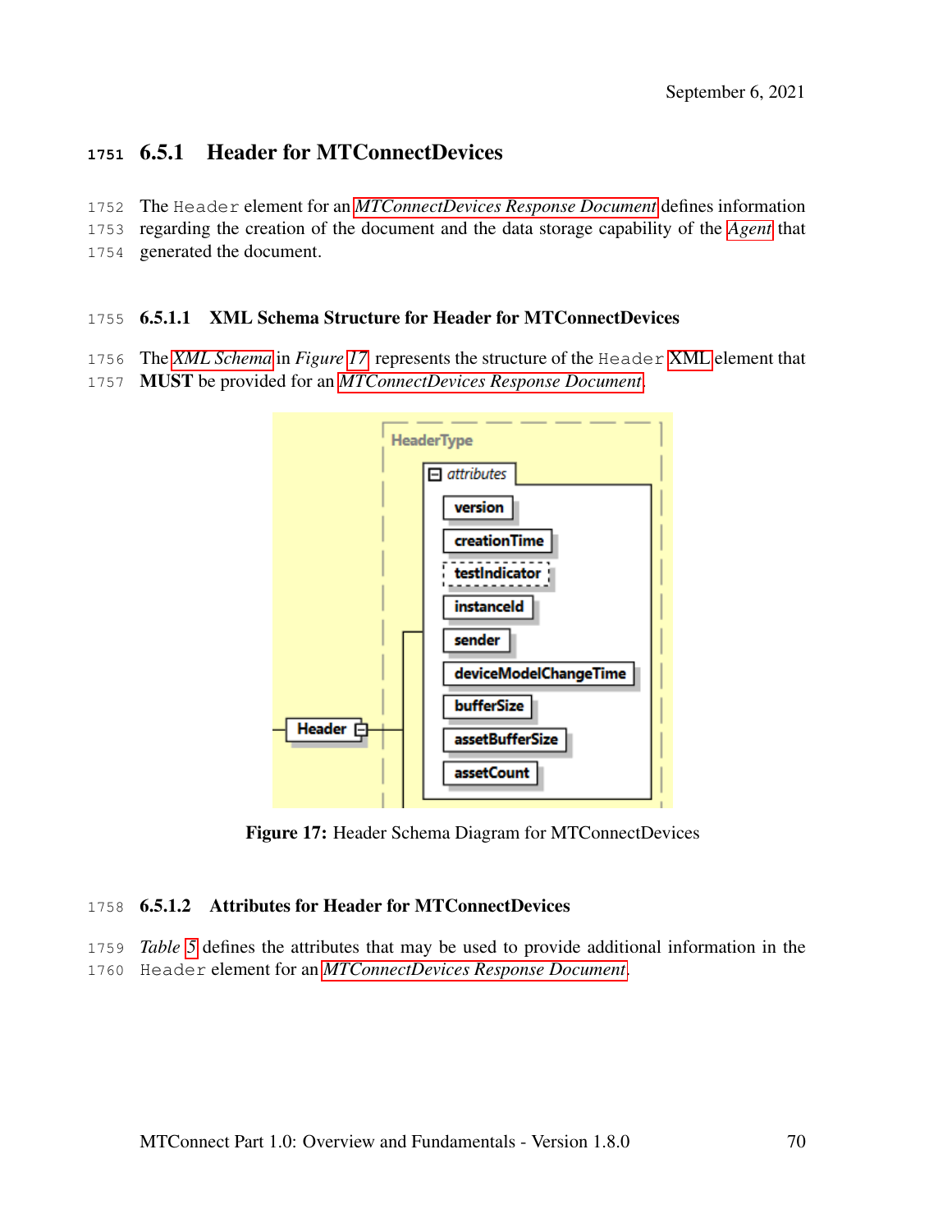### 6.5.1 Header for MTConnectDevices

The Header element for an *MTConnectDevices Response Document* defines information regarding the creation of the document and the data storage capability of the *Agent* that generated the document.

#### 6.5.1.1 XML Schema Structure for Header for MTConnectDevices

The *XML Schema* in *Figure 17* represents the structure of the Header XML element that **MUST** be provided for an *MTConnectDevices Response Document*.

HeaderType
attributes
version
creationTime
testIndicator
instanceId
sender
deviceModelChangeTime
bufferSize
assetBufferSize
assetCount
Header

**Figure 17:** Header Schema Diagram for MTConnectDevices

#### 6.5.1.2 Attributes for Header for MTConnectDevices

*Table 5* defines the attributes that may be used to provide additional information in the Header element for an *MTConnectDevices Response Document*.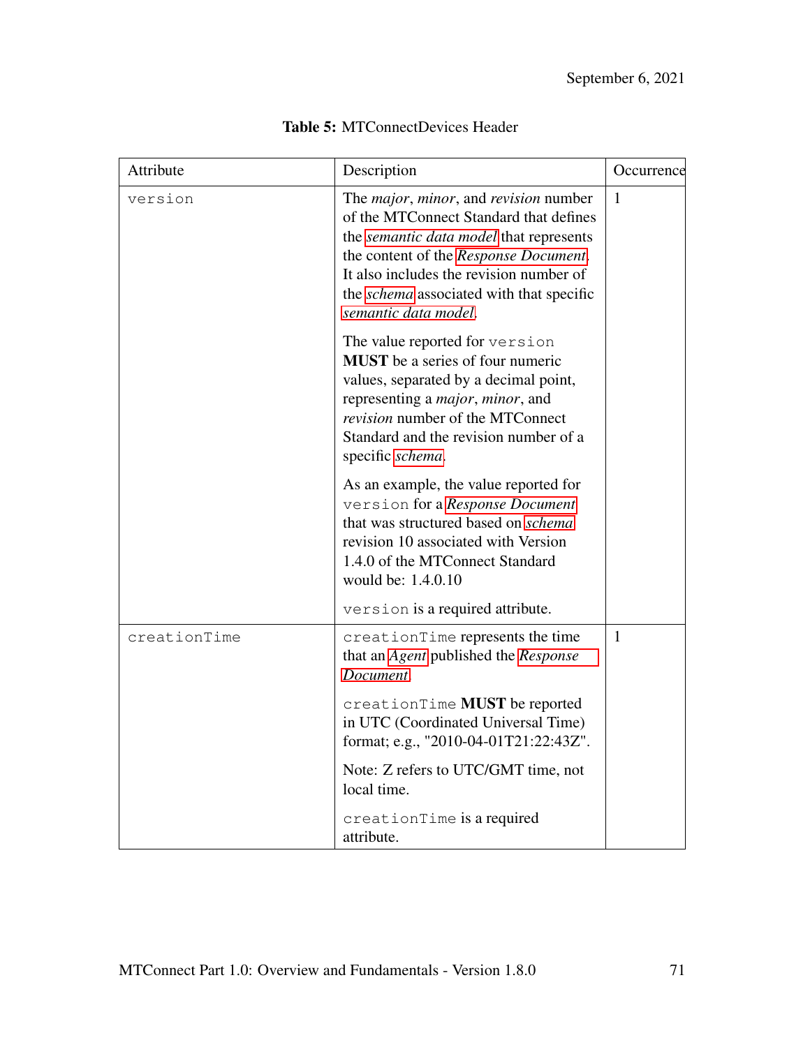**Table 5:** MTConnectDevices Header

| Attribute | Description | Occurrence |
|---|---|---|
| `version` | The *major*, *minor*, and *revision* number of the MTConnect Standard that defines the *semantic data model* that represents the content of the *Response Document*. It also includes the revision number of the *schema* associated with that specific *semantic data model*.<br><br>The value reported for `version` **MUST** be a series of four numeric values, separated by a decimal point, representing a *major*, *minor*, and *revision* number of the MTConnect Standard and the revision number of a specific *schema*.<br><br>As an example, the value reported for `version` for a *Response Document* that was structured based on *schema* revision 10 associated with Version 1.4.0 of the MTConnect Standard would be: 1.4.0.10<br><br>`version` is a required attribute. | 1 |
| `creationTime` | `creationTime` represents the time that an *Agent* published the *Response Document*.<br><br>`creationTime` **MUST** be reported in UTC (Coordinated Universal Time) format; e.g., "2010-04-01T21:22:43Z".<br><br>Note: Z refers to UTC/GMT time, not local time.<br><br>`creationTime` is a required attribute. | 1 |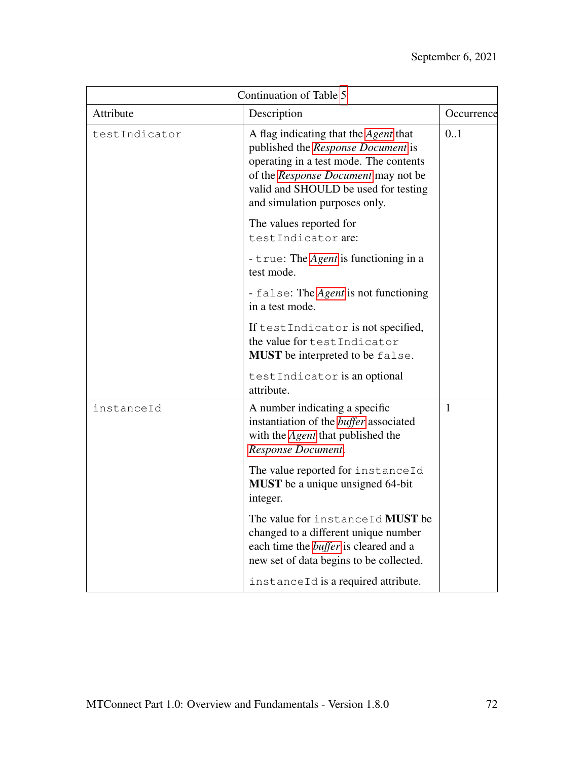| Continuation of Table 5 | | |
|---|---|---|
| Attribute | Description | Occurrence |
| `testIndicator` | A flag indicating that the *Agent* that published the *Response Document* is operating in a test mode. The contents of the *Response Document* may not be valid and SHOULD be used for testing and simulation purposes only.<br><br>The values reported for `testIndicator` are:<br><br>- `true`: The *Agent* is functioning in a test mode.<br><br>- `false`: The *Agent* is not functioning in a test mode.<br><br>If `testIndicator` is not specified, the value for `testIndicator` **MUST** be interpreted to be `false`.<br><br>`testIndicator` is an optional attribute. | 0..1 |
| `instanceId` | A number indicating a specific instantiation of the *buffer* associated with the *Agent* that published the *Response Document*.<br><br>The value reported for `instanceId` **MUST** be a unique unsigned 64-bit integer.<br><br>The value for `instanceId` **MUST** be changed to a different unique number each time the *buffer* is cleared and a new set of data begins to be collected.<br><br>`instanceId` is a required attribute. | 1 |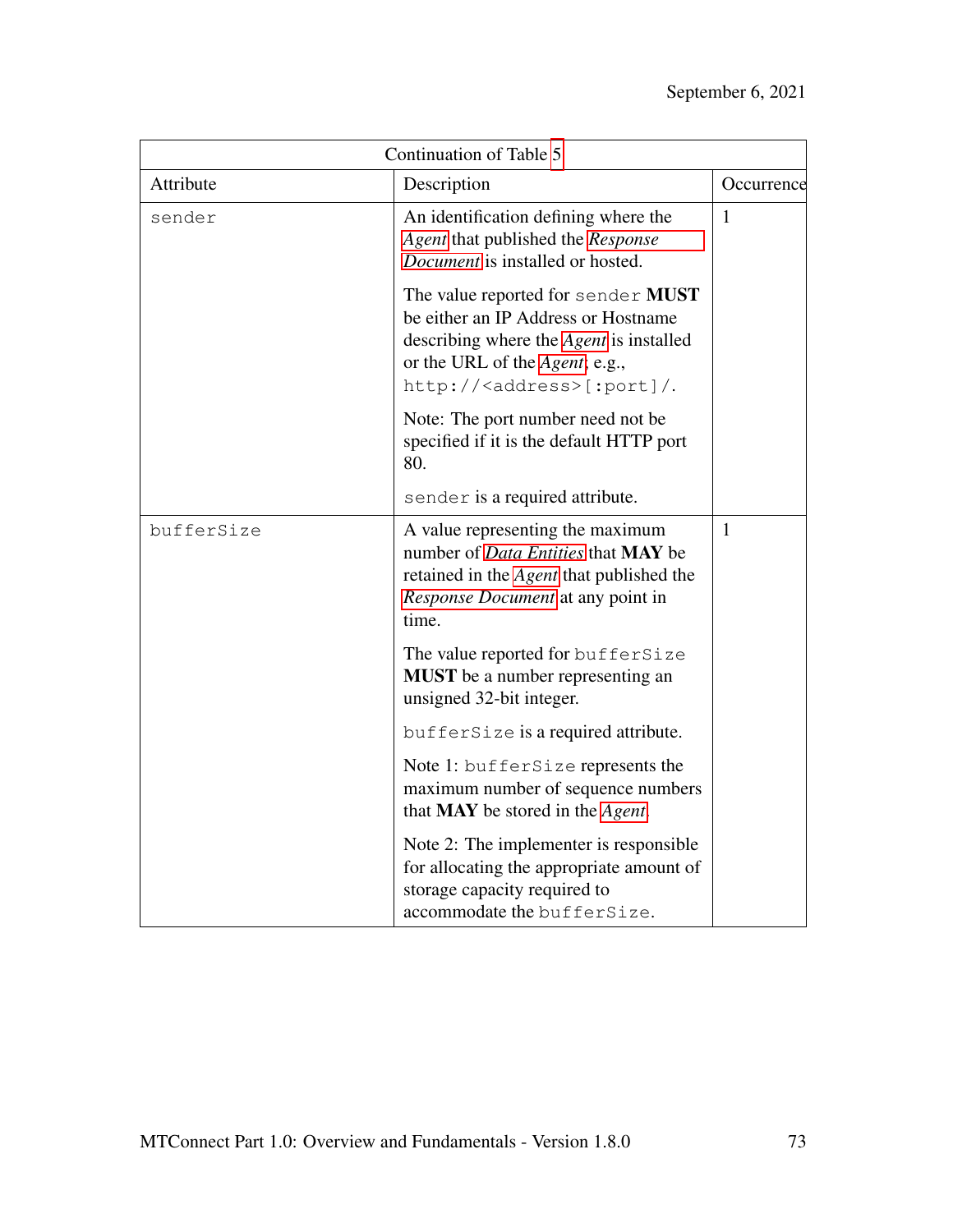| Continuation of Table 5 | | |
|---|---|---|
| Attribute | Description | Occurrence |
| `sender` | An identification defining where the *Agent* that published the *Response Document* is installed or hosted.<br><br>The value reported for `sender` **MUST** be either an IP Address or Hostname describing where the *Agent* is installed or the URL of the *Agent*; e.g., `http://<address>[:port]/`.<br><br>Note: The port number need not be specified if it is the default HTTP port 80.<br><br>`sender` is a required attribute. | 1 |
| `bufferSize` | A value representing the maximum number of *Data Entities* that **MAY** be retained in the *Agent* that published the *Response Document* at any point in time.<br><br>The value reported for `bufferSize` **MUST** be a number representing an unsigned 32-bit integer.<br><br>`bufferSize` is a required attribute.<br><br>Note 1: `bufferSize` represents the maximum number of sequence numbers that **MAY** be stored in the *Agent*.<br><br>Note 2: The implementer is responsible for allocating the appropriate amount of storage capacity required to accommodate the `bufferSize`. | 1 |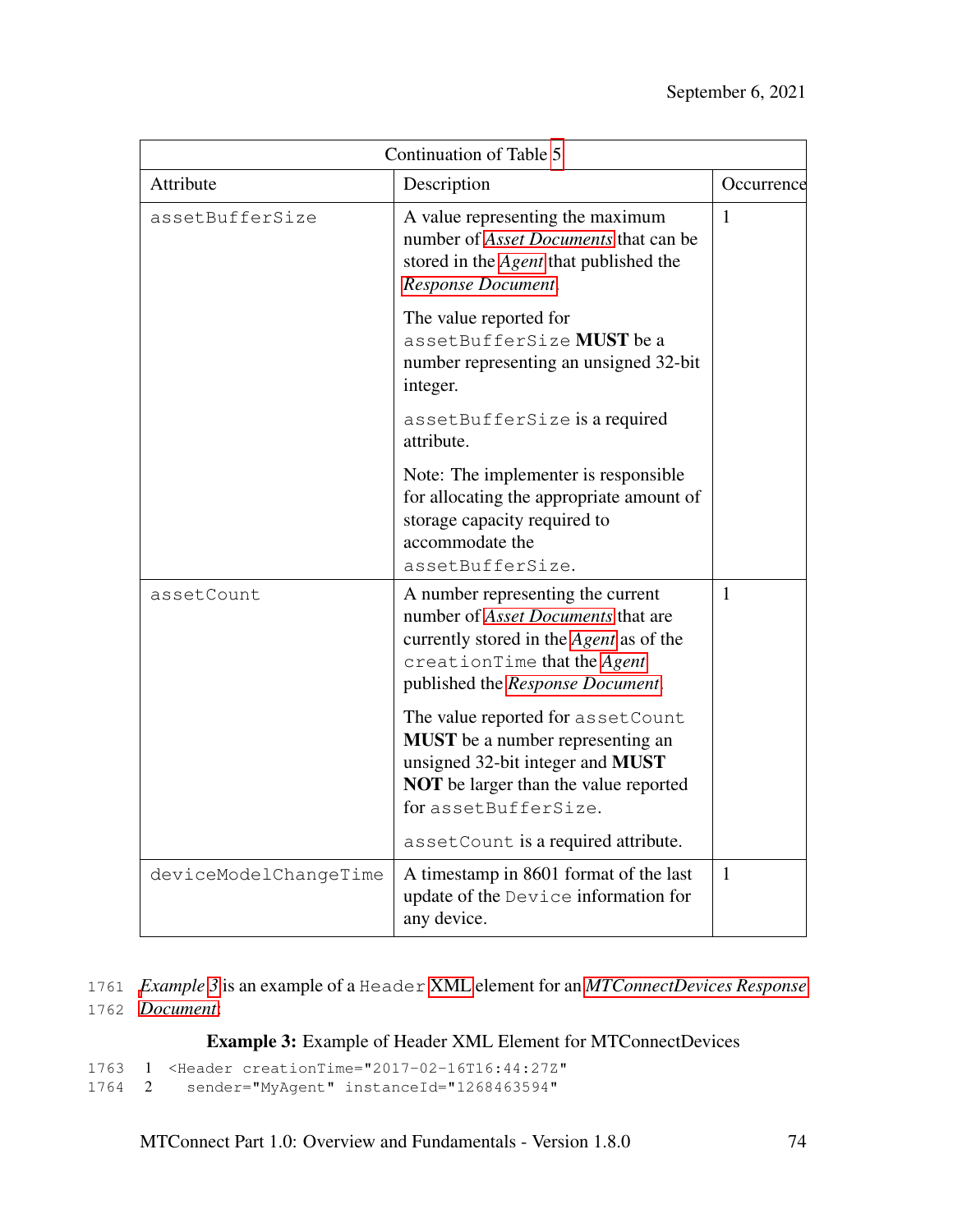| Continuation of Table 5 | | |
|---|---|---|
| Attribute | Description | Occurrence |
| assetBufferSize | A value representing the maximum number of *Asset Documents* that can be stored in the *Agent* that published the *Response Document*.<br><br>The value reported for assetBufferSize **MUST** be a number representing an unsigned 32-bit integer.<br><br>assetBufferSize is a required attribute.<br><br>Note: The implementer is responsible for allocating the appropriate amount of storage capacity required to accommodate the assetBufferSize. | 1 |
| assetCount | A number representing the current number of *Asset Documents* that are currently stored in the *Agent* as of the creationTime that the *Agent* published the *Response Document*.<br><br>The value reported for assetCount **MUST** be a number representing an unsigned 32-bit integer and **MUST NOT** be larger than the value reported for assetBufferSize.<br><br>assetCount is a required attribute. | 1 |
| deviceModelChangeTime | A timestamp in 8601 format of the last update of the Device information for any device. | 1 |

*Example 3* is an example of a Header XML element for an *MTConnectDevices Response Document*:

**Example 3:** Example of Header XML Element for MTConnectDevices

```
1 <Header creationTime="2017-02-16T16:44:27Z"
2   sender="MyAgent" instanceId="1268463594"
```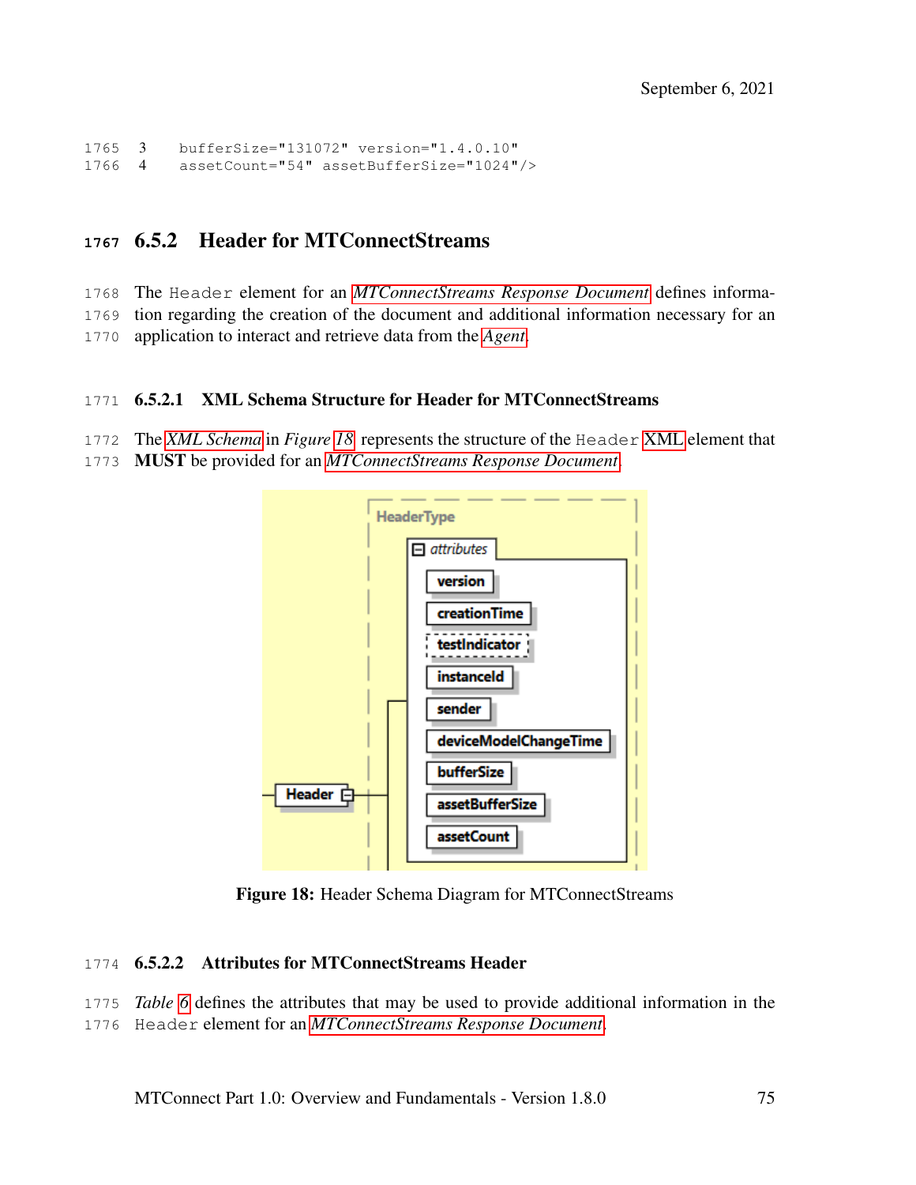```
3    bufferSize="131072" version="1.4.0.10"
4    assetCount="54" assetBufferSize="1024"/>
```

### 6.5.2 Header for MTConnectStreams

The Header element for an *MTConnectStreams Response Document* defines information regarding the creation of the document and additional information necessary for an application to interact and retrieve data from the *Agent*.

#### 6.5.2.1 XML Schema Structure for Header for MTConnectStreams

The *XML Schema* in *Figure 18* represents the structure of the Header XML element that **MUST** be provided for an *MTConnectStreams Response Document*.

HeaderType
attributes
version
creationTime
testIndicator
instanceId
sender
deviceModelChangeTime
bufferSize
assetBufferSize
assetCount
Header

**Figure 18:** Header Schema Diagram for MTConnectStreams

#### 6.5.2.2 Attributes for MTConnectStreams Header

*Table 6* defines the attributes that may be used to provide additional information in the Header element for an *MTConnectStreams Response Document*.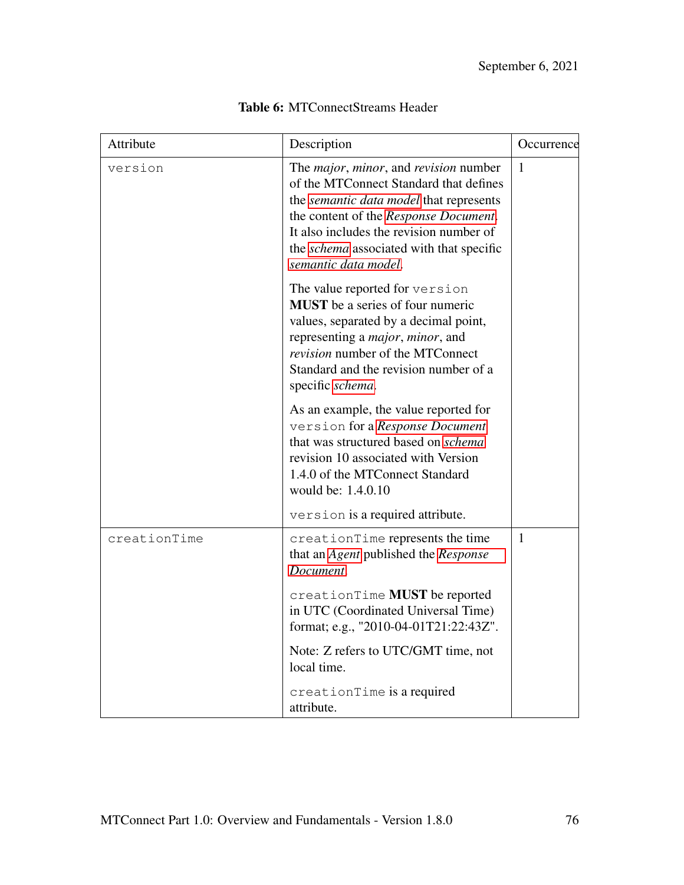**Table 6:** MTConnectStreams Header

| Attribute | Description | Occurrence |
| --- | --- | --- |
| `version` | The *major*, *minor*, and *revision* number of the MTConnect Standard that defines the *semantic data model* that represents the content of the *Response Document*. It also includes the revision number of the *schema* associated with that specific *semantic data model*.<br><br>The value reported for `version` **MUST** be a series of four numeric values, separated by a decimal point, representing a *major*, *minor*, and *revision* number of the MTConnect Standard and the revision number of a specific *schema*.<br><br>As an example, the value reported for `version` for a *Response Document* that was structured based on *schema* revision 10 associated with Version 1.4.0 of the MTConnect Standard would be: 1.4.0.10<br><br>`version` is a required attribute. | 1 |
| `creationTime` | `creationTime` represents the time that an *Agent* published the *Response Document*.<br><br>`creationTime` **MUST** be reported in UTC (Coordinated Universal Time) format; e.g., "2010-04-01T21:22:43Z".<br><br>Note: Z refers to UTC/GMT time, not local time.<br><br>`creationTime` is a required attribute. | 1 |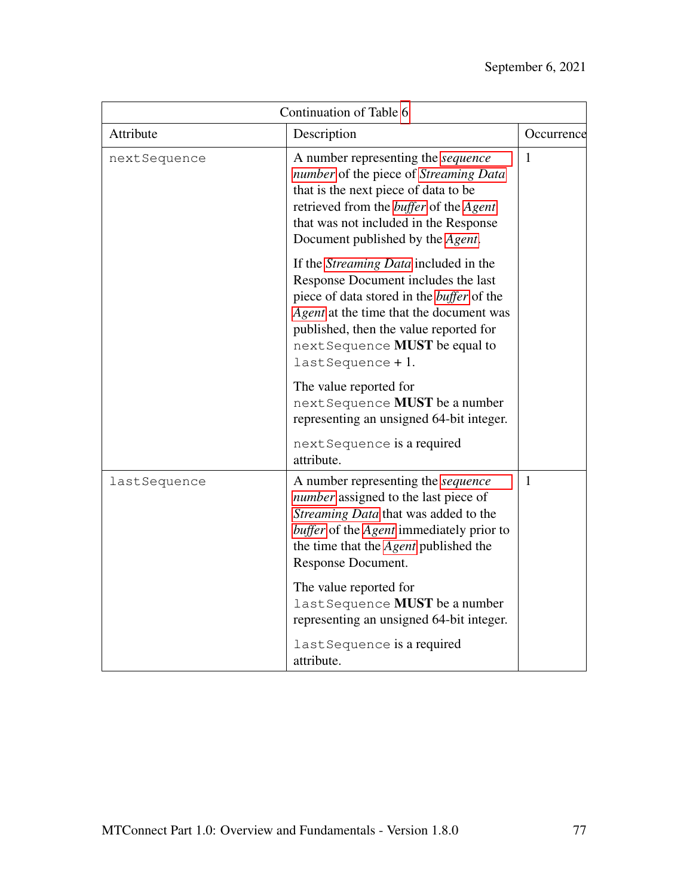| Continuation of Table 6 | | |
|---|---|---|
| Attribute | Description | Occurrence |
| `nextSequence` | A number representing the *sequence number* of the piece of *Streaming Data* that is the next piece of data to be retrieved from the *buffer* of the *Agent* that was not included in the Response Document published by the *Agent*.<br><br>If the *Streaming Data* included in the Response Document includes the last piece of data stored in the *buffer* of the *Agent* at the time that the document was published, then the value reported for `nextSequence` **MUST** be equal to `lastSequence` + 1.<br><br>The value reported for `nextSequence` **MUST** be a number representing an unsigned 64-bit integer.<br><br>`nextSequence` is a required attribute. | 1 |
| `lastSequence` | A number representing the *sequence number* assigned to the last piece of *Streaming Data* that was added to the *buffer* of the *Agent* immediately prior to the time that the *Agent* published the Response Document.<br><br>The value reported for `lastSequence` **MUST** be a number representing an unsigned 64-bit integer.<br><br>`lastSequence` is a required attribute. | 1 |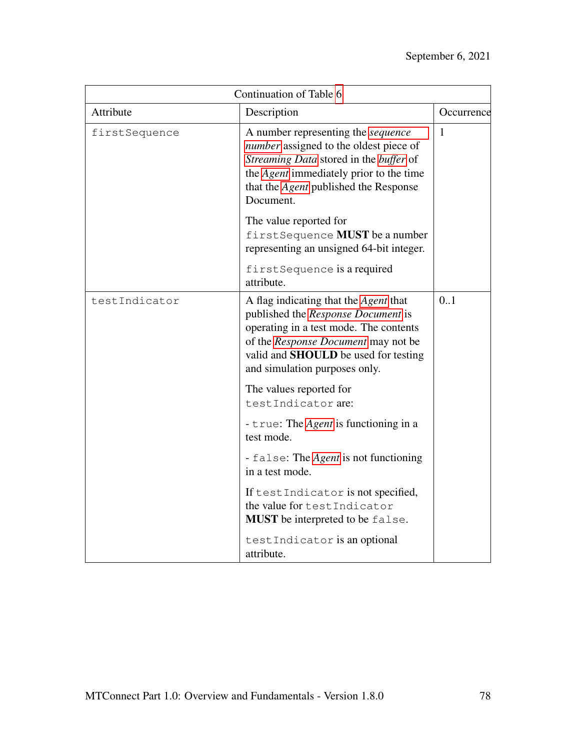| Continuation of Table 6 | | |
|---|---|---|
| Attribute | Description | Occurrence |
| `firstSequence` | A number representing the *sequence number* assigned to the oldest piece of *Streaming Data* stored in the *buffer* of the *Agent* immediately prior to the time that the *Agent* published the Response Document.<br><br>The value reported for `firstSequence` **MUST** be a number representing an unsigned 64-bit integer.<br><br>`firstSequence` is a required attribute. | 1 |
| `testIndicator` | A flag indicating that the *Agent* that published the *Response Document* is operating in a test mode. The contents of the *Response Document* may not be valid and **SHOULD** be used for testing and simulation purposes only.<br><br>The values reported for `testIndicator` are:<br><br>- `true`: The *Agent* is functioning in a test mode.<br><br>- `false`: The *Agent* is not functioning in a test mode.<br><br>If `testIndicator` is not specified, the value for `testIndicator` **MUST** be interpreted to be `false`.<br><br>`testIndicator` is an optional attribute. | 0..1 |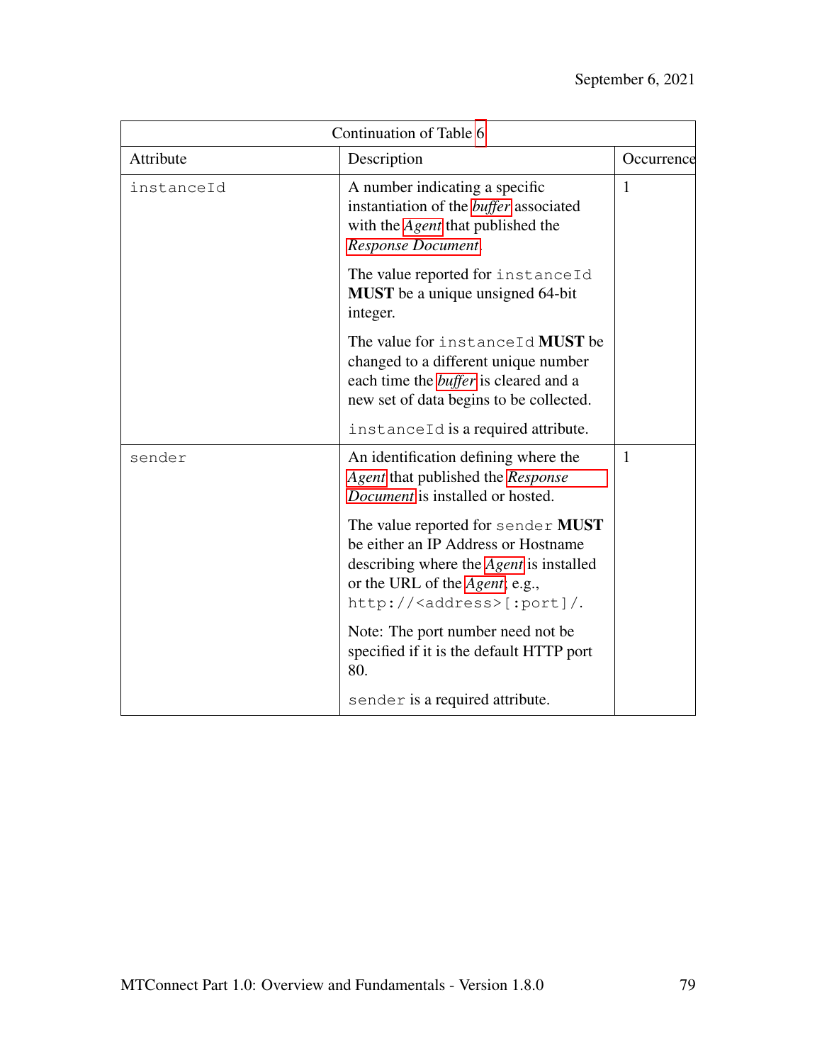| Continuation of Table 6 | | |
|---|---|---|
| Attribute | Description | Occurrence |
| instanceId | A number indicating a specific instantiation of the *buffer* associated with the *Agent* that published the *Response Document*.<br><br>The value reported for instanceId **MUST** be a unique unsigned 64-bit integer.<br><br>The value for instanceId **MUST** be changed to a different unique number each time the *buffer* is cleared and a new set of data begins to be collected.<br><br>instanceId is a required attribute. | 1 |
| sender | An identification defining where the *Agent* that published the *Response Document* is installed or hosted.<br><br>The value reported for sender **MUST** be either an IP Address or Hostname describing where the *Agent* is installed or the URL of the *Agent*; e.g., http://<address>[:port]/.<br><br>Note: The port number need not be specified if it is the default HTTP port 80.<br><br>sender is a required attribute. | 1 |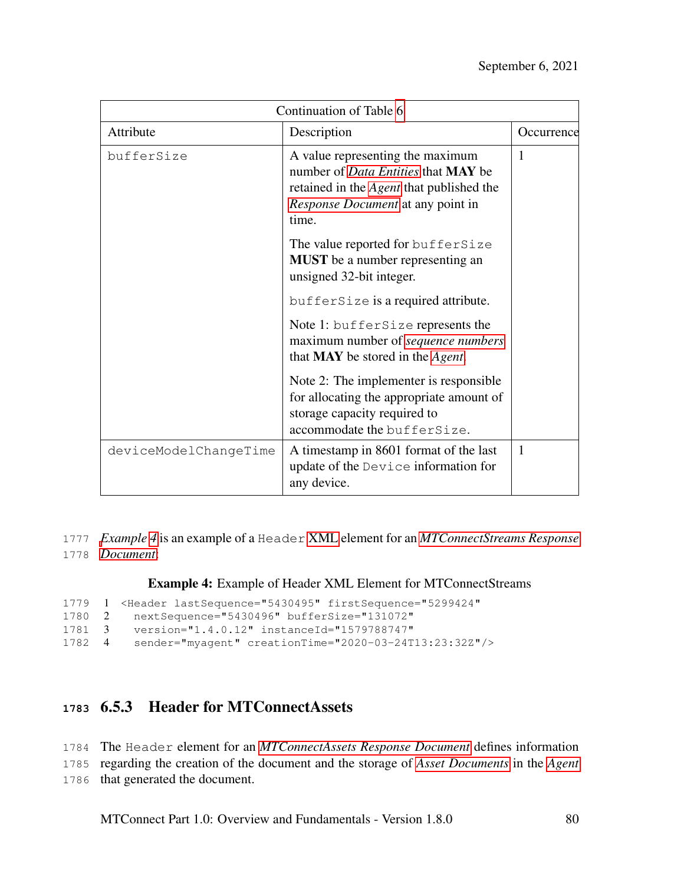| Continuation of Table 6 | | |
|---|---|---|
| Attribute | Description | Occurrence |
| bufferSize | A value representing the maximum number of *Data Entities* that **MAY** be retained in the *Agent* that published the *Response Document* at any point in time.<br><br>The value reported for bufferSize **MUST** be a number representing an unsigned 32-bit integer.<br><br>bufferSize is a required attribute.<br><br>Note 1: bufferSize represents the maximum number of *sequence numbers* that **MAY** be stored in the *Agent*.<br><br>Note 2: The implementer is responsible for allocating the appropriate amount of storage capacity required to accommodate the bufferSize. | 1 |
| deviceModelChangeTime | A timestamp in 8601 format of the last update of the Device information for any device. | 1 |

*Example 4* is an example of a Header XML element for an *MTConnectStreams Response Document*:

**Example 4:** Example of Header XML Element for MTConnectStreams

```
<Header lastSequence="5430495" firstSequence="5299424"
  nextSequence="5430496" bufferSize="131072"
  version="1.4.0.12" instanceId="1579788747"
  sender="myagent" creationTime="2020-03-24T13:23:32Z"/>
```

### 6.5.3 Header for MTConnectAssets

The Header element for an *MTConnectAssets Response Document* defines information regarding the creation of the document and the storage of *Asset Documents* in the *Agent* that generated the document.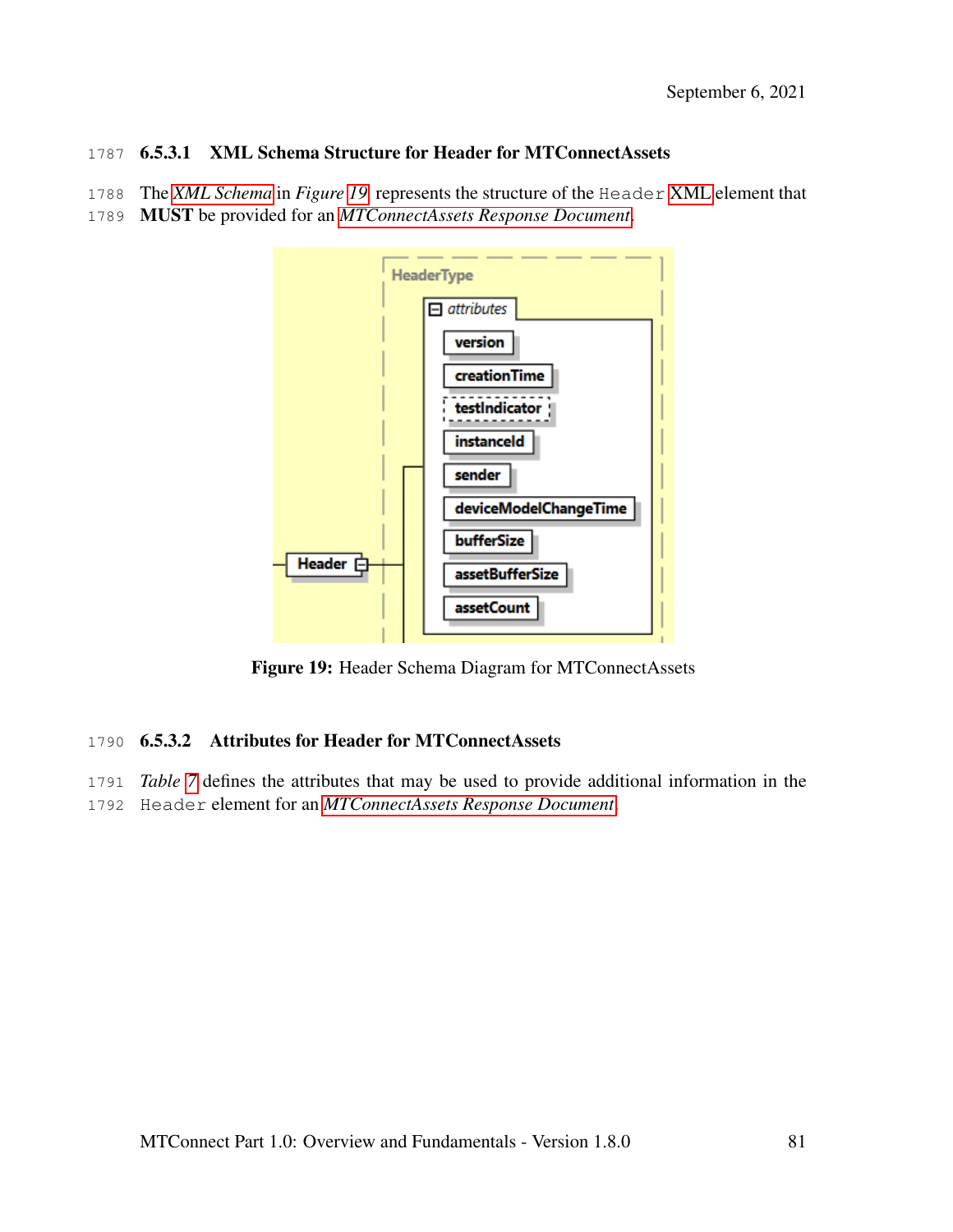#### 6.5.3.1 XML Schema Structure for Header for MTConnectAssets

The *XML Schema* in *Figure 19* represents the structure of the Header XML element that **MUST** be provided for an *MTConnectAssets Response Document*.

HeaderType
attributes
version
creationTime
testIndicator
instanceId
sender
deviceModelChangeTime
bufferSize
assetBufferSize
assetCount
Header

**Figure 19:** Header Schema Diagram for MTConnectAssets

#### 6.5.3.2 Attributes for Header for MTConnectAssets

*Table 7* defines the attributes that may be used to provide additional information in the Header element for an *MTConnectAssets Response Document*.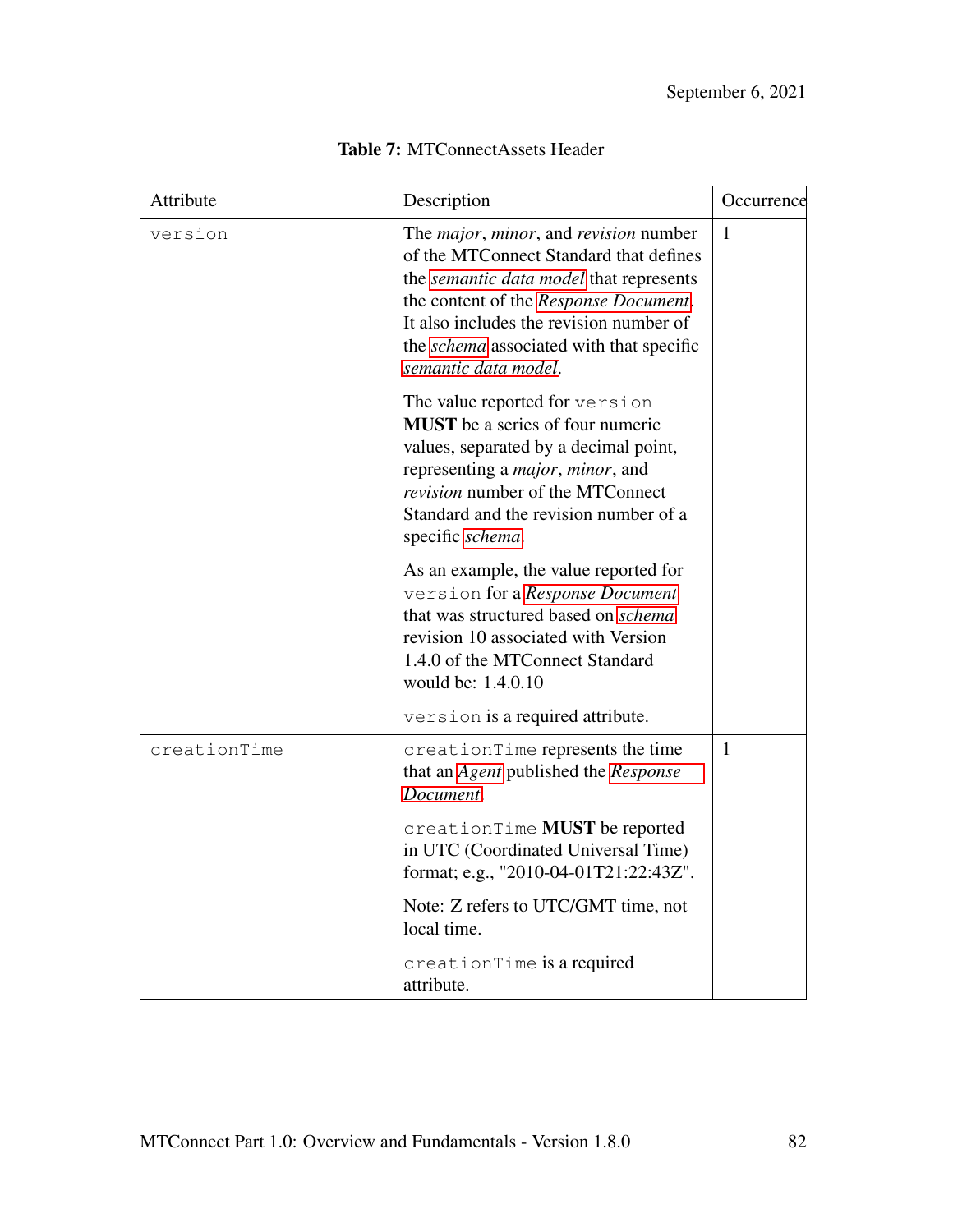**Table 7:** MTConnectAssets Header

| Attribute | Description | Occurrence |
|---|---|---|
| `version` | The *major*, *minor*, and *revision* number of the MTConnect Standard that defines the *semantic data model* that represents the content of the *Response Document*. It also includes the revision number of the *schema* associated with that specific *semantic data model*.<br><br>The value reported for `version` **MUST** be a series of four numeric values, separated by a decimal point, representing a *major*, *minor*, and *revision* number of the MTConnect Standard and the revision number of a specific *schema*.<br><br>As an example, the value reported for `version` for a *Response Document* that was structured based on *schema* revision 10 associated with Version 1.4.0 of the MTConnect Standard would be: 1.4.0.10<br><br>`version` is a required attribute. | 1 |
| `creationTime` | `creationTime` represents the time that an *Agent* published the *Response Document*.<br><br>`creationTime` **MUST** be reported in UTC (Coordinated Universal Time) format; e.g., "2010-04-01T21:22:43Z".<br><br>Note: Z refers to UTC/GMT time, not local time.<br><br>`creationTime` is a required attribute. | 1 |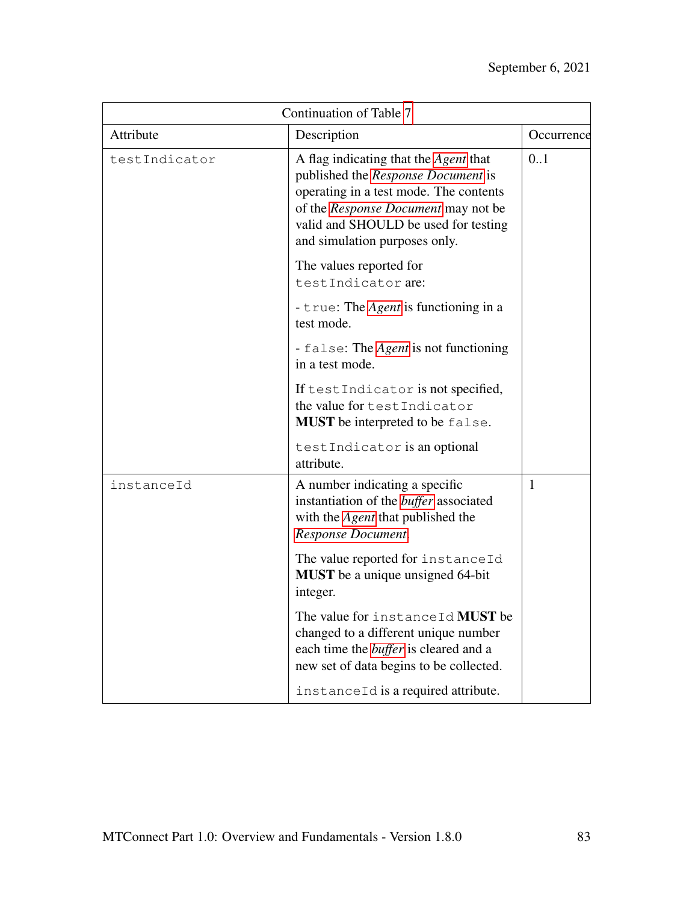| Continuation of Table 7 | | |
|---|---|---|
| Attribute | Description | Occurrence |
| `testIndicator` | A flag indicating that the *Agent* that published the *Response Document* is operating in a test mode. The contents of the *Response Document* may not be valid and SHOULD be used for testing and simulation purposes only.<br><br>The values reported for `testIndicator` are:<br><br>- `true`: The *Agent* is functioning in a test mode.<br><br>- `false`: The *Agent* is not functioning in a test mode.<br><br>If `testIndicator` is not specified, the value for `testIndicator` **MUST** be interpreted to be `false`.<br><br>`testIndicator` is an optional attribute. | 0..1 |
| `instanceId` | A number indicating a specific instantiation of the *buffer* associated with the *Agent* that published the *Response Document*.<br><br>The value reported for `instanceId` **MUST** be a unique unsigned 64-bit integer.<br><br>The value for `instanceId` **MUST** be changed to a different unique number each time the *buffer* is cleared and a new set of data begins to be collected.<br><br>`instanceId` is a required attribute. | 1 |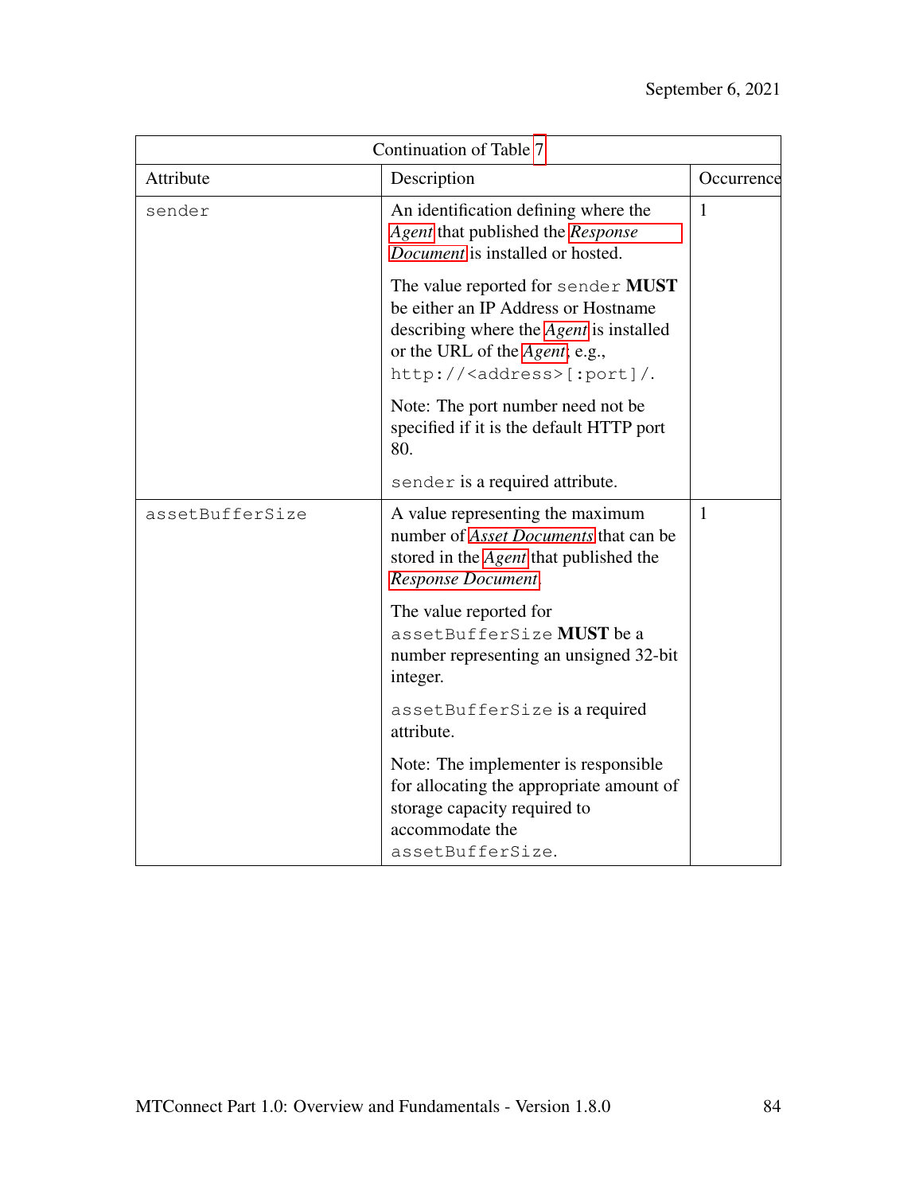| Continuation of Table 7 | | |
|---|---|---|
| Attribute | Description | Occurrence |
| `sender` | An identification defining where the *Agent* that published the *Response Document* is installed or hosted.<br><br>The value reported for `sender` **MUST** be either an IP Address or Hostname describing where the *Agent* is installed or the URL of the *Agent*; e.g., `http://<address>[:port]/`.<br><br>Note: The port number need not be specified if it is the default HTTP port 80.<br><br>`sender` is a required attribute. | 1 |
| `assetBufferSize` | A value representing the maximum number of *Asset Documents* that can be stored in the *Agent* that published the *Response Document*.<br><br>The value reported for `assetBufferSize` **MUST** be a number representing an unsigned 32-bit integer.<br><br>`assetBufferSize` is a required attribute.<br><br>Note: The implementer is responsible for allocating the appropriate amount of storage capacity required to accommodate the `assetBufferSize`. | 1 |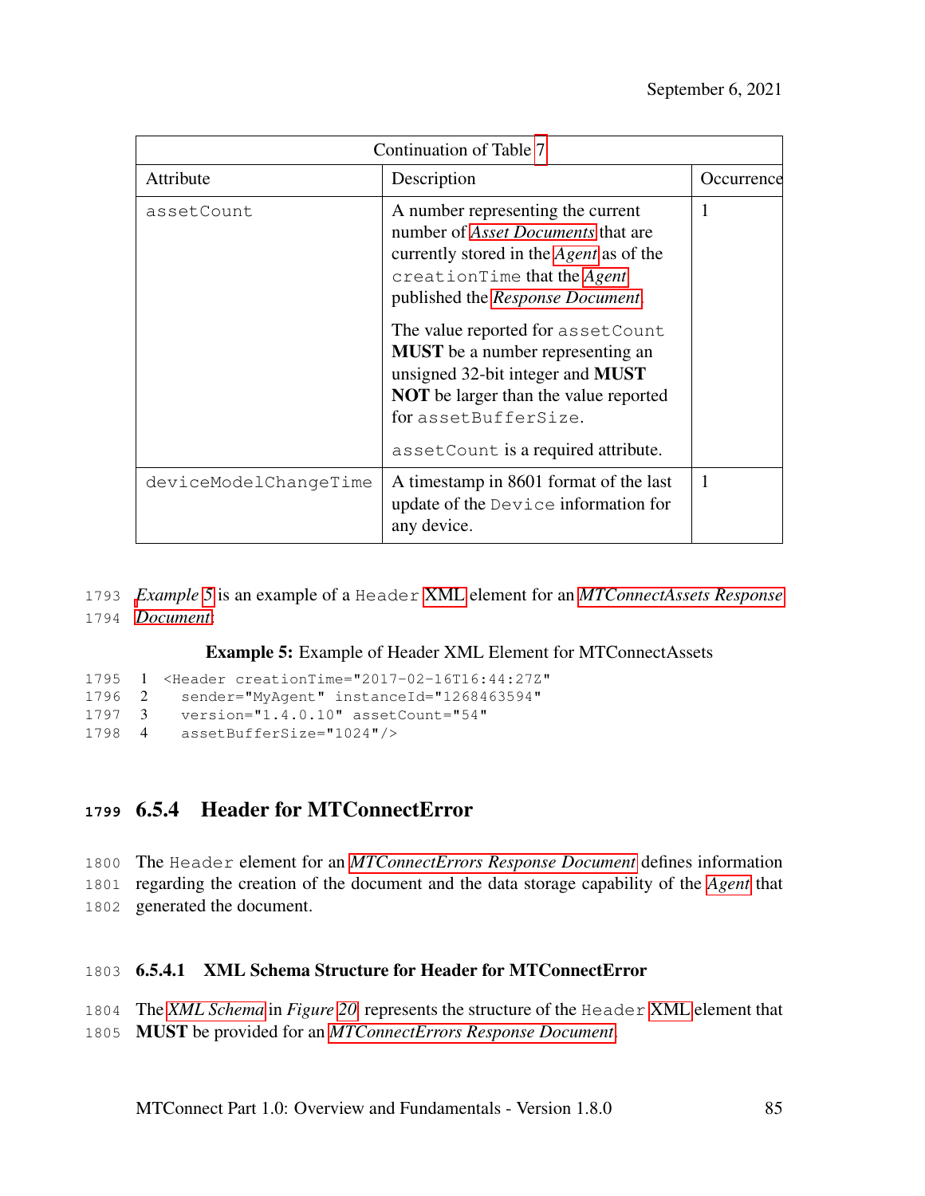| Continuation of Table 7 | | |
|---|---|---|
| Attribute | Description | Occurrence |
| assetCount | A number representing the current number of *Asset Documents* that are currently stored in the *Agent* as of the creationTime that the *Agent* published the *Response Document*.<br><br>The value reported for assetCount **MUST** be a number representing an unsigned 32-bit integer and **MUST NOT** be larger than the value reported for assetBufferSize.<br><br>assetCount is a required attribute. | 1 |
| deviceModelChangeTime | A timestamp in 8601 format of the last update of the Device information for any device. | 1 |

*Example 5* is an example of a Header XML element for an *MTConnectAssets Response Document*:

**Example 5:** Example of Header XML Element for MTConnectAssets

```
<Header creationTime="2017-02-16T16:44:27Z"
  sender="MyAgent" instanceId="1268463594"
  version="1.4.0.10" assetCount="54"
  assetBufferSize="1024"/>
```

### 6.5.4 Header for MTConnectError

The Header element for an *MTConnectErrors Response Document* defines information regarding the creation of the document and the data storage capability of the *Agent* that generated the document.

#### 6.5.4.1 XML Schema Structure for Header for MTConnectError

The *XML Schema* in *Figure 20* represents the structure of the Header XML element that **MUST** be provided for an *MTConnectErrors Response Document*.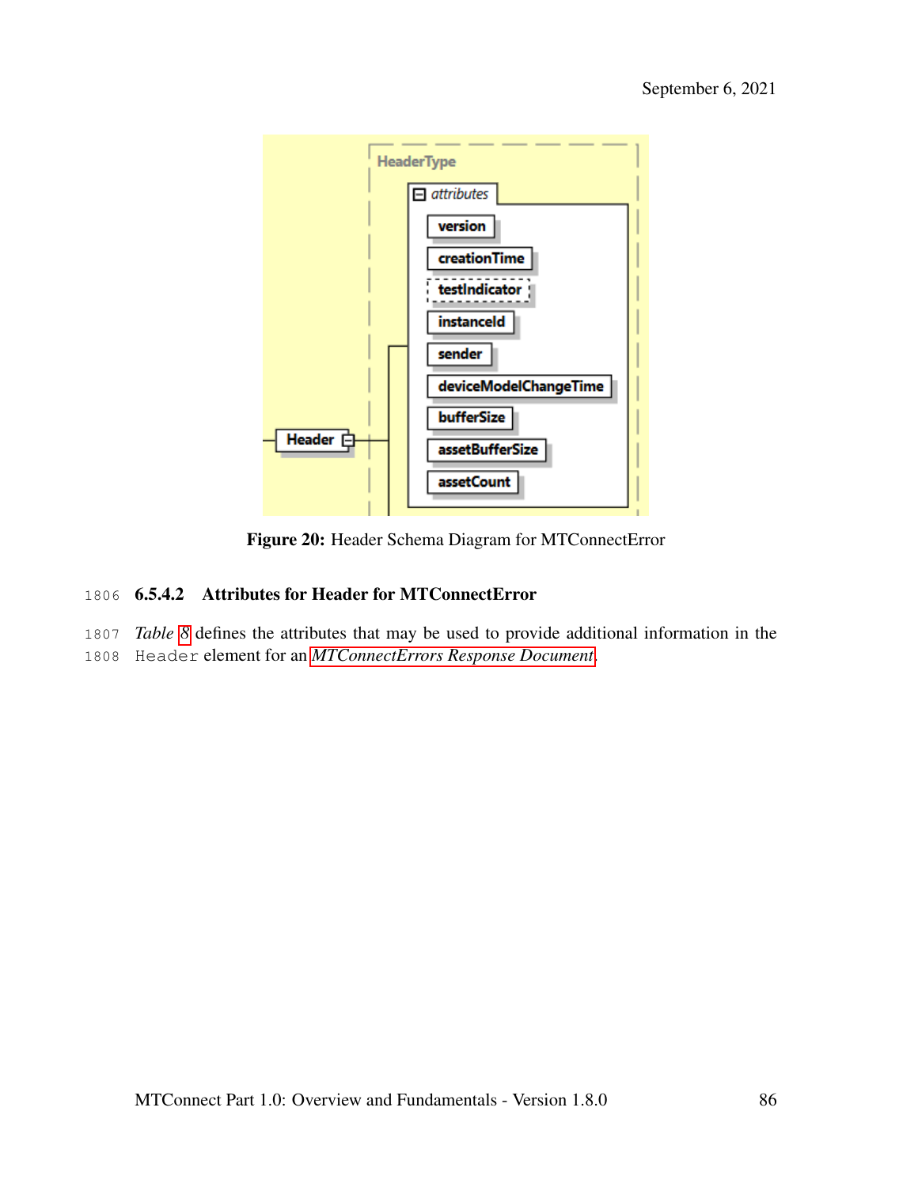HeaderType

attributes

version

creationTime

testIndicator

instanceId

sender

deviceModelChangeTime

bufferSize

assetBufferSize

assetCount

Header

**Figure 20:** Header Schema Diagram for MTConnectError

#### 6.5.4.2 Attributes for Header for MTConnectError

*Table 8* defines the attributes that may be used to provide additional information in the `Header` element for an *MTConnectErrors Response Document*.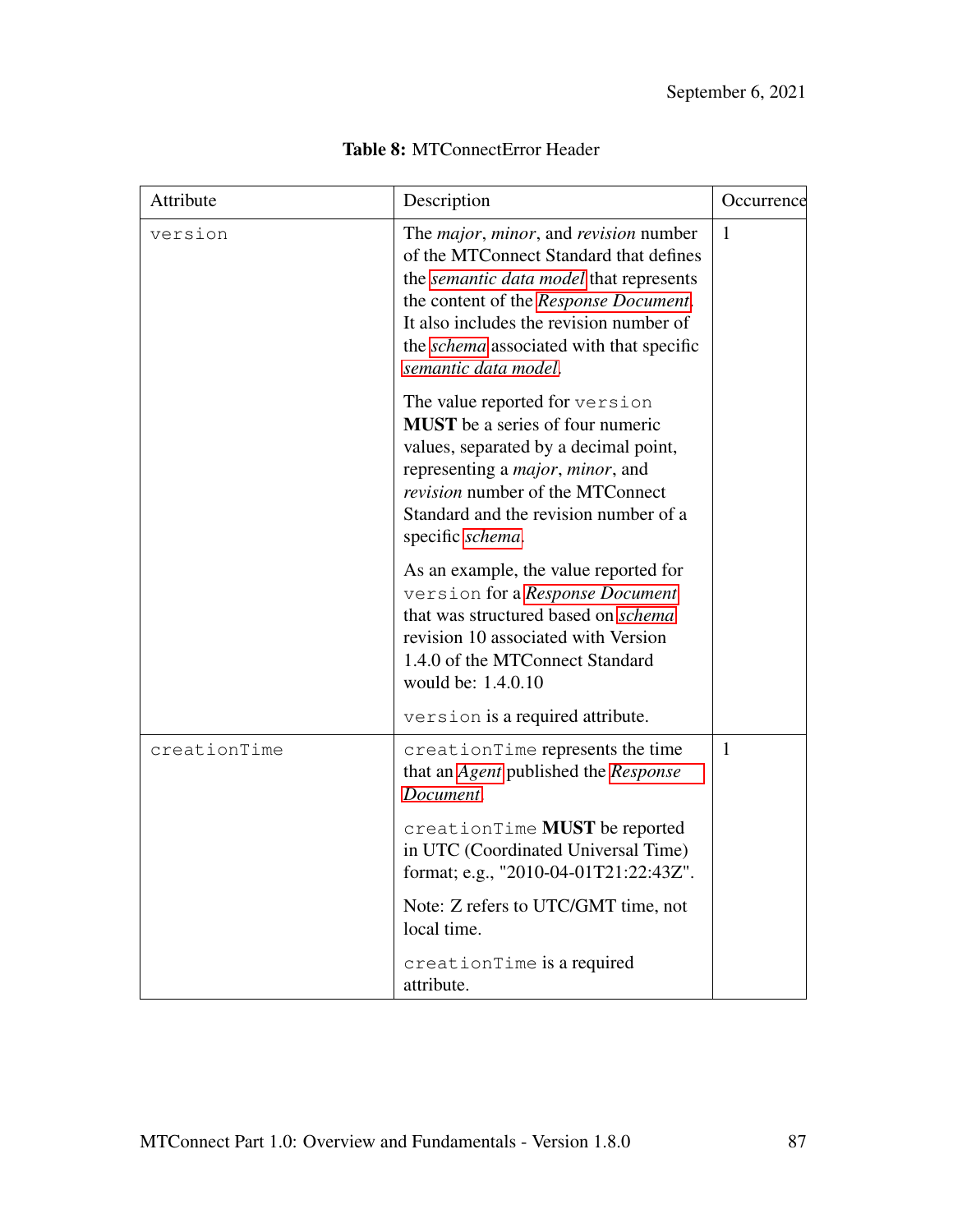**Table 8:** MTConnectError Header

| Attribute | Description | Occurrence |
|---|---|---|
| `version` | The *major*, *minor*, and *revision* number of the MTConnect Standard that defines the *semantic data model* that represents the content of the *Response Document*. It also includes the revision number of the *schema* associated with that specific *semantic data model*.<br><br>The value reported for `version` **MUST** be a series of four numeric values, separated by a decimal point, representing a *major*, *minor*, and *revision* number of the MTConnect Standard and the revision number of a specific *schema*.<br><br>As an example, the value reported for `version` for a *Response Document* that was structured based on *schema* revision 10 associated with Version 1.4.0 of the MTConnect Standard would be: 1.4.0.10<br><br>`version` is a required attribute. | 1 |
| `creationTime` | `creationTime` represents the time that an *Agent* published the *Response Document*.<br><br>`creationTime` **MUST** be reported in UTC (Coordinated Universal Time) format; e.g., "2010-04-01T21:22:43Z".<br><br>Note: Z refers to UTC/GMT time, not local time.<br><br>`creationTime` is a required attribute. | 1 |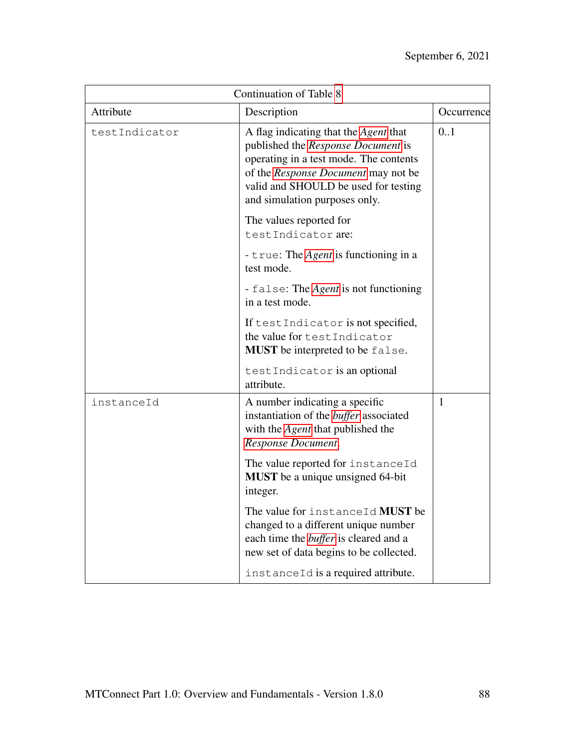| Continuation of Table 8 | | |
|---|---|---|
| Attribute | Description | Occurrence |
| `testIndicator` | A flag indicating that the *Agent* that published the *Response Document* is operating in a test mode. The contents of the *Response Document* may not be valid and SHOULD be used for testing and simulation purposes only.<br><br>The values reported for `testIndicator` are:<br><br>- `true`: The *Agent* is functioning in a test mode.<br><br>- `false`: The *Agent* is not functioning in a test mode.<br><br>If `testIndicator` is not specified, the value for `testIndicator` **MUST** be interpreted to be `false`.<br><br>`testIndicator` is an optional attribute. | 0..1 |
| `instanceId` | A number indicating a specific instantiation of the *buffer* associated with the *Agent* that published the *Response Document*.<br><br>The value reported for `instanceId` **MUST** be a unique unsigned 64-bit integer.<br><br>The value for `instanceId` **MUST** be changed to a different unique number each time the *buffer* is cleared and a new set of data begins to be collected.<br><br>`instanceId` is a required attribute. | 1 |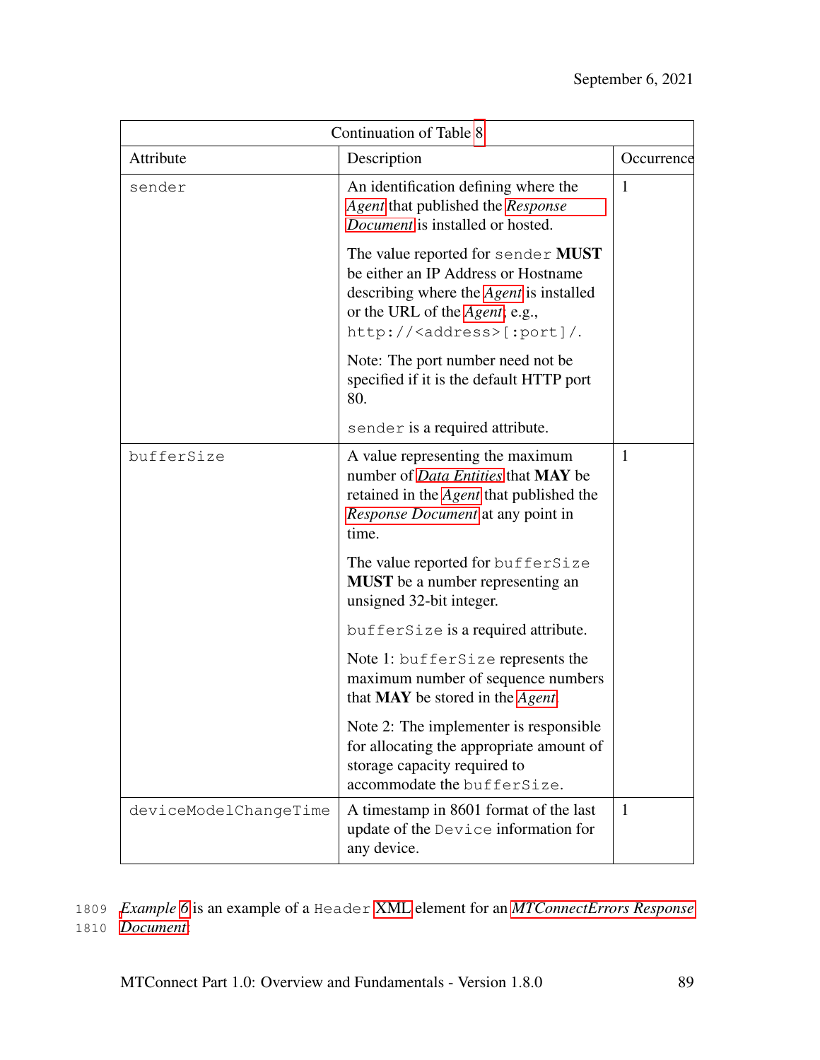| Continuation of Table 8 | | |
|---|---|---|
| Attribute | Description | Occurrence |
| `sender` | An identification defining where the *Agent* that published the *Response Document* is installed or hosted.<br><br>The value reported for `sender` **MUST** be either an IP Address or Hostname describing where the *Agent* is installed or the URL of the *Agent*; e.g., `http://<address>[:port]/`.<br><br>Note: The port number need not be specified if it is the default HTTP port 80.<br><br>`sender` is a required attribute. | 1 |
| `bufferSize` | A value representing the maximum number of *Data Entities* that **MAY** be retained in the *Agent* that published the *Response Document* at any point in time.<br><br>The value reported for `bufferSize` **MUST** be a number representing an unsigned 32-bit integer.<br><br>`bufferSize` is a required attribute.<br><br>Note 1: `bufferSize` represents the maximum number of sequence numbers that **MAY** be stored in the *Agent*.<br><br>Note 2: The implementer is responsible for allocating the appropriate amount of storage capacity required to accommodate the `bufferSize`. | 1 |
| `deviceModelChangeTime` | A timestamp in 8601 format of the last update of the `Device` information for any device. | 1 |

*Example 6* is an example of a `Header` XML element for an *MTConnectErrors Response Document*: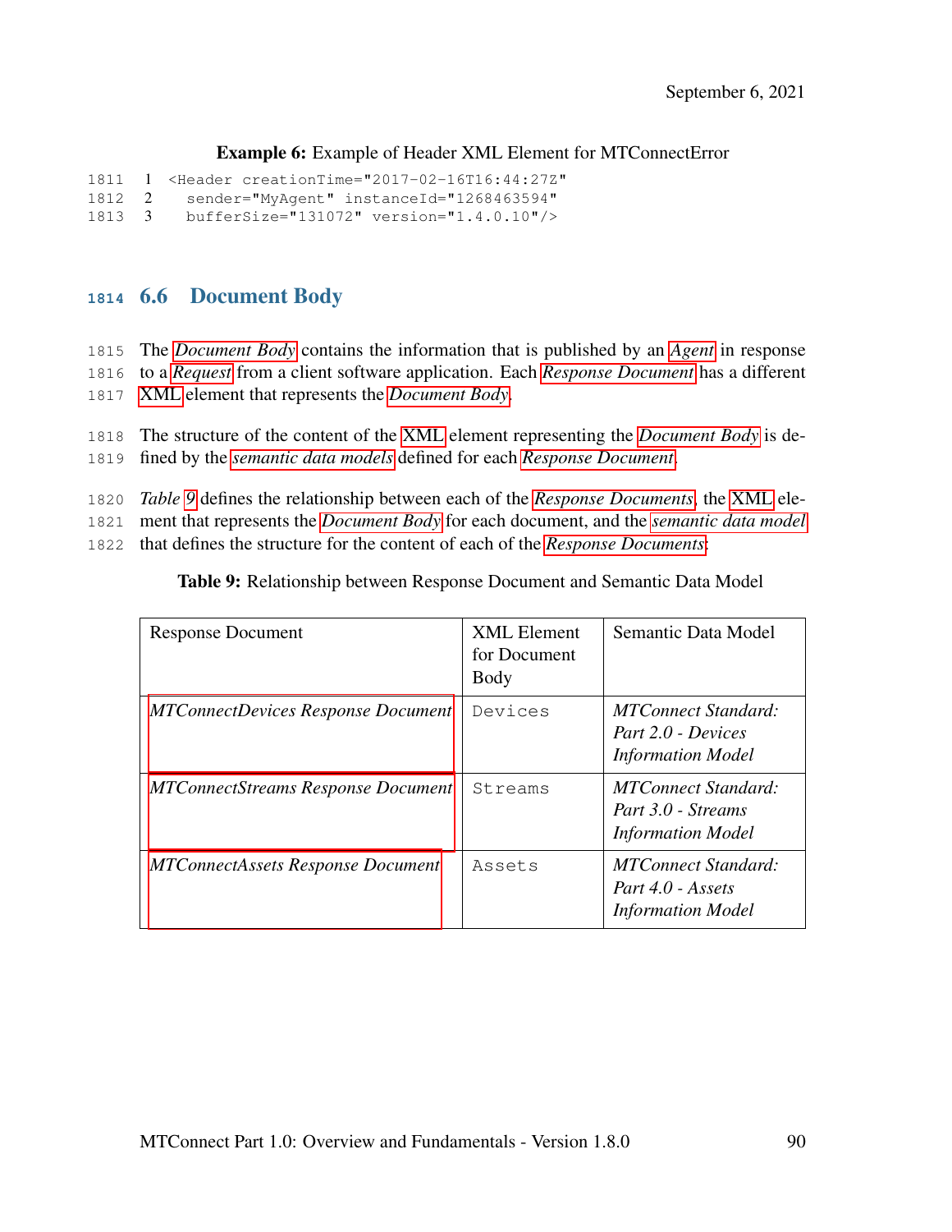**Example 6:** Example of Header XML Element for MTConnectError

```
1 <Header creationTime="2017-02-16T16:44:27Z"
2   sender="MyAgent" instanceId="1268463594"
3   bufferSize="131072" version="1.4.0.10"/>
```

## 6.6 Document Body

The *Document Body* contains the information that is published by an *Agent* in response to a *Request* from a client software application. Each *Response Document* has a different XML element that represents the *Document Body*.

The structure of the content of the XML element representing the *Document Body* is defined by the *semantic data models* defined for each *Response Document*.

*Table 9* defines the relationship between each of the *Response Documents*, the XML element that represents the *Document Body* for each document, and the *semantic data model* that defines the structure for the content of each of the *Response Documents*:

**Table 9:** Relationship between Response Document and Semantic Data Model

| Response Document | XML Element for Document Body | Semantic Data Model |
|---|---|---|
| *MTConnectDevices Response Document* | `Devices` | *MTConnect Standard: Part 2.0 - Devices Information Model* |
| *MTConnectStreams Response Document* | `Streams` | *MTConnect Standard: Part 3.0 - Streams Information Model* |
| *MTConnectAssets Response Document* | `Assets` | *MTConnect Standard: Part 4.0 - Assets Information Model* |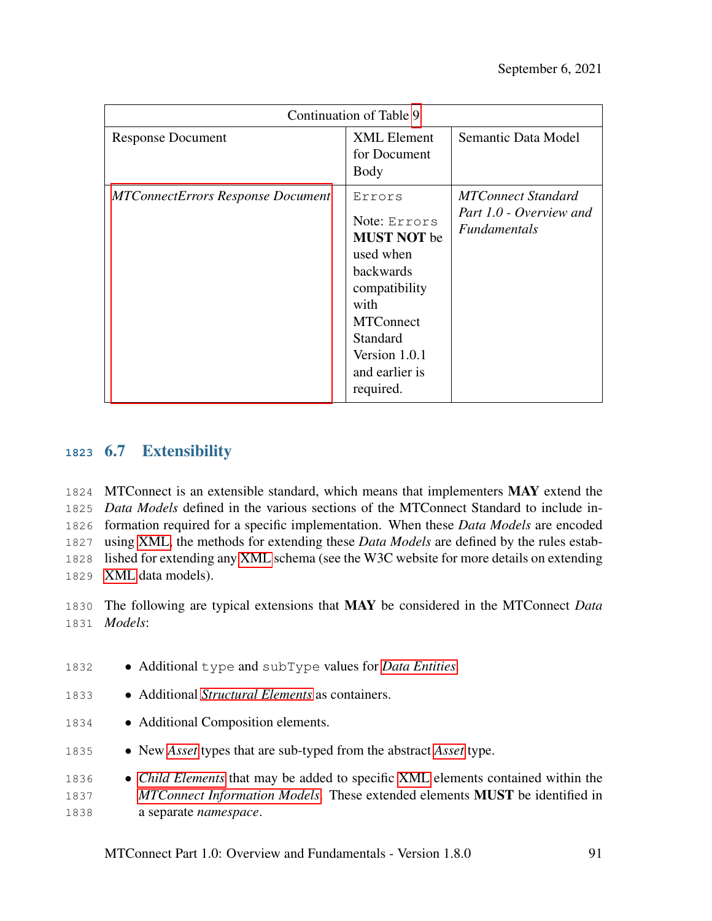| Continuation of Table 9 | | |
|---|---|---|
| Response Document | XML Element for Document Body | Semantic Data Model |
| *MTConnectErrors Response Document* | `Errors` Note: `Errors` **MUST NOT** be used when backwards compatibility with MTConnect Standard Version 1.0.1 and earlier is required. | *MTConnect Standard Part 1.0 - Overview and Fundamentals* |

## 6.7 Extensibility

MTConnect is an extensible standard, which means that implementers **MAY** extend the *Data Models* defined in the various sections of the MTConnect Standard to include information required for a specific implementation. When these *Data Models* are encoded using XML, the methods for extending these *Data Models* are defined by the rules established for extending any XML schema (see the W3C website for more details on extending XML data models).

The following are typical extensions that **MAY** be considered in the MTConnect *Data Models*:

- Additional `type` and `subType` values for *Data Entities*.
- Additional *Structural Elements* as containers.
- Additional Composition elements.
- New *Asset* types that are sub-typed from the abstract *Asset* type.
- *Child Elements* that may be added to specific XML elements contained within the *MTConnect Information Models*. These extended elements **MUST** be identified in a separate *namespace*.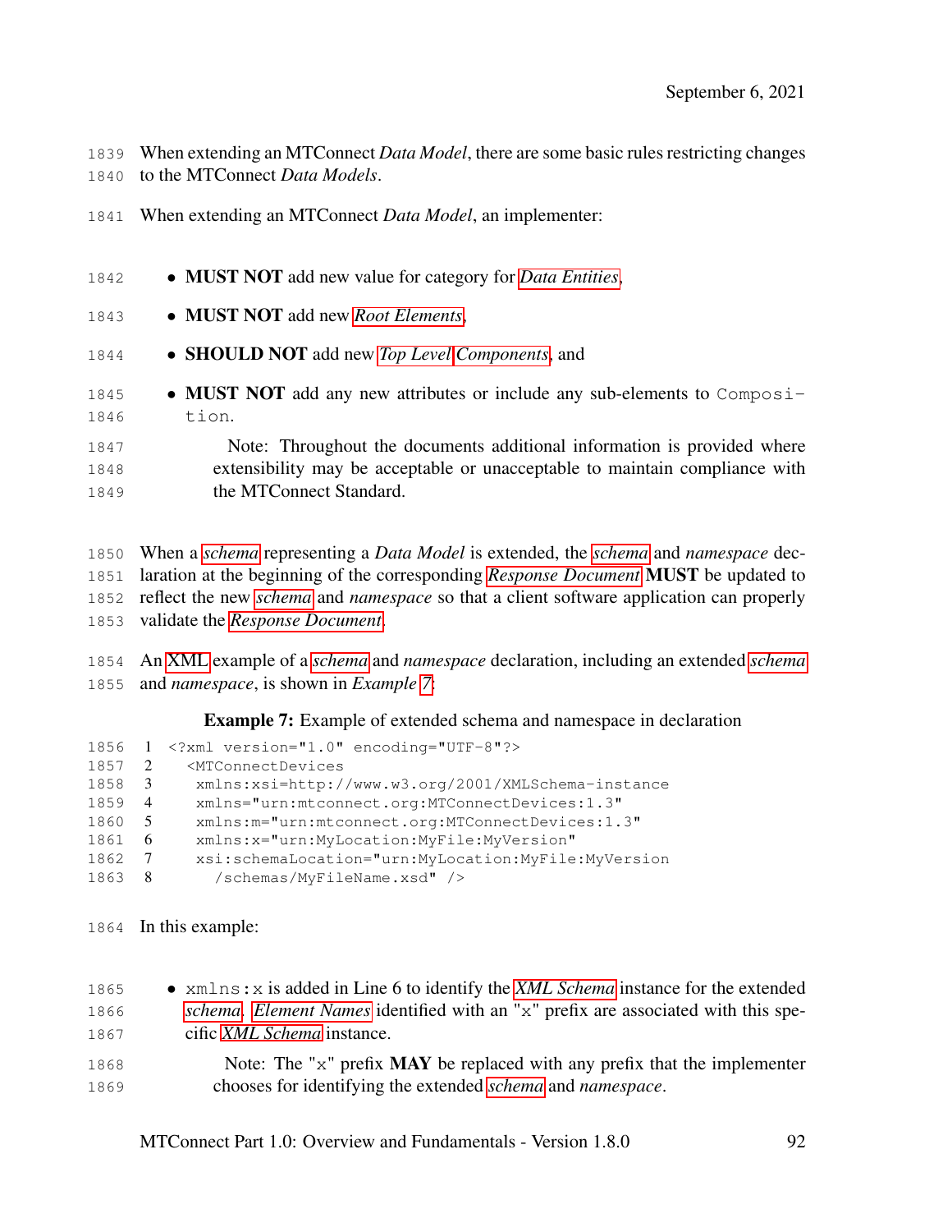When extending an MTConnect *Data Model*, there are some basic rules restricting changes to the MTConnect *Data Models*.

When extending an MTConnect *Data Model*, an implementer:

- **MUST NOT** add new value for category for *Data Entities*,
- **MUST NOT** add new *Root Elements*,
- **SHOULD NOT** add new *Top Level Components*, and
- **MUST NOT** add any new attributes or include any sub-elements to `Composition`.

  Note: Throughout the documents additional information is provided where extensibility may be acceptable or unacceptable to maintain compliance with the MTConnect Standard.

When a *schema* representing a *Data Model* is extended, the *schema* and *namespace* declaration at the beginning of the corresponding *Response Document* **MUST** be updated to reflect the new *schema* and *namespace* so that a client software application can properly validate the *Response Document*.

An XML example of a *schema* and *namespace* declaration, including an extended *schema* and *namespace*, is shown in *Example 7*:

**Example 7:** Example of extended schema and namespace in declaration

```
1 <?xml version="1.0" encoding="UTF-8"?>
2  <MTConnectDevices
3   xmlns:xsi=http://www.w3.org/2001/XMLSchema-instance
4   xmlns="urn:mtconnect.org:MTConnectDevices:1.3"
5   xmlns:m="urn:mtconnect.org:MTConnectDevices:1.3"
6   xmlns:x="urn:MyLocation:MyFile:MyVersion"
7   xsi:schemaLocation="urn:MyLocation:MyFile:MyVersion
8     /schemas/MyFileName.xsd" />
```

In this example:

- `xmlns:x` is added in Line 6 to identify the *XML Schema* instance for the extended *schema*. *Element Names* identified with an "`x`" prefix are associated with this specific *XML Schema* instance.

  Note: The "`x`" prefix **MAY** be replaced with any prefix that the implementer chooses for identifying the extended *schema* and *namespace*.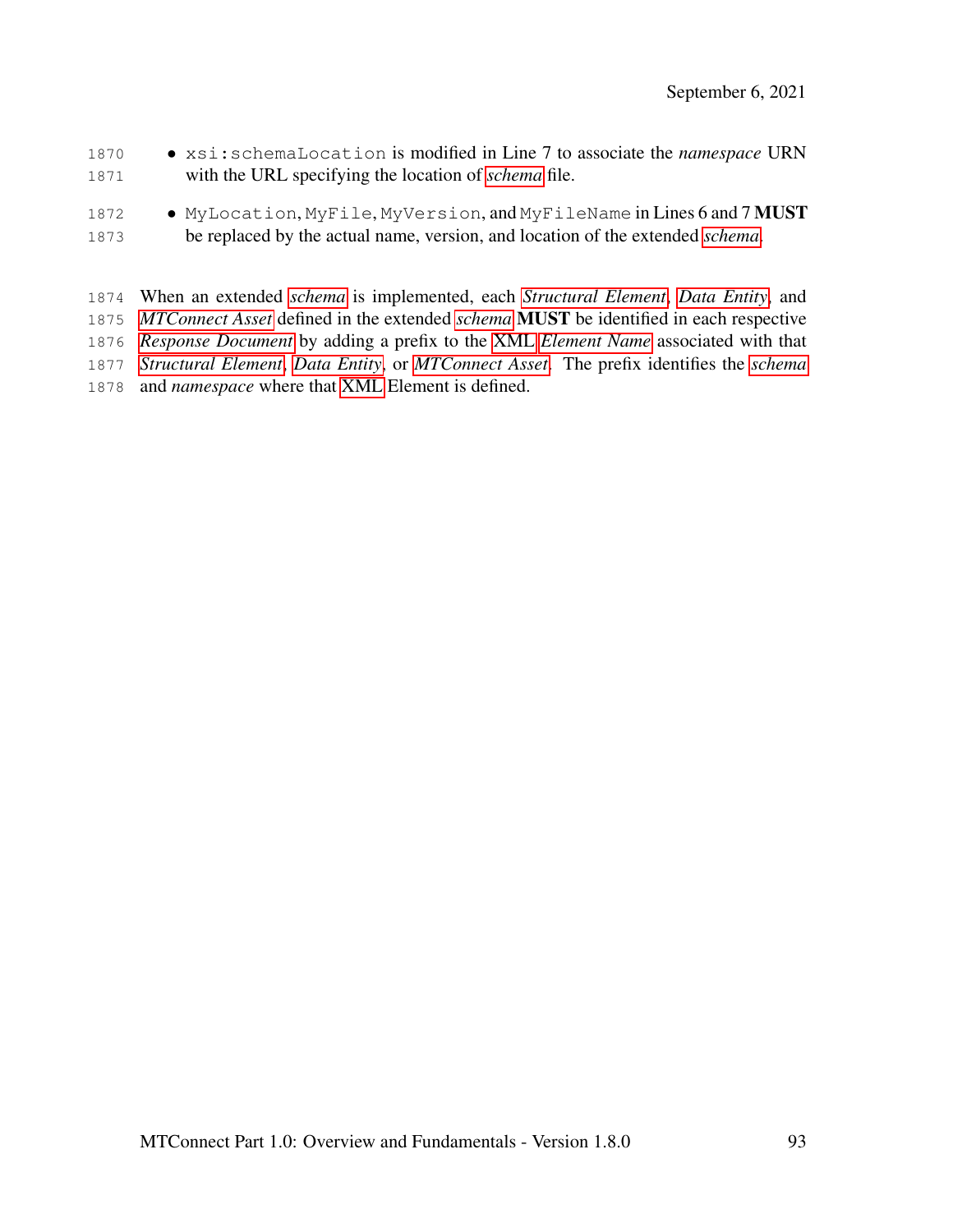- `xsi:schemaLocation` is modified in Line 7 to associate the *namespace* URN with the URL specifying the location of *schema* file.

- `MyLocation`, `MyFile`, `MyVersion`, and `MyFileName` in Lines 6 and 7 **MUST** be replaced by the actual name, version, and location of the extended *schema*.

When an extended *schema* is implemented, each *Structural Element*, *Data Entity*, and *MTConnect Asset* defined in the extended *schema* **MUST** be identified in each respective *Response Document* by adding a prefix to the XML *Element Name* associated with that *Structural Element*, *Data Entity*, or *MTConnect Asset*. The prefix identifies the *schema* and *namespace* where that XML Element is defined.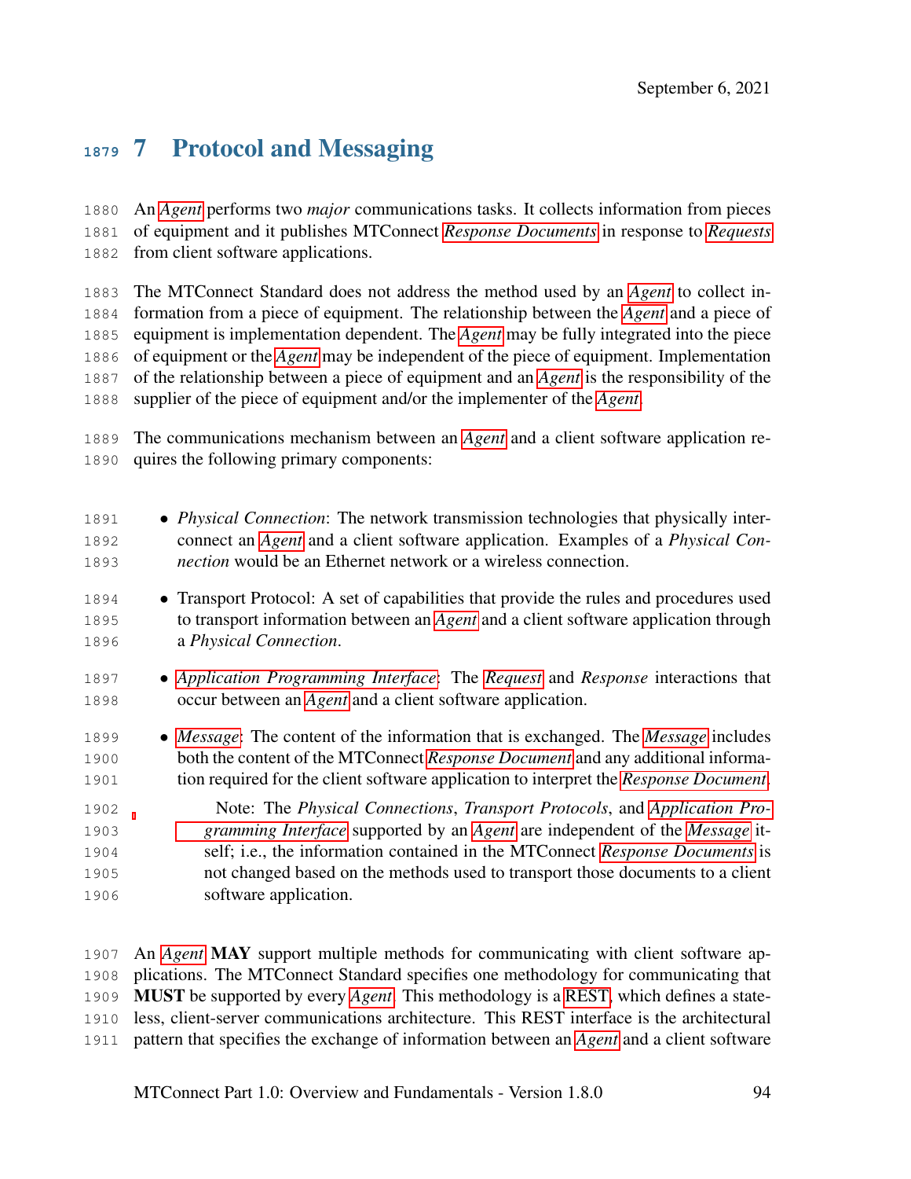# 7 Protocol and Messaging

An *Agent* performs two *major* communications tasks. It collects information from pieces of equipment and it publishes MTConnect *Response Documents* in response to *Requests* from client software applications.

The MTConnect Standard does not address the method used by an *Agent* to collect information from a piece of equipment. The relationship between the *Agent* and a piece of equipment is implementation dependent. The *Agent* may be fully integrated into the piece of equipment or the *Agent* may be independent of the piece of equipment. Implementation of the relationship between a piece of equipment and an *Agent* is the responsibility of the supplier of the piece of equipment and/or the implementer of the *Agent*.

The communications mechanism between an *Agent* and a client software application requires the following primary components:

- *Physical Connection*: The network transmission technologies that physically interconnect an *Agent* and a client software application. Examples of a *Physical Connection* would be an Ethernet network or a wireless connection.
- Transport Protocol: A set of capabilities that provide the rules and procedures used to transport information between an *Agent* and a client software application through a *Physical Connection*.
- *Application Programming Interface*: The *Request* and *Response* interactions that occur between an *Agent* and a client software application.
- *Message*: The content of the information that is exchanged. The *Message* includes both the content of the MTConnect *Response Document* and any additional information required for the client software application to interpret the *Response Document*.

> Note: The *Physical Connections*, *Transport Protocols*, and *Application Programming Interface* supported by an *Agent* are independent of the *Message* itself; i.e., the information contained in the MTConnect *Response Documents* is not changed based on the methods used to transport those documents to a client software application.

An *Agent* **MAY** support multiple methods for communicating with client software applications. The MTConnect Standard specifies one methodology for communicating that **MUST** be supported by every *Agent*. This methodology is a REST, which defines a stateless, client-server communications architecture. This REST interface is the architectural pattern that specifies the exchange of information between an *Agent* and a client software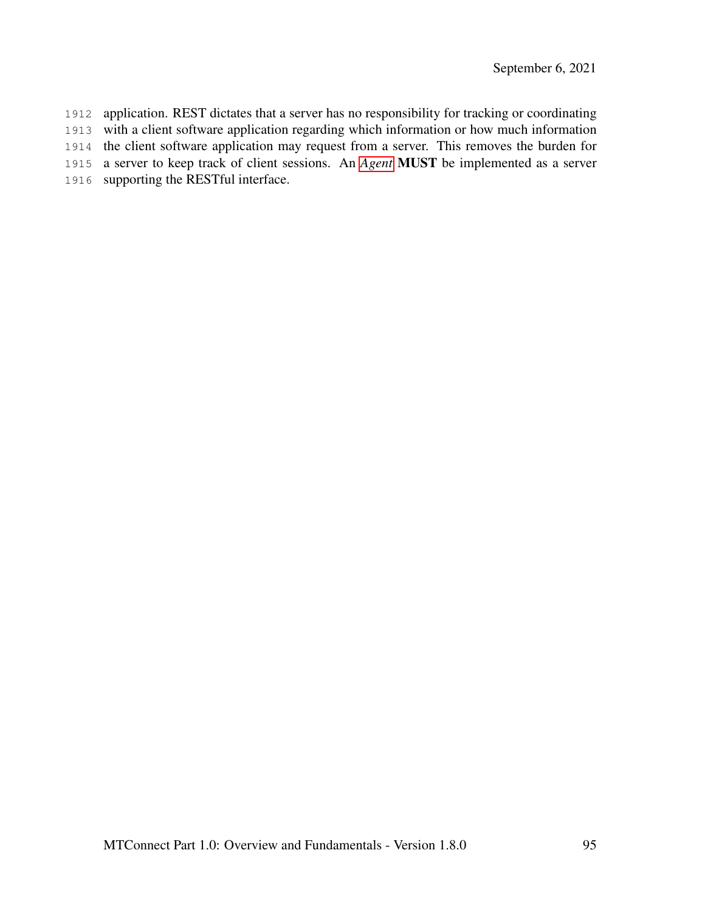application. REST dictates that a server has no responsibility for tracking or coordinating with a client software application regarding which information or how much information the client software application may request from a server. This removes the burden for a server to keep track of client sessions. An *Agent* **MUST** be implemented as a server supporting the RESTful interface.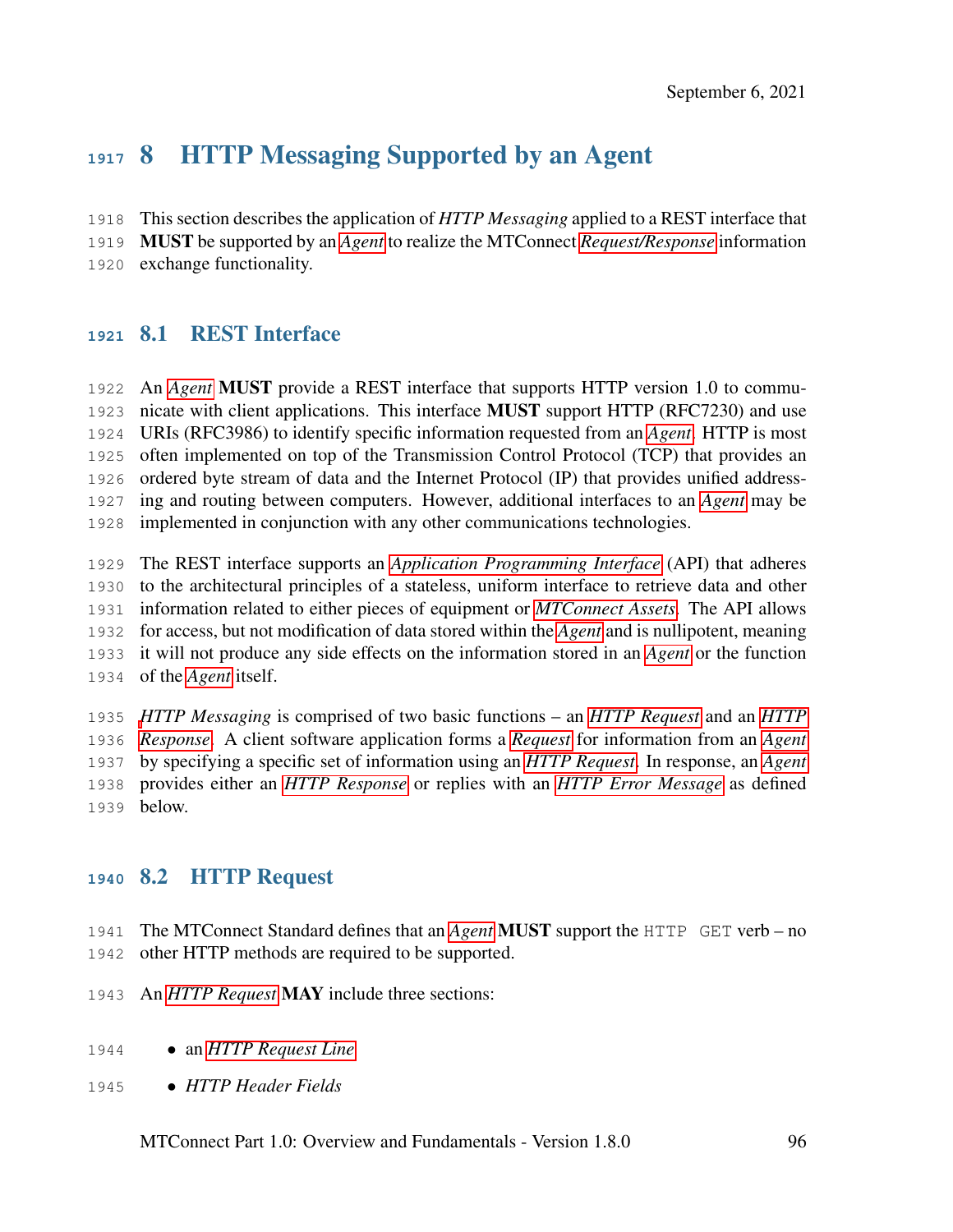# 8 HTTP Messaging Supported by an Agent

This section describes the application of *HTTP Messaging* applied to a REST interface that **MUST** be supported by an *Agent* to realize the MTConnect *Request/Response* information exchange functionality.

## 8.1 REST Interface

An *Agent* **MUST** provide a REST interface that supports HTTP version 1.0 to communicate with client applications. This interface **MUST** support HTTP (RFC7230) and use URIs (RFC3986) to identify specific information requested from an *Agent*. HTTP is most often implemented on top of the Transmission Control Protocol (TCP) that provides an ordered byte stream of data and the Internet Protocol (IP) that provides unified addressing and routing between computers. However, additional interfaces to an *Agent* may be implemented in conjunction with any other communications technologies.

The REST interface supports an *Application Programming Interface* (API) that adheres to the architectural principles of a stateless, uniform interface to retrieve data and other information related to either pieces of equipment or *MTConnect Assets*. The API allows for access, but not modification of data stored within the *Agent* and is nullipotent, meaning it will not produce any side effects on the information stored in an *Agent* or the function of the *Agent* itself.

*HTTP Messaging* is comprised of two basic functions – an *HTTP Request* and an *HTTP Response*. A client software application forms a *Request* for information from an *Agent* by specifying a specific set of information using an *HTTP Request*. In response, an *Agent* provides either an *HTTP Response* or replies with an *HTTP Error Message* as defined below.

## 8.2 HTTP Request

The MTConnect Standard defines that an *Agent* **MUST** support the `HTTP GET` verb – no other HTTP methods are required to be supported.

An *HTTP Request* **MAY** include three sections:

- an *HTTP Request Line*
- *HTTP Header Fields*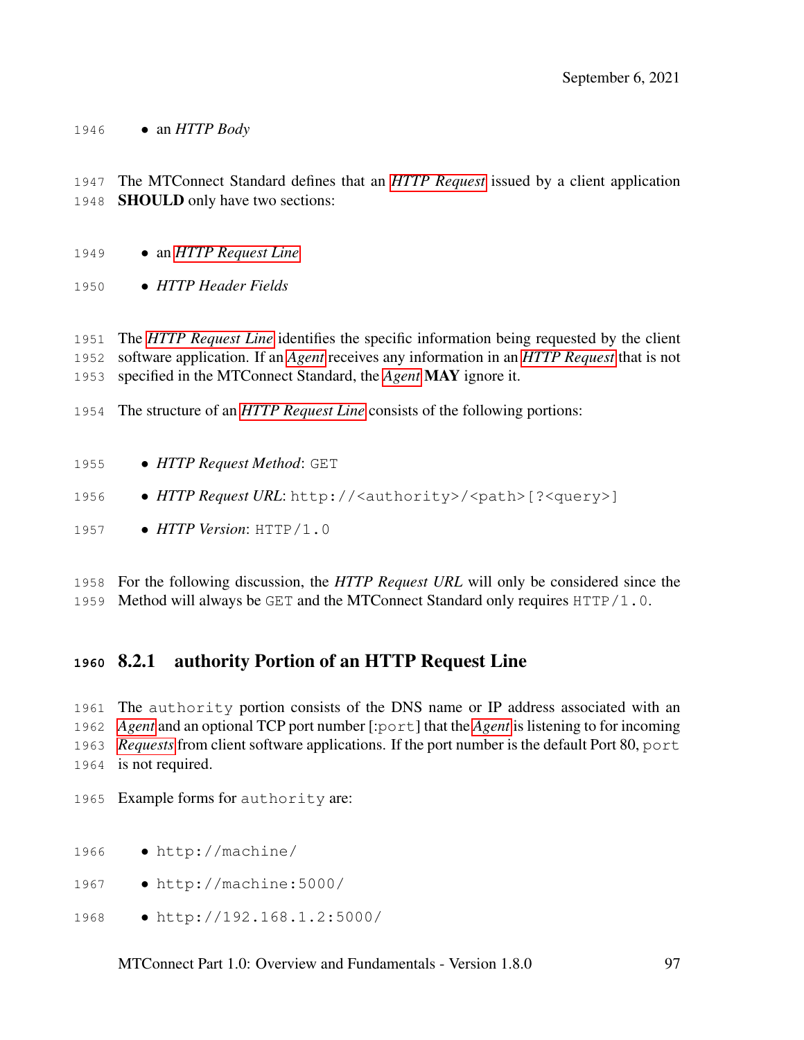- an *HTTP Body*

The MTConnect Standard defines that an *HTTP Request* issued by a client application **SHOULD** only have two sections:

- an *HTTP Request Line*
- *HTTP Header Fields*

The *HTTP Request Line* identifies the specific information being requested by the client software application. If an *Agent* receives any information in an *HTTP Request* that is not specified in the MTConnect Standard, the *Agent* **MAY** ignore it.

The structure of an *HTTP Request Line* consists of the following portions:

- *HTTP Request Method*: `GET`
- *HTTP Request URL*: `http://<authority>/<path>[?<query>]`
- *HTTP Version*: `HTTP/1.0`

For the following discussion, the *HTTP Request URL* will only be considered since the Method will always be `GET` and the MTConnect Standard only requires `HTTP/1.0`.

### 8.2.1 authority Portion of an HTTP Request Line

The `authority` portion consists of the DNS name or IP address associated with an *Agent* and an optional TCP port number [:`port`] that the *Agent* is listening to for incoming *Requests* from client software applications. If the port number is the default Port 80, `port` is not required.

Example forms for `authority` are:

- `http://machine/`
- `http://machine:5000/`
- `http://192.168.1.2:5000/`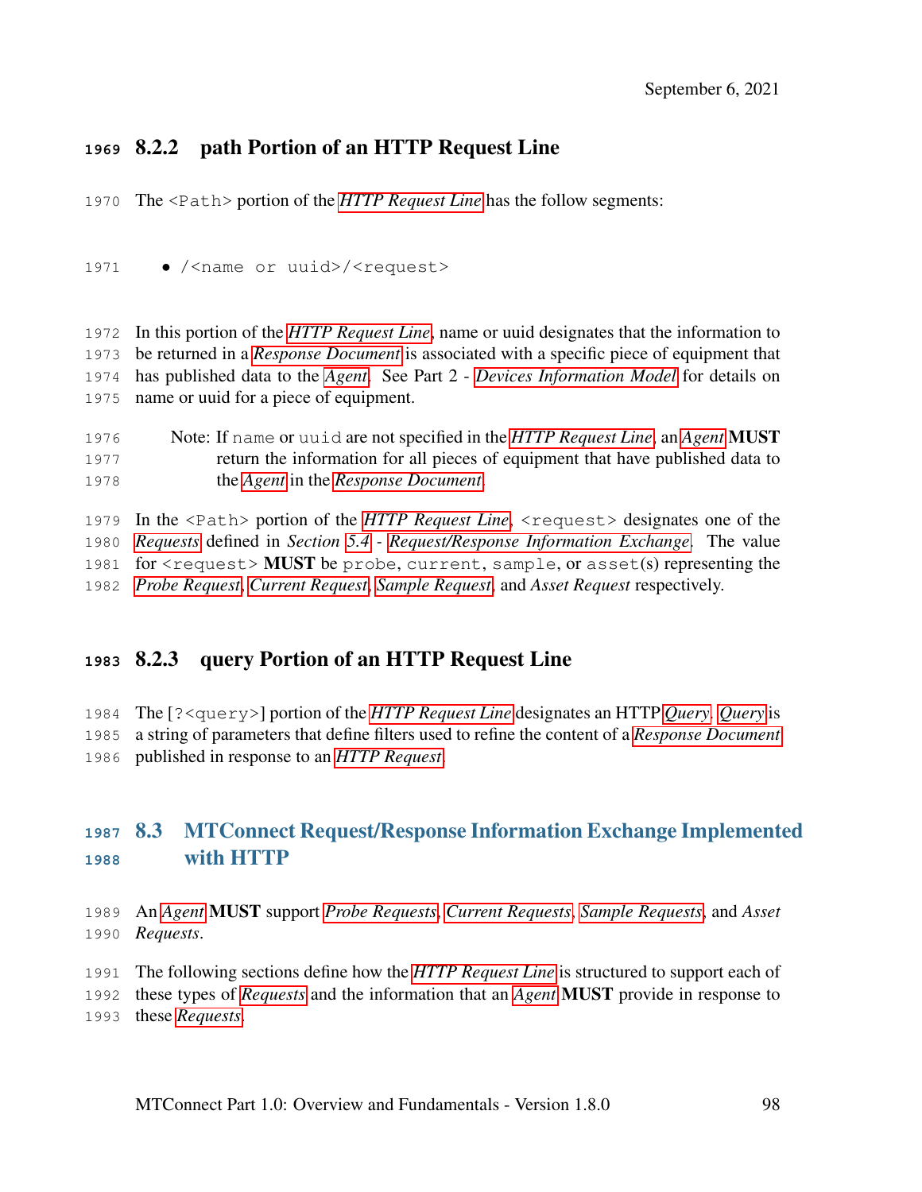### 8.2.2 path Portion of an HTTP Request Line

The `<Path>` portion of the *HTTP Request Line* has the follow segments:

- `/<name or uuid>/<request>`

In this portion of the *HTTP Request Line*, name or uuid designates that the information to be returned in a *Response Document* is associated with a specific piece of equipment that has published data to the *Agent*. See Part 2 - *Devices Information Model* for details on name or uuid for a piece of equipment.

> Note: If `name` or `uuid` are not specified in the *HTTP Request Line*, an *Agent* **MUST** return the information for all pieces of equipment that have published data to the *Agent* in the *Response Document*.

In the `<Path>` portion of the *HTTP Request Line*, `<request>` designates one of the *Requests* defined in *Section 5.4 - Request/Response Information Exchange*. The value for `<request>` **MUST** be `probe`, `current`, `sample`, or `asset`(s) representing the *Probe Request*, *Current Request*, *Sample Request*, and *Asset Request* respectively.

### 8.2.3 query Portion of an HTTP Request Line

The `[?<query>]` portion of the *HTTP Request Line* designates an HTTP *Query*. *Query* is a string of parameters that define filters used to refine the content of a *Response Document* published in response to an *HTTP Request*.

## 8.3 MTConnect Request/Response Information Exchange Implemented with HTTP

An *Agent* **MUST** support *Probe Requests*, *Current Requests*, *Sample Requests*, and *Asset Requests*.

The following sections define how the *HTTP Request Line* is structured to support each of these types of *Requests* and the information that an *Agent* **MUST** provide in response to these *Requests*.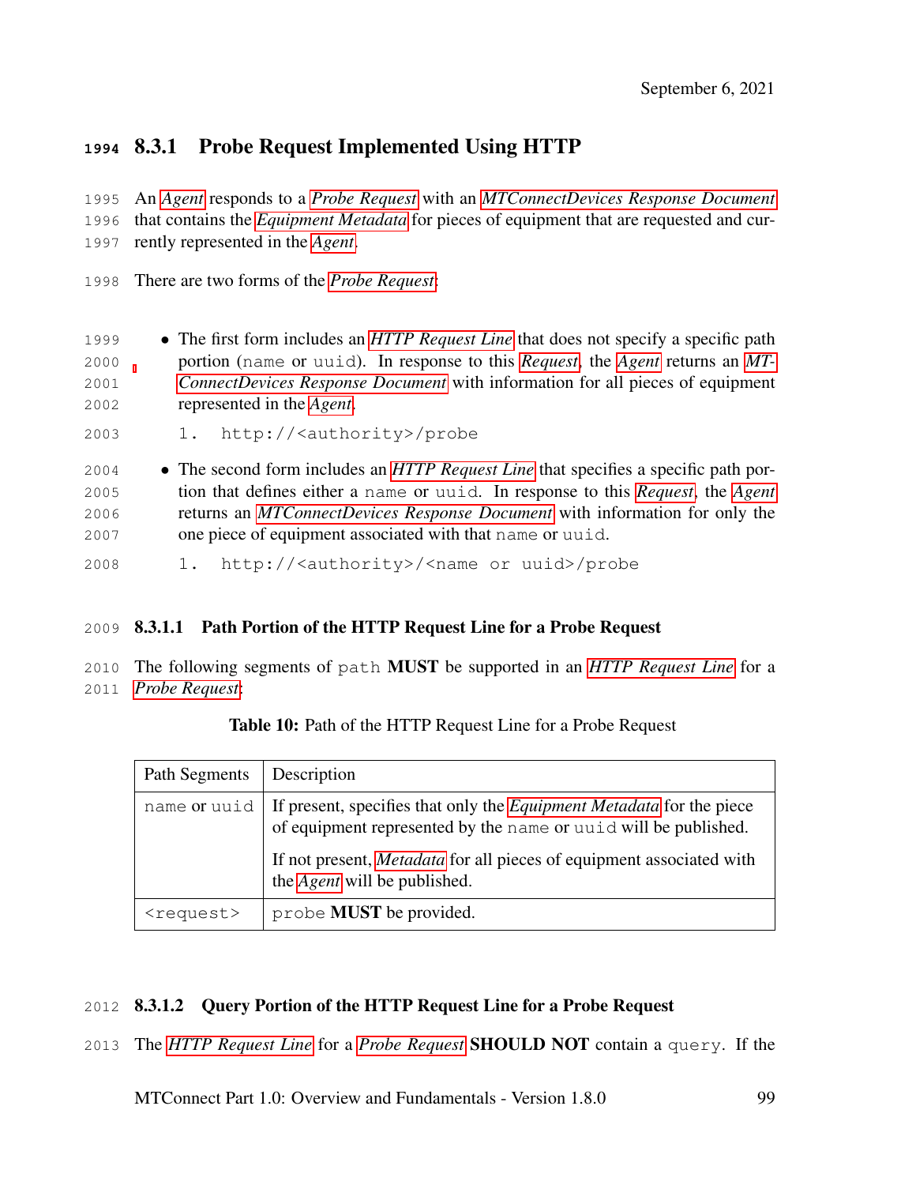### 8.3.1 Probe Request Implemented Using HTTP

An *Agent* responds to a *Probe Request* with an *MTConnectDevices Response Document* that contains the *Equipment Metadata* for pieces of equipment that are requested and currently represented in the *Agent*.

There are two forms of the *Probe Request*:

- The first form includes an *HTTP Request Line* that does not specify a specific path portion (`name` or `uuid`). In response to this *Request*, the *Agent* returns an *MTConnectDevices Response Document* with information for all pieces of equipment represented in the *Agent*.

  1. `http://<authority>/probe`

- The second form includes an *HTTP Request Line* that specifies a specific path portion that defines either a `name` or `uuid`. In response to this *Request*, the *Agent* returns an *MTConnectDevices Response Document* with information for only the one piece of equipment associated with that `name` or `uuid`.

  1. `http://<authority>/<name or uuid>/probe`

#### 8.3.1.1 Path Portion of the HTTP Request Line for a Probe Request

The following segments of `path` **MUST** be supported in an *HTTP Request Line* for a *Probe Request*:

**Table 10:** Path of the HTTP Request Line for a Probe Request

| Path Segments | Description |
|---|---|
| `name` or `uuid` | If present, specifies that only the *Equipment Metadata* for the piece of equipment represented by the `name` or `uuid` will be published.<br><br>If not present, *Metadata* for all pieces of equipment associated with the *Agent* will be published. |
| `<request>` | `probe` **MUST** be provided. |

#### 8.3.1.2 Query Portion of the HTTP Request Line for a Probe Request

The *HTTP Request Line* for a *Probe Request* **SHOULD NOT** contain a `query`. If the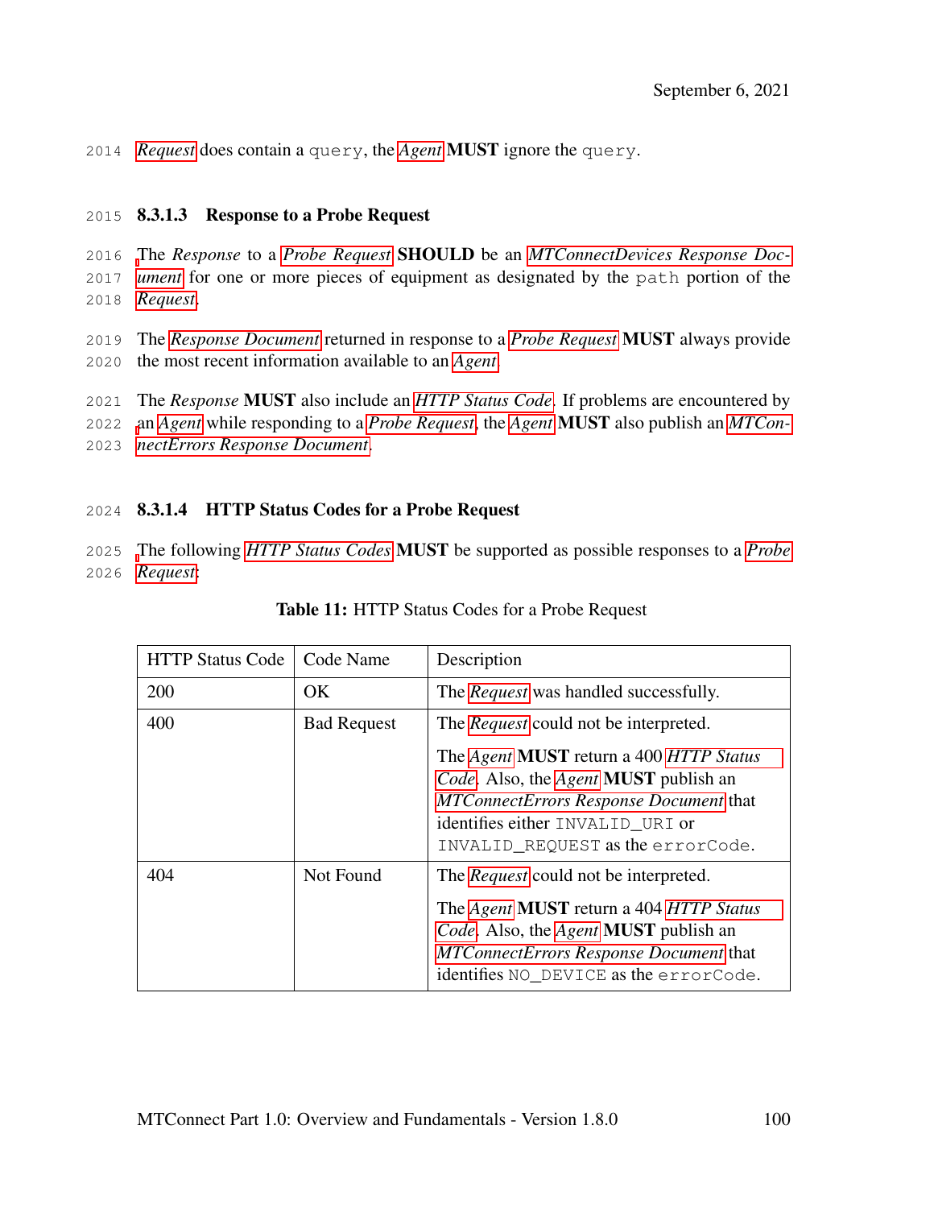*Request* does contain a query, the *Agent* **MUST** ignore the query.

#### 8.3.1.3 Response to a Probe Request

The *Response* to a *Probe Request* **SHOULD** be an *MTConnectDevices Response Document* for one or more pieces of equipment as designated by the path portion of the *Request*.

The *Response Document* returned in response to a *Probe Request* **MUST** always provide the most recent information available to an *Agent*.

The *Response* **MUST** also include an *HTTP Status Code*. If problems are encountered by an *Agent* while responding to a *Probe Request*, the *Agent* **MUST** also publish an *MTConnectErrors Response Document*.

#### 8.3.1.4 HTTP Status Codes for a Probe Request

The following *HTTP Status Codes* **MUST** be supported as possible responses to a *Probe Request*:

**Table 11:** HTTP Status Codes for a Probe Request

| HTTP Status Code | Code Name | Description |
|---|---|---|
| 200 | OK | The *Request* was handled successfully. |
| 400 | Bad Request | The *Request* could not be interpreted.<br><br>The *Agent* **MUST** return a 400 *HTTP Status Code*. Also, the *Agent* **MUST** publish an *MTConnectErrors Response Document* that identifies either INVALID_URI or INVALID_REQUEST as the errorCode. |
| 404 | Not Found | The *Request* could not be interpreted.<br><br>The *Agent* **MUST** return a 404 *HTTP Status Code*. Also, the *Agent* **MUST** publish an *MTConnectErrors Response Document* that identifies NO_DEVICE as the errorCode. |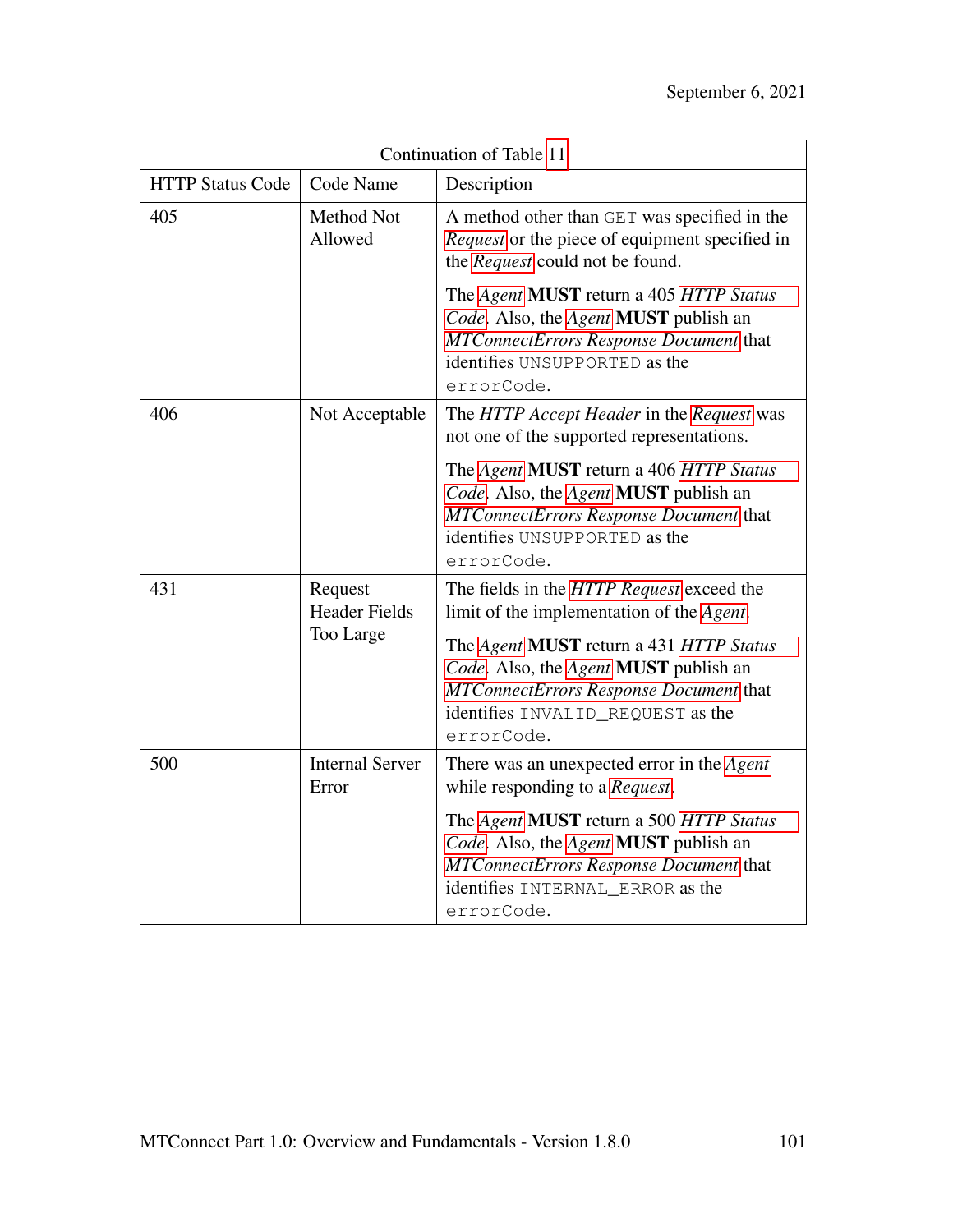| Continuation of Table 11 | | |
|---|---|---|
| HTTP Status Code | Code Name | Description |
| 405 | Method Not Allowed | A method other than `GET` was specified in the *Request* or the piece of equipment specified in the *Request* could not be found.<br><br>The *Agent* **MUST** return a 405 *HTTP Status Code*. Also, the *Agent* **MUST** publish an *MTConnectErrors Response Document* that identifies `UNSUPPORTED` as the `errorCode`. |
| 406 | Not Acceptable | The *HTTP Accept Header* in the *Request* was not one of the supported representations.<br><br>The *Agent* **MUST** return a 406 *HTTP Status Code*. Also, the *Agent* **MUST** publish an *MTConnectErrors Response Document* that identifies `UNSUPPORTED` as the `errorCode`. |
| 431 | Request Header Fields Too Large | The fields in the *HTTP Request* exceed the limit of the implementation of the *Agent*.<br><br>The *Agent* **MUST** return a 431 *HTTP Status Code*. Also, the *Agent* **MUST** publish an *MTConnectErrors Response Document* that identifies `INVALID_REQUEST` as the `errorCode`. |
| 500 | Internal Server Error | There was an unexpected error in the *Agent* while responding to a *Request*.<br><br>The *Agent* **MUST** return a 500 *HTTP Status Code*. Also, the *Agent* **MUST** publish an *MTConnectErrors Response Document* that identifies `INTERNAL_ERROR` as the `errorCode`. |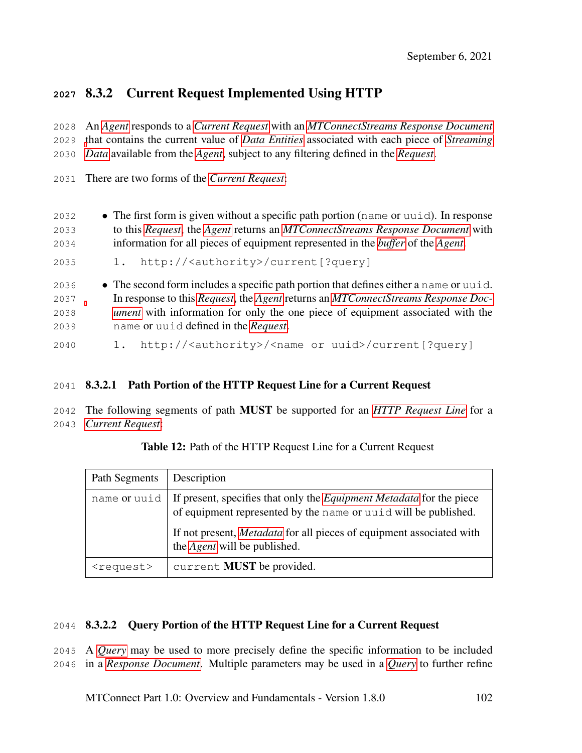### 8.3.2 Current Request Implemented Using HTTP

An *Agent* responds to a *Current Request* with an *MTConnectStreams Response Document* that contains the current value of *Data Entities* associated with each piece of *Streaming Data* available from the *Agent*, subject to any filtering defined in the *Request*.

There are two forms of the *Current Request*:

- The first form is given without a specific path portion (`name` or `uuid`). In response to this *Request*, the *Agent* returns an *MTConnectStreams Response Document* with information for all pieces of equipment represented in the *buffer* of the *Agent*.

  1. `http://<authority>/current[?query]`

- The second form includes a specific path portion that defines either a `name` or `uuid`. In response to this *Request*, the *Agent* returns an *MTConnectStreams Response Document* with information for only the one piece of equipment associated with the `name` or `uuid` defined in the *Request*.

  1. `http://<authority>/<name or uuid>/current[?query]`

#### 8.3.2.1 Path Portion of the HTTP Request Line for a Current Request

The following segments of path **MUST** be supported for an *HTTP Request Line* for a *Current Request*:

**Table 12:** Path of the HTTP Request Line for a Current Request

| Path Segments | Description |
|---|---|
| `name` or `uuid` | If present, specifies that only the *Equipment Metadata* for the piece of equipment represented by the `name` or `uuid` will be published.<br><br>If not present, *Metadata* for all pieces of equipment associated with the *Agent* will be published. |
| `<request>` | `current` **MUST** be provided. |

#### 8.3.2.2 Query Portion of the HTTP Request Line for a Current Request

A *Query* may be used to more precisely define the specific information to be included in a *Response Document*. Multiple parameters may be used in a *Query* to further refine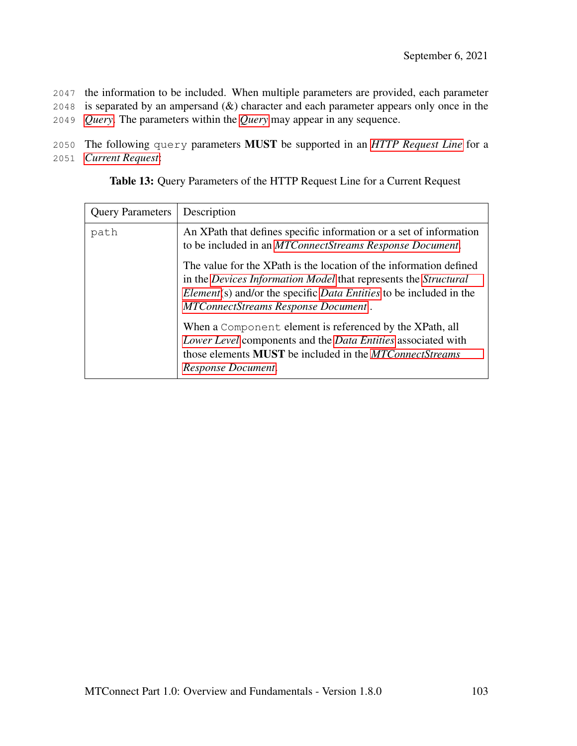the information to be included. When multiple parameters are provided, each parameter is separated by an ampersand (&) character and each parameter appears only once in the *Query*. The parameters within the *Query* may appear in any sequence.

The following `query` parameters **MUST** be supported in an *HTTP Request Line* for a *Current Request*:

**Table 13:** Query Parameters of the HTTP Request Line for a Current Request

| Query Parameters | Description |
|---|---|
| `path` | An XPath that defines specific information or a set of information to be included in an *MTConnectStreams Response Document*.<br><br>The value for the XPath is the location of the information defined in the *Devices Information Model* that represents the *Structural Element*(s) and/or the specific *Data Entities* to be included in the *MTConnectStreams Response Document* .<br><br>When a `Component` element is referenced by the XPath, all *Lower Level* components and the *Data Entities* associated with those elements **MUST** be included in the *MTConnectStreams Response Document*. |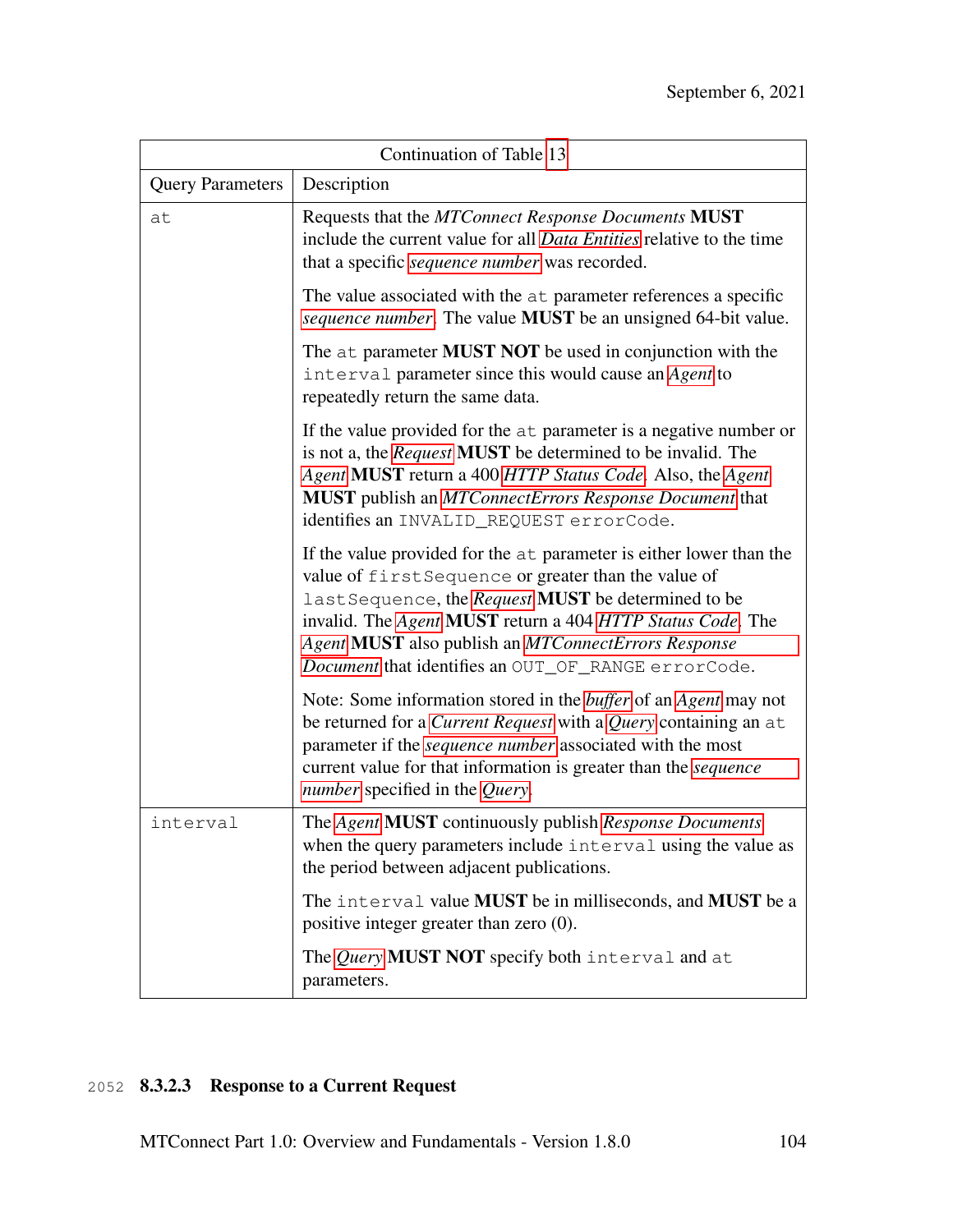| Continuation of Table 13 | |
|---|---|
| Query Parameters | Description |
| at | Requests that the *MTConnect Response Documents* **MUST** include the current value for all *Data Entities* relative to the time that a specific *sequence number* was recorded.<br><br>The value associated with the at parameter references a specific *sequence number*. The value **MUST** be an unsigned 64-bit value.<br><br>The at parameter **MUST NOT** be used in conjunction with the interval parameter since this would cause an *Agent* to repeatedly return the same data.<br><br>If the value provided for the at parameter is a negative number or is not a, the *Request* **MUST** be determined to be invalid. The *Agent* **MUST** return a 400 *HTTP Status Code*. Also, the *Agent* **MUST** publish an *MTConnectErrors Response Document* that identifies an INVALID_REQUEST errorCode.<br><br>If the value provided for the at parameter is either lower than the value of firstSequence or greater than the value of lastSequence, the *Request* **MUST** be determined to be invalid. The *Agent* **MUST** return a 404 *HTTP Status Code*. The *Agent* **MUST** also publish an *MTConnectErrors Response Document* that identifies an OUT_OF_RANGE errorCode.<br><br>Note: Some information stored in the *buffer* of an *Agent* may not be returned for a *Current Request* with a *Query* containing an at parameter if the *sequence number* associated with the most current value for that information is greater than the *sequence number* specified in the *Query*. |
| interval | The *Agent* **MUST** continuously publish *Response Documents* when the query parameters include interval using the value as the period between adjacent publications.<br><br>The interval value **MUST** be in milliseconds, and **MUST** be a positive integer greater than zero (0).<br><br>The *Query* **MUST NOT** specify both interval and at parameters. |

#### 8.3.2.3 Response to a Current Request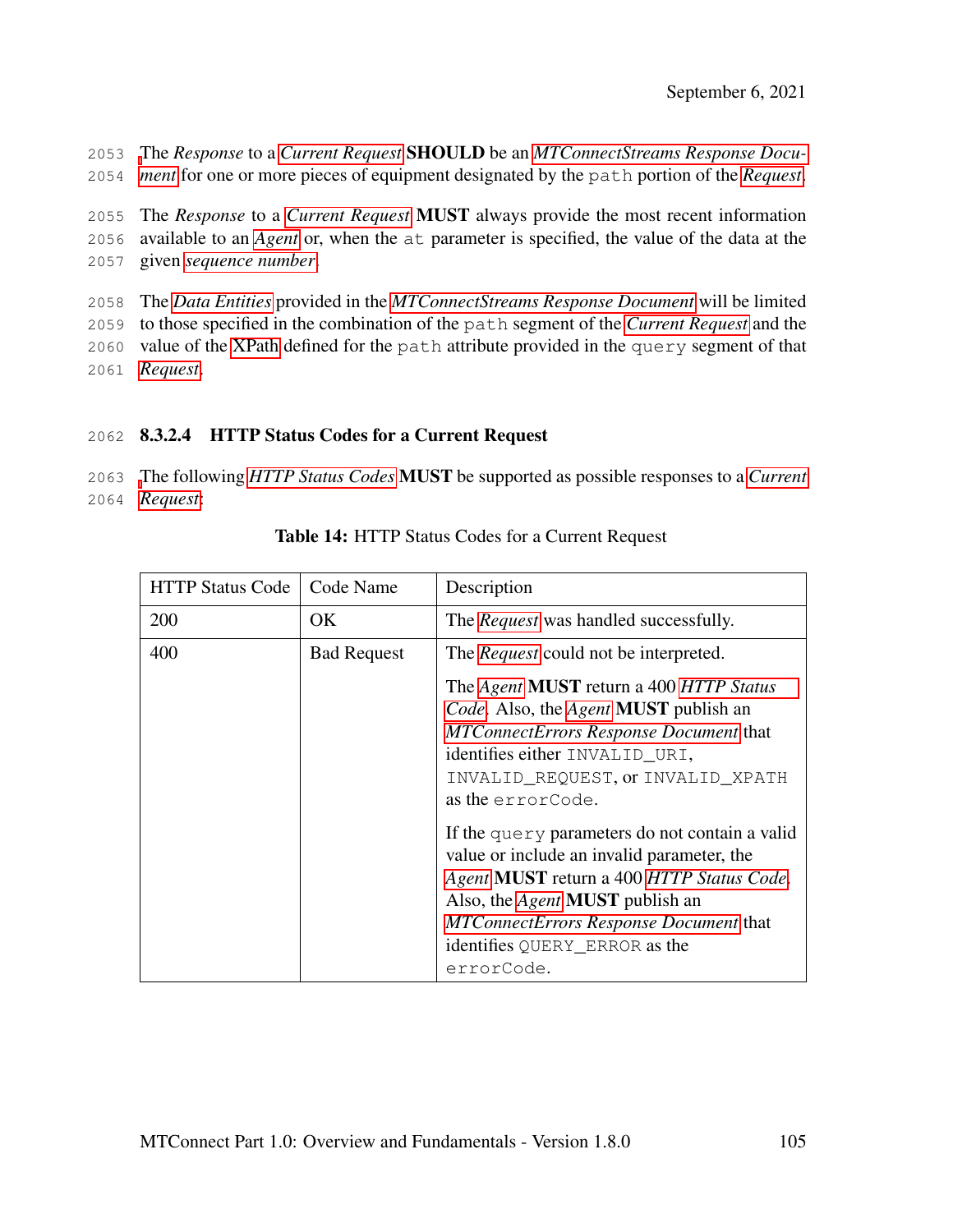The *Response* to a *Current Request* **SHOULD** be an *MTConnectStreams Response Document* for one or more pieces of equipment designated by the `path` portion of the *Request*.

The *Response* to a *Current Request* **MUST** always provide the most recent information available to an *Agent* or, when the `at` parameter is specified, the value of the data at the given *sequence number*.

The *Data Entities* provided in the *MTConnectStreams Response Document* will be limited to those specified in the combination of the `path` segment of the *Current Request* and the value of the XPath defined for the `path` attribute provided in the `query` segment of that *Request*.

#### 8.3.2.4 HTTP Status Codes for a Current Request

The following *HTTP Status Codes* **MUST** be supported as possible responses to a *Current Request*:

**Table 14:** HTTP Status Codes for a Current Request

| HTTP Status Code | Code Name | Description |
|---|---|---|
| 200 | OK | The *Request* was handled successfully. |
| 400 | Bad Request | The *Request* could not be interpreted.<br><br>The *Agent* **MUST** return a 400 *HTTP Status Code*. Also, the *Agent* **MUST** publish an *MTConnectErrors Response Document* that identifies either `INVALID_URI`, `INVALID_REQUEST`, or `INVALID_XPATH` as the `errorCode`.<br><br>If the `query` parameters do not contain a valid value or include an invalid parameter, the *Agent* **MUST** return a 400 *HTTP Status Code*. Also, the *Agent* **MUST** publish an *MTConnectErrors Response Document* that identifies `QUERY_ERROR` as the `errorCode`. |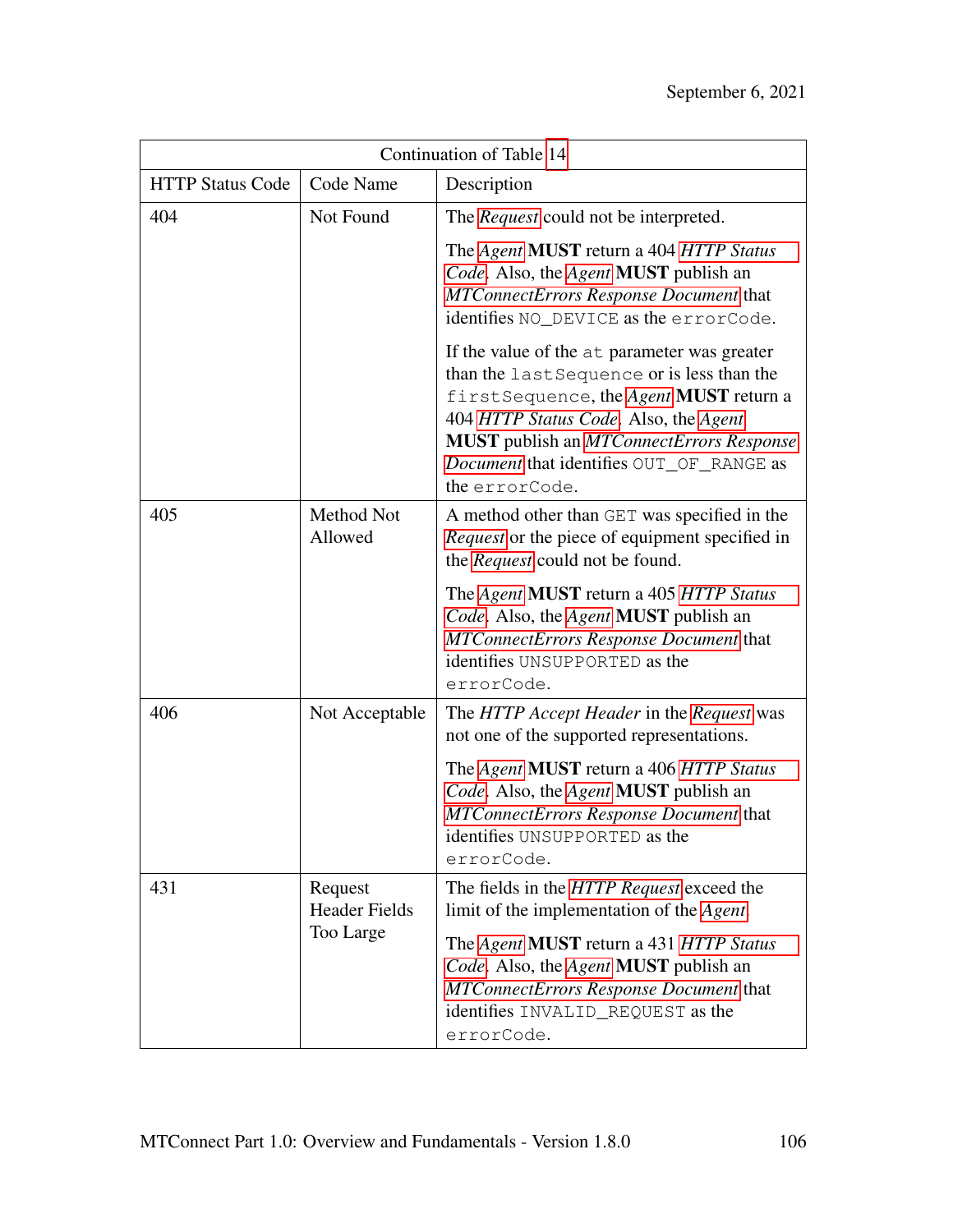| Continuation of Table 14 | | |
|---|---|---|
| HTTP Status Code | Code Name | Description |
| 404 | Not Found | The *Request* could not be interpreted.<br><br>The *Agent* **MUST** return a 404 *HTTP Status Code*. Also, the *Agent* **MUST** publish an *MTConnectErrors Response Document* that identifies NO_DEVICE as the errorCode.<br><br>If the value of the at parameter was greater than the lastSequence or is less than the firstSequence, the *Agent* **MUST** return a 404 *HTTP Status Code*. Also, the *Agent* **MUST** publish an *MTConnectErrors Response Document* that identifies OUT_OF_RANGE as the errorCode. |
| 405 | Method Not Allowed | A method other than GET was specified in the *Request* or the piece of equipment specified in the *Request* could not be found.<br><br>The *Agent* **MUST** return a 405 *HTTP Status Code*. Also, the *Agent* **MUST** publish an *MTConnectErrors Response Document* that identifies UNSUPPORTED as the errorCode. |
| 406 | Not Acceptable | The *HTTP Accept Header* in the *Request* was not one of the supported representations.<br><br>The *Agent* **MUST** return a 406 *HTTP Status Code*. Also, the *Agent* **MUST** publish an *MTConnectErrors Response Document* that identifies UNSUPPORTED as the errorCode. |
| 431 | Request Header Fields Too Large | The fields in the *HTTP Request* exceed the limit of the implementation of the *Agent*.<br><br>The *Agent* **MUST** return a 431 *HTTP Status Code*. Also, the *Agent* **MUST** publish an *MTConnectErrors Response Document* that identifies INVALID_REQUEST as the errorCode. |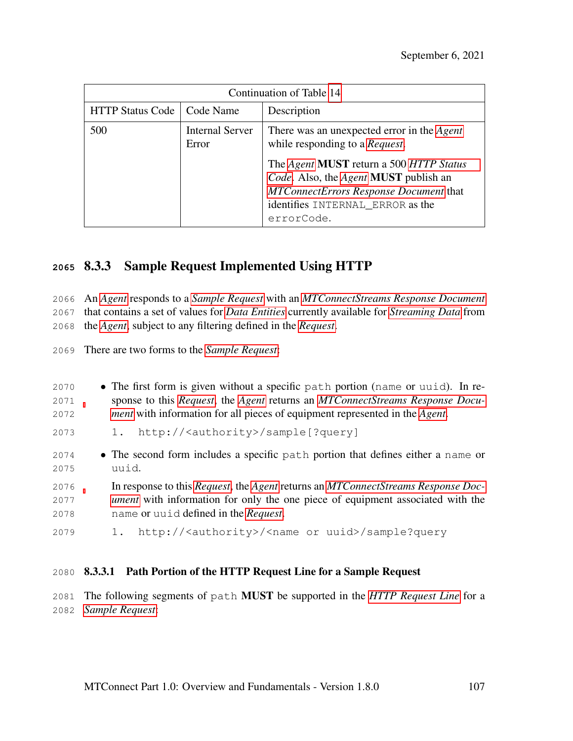| Continuation of Table 14 | | |
|---|---|---|
| HTTP Status Code | Code Name | Description |
| 500 | Internal Server Error | There was an unexpected error in the *Agent* while responding to a *Request*.<br><br>The *Agent* **MUST** return a 500 *HTTP Status Code*. Also, the *Agent* **MUST** publish an *MTConnectErrors Response Document* that identifies `INTERNAL_ERROR` as the `errorCode`. |

### 8.3.3 Sample Request Implemented Using HTTP

An *Agent* responds to a *Sample Request* with an *MTConnectStreams Response Document* that contains a set of values for *Data Entities* currently available for *Streaming Data* from the *Agent*, subject to any filtering defined in the *Request*.

There are two forms to the *Sample Request*:

- The first form is given without a specific `path` portion (`name` or `uuid`). In response to this *Request*, the *Agent* returns an *MTConnectStreams Response Document* with information for all pieces of equipment represented in the *Agent*.

  1. `http://<authority>/sample[?query]`

- The second form includes a specific `path` portion that defines either a `name` or `uuid`.

  In response to this *Request*, the *Agent* returns an *MTConnectStreams Response Document* with information for only the one piece of equipment associated with the `name` or `uuid` defined in the *Request*.

  1. `http://<authority>/<name or uuid>/sample?query`

#### 8.3.3.1 Path Portion of the HTTP Request Line for a Sample Request

The following segments of `path` **MUST** be supported in the *HTTP Request Line* for a *Sample Request*: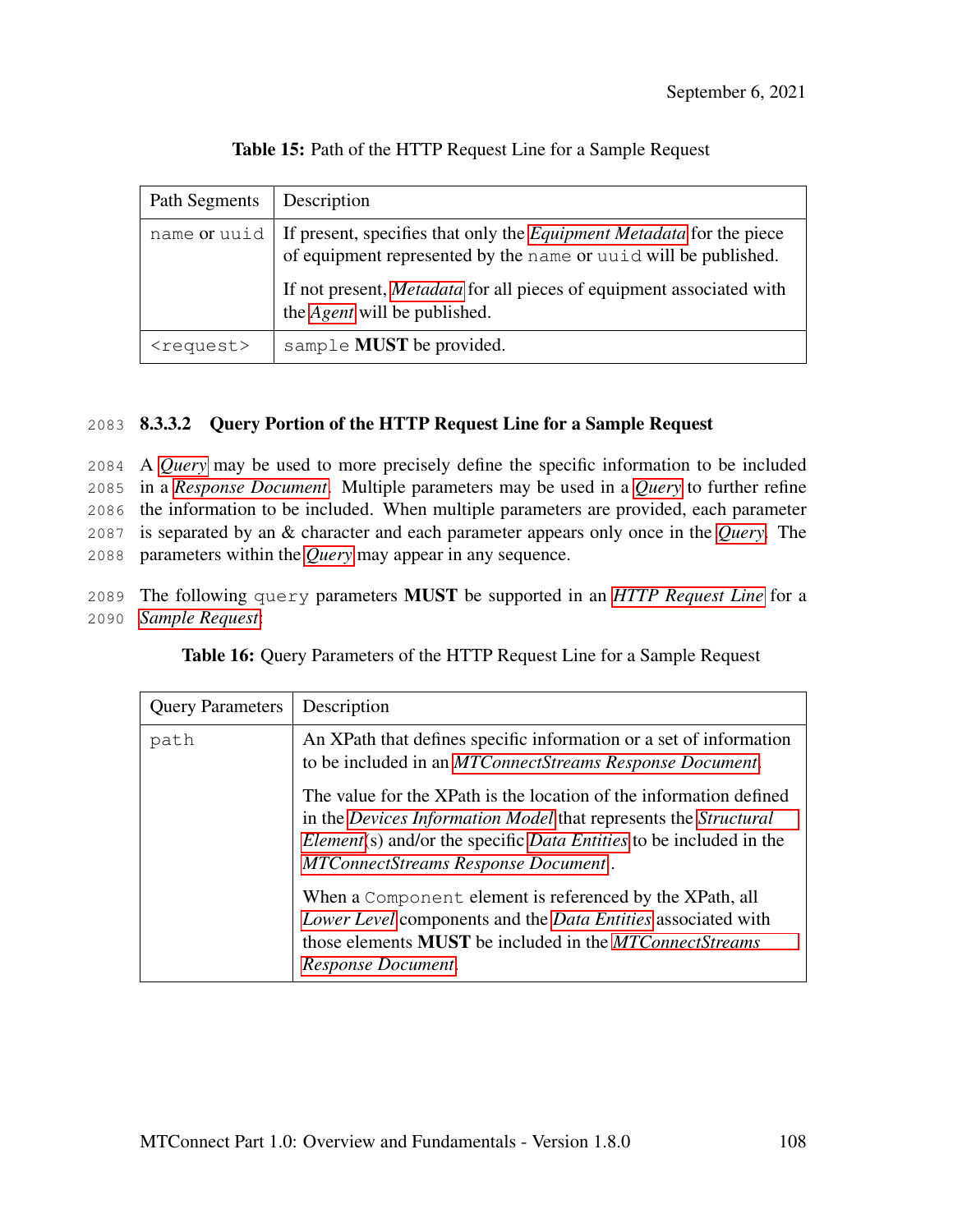**Table 15:** Path of the HTTP Request Line for a Sample Request

| Path Segments | Description |
|---|---|
| `name` or `uuid` | If present, specifies that only the *Equipment Metadata* for the piece of equipment represented by the `name` or `uuid` will be published. <br><br> If not present, *Metadata* for all pieces of equipment associated with the *Agent* will be published. |
| `<request>` | `sample` **MUST** be provided. |

#### 8.3.3.2 Query Portion of the HTTP Request Line for a Sample Request

A *Query* may be used to more precisely define the specific information to be included in a *Response Document*. Multiple parameters may be used in a *Query* to further refine the information to be included. When multiple parameters are provided, each parameter is separated by an & character and each parameter appears only once in the *Query*. The parameters within the *Query* may appear in any sequence.

The following `query` parameters **MUST** be supported in an *HTTP Request Line* for a *Sample Request*:

**Table 16:** Query Parameters of the HTTP Request Line for a Sample Request

| Query Parameters | Description |
|---|---|
| `path` | An XPath that defines specific information or a set of information to be included in an *MTConnectStreams Response Document*. <br><br> The value for the XPath is the location of the information defined in the *Devices Information Model* that represents the *Structural Element*(s) and/or the specific *Data Entities* to be included in the *MTConnectStreams Response Document* . <br><br> When a `Component` element is referenced by the XPath, all *Lower Level* components and the *Data Entities* associated with those elements **MUST** be included in the *MTConnectStreams Response Document*. |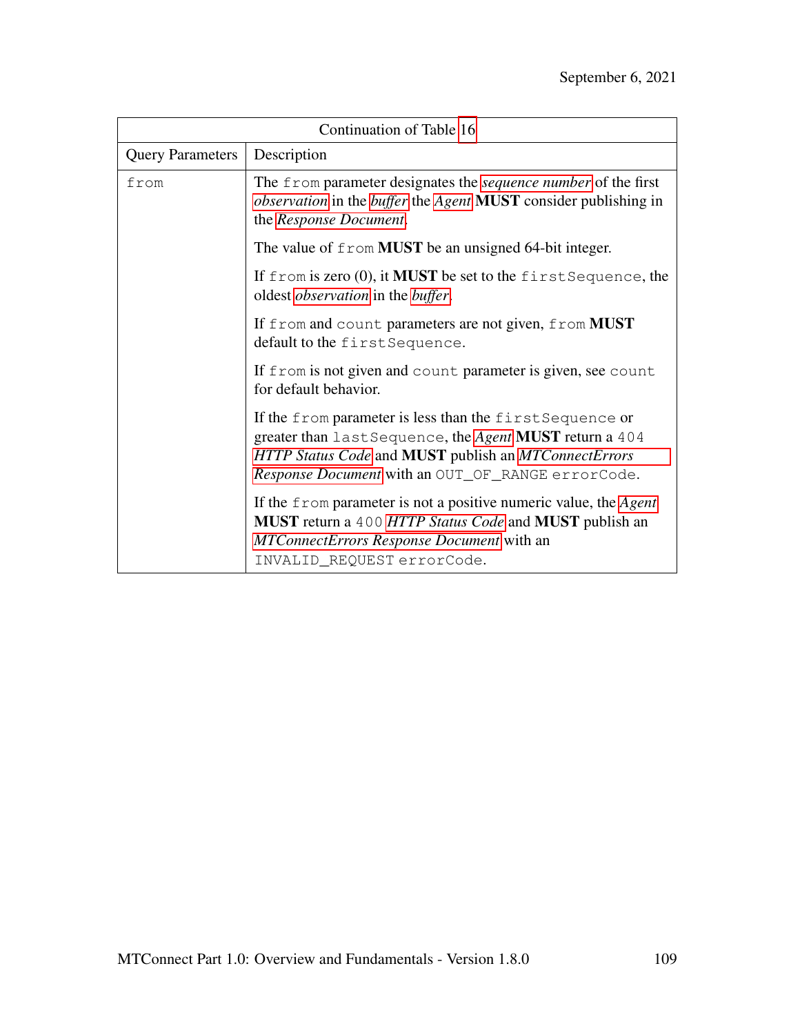| Continuation of Table 16 | |
|---|---|
| **Query Parameters** | **Description** |
| `from` | The `from` parameter designates the *sequence number* of the first *observation* in the *buffer* the *Agent* **MUST** consider publishing in the *Response Document*.<br><br>The value of `from` **MUST** be an unsigned 64-bit integer.<br><br>If `from` is zero (0), it **MUST** be set to the `firstSequence`, the oldest *observation* in the *buffer*.<br><br>If `from` and `count` parameters are not given, `from` **MUST** default to the `firstSequence`.<br><br>If `from` is not given and `count` parameter is given, see `count` for default behavior.<br><br>If the `from` parameter is less than the `firstSequence` or greater than `lastSequence`, the *Agent* **MUST** return a `404` *HTTP Status Code* and **MUST** publish an *MTConnectErrors Response Document* with an `OUT_OF_RANGE errorCode`.<br><br>If the `from` parameter is not a positive numeric value, the *Agent* **MUST** return a `400` *HTTP Status Code* and **MUST** publish an *MTConnectErrors Response Document* with an `INVALID_REQUEST errorCode`. |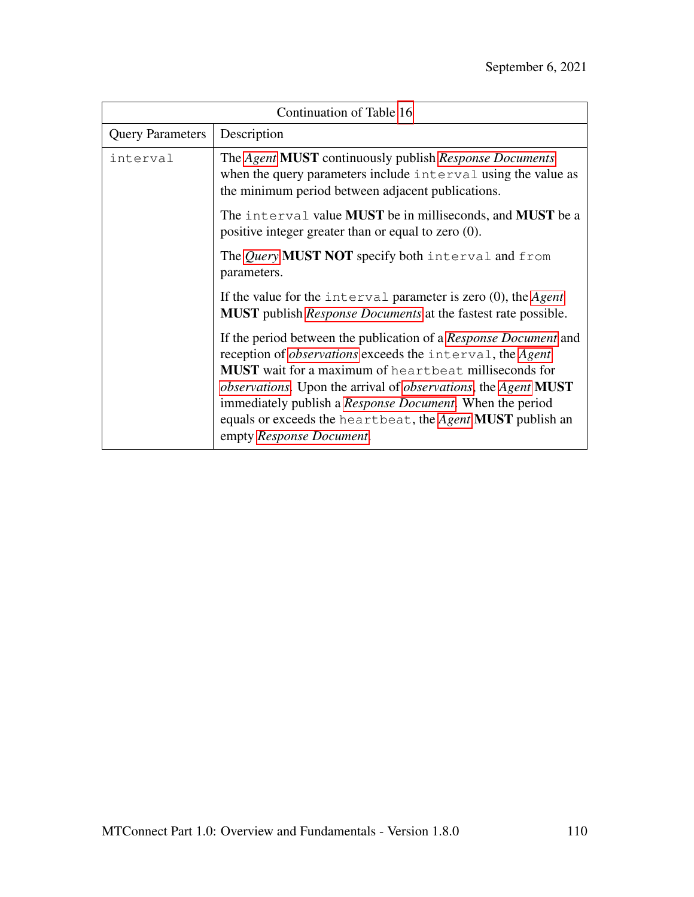| Continuation of Table 16 | |
|---|---|
| Query Parameters | Description |
| `interval` | The *Agent* **MUST** continuously publish *Response Documents* when the query parameters include `interval` using the value as the minimum period between adjacent publications.<br><br>The `interval` value **MUST** be in milliseconds, and **MUST** be a positive integer greater than or equal to zero (0).<br><br>The *Query* **MUST NOT** specify both `interval` and `from` parameters.<br><br>If the value for the `interval` parameter is zero (0), the *Agent* **MUST** publish *Response Documents* at the fastest rate possible.<br><br>If the period between the publication of a *Response Document* and reception of *observations* exceeds the `interval`, the *Agent* **MUST** wait for a maximum of `heartbeat` milliseconds for *observations*. Upon the arrival of *observations*, the *Agent* **MUST** immediately publish a *Response Document*. When the period equals or exceeds the `heartbeat`, the *Agent* **MUST** publish an empty *Response Document*. |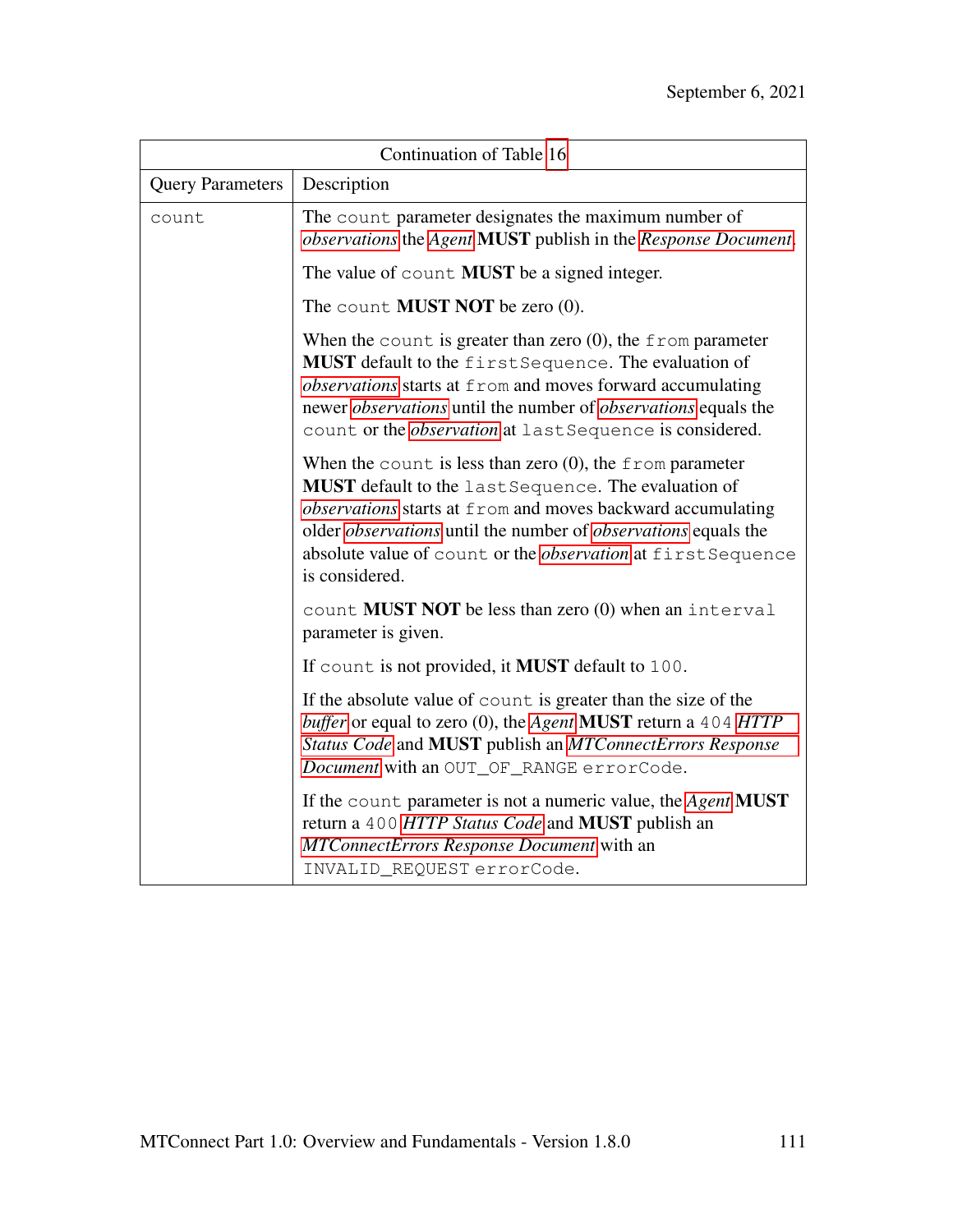| Continuation of Table 16 | |
|---|---|
| Query Parameters | Description |
| count | The count parameter designates the maximum number of *observations* the *Agent* **MUST** publish in the *Response Document*.<br><br>The value of count **MUST** be a signed integer.<br><br>The count **MUST NOT** be zero (0).<br><br>When the count is greater than zero (0), the from parameter **MUST** default to the firstSequence. The evaluation of *observations* starts at from and moves forward accumulating newer *observations* until the number of *observations* equals the count or the *observation* at lastSequence is considered.<br><br>When the count is less than zero (0), the from parameter **MUST** default to the lastSequence. The evaluation of *observations* starts at from and moves backward accumulating older *observations* until the number of *observations* equals the absolute value of count or the *observation* at firstSequence is considered.<br><br>count **MUST NOT** be less than zero (0) when an interval parameter is given.<br><br>If count is not provided, it **MUST** default to 100.<br><br>If the absolute value of count is greater than the size of the *buffer* or equal to zero (0), the *Agent* **MUST** return a 404 *HTTP Status Code* and **MUST** publish an *MTConnectErrors Response Document* with an OUT_OF_RANGE errorCode.<br><br>If the count parameter is not a numeric value, the *Agent* **MUST** return a 400 *HTTP Status Code* and **MUST** publish an *MTConnectErrors Response Document* with an INVALID_REQUEST errorCode. |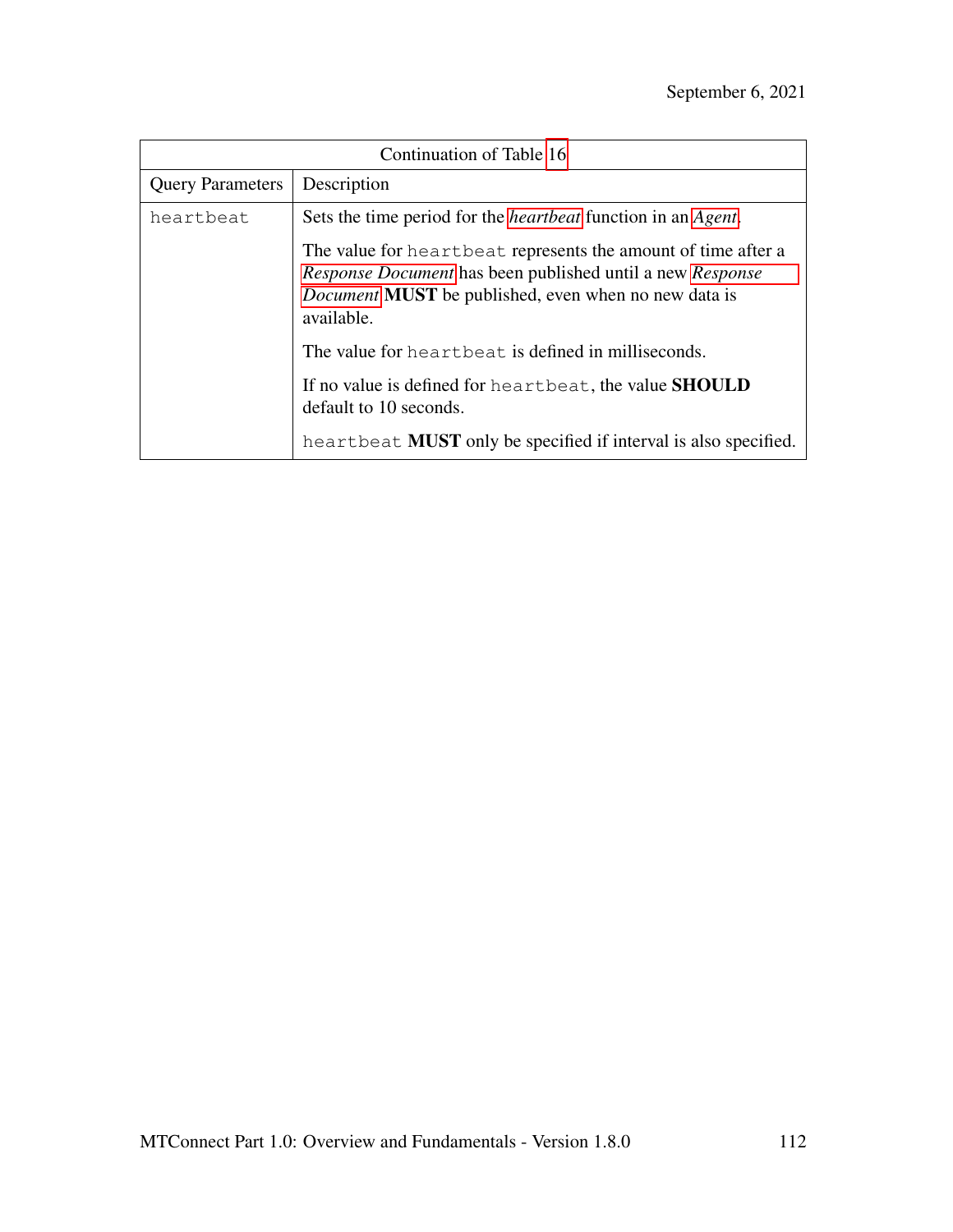| Continuation of Table 16 | |
|---|---|
| Query Parameters | Description |
| `heartbeat` | Sets the time period for the *heartbeat* function in an *Agent*.<br><br>The value for `heartbeat` represents the amount of time after a *Response Document* has been published until a new *Response Document* **MUST** be published, even when no new data is available.<br><br>The value for `heartbeat` is defined in milliseconds.<br><br>If no value is defined for `heartbeat`, the value **SHOULD** default to 10 seconds.<br><br>`heartbeat` **MUST** only be specified if interval is also specified. |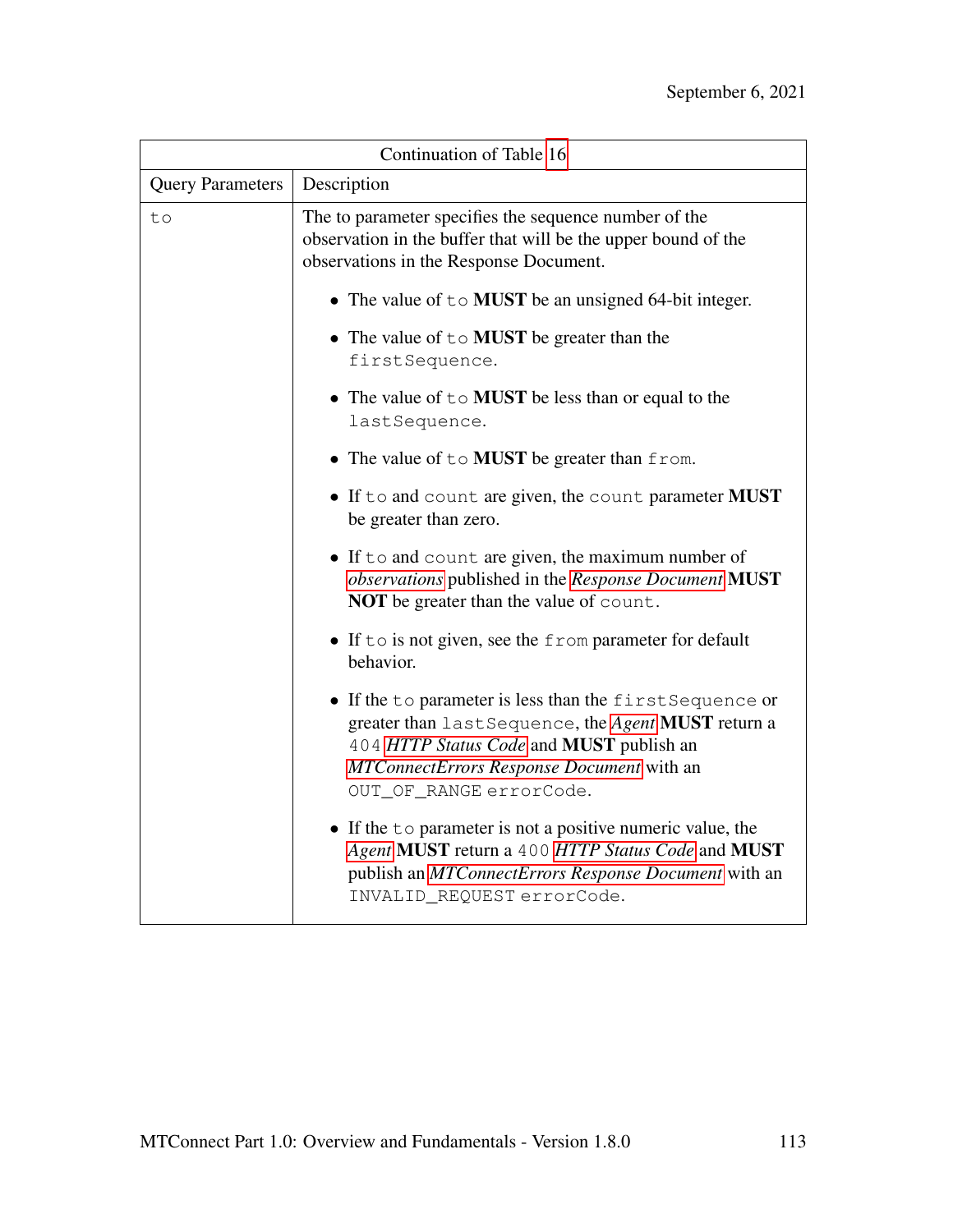| Continuation of Table 16 | |
|---|---|
| Query Parameters | Description |
| `to` | The to parameter specifies the sequence number of the observation in the buffer that will be the upper bound of the observations in the Response Document.<br><br>• The value of `to` **MUST** be an unsigned 64-bit integer.<br><br>• The value of `to` **MUST** be greater than the `firstSequence`.<br><br>• The value of `to` **MUST** be less than or equal to the `lastSequence`.<br><br>• The value of `to` **MUST** be greater than `from`.<br><br>• If `to` and `count` are given, the `count` parameter **MUST** be greater than zero.<br><br>• If `to` and `count` are given, the maximum number of *observations* published in the *Response Document* **MUST NOT** be greater than the value of `count`.<br><br>• If `to` is not given, see the `from` parameter for default behavior.<br><br>• If the `to` parameter is less than the `firstSequence` or greater than `lastSequence`, the *Agent* **MUST** return a `404` *HTTP Status Code* and **MUST** publish an *MTConnectErrors Response Document* with an `OUT_OF_RANGE` `errorCode`.<br><br>• If the `to` parameter is not a positive numeric value, the *Agent* **MUST** return a `400` *HTTP Status Code* and **MUST** publish an *MTConnectErrors Response Document* with an `INVALID_REQUEST` `errorCode`. |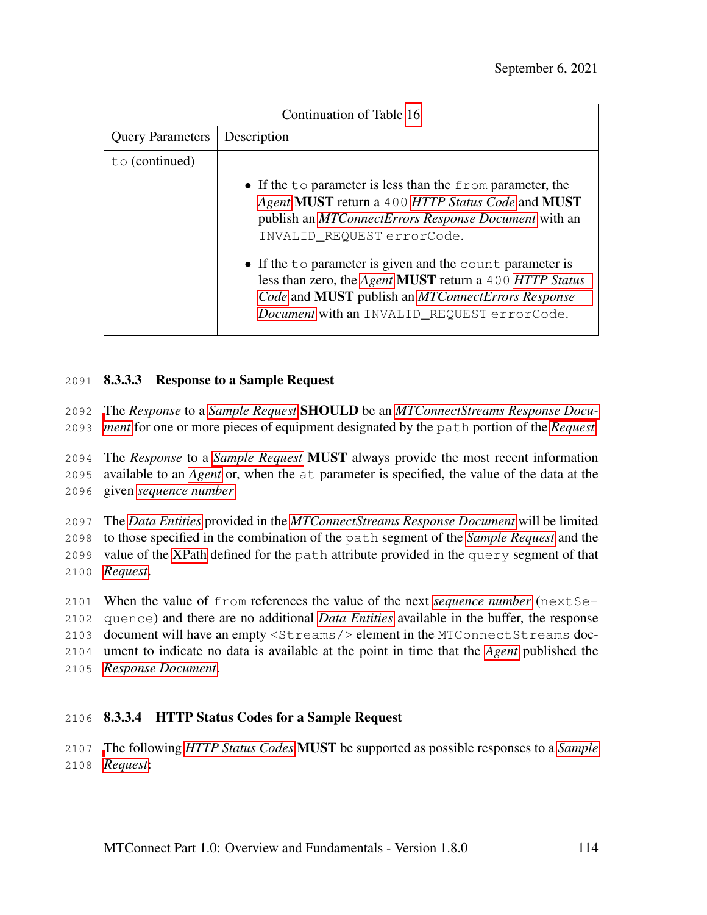| Continuation of Table 16 | |
|---|---|
| Query Parameters | Description |
| `to` (continued) | • If the `to` parameter is less than the `from` parameter, the *Agent* **MUST** return a `400` *HTTP Status Code* and **MUST** publish an *MTConnectErrors Response Document* with an `INVALID_REQUEST errorCode`. • If the `to` parameter is given and the `count` parameter is less than zero, the *Agent* **MUST** return a `400` *HTTP Status Code* and **MUST** publish an *MTConnectErrors Response Document* with an `INVALID_REQUEST errorCode`. |

#### 8.3.3.3 Response to a Sample Request

The *Response* to a *Sample Request* **SHOULD** be an *MTConnectStreams Response Document* for one or more pieces of equipment designated by the `path` portion of the *Request*.

The *Response* to a *Sample Request* **MUST** always provide the most recent information available to an *Agent* or, when the `at` parameter is specified, the value of the data at the given *sequence number*.

The *Data Entities* provided in the *MTConnectStreams Response Document* will be limited to those specified in the combination of the `path` segment of the *Sample Request* and the value of the XPath defined for the `path` attribute provided in the `query` segment of that *Request*.

When the value of `from` references the value of the next *sequence number* (`nextSequence`) and there are no additional *Data Entities* available in the buffer, the response document will have an empty `<Streams/>` element in the `MTConnectStreams` document to indicate no data is available at the point in time that the *Agent* published the *Response Document*.

#### 8.3.3.4 HTTP Status Codes for a Sample Request

The following *HTTP Status Codes* **MUST** be supported as possible responses to a *Sample Request*: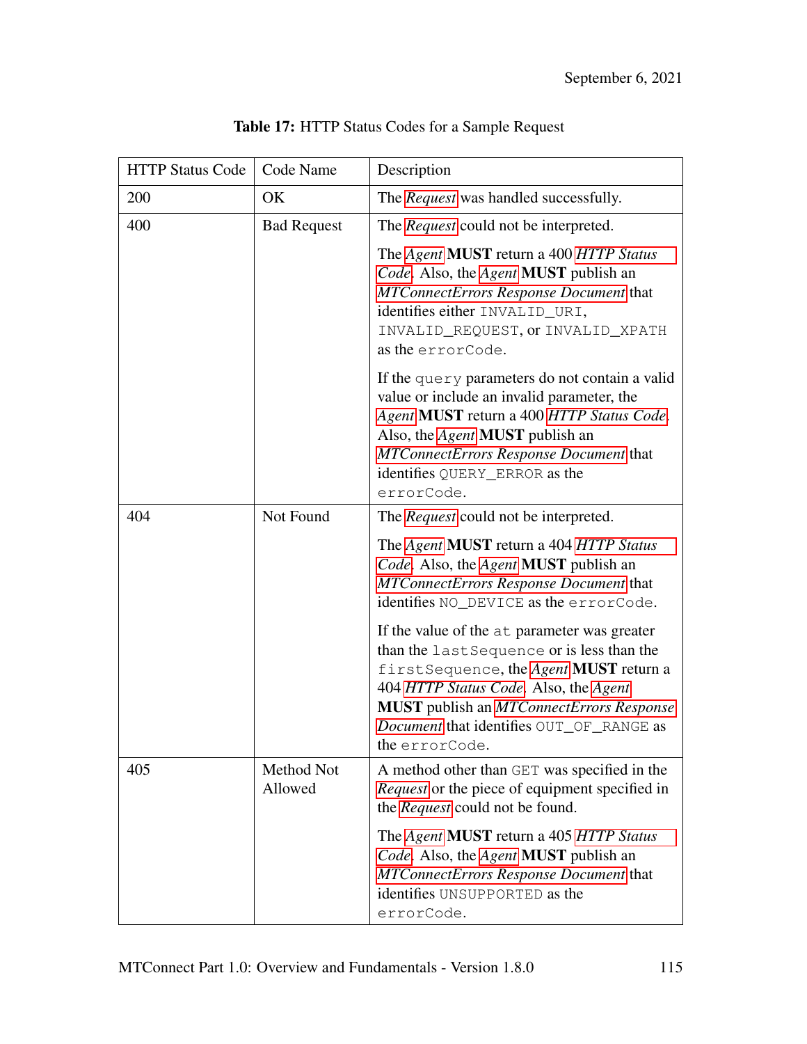**Table 17:** HTTP Status Codes for a Sample Request

| HTTP Status Code | Code Name | Description |
| --- | --- | --- |
| 200 | OK | The *Request* was handled successfully. |
| 400 | Bad Request | The *Request* could not be interpreted.<br><br>The *Agent* **MUST** return a 400 *HTTP Status Code*. Also, the *Agent* **MUST** publish an *MTConnectErrors Response Document* that identifies either `INVALID_URI`, `INVALID_REQUEST`, or `INVALID_XPATH` as the `errorCode`.<br><br>If the `query` parameters do not contain a valid value or include an invalid parameter, the *Agent* **MUST** return a 400 *HTTP Status Code*. Also, the *Agent* **MUST** publish an *MTConnectErrors Response Document* that identifies `QUERY_ERROR` as the `errorCode`. |
| 404 | Not Found | The *Request* could not be interpreted.<br><br>The *Agent* **MUST** return a 404 *HTTP Status Code*. Also, the *Agent* **MUST** publish an *MTConnectErrors Response Document* that identifies `NO_DEVICE` as the `errorCode`.<br><br>If the value of the `at` parameter was greater than the `lastSequence` or is less than the `firstSequence`, the *Agent* **MUST** return a 404 *HTTP Status Code*. Also, the *Agent* **MUST** publish an *MTConnectErrors Response Document* that identifies `OUT_OF_RANGE` as the `errorCode`. |
| 405 | Method Not Allowed | A method other than `GET` was specified in the *Request* or the piece of equipment specified in the *Request* could not be found.<br><br>The *Agent* **MUST** return a 405 *HTTP Status Code*. Also, the *Agent* **MUST** publish an *MTConnectErrors Response Document* that identifies `UNSUPPORTED` as the `errorCode`. |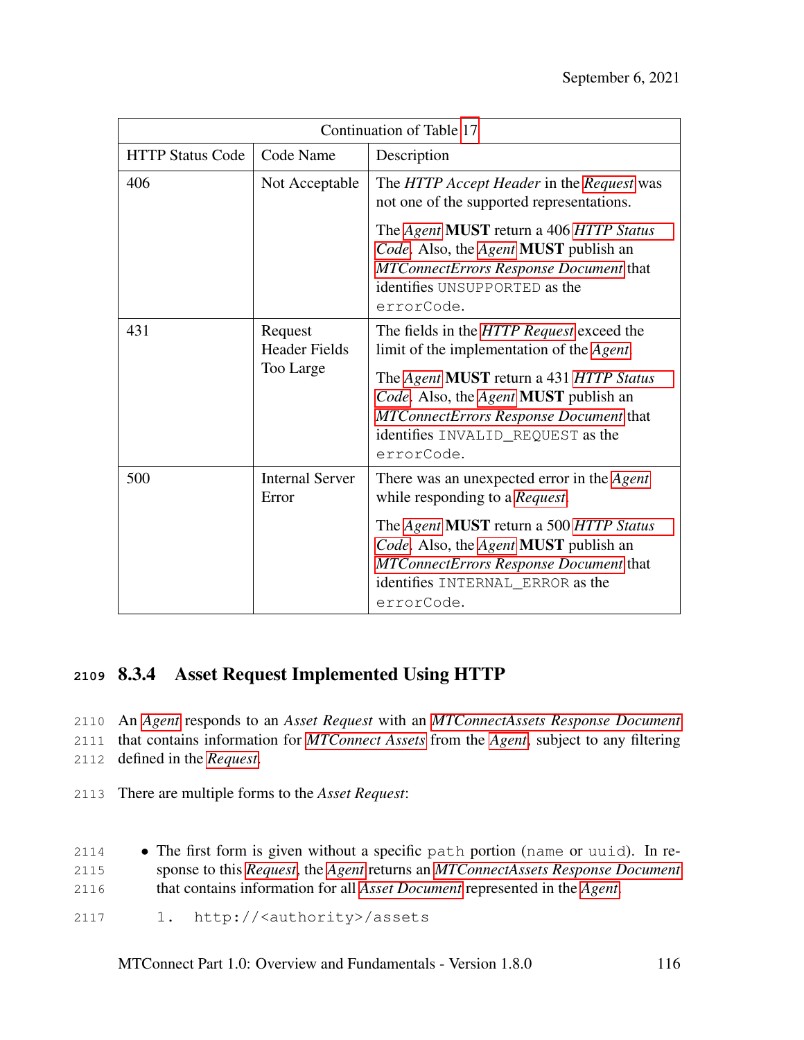| Continuation of Table 17 | | |
|---|---|---|
| HTTP Status Code | Code Name | Description |
| 406 | Not Acceptable | The *HTTP Accept Header* in the *Request* was not one of the supported representations.<br><br>The *Agent* **MUST** return a 406 *HTTP Status Code*. Also, the *Agent* **MUST** publish an *MTConnectErrors Response Document* that identifies `UNSUPPORTED` as the `errorCode`. |
| 431 | Request Header Fields Too Large | The fields in the *HTTP Request* exceed the limit of the implementation of the *Agent*.<br><br>The *Agent* **MUST** return a 431 *HTTP Status Code*. Also, the *Agent* **MUST** publish an *MTConnectErrors Response Document* that identifies `INVALID_REQUEST` as the `errorCode`. |
| 500 | Internal Server Error | There was an unexpected error in the *Agent* while responding to a *Request*.<br><br>The *Agent* **MUST** return a 500 *HTTP Status Code*. Also, the *Agent* **MUST** publish an *MTConnectErrors Response Document* that identifies `INTERNAL_ERROR` as the `errorCode`. |

### 8.3.4 Asset Request Implemented Using HTTP

An *Agent* responds to an *Asset Request* with an *MTConnectAssets Response Document* that contains information for *MTConnect Assets* from the *Agent*, subject to any filtering defined in the *Request*.

There are multiple forms to the *Asset Request*:

- The first form is given without a specific `path` portion (`name` or `uuid`). In response to this *Request*, the *Agent* returns an *MTConnectAssets Response Document* that contains information for all *Asset Document* represented in the *Agent*.

```
1. http://<authority>/assets
```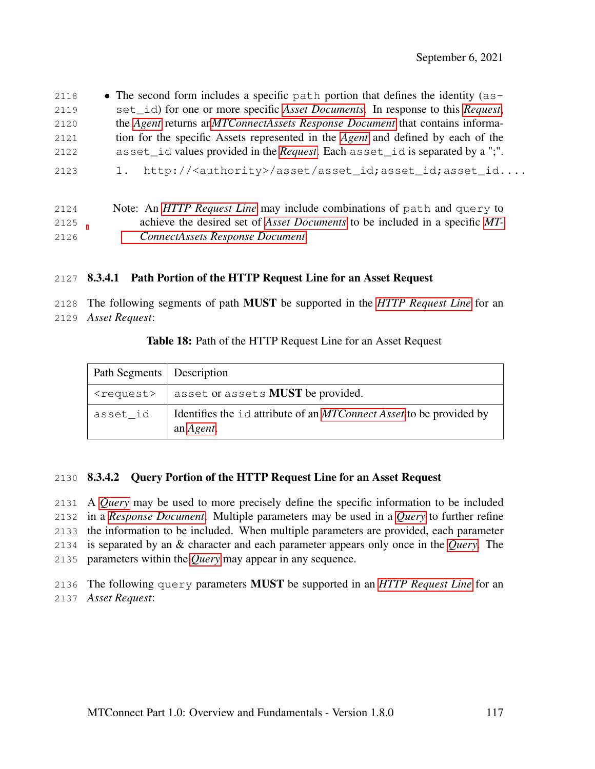- The second form includes a specific path portion that defines the identity (asset_id) for one or more specific *Asset Documents*. In response to this *Request*, the *Agent* returns an *MTConnectAssets Response Document* that contains information for the specific Assets represented in the *Agent* and defined by each of the asset_id values provided in the *Request*. Each asset_id is separated by a ";".

  1. `http://<authority>/asset/asset_id;asset_id;asset_id....`

Note: An *HTTP Request Line* may include combinations of path and query to achieve the desired set of *Asset Documents* to be included in a specific *MTConnectAssets Response Document*.

#### 8.3.4.1 Path Portion of the HTTP Request Line for an Asset Request

The following segments of path **MUST** be supported in the *HTTP Request Line* for an *Asset Request*:

**Table 18:** Path of the HTTP Request Line for an Asset Request

| Path Segments | Description |
|---|---|
| `<request>` | asset or assets **MUST** be provided. |
| asset_id | Identifies the id attribute of an *MTConnect Asset* to be provided by an *Agent*. |

#### 8.3.4.2 Query Portion of the HTTP Request Line for an Asset Request

A *Query* may be used to more precisely define the specific information to be included in a *Response Document*. Multiple parameters may be used in a *Query* to further refine the information to be included. When multiple parameters are provided, each parameter is separated by an & character and each parameter appears only once in the *Query*. The parameters within the *Query* may appear in any sequence.

The following query parameters **MUST** be supported in an *HTTP Request Line* for an *Asset Request*: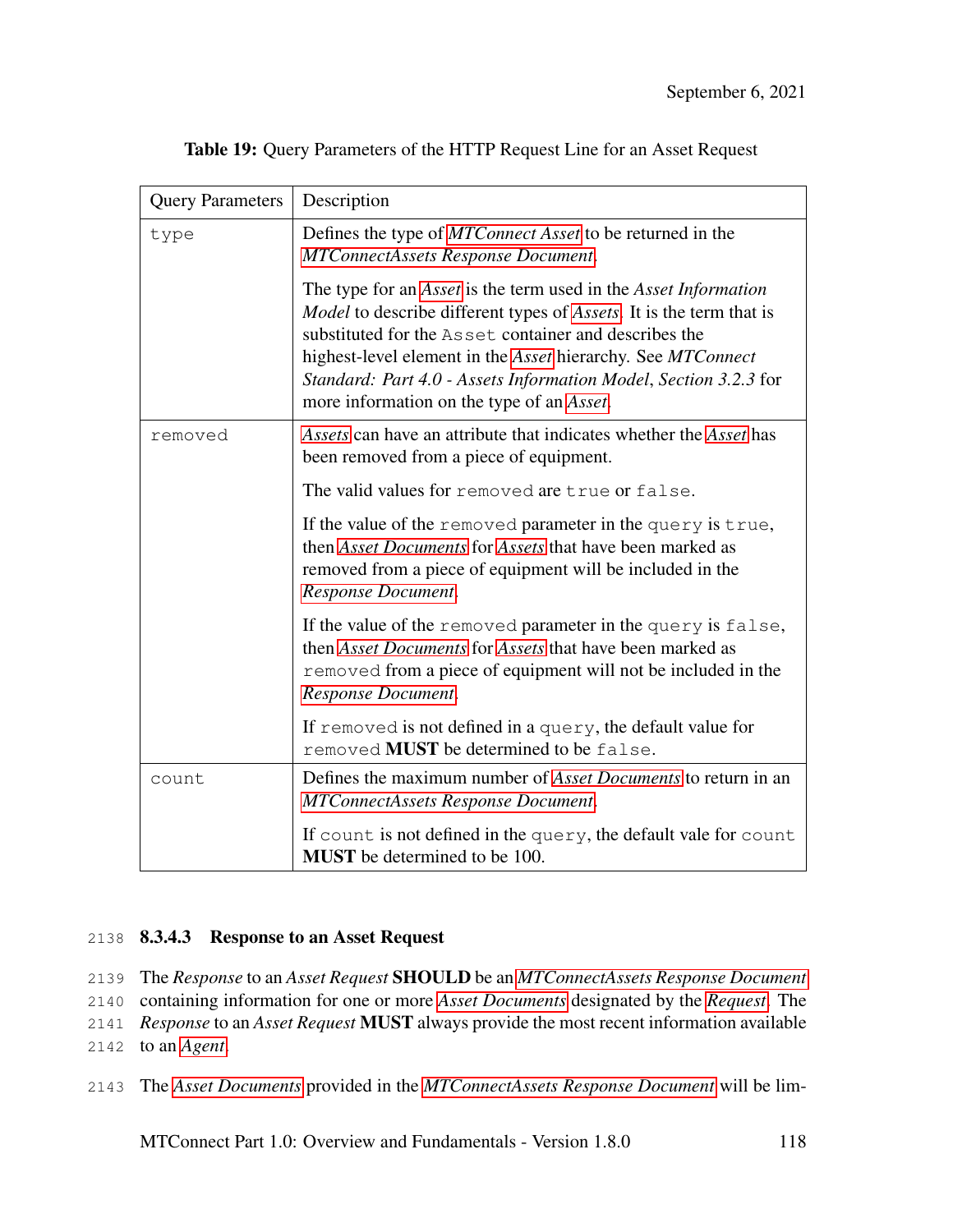**Table 19:** Query Parameters of the HTTP Request Line for an Asset Request

| Query Parameters | Description |
|---|---|
| `type` | Defines the type of *MTConnect Asset* to be returned in the *MTConnectAssets Response Document*.<br><br>The type for an *Asset* is the term used in the *Asset Information Model* to describe different types of *Assets*. It is the term that is substituted for the `Asset` container and describes the highest-level element in the *Asset* hierarchy. See *MTConnect Standard: Part 4.0 - Assets Information Model, Section 3.2.3* for more information on the type of an *Asset*. |
| `removed` | *Assets* can have an attribute that indicates whether the *Asset* has been removed from a piece of equipment.<br><br>The valid values for `removed` are `true` or `false`.<br><br>If the value of the `removed` parameter in the `query` is `true`, then *Asset Documents* for *Assets* that have been marked as removed from a piece of equipment will be included in the *Response Document*.<br><br>If the value of the `removed` parameter in the `query` is `false`, then *Asset Documents* for *Assets* that have been marked as `removed` from a piece of equipment will not be included in the *Response Document*.<br><br>If `removed` is not defined in a `query`, the default value for `removed` **MUST** be determined to be `false`. |
| `count` | Defines the maximum number of *Asset Documents* to return in an *MTConnectAssets Response Document*.<br><br>If `count` is not defined in the `query`, the default vale for `count` **MUST** be determined to be 100. |

#### 8.3.4.3 Response to an Asset Request

The *Response* to an *Asset Request* **SHOULD** be an *MTConnectAssets Response Document* containing information for one or more *Asset Documents* designated by the *Request*. The *Response* to an *Asset Request* **MUST** always provide the most recent information available to an *Agent*.

The *Asset Documents* provided in the *MTConnectAssets Response Document* will be lim-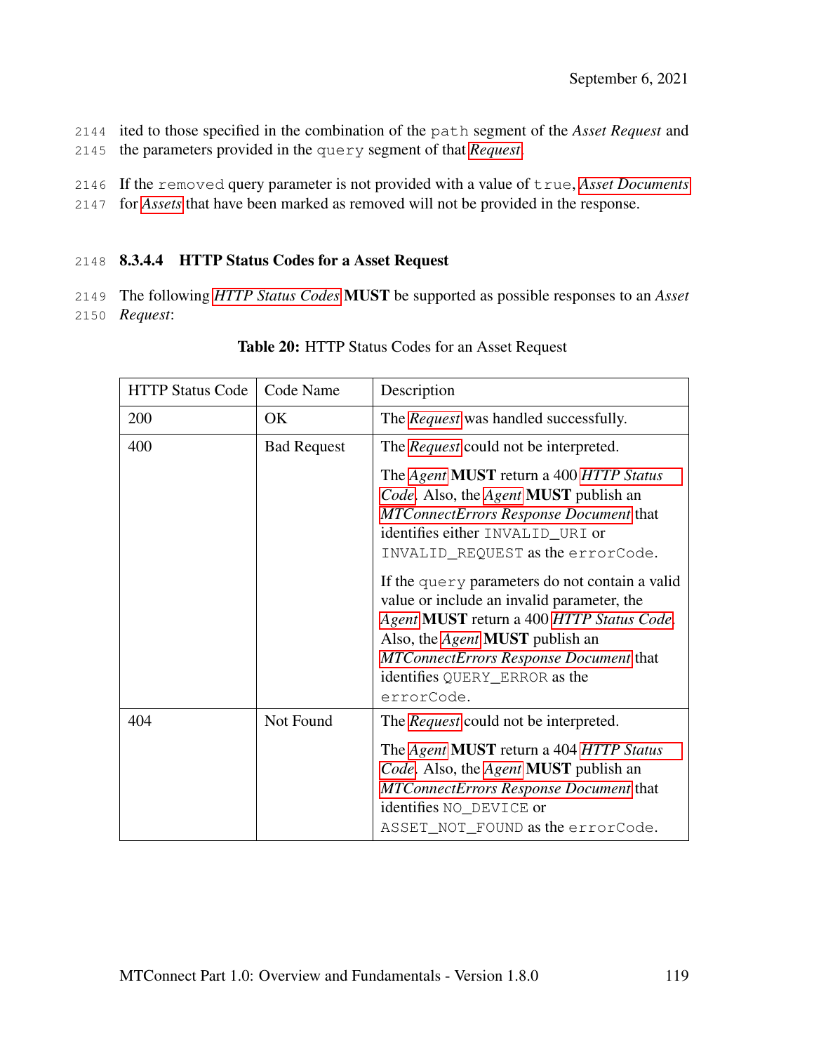ited to those specified in the combination of the path segment of the *Asset Request* and the parameters provided in the query segment of that *Request*.

If the removed query parameter is not provided with a value of true, *Asset Documents* for *Assets* that have been marked as removed will not be provided in the response.

#### 8.3.4.4 HTTP Status Codes for a Asset Request

The following *HTTP Status Codes* **MUST** be supported as possible responses to an *Asset Request*:

Table 20: HTTP Status Codes for an Asset Request

| HTTP Status Code | Code Name | Description |
|---|---|---|
| 200 | OK | The *Request* was handled successfully. |
| 400 | Bad Request | The *Request* could not be interpreted.<br><br>The *Agent* **MUST** return a 400 *HTTP Status Code*. Also, the *Agent* **MUST** publish an *MTConnectErrors Response Document* that identifies either INVALID_URI or INVALID_REQUEST as the errorCode.<br><br>If the query parameters do not contain a valid value or include an invalid parameter, the *Agent* **MUST** return a 400 *HTTP Status Code*. Also, the *Agent* **MUST** publish an *MTConnectErrors Response Document* that identifies QUERY_ERROR as the errorCode. |
| 404 | Not Found | The *Request* could not be interpreted.<br><br>The *Agent* **MUST** return a 404 *HTTP Status Code*. Also, the *Agent* **MUST** publish an *MTConnectErrors Response Document* that identifies NO_DEVICE or ASSET_NOT_FOUND as the errorCode. |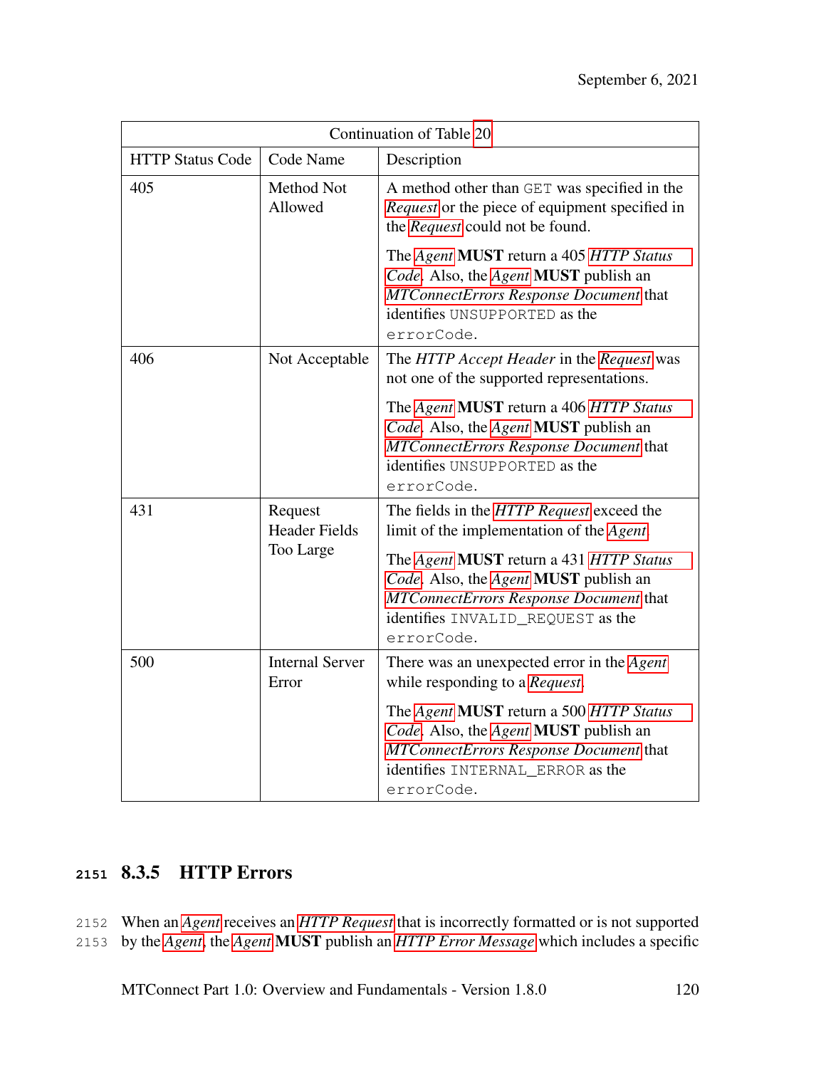| Continuation of Table 20 | | |
|---|---|---|
| HTTP Status Code | Code Name | Description |
| 405 | Method Not Allowed | A method other than `GET` was specified in the *Request* or the piece of equipment specified in the *Request* could not be found.<br><br>The *Agent* **MUST** return a 405 *HTTP Status Code*. Also, the *Agent* **MUST** publish an *MTConnectErrors Response Document* that identifies `UNSUPPORTED` as the `errorCode`. |
| 406 | Not Acceptable | The *HTTP Accept Header* in the *Request* was not one of the supported representations.<br><br>The *Agent* **MUST** return a 406 *HTTP Status Code*. Also, the *Agent* **MUST** publish an *MTConnectErrors Response Document* that identifies `UNSUPPORTED` as the `errorCode`. |
| 431 | Request Header Fields Too Large | The fields in the *HTTP Request* exceed the limit of the implementation of the *Agent*.<br><br>The *Agent* **MUST** return a 431 *HTTP Status Code*. Also, the *Agent* **MUST** publish an *MTConnectErrors Response Document* that identifies `INVALID_REQUEST` as the `errorCode`. |
| 500 | Internal Server Error | There was an unexpected error in the *Agent* while responding to a *Request*.<br><br>The *Agent* **MUST** return a 500 *HTTP Status Code*. Also, the *Agent* **MUST** publish an *MTConnectErrors Response Document* that identifies `INTERNAL_ERROR` as the `errorCode`. |

### 8.3.5 HTTP Errors

When an *Agent* receives an *HTTP Request* that is incorrectly formatted or is not supported by the *Agent*, the *Agent* **MUST** publish an *HTTP Error Message* which includes a specific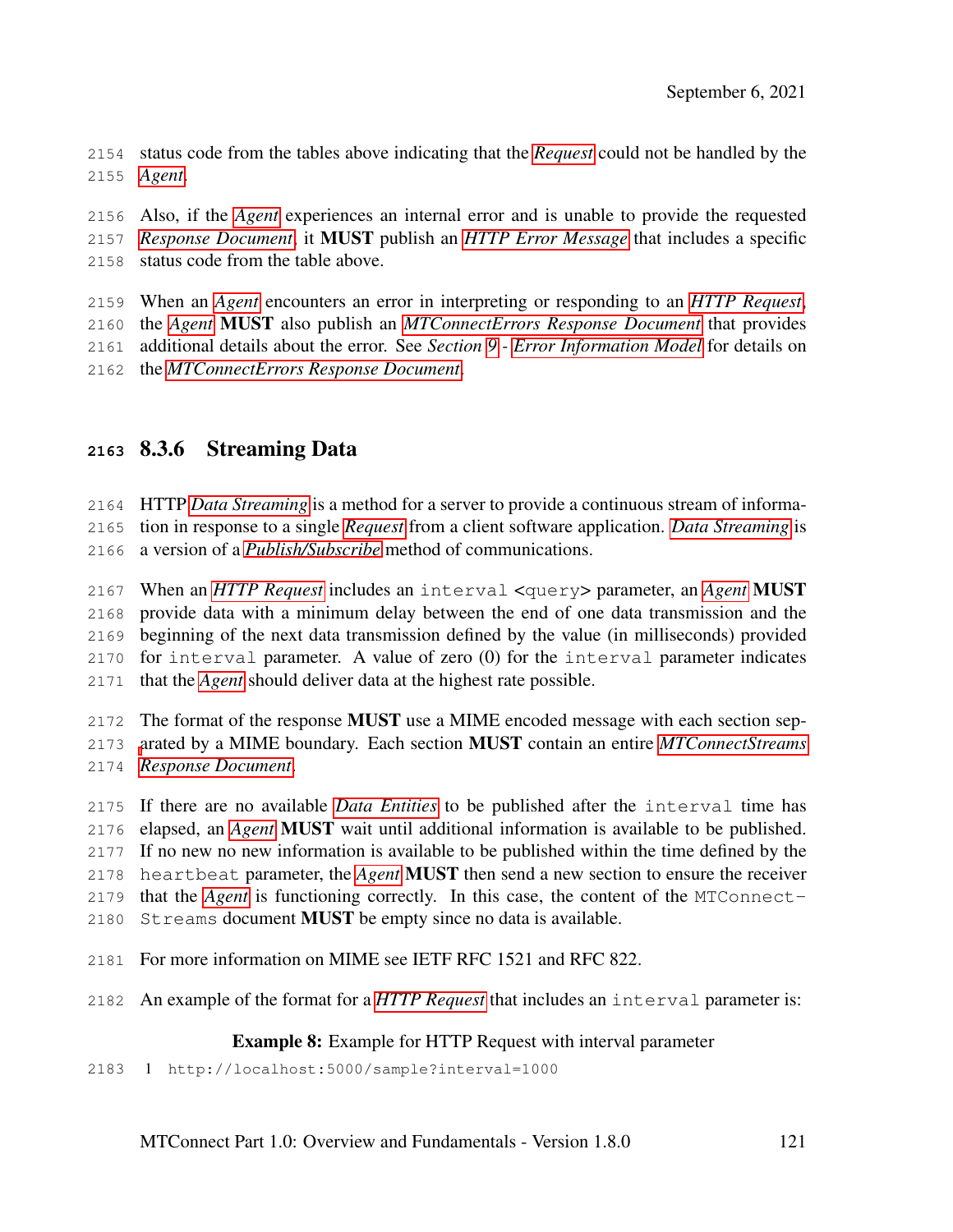status code from the tables above indicating that the *Request* could not be handled by the *Agent*.

Also, if the *Agent* experiences an internal error and is unable to provide the requested *Response Document*, it **MUST** publish an *HTTP Error Message* that includes a specific status code from the table above.

When an *Agent* encounters an error in interpreting or responding to an *HTTP Request*, the *Agent* **MUST** also publish an *MTConnectErrors Response Document* that provides additional details about the error. See *Section 9 - Error Information Model* for details on the *MTConnectErrors Response Document*.

### 8.3.6 Streaming Data

HTTP *Data Streaming* is a method for a server to provide a continuous stream of information in response to a single *Request* from a client software application. *Data Streaming* is a version of a ***Publish/Subscribe*** method of communications.

When an *HTTP Request* includes an `interval` <query> parameter, an *Agent* **MUST** provide data with a minimum delay between the end of one data transmission and the beginning of the next data transmission defined by the value (in milliseconds) provided for `interval` parameter. A value of zero (0) for the `interval` parameter indicates that the *Agent* should deliver data at the highest rate possible.

The format of the response **MUST** use a MIME encoded message with each section separated by a MIME boundary. Each section **MUST** contain an entire *MTConnectStreams Response Document*.

If there are no available *Data Entities* to be published after the `interval` time has elapsed, an *Agent* **MUST** wait until additional information is available to be published. If no new no new information is available to be published within the time defined by the `heartbeat` parameter, the *Agent* **MUST** then send a new section to ensure the receiver that the *Agent* is functioning correctly. In this case, the content of the `MTConnect-Streams` document **MUST** be empty since no data is available.

For more information on MIME see IETF RFC 1521 and RFC 822.

An example of the format for a *HTTP Request* that includes an `interval` parameter is:

**Example 8:** Example for HTTP Request with interval parameter

```
1 http://localhost:5000/sample?interval=1000
```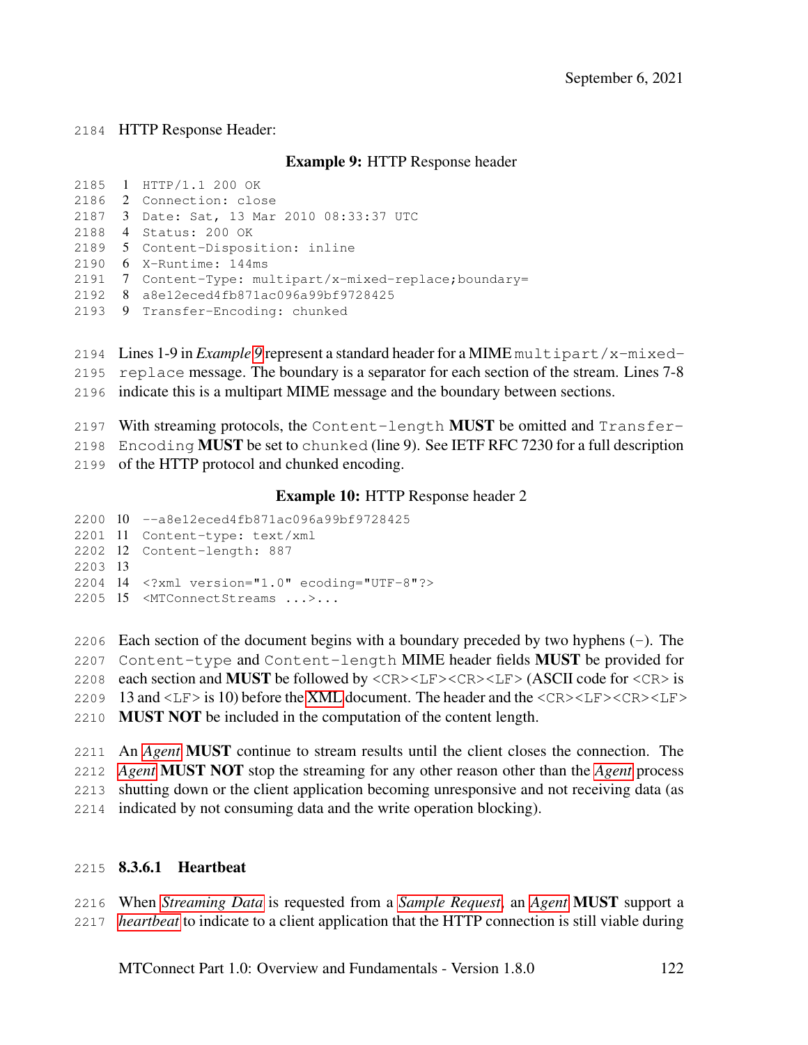HTTP Response Header:

**Example 9:** HTTP Response header

```
1 HTTP/1.1 200 OK
2 Connection: close
3 Date: Sat, 13 Mar 2010 08:33:37 UTC
4 Status: 200 OK
5 Content-Disposition: inline
6 X-Runtime: 144ms
7 Content-Type: multipart/x-mixed-replace;boundary=
8 a8e12eced4fb871ac096a99bf9728425
9 Transfer-Encoding: chunked
```

Lines 1-9 in *Example 9* represent a standard header for a MIME `multipart/x-mixed-replace` message. The boundary is a separator for each section of the stream. Lines 7-8 indicate this is a multipart MIME message and the boundary between sections.

With streaming protocols, the `Content-length` **MUST** be omitted and `Transfer-Encoding` **MUST** be set to `chunked` (line 9). See IETF RFC 7230 for a full description of the HTTP protocol and chunked encoding.

**Example 10:** HTTP Response header 2

```
10 --a8e12eced4fb871ac096a99bf9728425
11 Content-type: text/xml
12 Content-length: 887
13
14 <?xml version="1.0" ecoding="UTF-8"?>
15 <MTConnectStreams ...>...
```

Each section of the document begins with a boundary preceded by two hyphens (–). The `Content-type` and `Content-length` MIME header fields **MUST** be provided for each section and **MUST** be followed by `<CR><LF><CR><LF>` (ASCII code for `<CR>` is 13 and `<LF>` is 10) before the XML document. The header and the `<CR><LF><CR><LF>` **MUST NOT** be included in the computation of the content length.

An *Agent* **MUST** continue to stream results until the client closes the connection. The *Agent* **MUST NOT** stop the streaming for any other reason other than the *Agent* process shutting down or the client application becoming unresponsive and not receiving data (as indicated by not consuming data and the write operation blocking).

#### 8.3.6.1 Heartbeat

When *Streaming Data* is requested from a *Sample Request*, an *Agent* **MUST** support a *heartbeat* to indicate to a client application that the HTTP connection is still viable during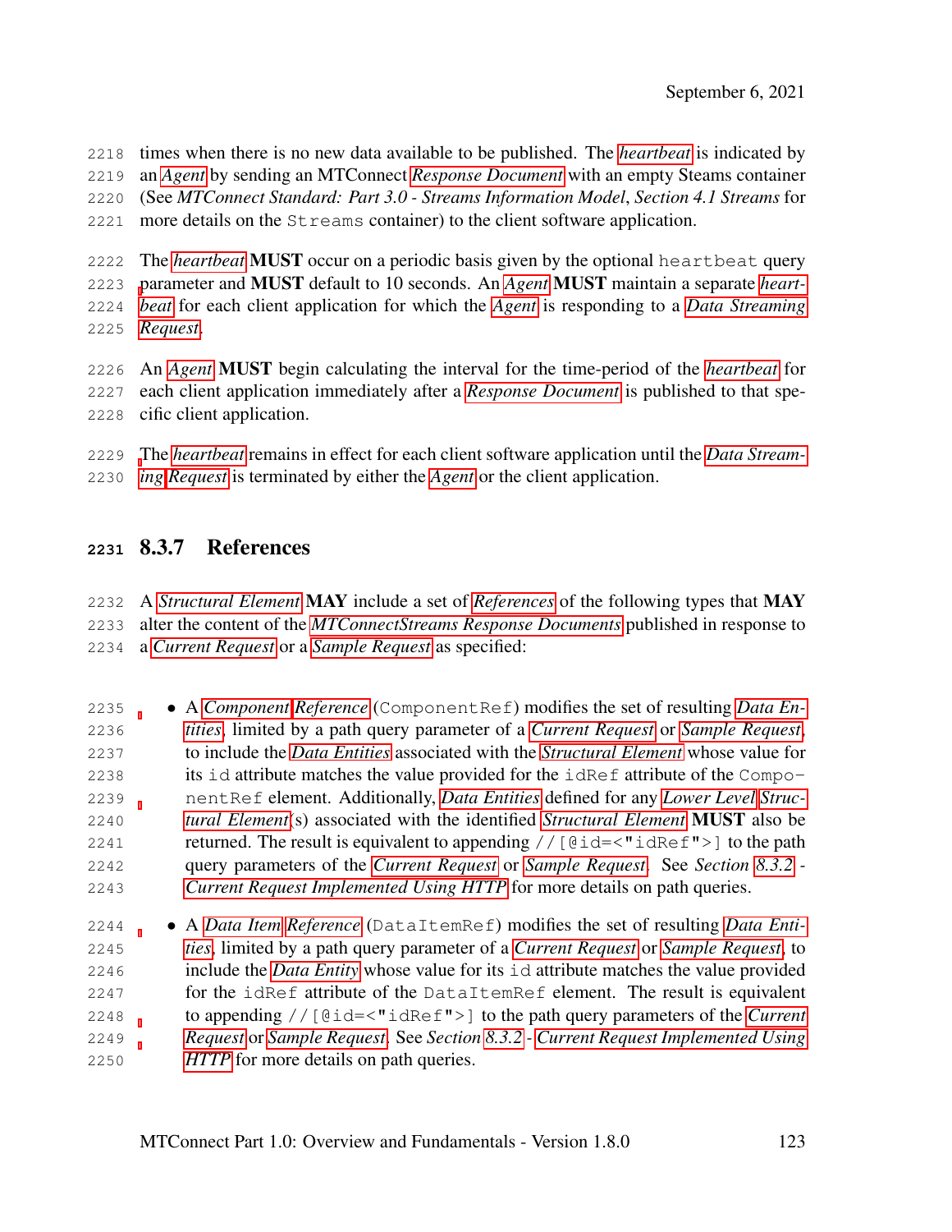times when there is no new data available to be published. The *heartbeat* is indicated by an *Agent* by sending an MTConnect *Response Document* with an empty Steams container (See *MTConnect Standard: Part 3.0 - Streams Information Model*, *Section 4.1 Streams* for more details on the `Streams` container) to the client software application.

The *heartbeat* **MUST** occur on a periodic basis given by the optional `heartbeat` query parameter and **MUST** default to 10 seconds. An *Agent* **MUST** maintain a separate *heartbeat* for each client application for which the *Agent* is responding to a *Data Streaming Request*.

An *Agent* **MUST** begin calculating the interval for the time-period of the *heartbeat* for each client application immediately after a *Response Document* is published to that specific client application.

The *heartbeat* remains in effect for each client software application until the *Data Streaming Request* is terminated by either the *Agent* or the client application.

### 8.3.7 References

A *Structural Element* **MAY** include a set of *References* of the following types that **MAY** alter the content of the *MTConnectStreams Response Documents* published in response to a *Current Request* or a *Sample Request* as specified:

- A *Component Reference* (`ComponentRef`) modifies the set of resulting *Data Entities*, limited by a path query parameter of a *Current Request* or *Sample Request*, to include the *Data Entities* associated with the *Structural Element* whose value for its `id` attribute matches the value provided for the `idRef` attribute of the `ComponentRef` element. Additionally, *Data Entities* defined for any *Lower Level Structural Element*(s) associated with the identified *Structural Element* **MUST** also be returned. The result is equivalent to appending `//[@id=<"idRef">]` to the path query parameters of the *Current Request* or *Sample Request*. See *Section 8.3.2 - Current Request Implemented Using HTTP* for more details on path queries.

- A *Data Item Reference* (`DataItemRef`) modifies the set of resulting *Data Entities*, limited by a path query parameter of a *Current Request* or *Sample Request*, to include the *Data Entity* whose value for its `id` attribute matches the value provided for the `idRef` attribute of the `DataItemRef` element. The result is equivalent to appending `//[@id=<"idRef">]` to the path query parameters of the *Current Request* or *Sample Request*. See *Section 8.3.2 - Current Request Implemented Using HTTP* for more details on path queries.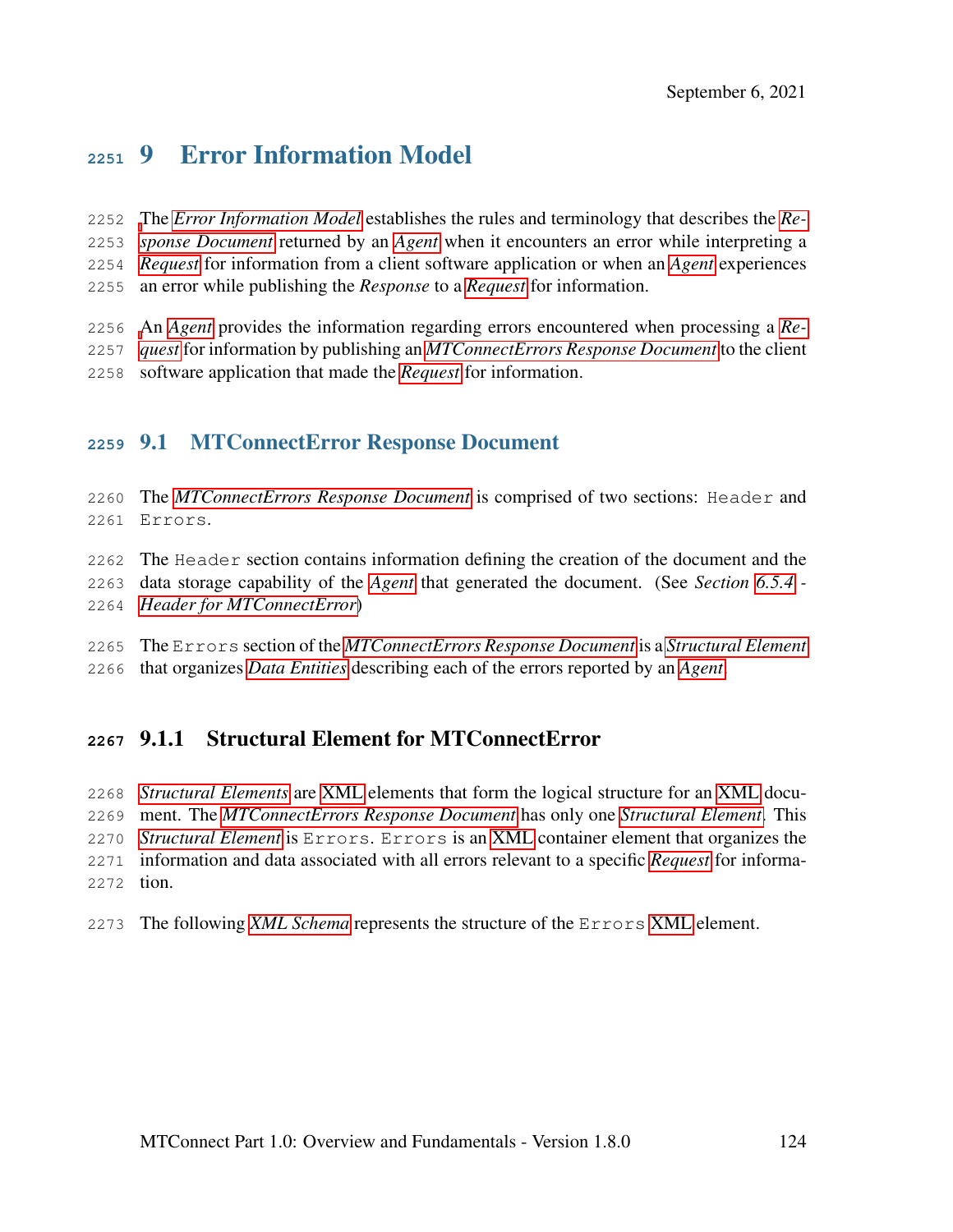# 9 Error Information Model

The *Error Information Model* establishes the rules and terminology that describes the *Response Document* returned by an *Agent* when it encounters an error while interpreting a *Request* for information from a client software application or when an *Agent* experiences an error while publishing the *Response* to a *Request* for information.

An *Agent* provides the information regarding errors encountered when processing a *Request* for information by publishing an *MTConnectErrors Response Document* to the client software application that made the *Request* for information.

## 9.1 MTConnectError Response Document

The *MTConnectErrors Response Document* is comprised of two sections: `Header` and `Errors`.

The `Header` section contains information defining the creation of the document and the data storage capability of the *Agent* that generated the document. (See *Section 6.5.4 - Header for MTConnectError*)

The `Errors` section of the *MTConnectErrors Response Document* is a *Structural Element* that organizes *Data Entities* describing each of the errors reported by an *Agent*.

### 9.1.1 Structural Element for MTConnectError

*Structural Elements* are XML elements that form the logical structure for an XML document. The *MTConnectErrors Response Document* has only one *Structural Element*. This *Structural Element* is `Errors`. `Errors` is an XML container element that organizes the information and data associated with all errors relevant to a specific *Request* for information.

The following *XML Schema* represents the structure of the `Errors` XML element.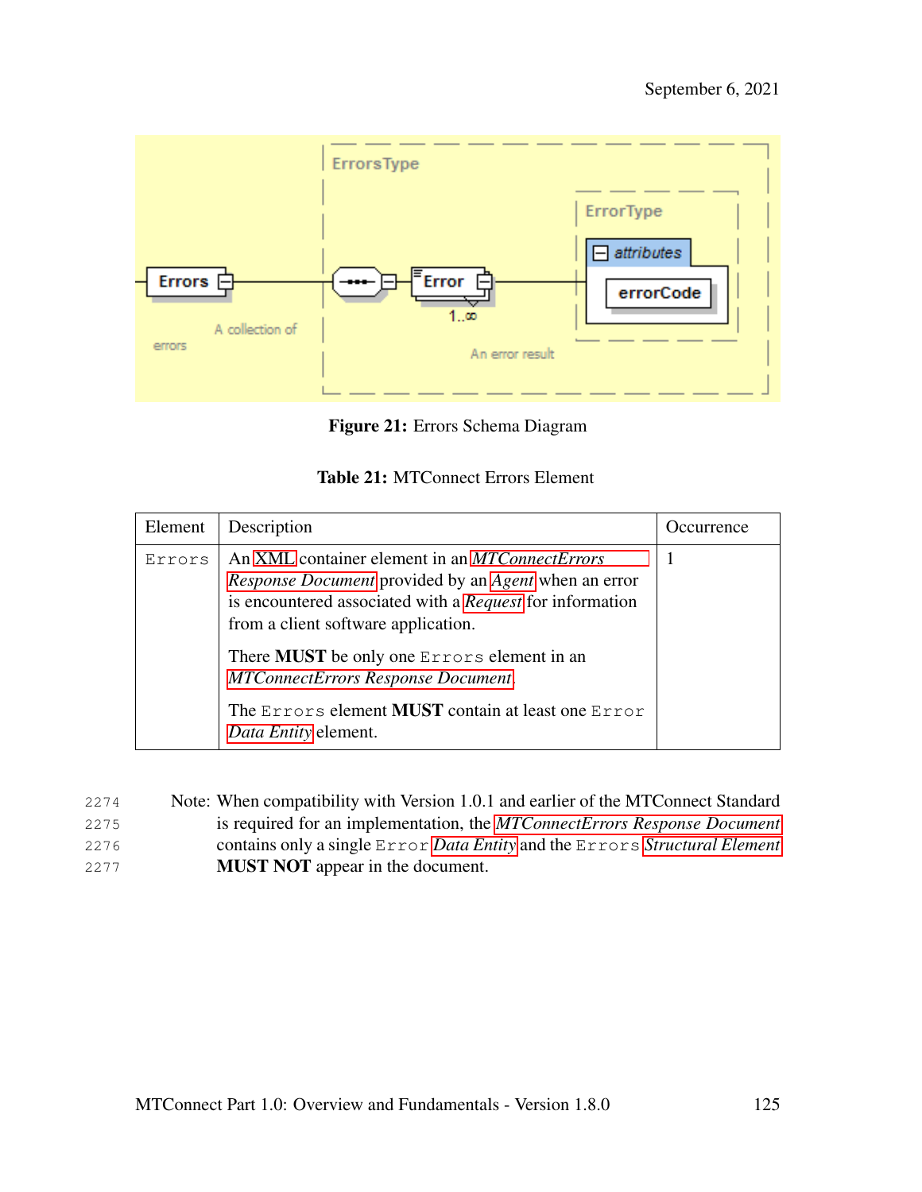Errors
A collection of errors

ErrorsType

Error
1..∞
An error result

ErrorType
attributes
errorCode

**Figure 21:** Errors Schema Diagram

**Table 21:** MTConnect Errors Element

| Element | Description | Occurrence |
|---|---|---|
| `Errors` | An XML container element in an *MTConnectErrors Response Document* provided by an *Agent* when an error is encountered associated with a *Request* for information from a client software application.<br><br>There **MUST** be only one `Errors` element in an *MTConnectErrors Response Document*.<br><br>The `Errors` element **MUST** contain at least one `Error` *Data Entity* element. | 1 |

Note: When compatibility with Version 1.0.1 and earlier of the MTConnect Standard is required for an implementation, the *MTConnectErrors Response Document* contains only a single `Error` *Data Entity* and the `Errors` *Structural Element* **MUST NOT** appear in the document.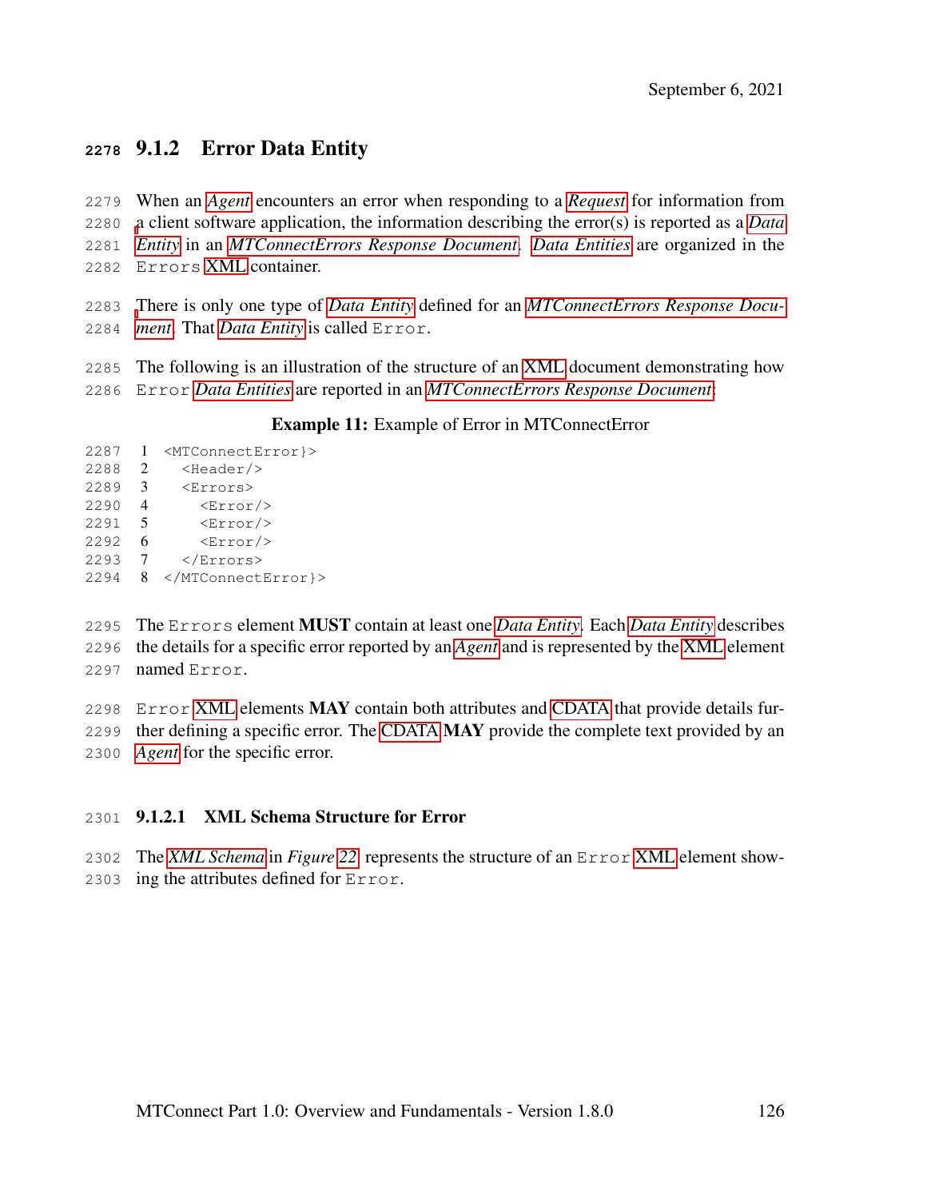### 9.1.2 Error Data Entity

When an *Agent* encounters an error when responding to a *Request* for information from a client software application, the information describing the error(s) is reported as a *Data Entity* in an *MTConnectErrors Response Document*. *Data Entities* are organized in the Errors XML container.

There is only one type of *Data Entity* defined for an *MTConnectErrors Response Document*. That *Data Entity* is called Error.

The following is an illustration of the structure of an XML document demonstrating how Error *Data Entities* are reported in an *MTConnectErrors Response Document*:

**Example 11:** Example of Error in MTConnectError

```
<MTConnectError}>
  <Header/>
  <Errors>
    <Error/>
    <Error/>
    <Error/>
  </Errors>
</MTConnectError}>
```

The Errors element **MUST** contain at least one *Data Entity*. Each *Data Entity* describes the details for a specific error reported by an *Agent* and is represented by the XML element named Error.

Error XML elements **MAY** contain both attributes and CDATA that provide details further defining a specific error. The CDATA **MAY** provide the complete text provided by an *Agent* for the specific error.

#### 9.1.2.1 XML Schema Structure for Error

The *XML Schema* in *Figure* 22 represents the structure of an Error XML element showing the attributes defined for Error.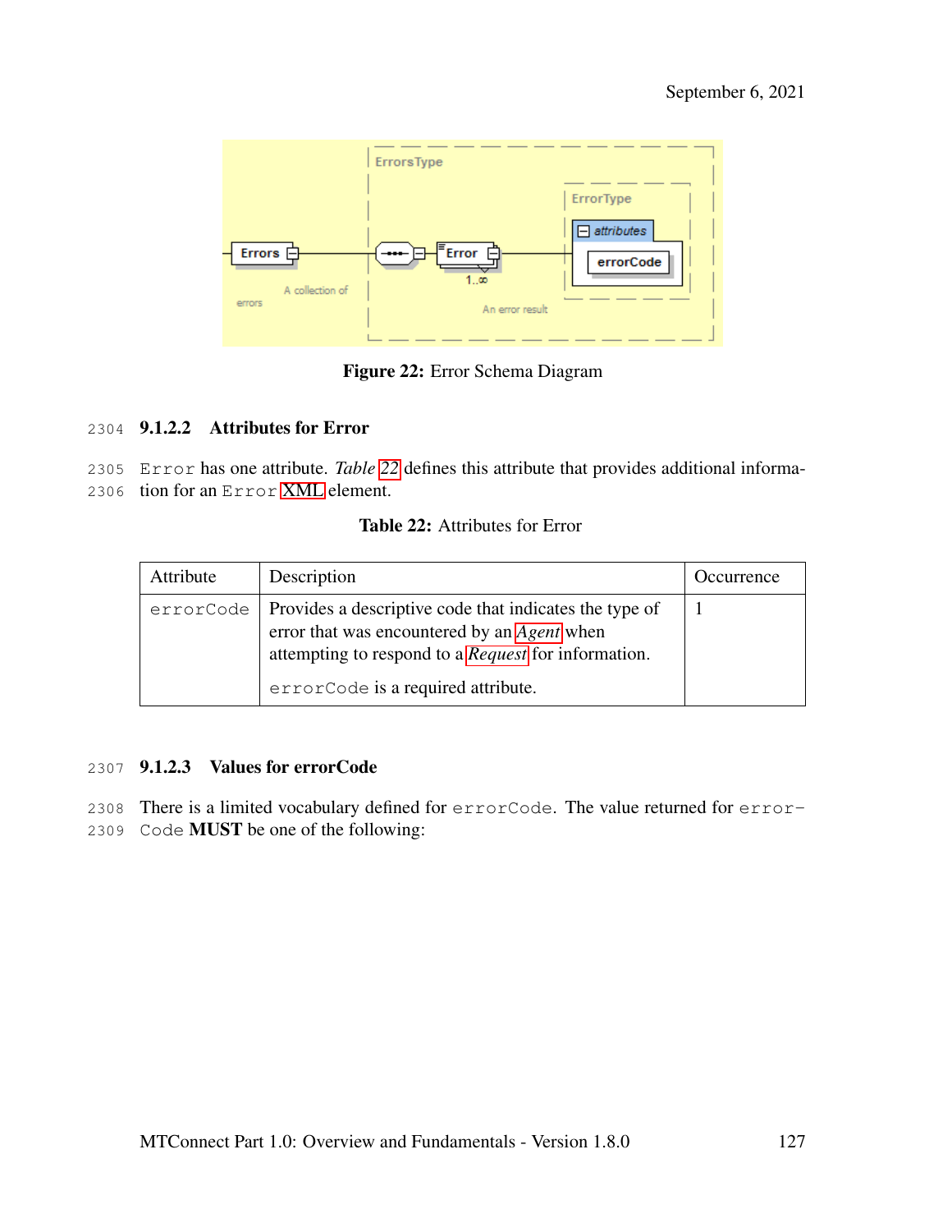Errors

ErrorsType

A collection of errors

Error

1..∞

An error result

ErrorType

attributes

errorCode

Figure 22: Error Schema Diagram

#### 9.1.2.2 Attributes for Error

Error has one attribute. *Table 22* defines this attribute that provides additional information for an Error XML element.

Table 22: Attributes for Error

| Attribute | Description | Occurrence |
|---|---|---|
| errorCode | Provides a descriptive code that indicates the type of error that was encountered by an *Agent* when attempting to respond to a *Request* for information.<br><br>errorCode is a required attribute. | 1 |

#### 9.1.2.3 Values for errorCode

There is a limited vocabulary defined for errorCode. The value returned for errorCode **MUST** be one of the following: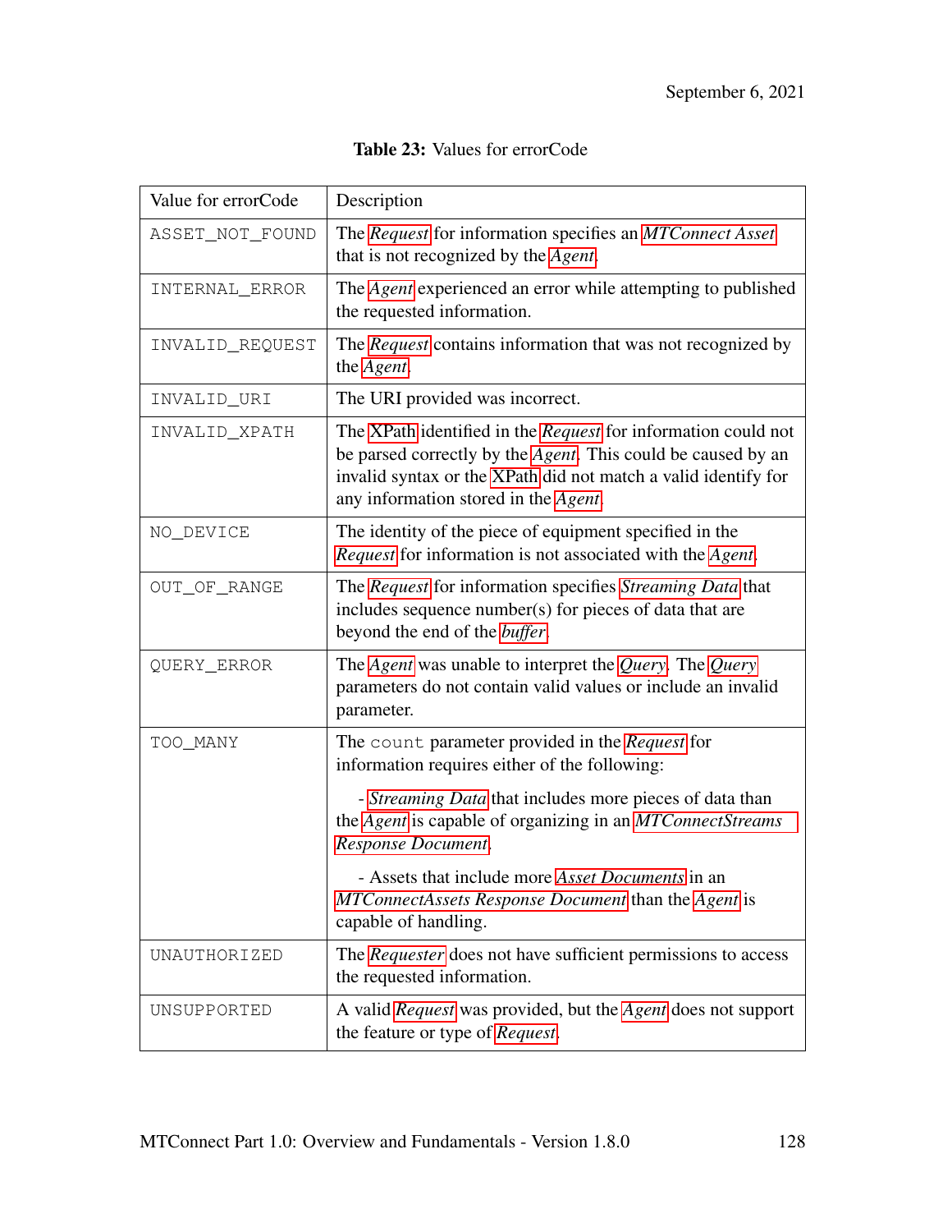**Table 23:** Values for errorCode

| Value for errorCode | Description |
| --- | --- |
| `ASSET_NOT_FOUND` | The *Request* for information specifies an *MTConnect Asset* that is not recognized by the *Agent*. |
| `INTERNAL_ERROR` | The *Agent* experienced an error while attempting to published the requested information. |
| `INVALID_REQUEST` | The *Request* contains information that was not recognized by the *Agent*. |
| `INVALID_URI` | The URI provided was incorrect. |
| `INVALID_XPATH` | The XPath identified in the *Request* for information could not be parsed correctly by the *Agent*. This could be caused by an invalid syntax or the XPath did not match a valid identify for any information stored in the *Agent*. |
| `NO_DEVICE` | The identity of the piece of equipment specified in the *Request* for information is not associated with the *Agent*. |
| `OUT_OF_RANGE` | The *Request* for information specifies *Streaming Data* that includes sequence number(s) for pieces of data that are beyond the end of the *buffer*. |
| `QUERY_ERROR` | The *Agent* was unable to interpret the *Query*. The *Query* parameters do not contain valid values or include an invalid parameter. |
| `TOO_MANY` | The `count` parameter provided in the *Request* for information requires either of the following:<br><br>- *Streaming Data* that includes more pieces of data than the *Agent* is capable of organizing in an *MTConnectStreams Response Document*.<br><br>- Assets that include more *Asset Documents* in an *MTConnectAssets Response Document* than the *Agent* is capable of handling. |
| `UNAUTHORIZED` | The *Requester* does not have sufficient permissions to access the requested information. |
| `UNSUPPORTED` | A valid *Request* was provided, but the *Agent* does not support the feature or type of *Request*. |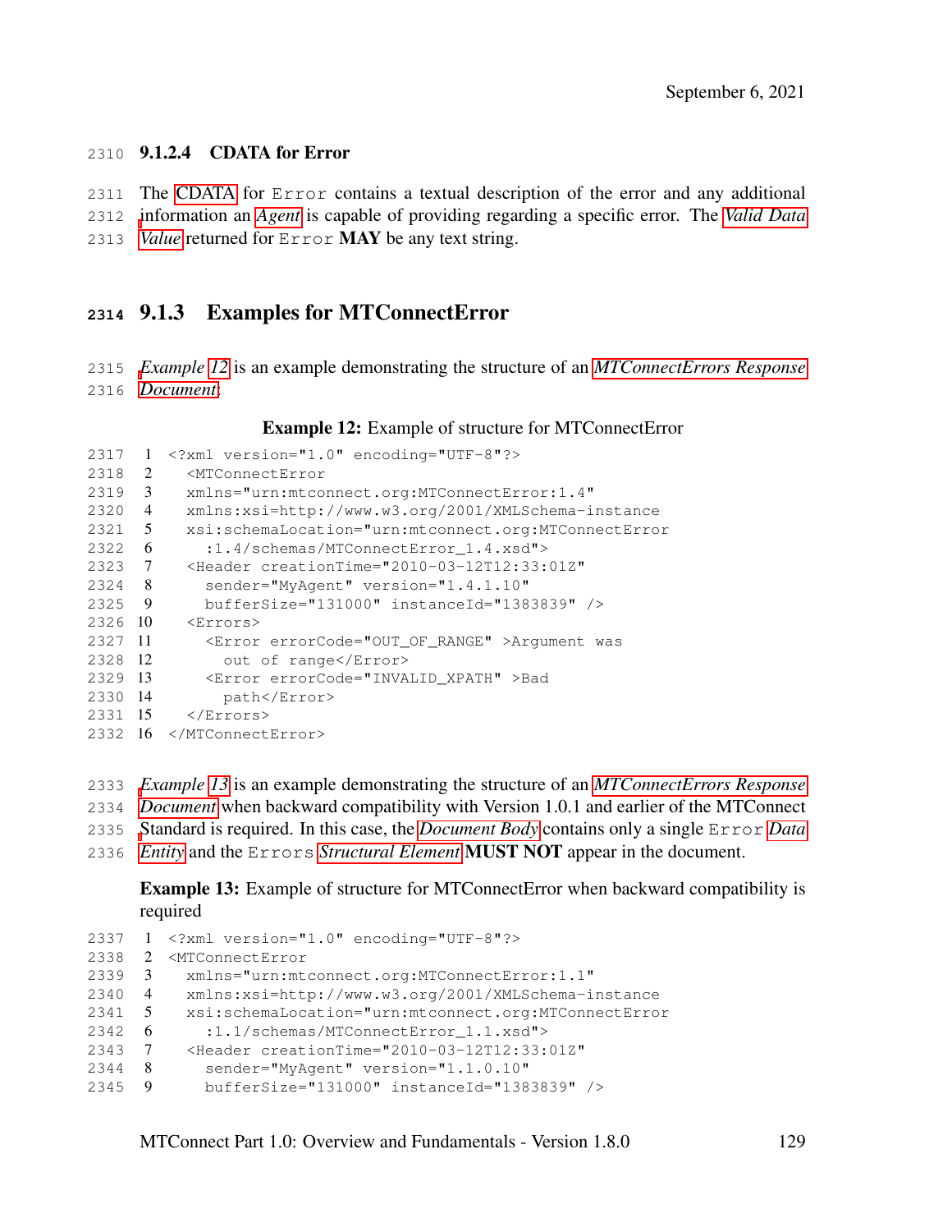#### 9.1.2.4 CDATA for Error

The CDATA for `Error` contains a textual description of the error and any additional information an *Agent* is capable of providing regarding a specific error. The *Valid Data Value* returned for `Error` **MAY** be any text string.

### 9.1.3 Examples for MTConnectError

*Example 12* is an example demonstrating the structure of an *MTConnectErrors Response Document*:

**Example 12:** Example of structure for MTConnectError

```
<?xml version="1.0" encoding="UTF-8"?>
  <MTConnectError
  xmlns="urn:mtconnect.org:MTConnectError:1.4"
  xmlns:xsi=http://www.w3.org/2001/XMLSchema-instance
  xsi:schemaLocation="urn:mtconnect.org:MTConnectError
    :1.4/schemas/MTConnectError_1.4.xsd">
  <Header creationTime="2010-03-12T12:33:01Z"
    sender="MyAgent" version="1.4.1.10"
    bufferSize="131000" instanceId="1383839" />
  <Errors>
    <Error errorCode="OUT_OF_RANGE" >Argument was
      out of range</Error>
    <Error errorCode="INVALID_XPATH" >Bad
      path</Error>
  </Errors>
</MTConnectError>
```

*Example 13* is an example demonstrating the structure of an *MTConnectErrors Response Document* when backward compatibility with Version 1.0.1 and earlier of the MTConnect Standard is required. In this case, the *Document Body* contains only a single `Error` *Data Entity* and the `Errors` *Structural Element* **MUST NOT** appear in the document.

**Example 13:** Example of structure for MTConnectError when backward compatibility is required

```
<?xml version="1.0" encoding="UTF-8"?>
<MTConnectError
  xmlns="urn:mtconnect.org:MTConnectError:1.1"
  xmlns:xsi=http://www.w3.org/2001/XMLSchema-instance
  xsi:schemaLocation="urn:mtconnect.org:MTConnectError
    :1.1/schemas/MTConnectError_1.1.xsd">
  <Header creationTime="2010-03-12T12:33:01Z"
    sender="MyAgent" version="1.1.0.10"
    bufferSize="131000" instanceId="1383839" />
```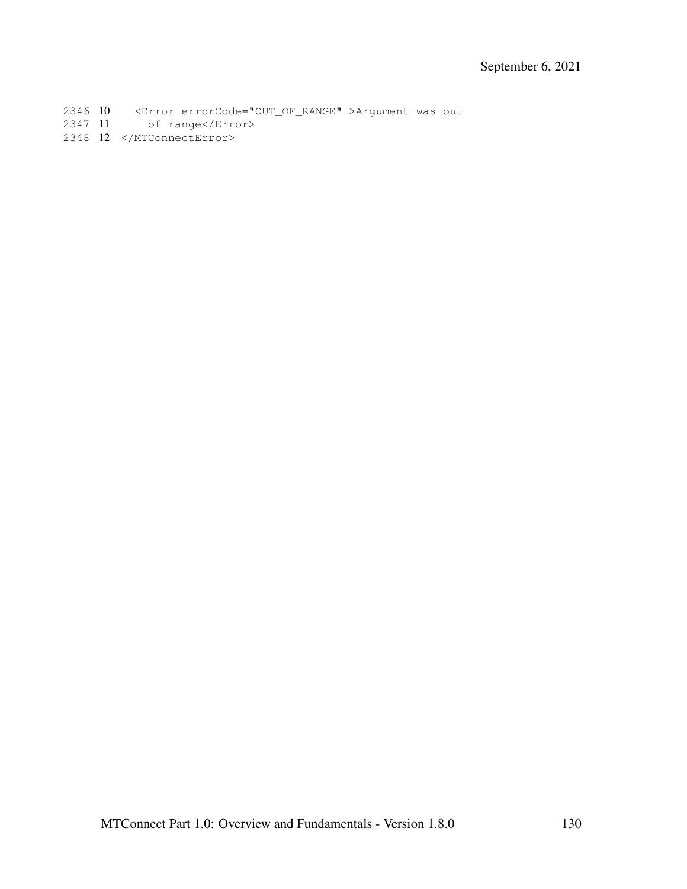```
10    <Error errorCode="OUT_OF_RANGE" >Argument was out
11      of range</Error>
12  </MTConnectError>
```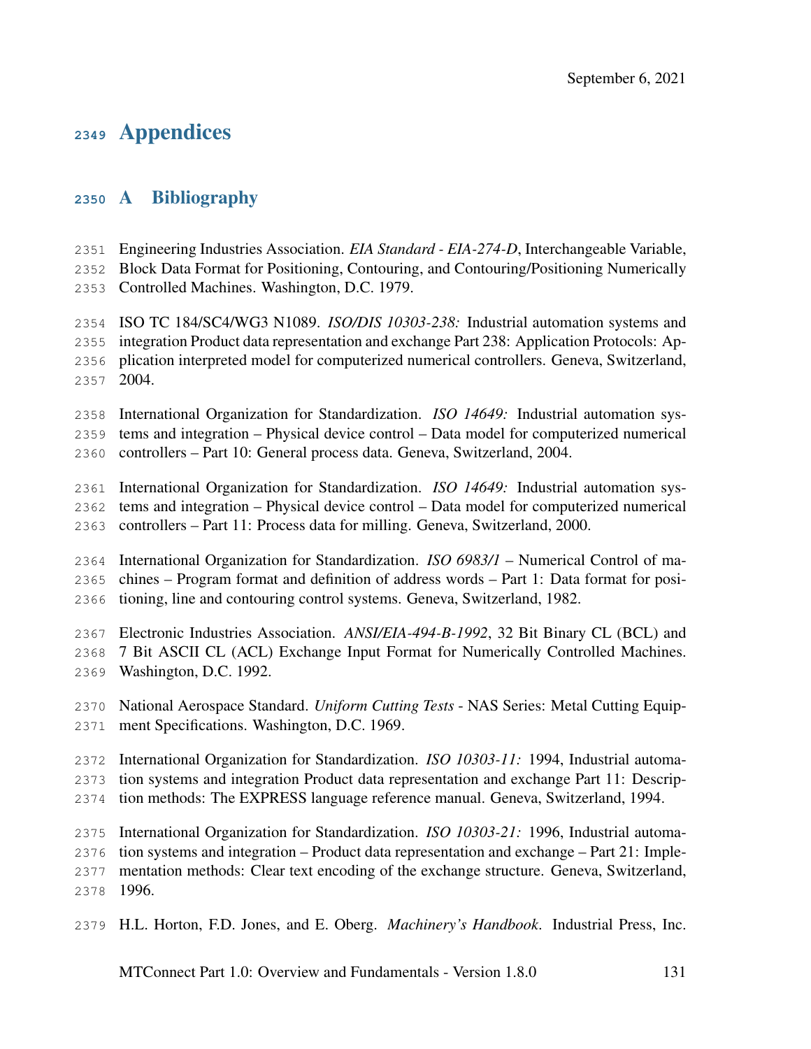# Appendices

## A Bibliography

Engineering Industries Association. *EIA Standard - EIA-274-D*, Interchangeable Variable, Block Data Format for Positioning, Contouring, and Contouring/Positioning Numerically Controlled Machines. Washington, D.C. 1979.

ISO TC 184/SC4/WG3 N1089. *ISO/DIS 10303-238:* Industrial automation systems and integration Product data representation and exchange Part 238: Application Protocols: Application interpreted model for computerized numerical controllers. Geneva, Switzerland, 2004.

International Organization for Standardization. *ISO 14649:* Industrial automation systems and integration – Physical device control – Data model for computerized numerical controllers – Part 10: General process data. Geneva, Switzerland, 2004.

International Organization for Standardization. *ISO 14649:* Industrial automation systems and integration – Physical device control – Data model for computerized numerical controllers – Part 11: Process data for milling. Geneva, Switzerland, 2000.

International Organization for Standardization. *ISO 6983/1* – Numerical Control of machines – Program format and definition of address words – Part 1: Data format for positioning, line and contouring control systems. Geneva, Switzerland, 1982.

Electronic Industries Association. *ANSI/EIA-494-B-1992*, 32 Bit Binary CL (BCL) and 7 Bit ASCII CL (ACL) Exchange Input Format for Numerically Controlled Machines. Washington, D.C. 1992.

National Aerospace Standard. *Uniform Cutting Tests* - NAS Series: Metal Cutting Equipment Specifications. Washington, D.C. 1969.

International Organization for Standardization. *ISO 10303-11:* 1994, Industrial automation systems and integration Product data representation and exchange Part 11: Description methods: The EXPRESS language reference manual. Geneva, Switzerland, 1994.

International Organization for Standardization. *ISO 10303-21:* 1996, Industrial automation systems and integration – Product data representation and exchange – Part 21: Implementation methods: Clear text encoding of the exchange structure. Geneva, Switzerland, 1996.

H.L. Horton, F.D. Jones, and E. Oberg. *Machinery's Handbook*. Industrial Press, Inc.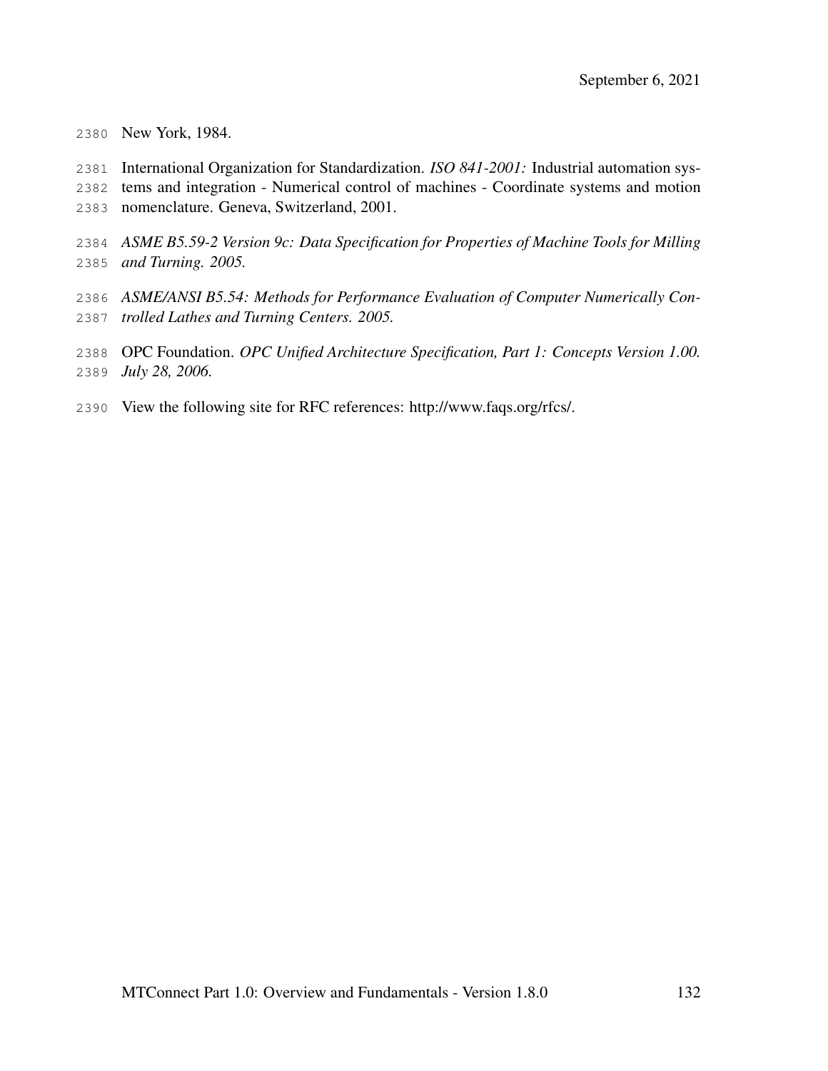New York, 1984.

International Organization for Standardization. *ISO 841-2001:* Industrial automation systems and integration - Numerical control of machines - Coordinate systems and motion nomenclature. Geneva, Switzerland, 2001.

*ASME B5.59-2 Version 9c: Data Specification for Properties of Machine Tools for Milling and Turning. 2005.*

*ASME/ANSI B5.54: Methods for Performance Evaluation of Computer Numerically Controlled Lathes and Turning Centers. 2005.*

OPC Foundation. *OPC Unified Architecture Specification, Part 1: Concepts Version 1.00. July 28, 2006.*

View the following site for RFC references: http://www.faqs.org/rfcs/.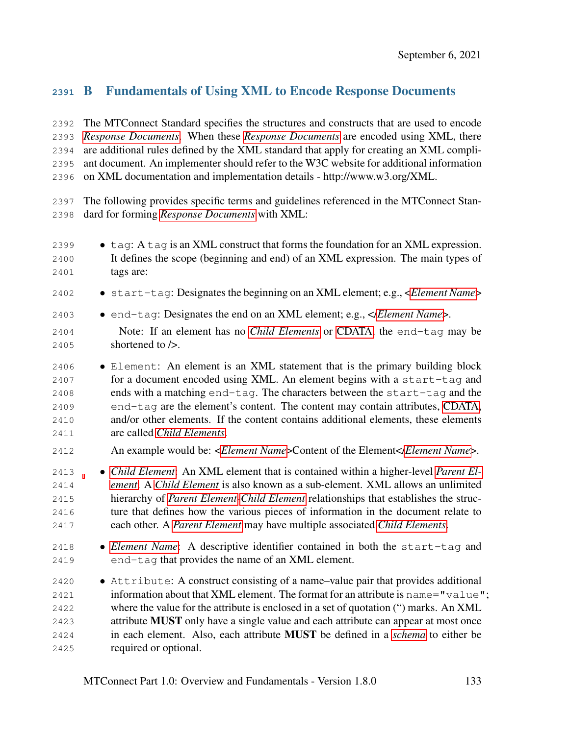# B Fundamentals of Using XML to Encode Response Documents

The MTConnect Standard specifies the structures and constructs that are used to encode *Response Documents*. When these *Response Documents* are encoded using XML, there are additional rules defined by the XML standard that apply for creating an XML compliant document. An implementer should refer to the W3C website for additional information on XML documentation and implementation details - http://www.w3.org/XML.

The following provides specific terms and guidelines referenced in the MTConnect Standard for forming *Response Documents* with XML:

- `tag`: A `tag` is an XML construct that forms the foundation for an XML expression. It defines the scope (beginning and end) of an XML expression. The main types of tags are:
- `start-tag`: Designates the beginning on an XML element; e.g., <*Element Name*>
- `end-tag`: Designates the end on an XML element; e.g., </*Element Name*>.

  Note: If an element has no *Child Elements* or CDATA, the `end-tag` may be shortened to />.

- `Element`: An element is an XML statement that is the primary building block for a document encoded using XML. An element begins with a `start-tag` and ends with a matching `end-tag`. The characters between the `start-tag` and the `end-tag` are the element's content. The content may contain attributes, CDATA, and/or other elements. If the content contains additional elements, these elements are called *Child Elements*.

  An example would be: <*Element Name*>Content of the Element</*Element Name*>.

- *Child Element*: An XML element that is contained within a higher-level *Parent Element*. A *Child Element* is also known as a sub-element. XML allows an unlimited hierarchy of *Parent Element*-*Child Element* relationships that establishes the structure that defines how the various pieces of information in the document relate to each other. A *Parent Element* may have multiple associated *Child Elements*.
- *Element Name*: A descriptive identifier contained in both the `start-tag` and `end-tag` that provides the name of an XML element.
- `Attribute`: A construct consisting of a name–value pair that provides additional information about that XML element. The format for an attribute is `name="value"`; where the value for the attribute is enclosed in a set of quotation (") marks. An XML attribute **MUST** only have a single value and each attribute can appear at most once in each element. Also, each attribute **MUST** be defined in a *schema* to either be required or optional.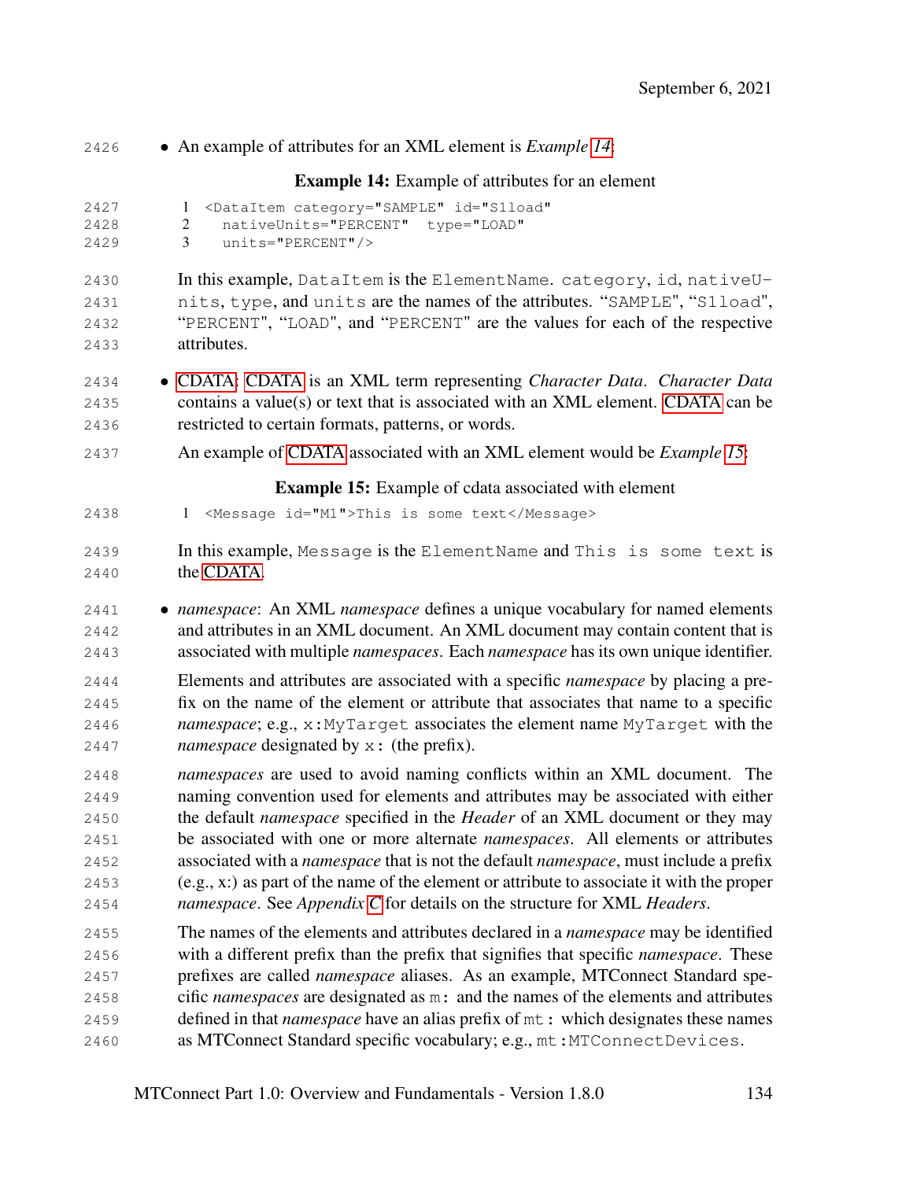- An example of attributes for an XML element is *Example 14*:

**Example 14:** Example of attributes for an element

```
1 <DataItem category="SAMPLE" id="S1load"
2   nativeUnits="PERCENT"  type="LOAD"
3   units="PERCENT"/>
```

In this example, `DataItem` is the `ElementName`. `category`, `id`, `nativeUnits`, `type`, and `units` are the names of the attributes. "`SAMPLE`", "`S1load`", "`PERCENT`", "`LOAD`", and "`PERCENT`" are the values for each of the respective attributes.

- CDATA: CDATA is an XML term representing *Character Data*. *Character Data* contains a value(s) or text that is associated with an XML element. CDATA can be restricted to certain formats, patterns, or words.

  An example of CDATA associated with an XML element would be *Example 15*:

**Example 15:** Example of cdata associated with element

```
1 <Message id="M1">This is some text</Message>
```

In this example, `Message` is the `ElementName` and `This is some text` is the CDATA.

- *namespace*: An XML *namespace* defines a unique vocabulary for named elements and attributes in an XML document. An XML document may contain content that is associated with multiple *namespaces*. Each *namespace* has its own unique identifier.

  Elements and attributes are associated with a specific *namespace* by placing a prefix on the name of the element or attribute that associates that name to a specific *namespace*; e.g., `x:MyTarget` associates the element name `MyTarget` with the *namespace* designated by `x:` (the prefix).

  *namespaces* are used to avoid naming conflicts within an XML document. The naming convention used for elements and attributes may be associated with either the default *namespace* specified in the *Header* of an XML document or they may be associated with one or more alternate *namespaces*. All elements or attributes associated with a *namespace* that is not the default *namespace*, must include a prefix (e.g., x:) as part of the name of the element or attribute to associate it with the proper *namespace*. See *Appendix C* for details on the structure for XML *Headers*.

  The names of the elements and attributes declared in a *namespace* may be identified with a different prefix than the prefix that signifies that specific *namespace*. These prefixes are called *namespace* aliases. As an example, MTConnect Standard specific *namespaces* are designated as `m:` and the names of the elements and attributes defined in that *namespace* have an alias prefix of `mt:` which designates these names as MTConnect Standard specific vocabulary; e.g., `mt:MTConnectDevices`.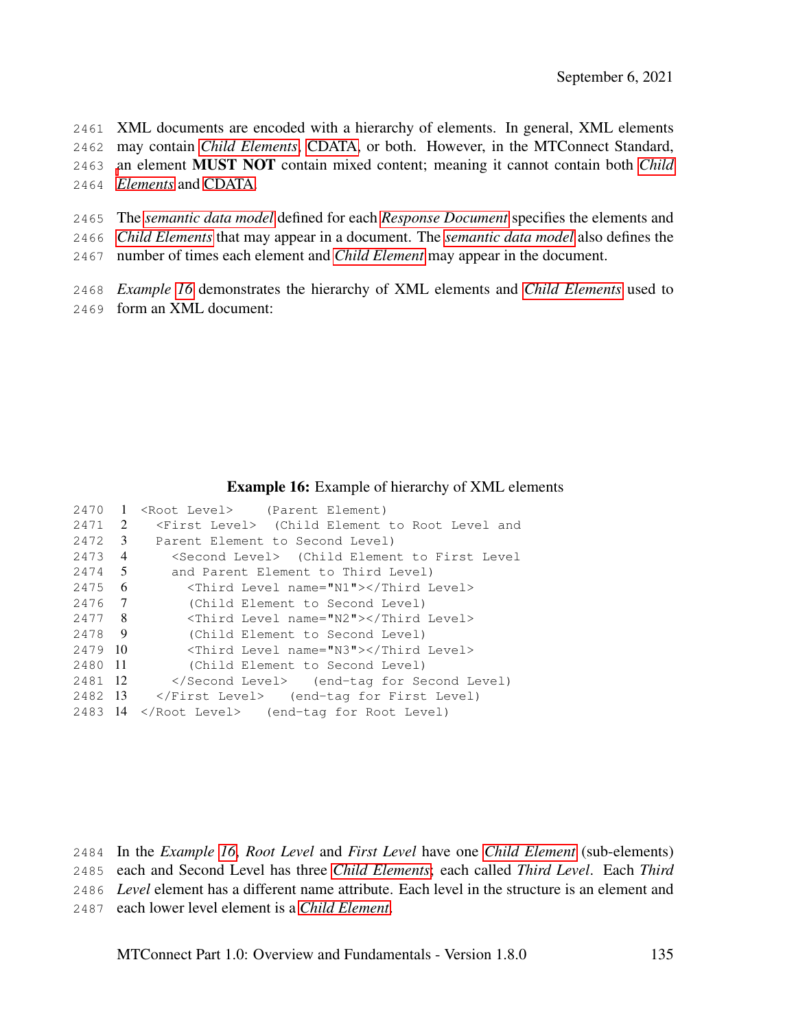XML documents are encoded with a hierarchy of elements. In general, XML elements may contain *Child Elements*, CDATA, or both. However, in the MTConnect Standard, an element **MUST NOT** contain mixed content; meaning it cannot contain both *Child Elements* and CDATA.

The *semantic data model* defined for each *Response Document* specifies the elements and *Child Elements* that may appear in a document. The *semantic data model* also defines the number of times each element and *Child Element* may appear in the document.

*Example 16* demonstrates the hierarchy of XML elements and *Child Elements* used to form an XML document:

**Example 16:** Example of hierarchy of XML elements

```
<Root Level>    (Parent Element)
  <First Level>  (Child Element to Root Level and
  Parent Element to Second Level)
    <Second Level>  (Child Element to First Level
    and Parent Element to Third Level)
      <Third Level name="N1"></Third Level>
      (Child Element to Second Level)
      <Third Level name="N2"></Third Level>
      (Child Element to Second Level)
      <Third Level name="N3"></Third Level>
      (Child Element to Second Level)
    </Second Level>   (end-tag for Second Level)
  </First Level>   (end-tag for First Level)
</Root Level>   (end-tag for Root Level)
```

In the *Example 16*, *Root Level* and *First Level* have one *Child Element* (sub-elements) each and Second Level has three *Child Elements*; each called *Third Level*. Each *Third Level* element has a different name attribute. Each level in the structure is an element and each lower level element is a *Child Element*.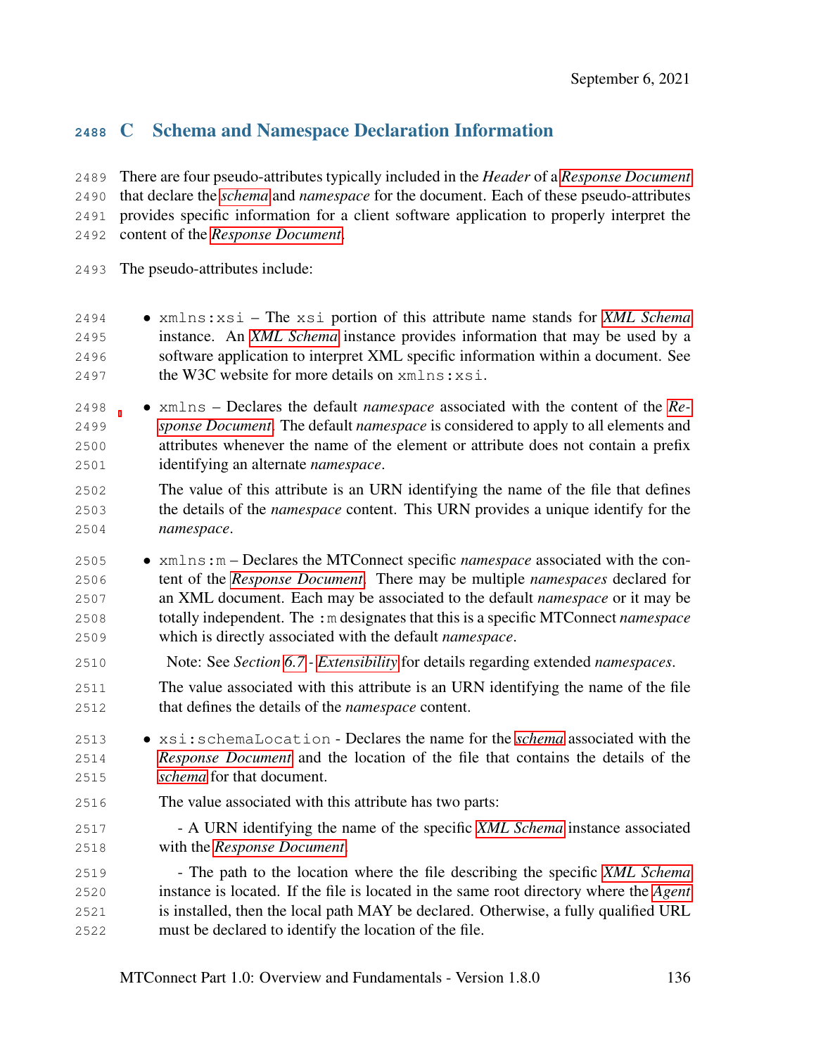# C Schema and Namespace Declaration Information

There are four pseudo-attributes typically included in the *Header* of a *Response Document* that declare the *schema* and *namespace* for the document. Each of these pseudo-attributes provides specific information for a client software application to properly interpret the content of the *Response Document*.

The pseudo-attributes include:

- `xmlns:xsi` – The `xsi` portion of this attribute name stands for *XML Schema* instance. An *XML Schema* instance provides information that may be used by a software application to interpret XML specific information within a document. See the W3C website for more details on `xmlns:xsi`.

- `xmlns` – Declares the default *namespace* associated with the content of the *Response Document*. The default *namespace* is considered to apply to all elements and attributes whenever the name of the element or attribute does not contain a prefix identifying an alternate *namespace*.

  The value of this attribute is an URN identifying the name of the file that defines the details of the *namespace* content. This URN provides a unique identify for the *namespace*.

- `xmlns:m` – Declares the MTConnect specific *namespace* associated with the content of the *Response Document*. There may be multiple *namespaces* declared for an XML document. Each may be associated to the default *namespace* or it may be totally independent. The `:m` designates that this is a specific MTConnect *namespace* which is directly associated with the default *namespace*.

  Note: See *Section 6.7 - Extensibility* for details regarding extended *namespaces*.

  The value associated with this attribute is an URN identifying the name of the file that defines the details of the *namespace* content.

- `xsi:schemaLocation` - Declares the name for the *schema* associated with the *Response Document* and the location of the file that contains the details of the *schema* for that document.

  The value associated with this attribute has two parts:

  - A URN identifying the name of the specific *XML Schema* instance associated with the *Response Document*.

  - The path to the location where the file describing the specific *XML Schema* instance is located. If the file is located in the same root directory where the *Agent* is installed, then the local path MAY be declared. Otherwise, a fully qualified URL must be declared to identify the location of the file.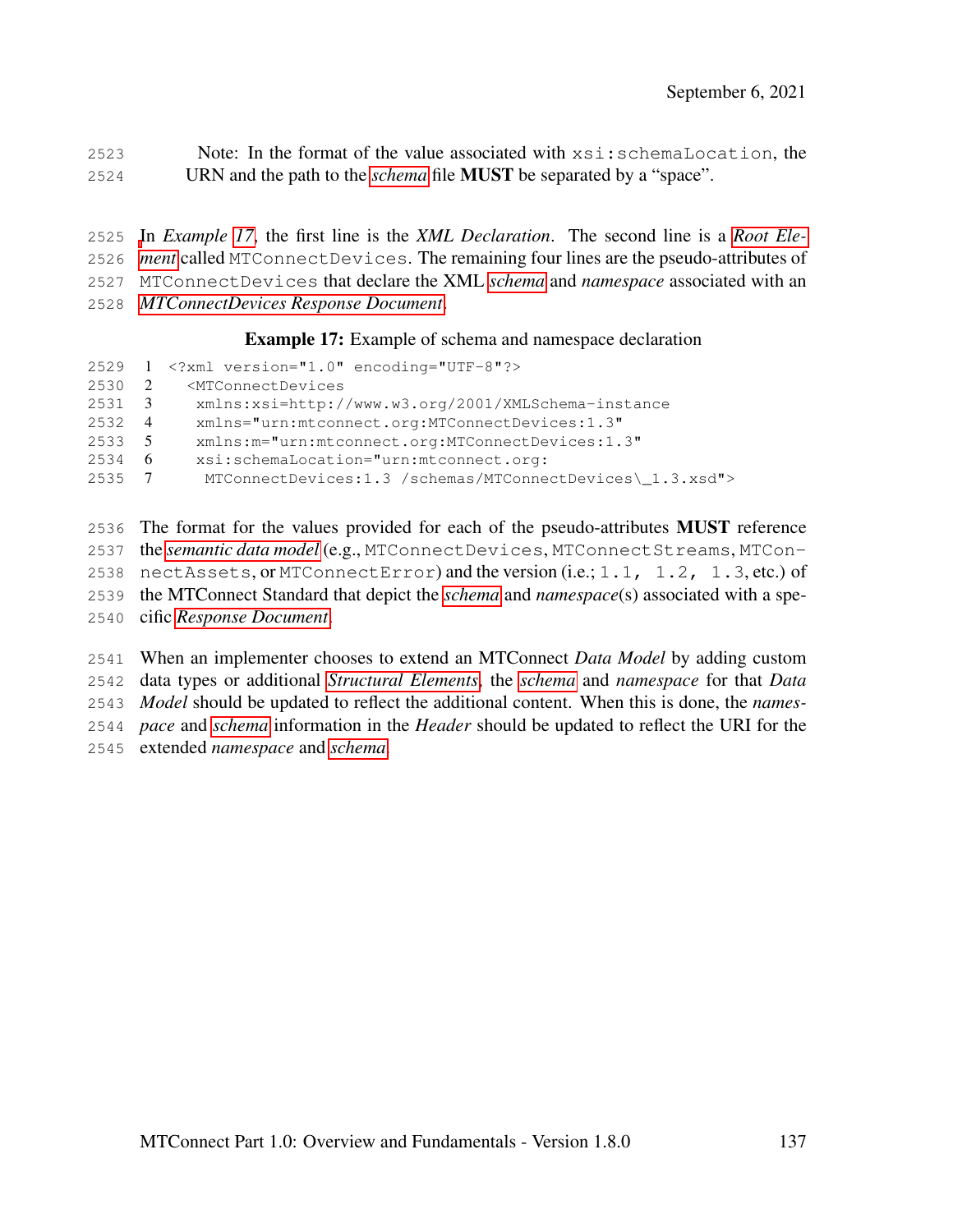Note: In the format of the value associated with `xsi:schemaLocation`, the URN and the path to the *schema* file **MUST** be separated by a "space".

In *Example 17*, the first line is the *XML Declaration*. The second line is a *Root Element* called `MTConnectDevices`. The remaining four lines are the pseudo-attributes of `MTConnectDevices` that declare the XML *schema* and *namespace* associated with an *MTConnectDevices Response Document*.

**Example 17:** Example of schema and namespace declaration

```
1 <?xml version="1.0" encoding="UTF-8"?>
2   <MTConnectDevices
3    xmlns:xsi=http://www.w3.org/2001/XMLSchema-instance
4    xmlns="urn:mtconnect.org:MTConnectDevices:1.3"
5    xmlns:m="urn:mtconnect.org:MTConnectDevices:1.3"
6    xsi:schemaLocation="urn:mtconnect.org:
7     MTConnectDevices:1.3 /schemas/MTConnectDevices\_1.3.xsd">
```

The format for the values provided for each of the pseudo-attributes **MUST** reference the *semantic data model* (e.g., `MTConnectDevices`, `MTConnectStreams`, `MTConnectAssets`, or `MTConnectError`) and the version (i.e.; `1.1, 1.2, 1.3`, etc.) of the MTConnect Standard that depict the *schema* and *namespace*(s) associated with a specific *Response Document*.

When an implementer chooses to extend an MTConnect *Data Model* by adding custom data types or additional *Structural Elements*, the *schema* and *namespace* for that *Data Model* should be updated to reflect the additional content. When this is done, the *namespace* and *schema* information in the *Header* should be updated to reflect the URI for the extended *namespace* and *schema*.